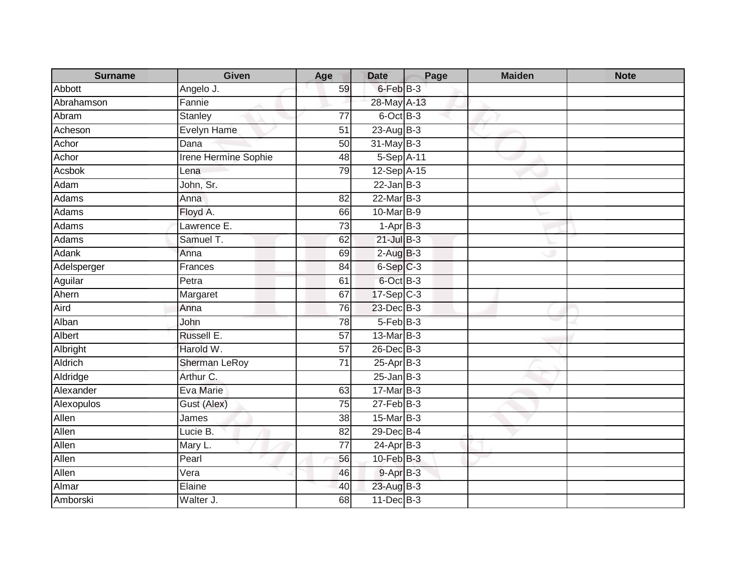| Surname | Given | Age | Date | Page | Maiden | Note |
|---|---|---|---|---|---|---|
| Abbott | Angelo J. | 59 | 6-Feb | B-3 | | |
| Abrahamson | Fannie | | 28-May | A-13 | | |
| Abram | Stanley | 77 | 6-Oct | B-3 | | |
| Acheson | Evelyn Hame | 51 | 23-Aug | B-3 | | |
| Achor | Dana | 50 | 31-May | B-3 | | |
| Achor | Irene Hermine Sophie | 48 | 5-Sep | A-11 | | |
| Acsbok | Lena | 79 | 12-Sep | A-15 | | |
| Adam | John, Sr. | | 22-Jan | B-3 | | |
| Adams | Anna | 82 | 22-Mar | B-3 | | |
| Adams | Floyd A. | 66 | 10-Mar | B-9 | | |
| Adams | Lawrence E. | 73 | 1-Apr | B-3 | | |
| Adams | Samuel T. | 62 | 21-Jul | B-3 | | |
| Adank | Anna | 69 | 2-Aug | B-3 | | |
| Adelsperger | Frances | 84 | 6-Sep | C-3 | | |
| Aguilar | Petra | 61 | 6-Oct | B-3 | | |
| Ahern | Margaret | 67 | 17-Sep | C-3 | | |
| Aird | Anna | 76 | 23-Dec | B-3 | | |
| Alban | John | 78 | 5-Feb | B-3 | | |
| Albert | Russell E. | 57 | 13-Mar | B-3 | | |
| Albright | Harold W. | 57 | 26-Dec | B-3 | | |
| Aldrich | Sherman LeRoy | 71 | 25-Apr | B-3 | | |
| Aldridge | Arthur C. | | 25-Jan | B-3 | | |
| Alexander | Eva Marie | 63 | 17-Mar | B-3 | | |
| Alexopulos | Gust (Alex) | 75 | 27-Feb | B-3 | | |
| Allen | James | 38 | 15-Mar | B-3 | | |
| Allen | Lucie B. | 82 | 29-Dec | B-4 | | |
| Allen | Mary L. | 77 | 24-Apr | B-3 | | |
| Allen | Pearl | 56 | 10-Feb | B-3 | | |
| Allen | Vera | 46 | 9-Apr | B-3 | | |
| Almar | Elaine | 40 | 23-Aug | B-3 | | |
| Amborski | Walter J. | 68 | 11-Dec | B-3 | | |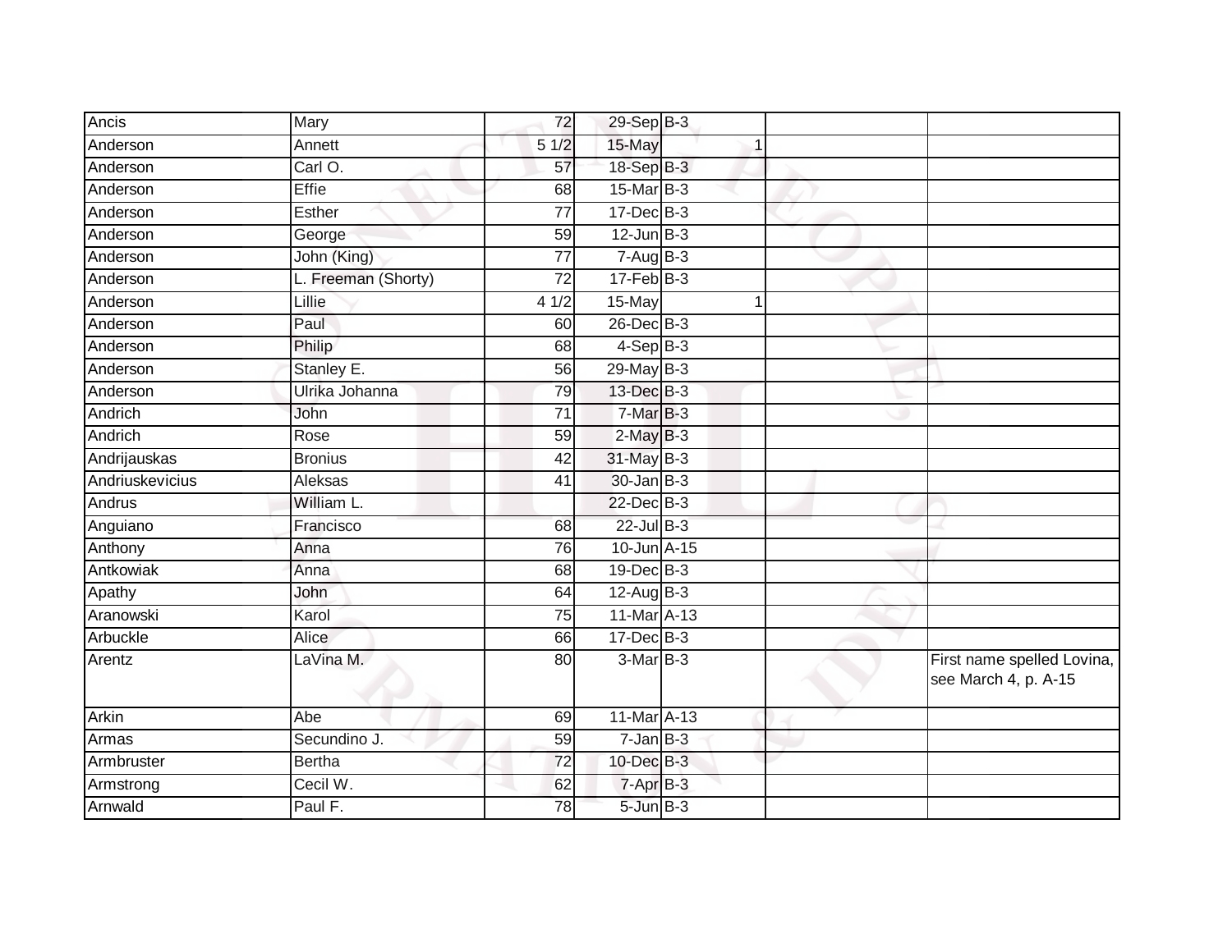| Ancis | Mary | 72 | 29-Sep | B-3 | | |
|---|---|---|---|---|---|---|
| Anderson | Annett | 5 1/2 | 15-May | 1 | | |
| Anderson | Carl O. | 57 | 18-Sep | B-3 | | |
| Anderson | Effie | 68 | 15-Mar | B-3 | | |
| Anderson | Esther | 77 | 17-Dec | B-3 | | |
| Anderson | George | 59 | 12-Jun | B-3 | | |
| Anderson | John (King) | 77 | 7-Aug | B-3 | | |
| Anderson | L. Freeman (Shorty) | 72 | 17-Feb | B-3 | | |
| Anderson | Lillie | 4 1/2 | 15-May | 1 | | |
| Anderson | Paul | 60 | 26-Dec | B-3 | | |
| Anderson | Philip | 68 | 4-Sep | B-3 | | |
| Anderson | Stanley E. | 56 | 29-May | B-3 | | |
| Anderson | Ulrika Johanna | 79 | 13-Dec | B-3 | | |
| Andrich | John | 71 | 7-Mar | B-3 | | |
| Andrich | Rose | 59 | 2-May | B-3 | | |
| Andrijauskas | Bronius | 42 | 31-May | B-3 | | |
| Andriuskevicius | Aleksas | 41 | 30-Jan | B-3 | | |
| Andrus | William L. | | 22-Dec | B-3 | | |
| Anguiano | Francisco | 68 | 22-Jul | B-3 | | |
| Anthony | Anna | 76 | 10-Jun | A-15 | | |
| Antkowiak | Anna | 68 | 19-Dec | B-3 | | |
| Apathy | John | 64 | 12-Aug | B-3 | | |
| Aranowski | Karol | 75 | 11-Mar | A-13 | | |
| Arbuckle | Alice | 66 | 17-Dec | B-3 | | |
| Arentz | LaVina M. | 80 | 3-Mar | B-3 | | First name spelled Lovina, see March 4, p. A-15 |
| Arkin | Abe | 69 | 11-Mar | A-13 | | |
| Armas | Secundino J. | 59 | 7-Jan | B-3 | | |
| Armbruster | Bertha | 72 | 10-Dec | B-3 | | |
| Armstrong | Cecil W. | 62 | 7-Apr | B-3 | | |
| Arnwald | Paul F. | 78 | 5-Jun | B-3 | | |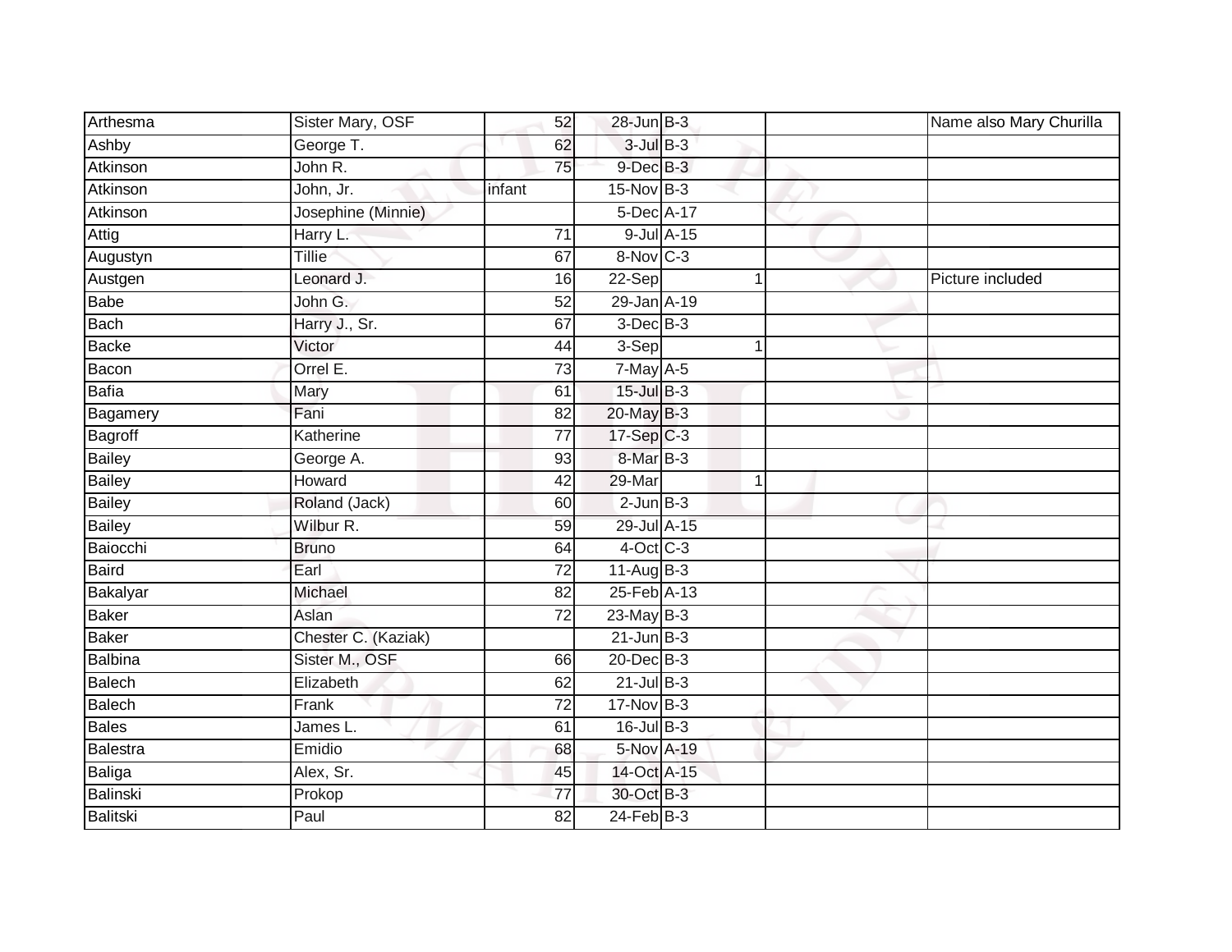| | | | | | | | |
|---|---|---|---|---|---|---|---|
| Arthesma | Sister Mary, OSF | 52 | 28-Jun | B-3 | | | Name also Mary Churilla |
| Ashby | George T. | 62 | 3-Jul | B-3 | | | |
| Atkinson | John R. | 75 | 9-Dec | B-3 | | | |
| Atkinson | John, Jr. | infant | 15-Nov | B-3 | | | |
| Atkinson | Josephine (Minnie) | | 5-Dec | A-17 | | | |
| Attig | Harry L. | 71 | 9-Jul | A-15 | | | |
| Augustyn | Tillie | 67 | 8-Nov | C-3 | | | |
| Austgen | Leonard J. | 16 | 22-Sep | | 1 | | Picture included |
| Babe | John G. | 52 | 29-Jan | A-19 | | | |
| Bach | Harry J., Sr. | 67 | 3-Dec | B-3 | | | |
| Backe | Victor | 44 | 3-Sep | | 1 | | |
| Bacon | Orrel E. | 73 | 7-May | A-5 | | | |
| Bafia | Mary | 61 | 15-Jul | B-3 | | | |
| Bagamery | Fani | 82 | 20-May | B-3 | | | |
| Bagroff | Katherine | 77 | 17-Sep | C-3 | | | |
| Bailey | George A. | 93 | 8-Mar | B-3 | | | |
| Bailey | Howard | 42 | 29-Mar | | 1 | | |
| Bailey | Roland (Jack) | 60 | 2-Jun | B-3 | | | |
| Bailey | Wilbur R. | 59 | 29-Jul | A-15 | | | |
| Baiocchi | Bruno | 64 | 4-Oct | C-3 | | | |
| Baird | Earl | 72 | 11-Aug | B-3 | | | |
| Bakalyar | Michael | 82 | 25-Feb | A-13 | | | |
| Baker | Aslan | 72 | 23-May | B-3 | | | |
| Baker | Chester C. (Kaziak) | | 21-Jun | B-3 | | | |
| Balbina | Sister M., OSF | 66 | 20-Dec | B-3 | | | |
| Balech | Elizabeth | 62 | 21-Jul | B-3 | | | |
| Balech | Frank | 72 | 17-Nov | B-3 | | | |
| Bales | James L. | 61 | 16-Jul | B-3 | | | |
| Balestra | Emidio | 68 | 5-Nov | A-19 | | | |
| Baliga | Alex, Sr. | 45 | 14-Oct | A-15 | | | |
| Balinski | Prokop | 77 | 30-Oct | B-3 | | | |
| Balitski | Paul | 82 | 24-Feb | B-3 | | | |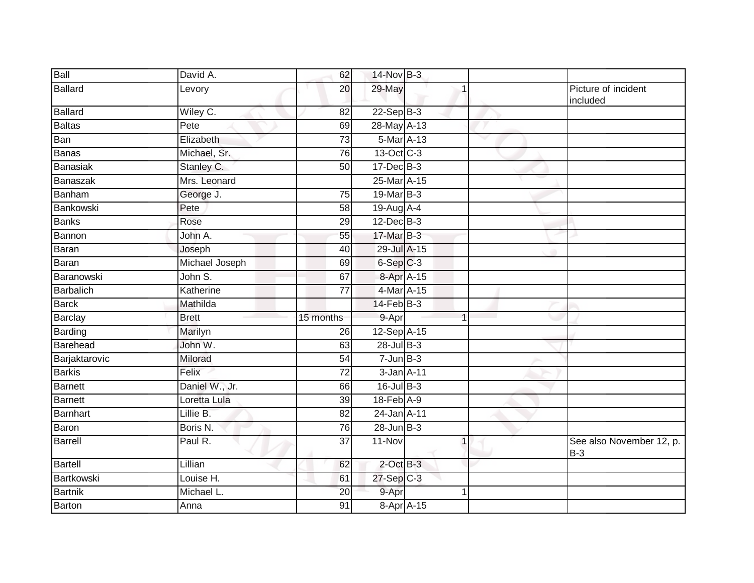| | | | | | | | |
|---|---|---|---|---|---|---|---|
| Ball | David A. | 62 | 14-Nov | B-3 | | | |
| Ballard | Levory | 20 | 29-May | | 1 | | Picture of incident included |
| Ballard | Wiley C. | 82 | 22-Sep | B-3 | | | |
| Baltas | Pete | 69 | 28-May | A-13 | | | |
| Ban | Elizabeth | 73 | 5-Mar | A-13 | | | |
| Banas | Michael, Sr. | 76 | 13-Oct | C-3 | | | |
| Banasiak | Stanley C. | 50 | 17-Dec | B-3 | | | |
| Banaszak | Mrs. Leonard | | 25-Mar | A-15 | | | |
| Banham | George J. | 75 | 19-Mar | B-3 | | | |
| Bankowski | Pete | 58 | 19-Aug | A-4 | | | |
| Banks | Rose | 29 | 12-Dec | B-3 | | | |
| Bannon | John A. | 55 | 17-Mar | B-3 | | | |
| Baran | Joseph | 40 | 29-Jul | A-15 | | | |
| Baran | Michael Joseph | 69 | 6-Sep | C-3 | | | |
| Baranowski | John S. | 67 | 8-Apr | A-15 | | | |
| Barbalich | Katherine | 77 | 4-Mar | A-15 | | | |
| Barck | Mathilda | | 14-Feb | B-3 | | | |
| Barclay | Brett | 15 months | 9-Apr | | 1 | | |
| Barding | Marilyn | 26 | 12-Sep | A-15 | | | |
| Barehead | John W. | 63 | 28-Jul | B-3 | | | |
| Barjaktarovic | Milorad | 54 | 7-Jun | B-3 | | | |
| Barkis | Felix | 72 | 3-Jan | A-11 | | | |
| Barnett | Daniel W., Jr. | 66 | 16-Jul | B-3 | | | |
| Barnett | Loretta Lula | 39 | 18-Feb | A-9 | | | |
| Barnhart | Lillie B. | 82 | 24-Jan | A-11 | | | |
| Baron | Boris N. | 76 | 28-Jun | B-3 | | | |
| Barrell | Paul R. | 37 | 11-Nov | | 1 | | See also November 12, p. B-3 |
| Bartell | Lillian | 62 | 2-Oct | B-3 | | | |
| Bartkowski | Louise H. | 61 | 27-Sep | C-3 | | | |
| Bartnik | Michael L. | 20 | 9-Apr | | 1 | | |
| Barton | Anna | 91 | 8-Apr | A-15 | | | |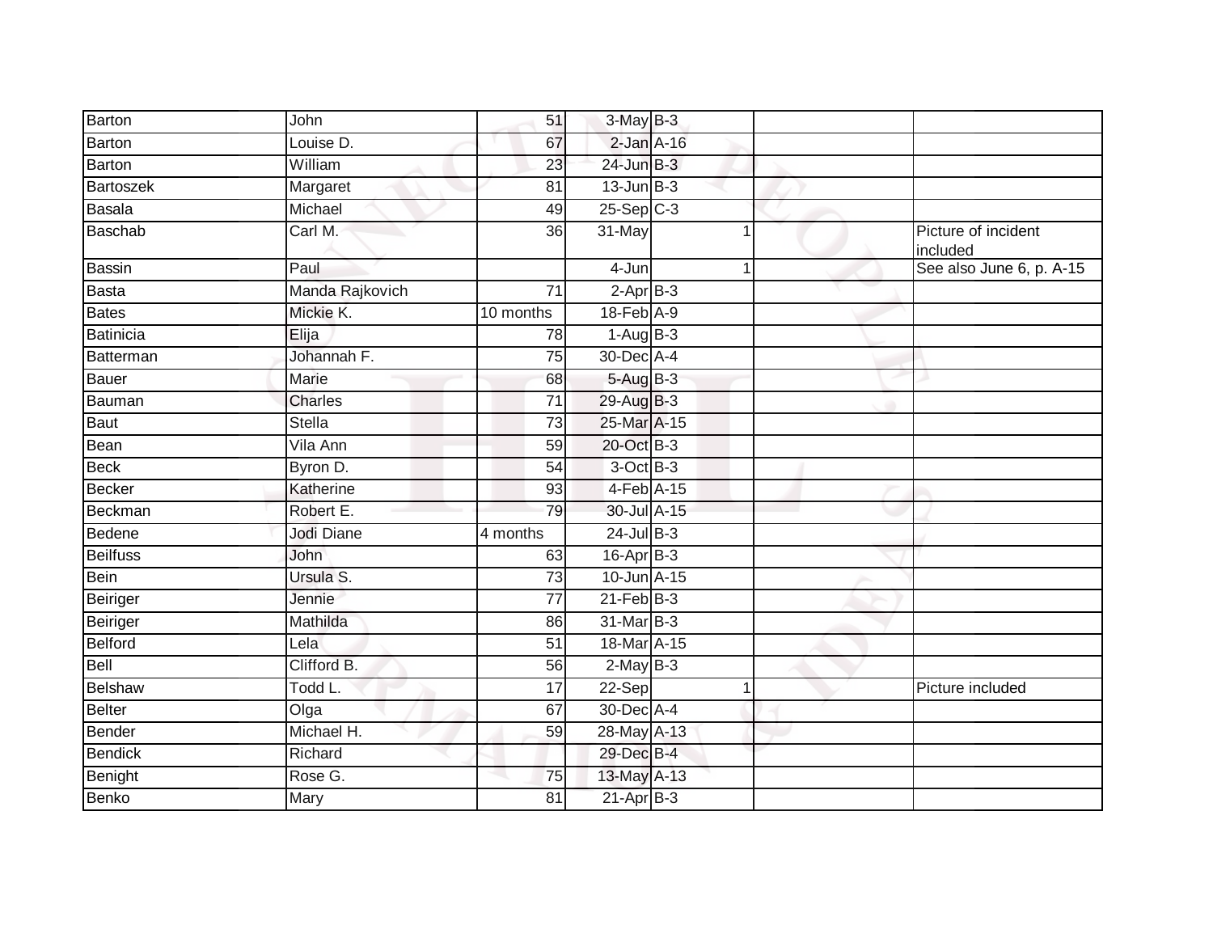| | | | | | | | |
|---|---|---|---|---|---|---|---|
| Barton | John | 51 | 3-May | B-3 | | | |
| Barton | Louise D. | 67 | 2-Jan | A-16 | | | |
| Barton | William | 23 | 24-Jun | B-3 | | | |
| Bartoszek | Margaret | 81 | 13-Jun | B-3 | | | |
| Basala | Michael | 49 | 25-Sep | C-3 | | | |
| Baschab | Carl M. | 36 | 31-May | | 1 | | Picture of incident included |
| Bassin | Paul | | 4-Jun | | 1 | | See also June 6, p. A-15 |
| Basta | Manda Rajkovich | 71 | 2-Apr | B-3 | | | |
| Bates | Mickie K. | 10 months | 18-Feb | A-9 | | | |
| Batinicia | Elija | 78 | 1-Aug | B-3 | | | |
| Batterman | Johannah F. | 75 | 30-Dec | A-4 | | | |
| Bauer | Marie | 68 | 5-Aug | B-3 | | | |
| Bauman | Charles | 71 | 29-Aug | B-3 | | | |
| Baut | Stella | 73 | 25-Mar | A-15 | | | |
| Bean | Vila Ann | 59 | 20-Oct | B-3 | | | |
| Beck | Byron D. | 54 | 3-Oct | B-3 | | | |
| Becker | Katherine | 93 | 4-Feb | A-15 | | | |
| Beckman | Robert E. | 79 | 30-Jul | A-15 | | | |
| Bedene | Jodi Diane | 4 months | 24-Jul | B-3 | | | |
| Beilfuss | John | 63 | 16-Apr | B-3 | | | |
| Bein | Ursula S. | 73 | 10-Jun | A-15 | | | |
| Beiriger | Jennie | 77 | 21-Feb | B-3 | | | |
| Beiriger | Mathilda | 86 | 31-Mar | B-3 | | | |
| Belford | Lela | 51 | 18-Mar | A-15 | | | |
| Bell | Clifford B. | 56 | 2-May | B-3 | | | |
| Belshaw | Todd L. | 17 | 22-Sep | | 1 | | Picture included |
| Belter | Olga | 67 | 30-Dec | A-4 | | | |
| Bender | Michael H. | 59 | 28-May | A-13 | | | |
| Bendick | Richard | | 29-Dec | B-4 | | | |
| Benight | Rose G. | 75 | 13-May | A-13 | | | |
| Benko | Mary | 81 | 21-Apr | B-3 | | | |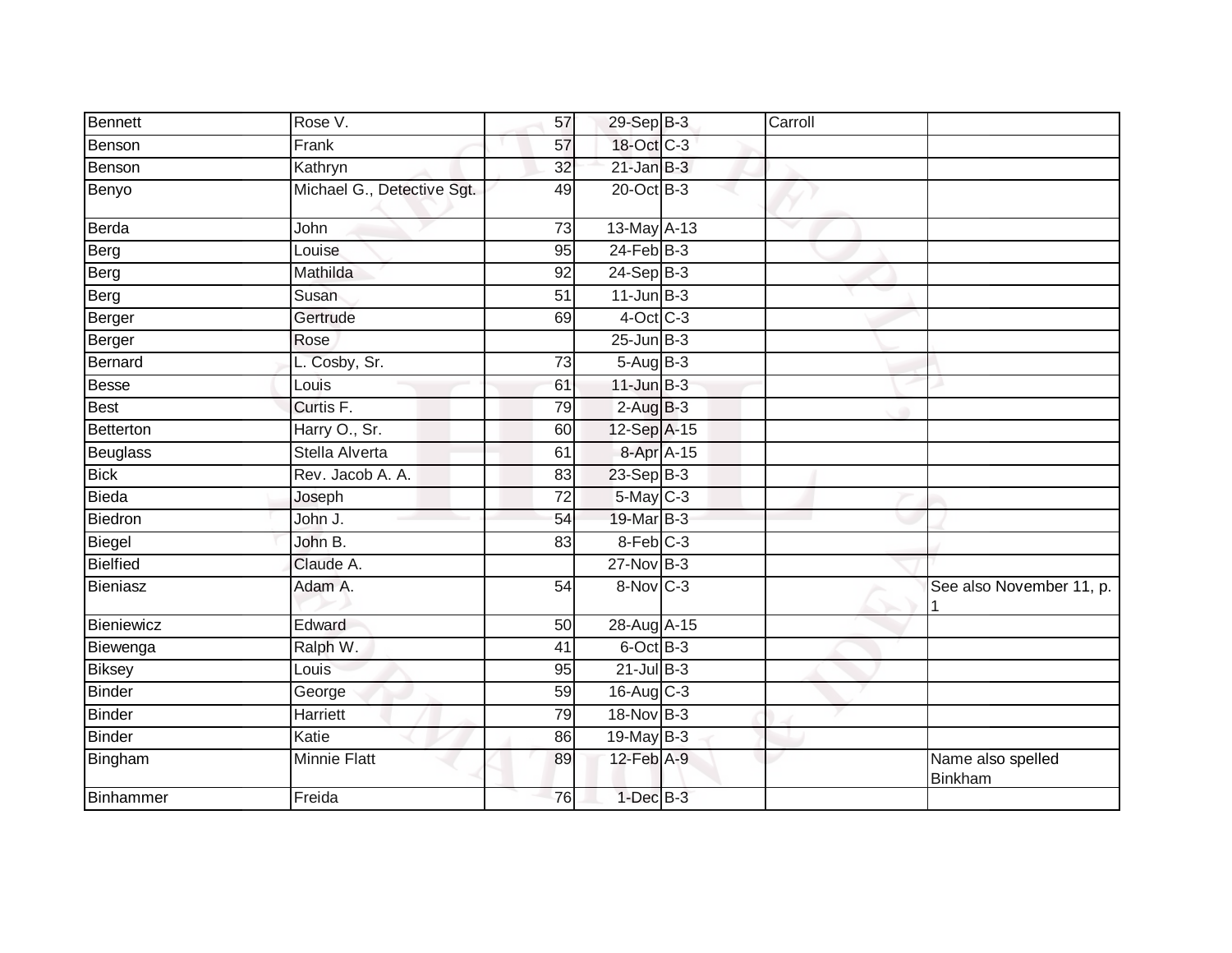| Bennett | Rose V. | 57 | 29-Sep | B-3 | Carroll | |
|---|---|---|---|---|---|---|
| Benson | Frank | 57 | 18-Oct | C-3 | | |
| Benson | Kathryn | 32 | 21-Jan | B-3 | | |
| Benyo | Michael G., Detective Sgt. | 49 | 20-Oct | B-3 | | |
| Berda | John | 73 | 13-May | A-13 | | |
| Berg | Louise | 95 | 24-Feb | B-3 | | |
| Berg | Mathilda | 92 | 24-Sep | B-3 | | |
| Berg | Susan | 51 | 11-Jun | B-3 | | |
| Berger | Gertrude | 69 | 4-Oct | C-3 | | |
| Berger | Rose | | 25-Jun | B-3 | | |
| Bernard | L. Cosby, Sr. | 73 | 5-Aug | B-3 | | |
| Besse | Louis | 61 | 11-Jun | B-3 | | |
| Best | Curtis F. | 79 | 2-Aug | B-3 | | |
| Betterton | Harry O., Sr. | 60 | 12-Sep | A-15 | | |
| Beuglass | Stella Alverta | 61 | 8-Apr | A-15 | | |
| Bick | Rev. Jacob A. A. | 83 | 23-Sep | B-3 | | |
| Bieda | Joseph | 72 | 5-May | C-3 | | |
| Biedron | John J. | 54 | 19-Mar | B-3 | | |
| Biegel | John B. | 83 | 8-Feb | C-3 | | |
| Bielfied | Claude A. | | 27-Nov | B-3 | | |
| Bieniasz | Adam A. | 54 | 8-Nov | C-3 | | See also November 11, p. 1 |
| Bieniewicz | Edward | 50 | 28-Aug | A-15 | | |
| Biewenga | Ralph W. | 41 | 6-Oct | B-3 | | |
| Biksey | Louis | 95 | 21-Jul | B-3 | | |
| Binder | George | 59 | 16-Aug | C-3 | | |
| Binder | Harriett | 79 | 18-Nov | B-3 | | |
| Binder | Katie | 86 | 19-May | B-3 | | |
| Bingham | Minnie Flatt | 89 | 12-Feb | A-9 | | Name also spelled Binkham |
| Binhammer | Freida | 76 | 1-Dec | B-3 | | |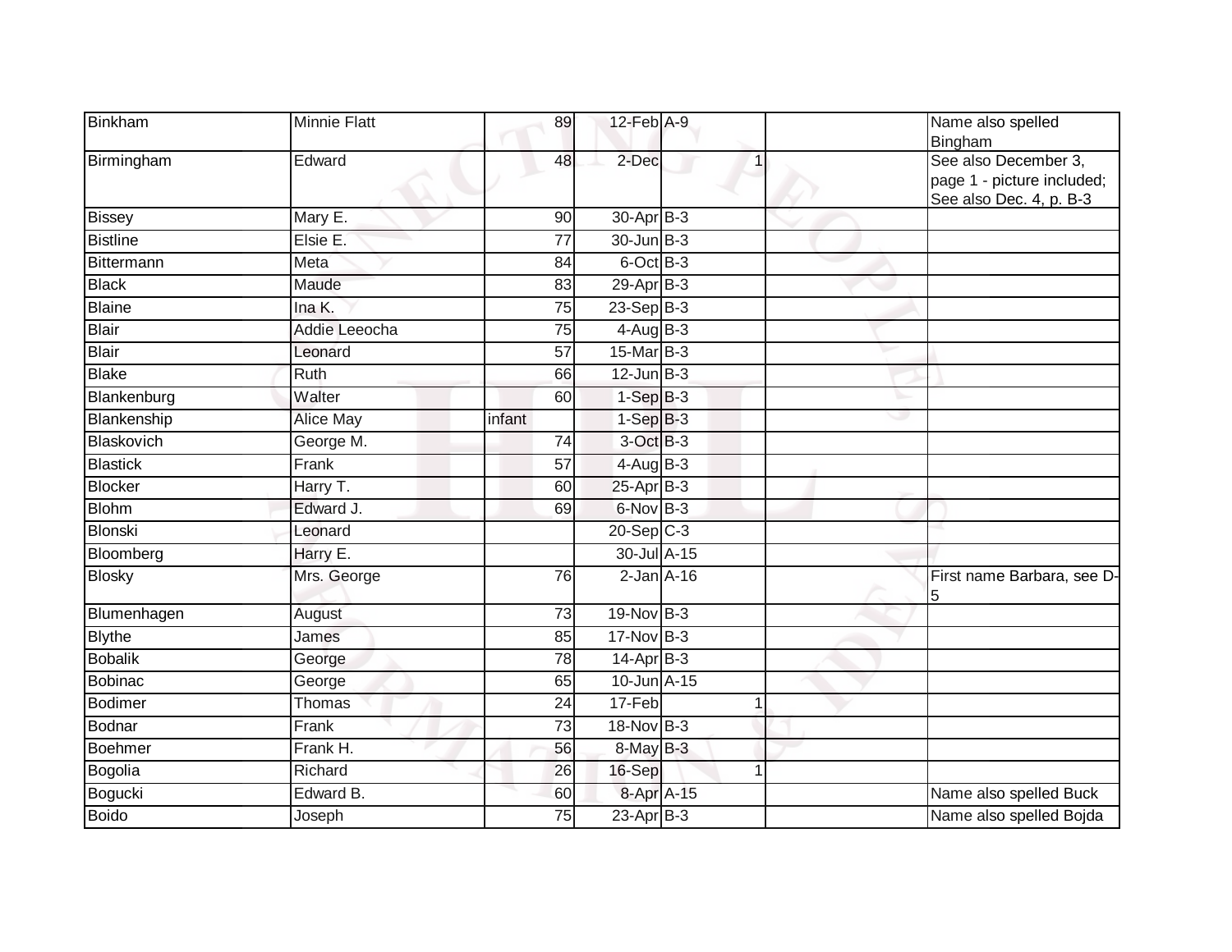| Binkham | Minnie Flatt | 89 | 12-Feb | A-9 | | | Name also spelled Bingham |
|---|---|---|---|---|---|---|---|
| Birmingham | Edward | 48 | 2-Dec | | 1 | | See also December 3, page 1 - picture included; See also Dec. 4, p. B-3 |
| Bissey | Mary E. | 90 | 30-Apr | B-3 | | | |
| Bistline | Elsie E. | 77 | 30-Jun | B-3 | | | |
| Bittermann | Meta | 84 | 6-Oct | B-3 | | | |
| Black | Maude | 83 | 29-Apr | B-3 | | | |
| Blaine | Ina K. | 75 | 23-Sep | B-3 | | | |
| Blair | Addie Leeocha | 75 | 4-Aug | B-3 | | | |
| Blair | Leonard | 57 | 15-Mar | B-3 | | | |
| Blake | Ruth | 66 | 12-Jun | B-3 | | | |
| Blankenburg | Walter | 60 | 1-Sep | B-3 | | | |
| Blankenship | Alice May | infant | 1-Sep | B-3 | | | |
| Blaskovich | George M. | 74 | 3-Oct | B-3 | | | |
| Blastick | Frank | 57 | 4-Aug | B-3 | | | |
| Blocker | Harry T. | 60 | 25-Apr | B-3 | | | |
| Blohm | Edward J. | 69 | 6-Nov | B-3 | | | |
| Blonski | Leonard | | 20-Sep | C-3 | | | |
| Bloomberg | Harry E. | | 30-Jul | A-15 | | | |
| Blosky | Mrs. George | 76 | 2-Jan | A-16 | | | First name Barbara, see D-5 |
| Blumenhagen | August | 73 | 19-Nov | B-3 | | | |
| Blythe | James | 85 | 17-Nov | B-3 | | | |
| Bobalik | George | 78 | 14-Apr | B-3 | | | |
| Bobinac | George | 65 | 10-Jun | A-15 | | | |
| Bodimer | Thomas | 24 | 17-Feb | | 1 | | |
| Bodnar | Frank | 73 | 18-Nov | B-3 | | | |
| Boehmer | Frank H. | 56 | 8-May | B-3 | | | |
| Bogolia | Richard | 26 | 16-Sep | | 1 | | |
| Bogucki | Edward B. | 60 | 8-Apr | A-15 | | | Name also spelled Buck |
| Boido | Joseph | 75 | 23-Apr | B-3 | | | Name also spelled Bojda |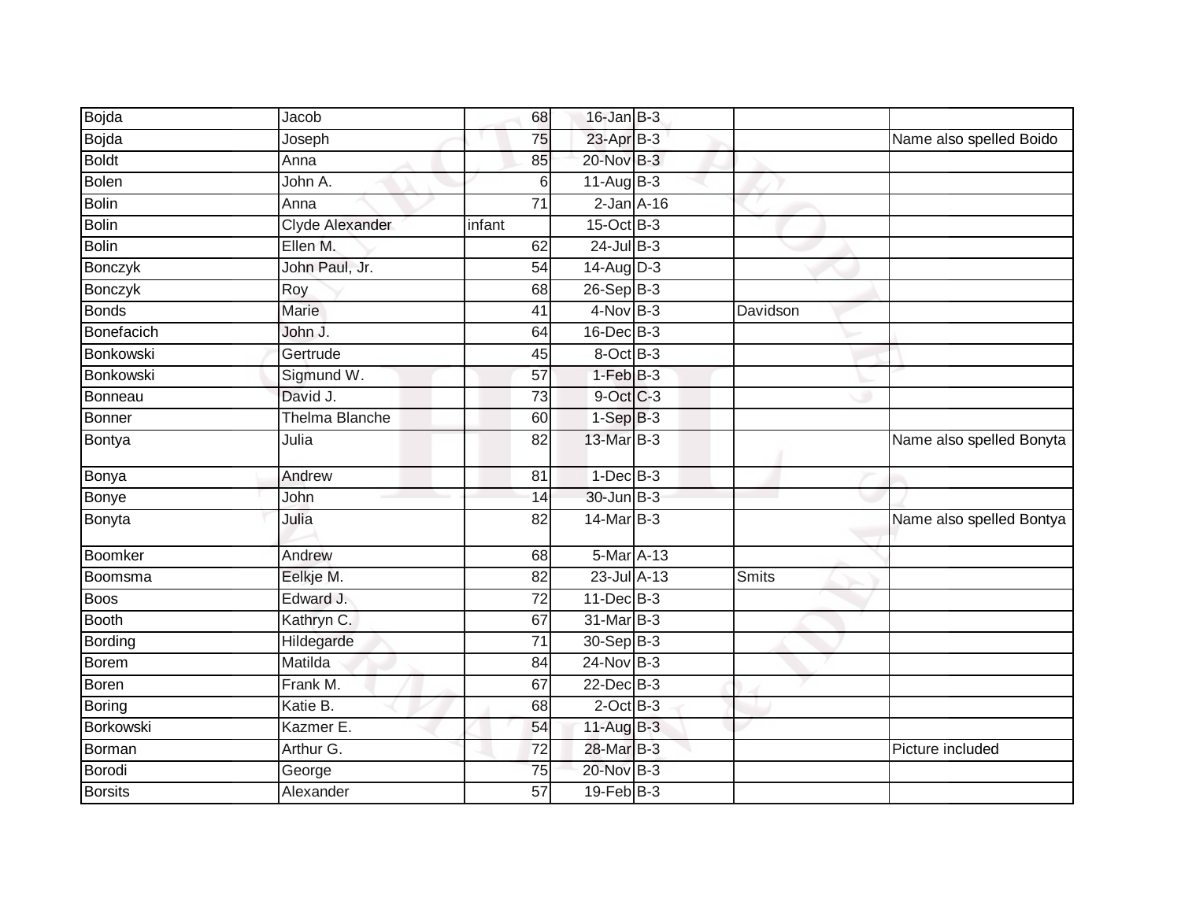| Bojda | Jacob | 68 | 16-Jan | B-3 | | |
|---|---|---|---|---|---|---|
| Bojda | Joseph | 75 | 23-Apr | B-3 | | Name also spelled Boido |
| Boldt | Anna | 85 | 20-Nov | B-3 | | |
| Bolen | John A. | 6 | 11-Aug | B-3 | | |
| Bolin | Anna | 71 | 2-Jan | A-16 | | |
| Bolin | Clyde Alexander | infant | 15-Oct | B-3 | | |
| Bolin | Ellen M. | 62 | 24-Jul | B-3 | | |
| Bonczyk | John Paul, Jr. | 54 | 14-Aug | D-3 | | |
| Bonczyk | Roy | 68 | 26-Sep | B-3 | | |
| Bonds | Marie | 41 | 4-Nov | B-3 | Davidson | |
| Bonefacich | John J. | 64 | 16-Dec | B-3 | | |
| Bonkowski | Gertrude | 45 | 8-Oct | B-3 | | |
| Bonkowski | Sigmund W. | 57 | 1-Feb | B-3 | | |
| Bonneau | David J. | 73 | 9-Oct | C-3 | | |
| Bonner | Thelma Blanche | 60 | 1-Sep | B-3 | | |
| Bontya | Julia | 82 | 13-Mar | B-3 | | Name also spelled Bonyta |
| Bonya | Andrew | 81 | 1-Dec | B-3 | | |
| Bonye | John | 14 | 30-Jun | B-3 | | |
| Bonyta | Julia | 82 | 14-Mar | B-3 | | Name also spelled Bontya |
| Boomker | Andrew | 68 | 5-Mar | A-13 | | |
| Boomsma | Eelkje M. | 82 | 23-Jul | A-13 | Smits | |
| Boos | Edward J. | 72 | 11-Dec | B-3 | | |
| Booth | Kathryn C. | 67 | 31-Mar | B-3 | | |
| Bording | Hildegarde | 71 | 30-Sep | B-3 | | |
| Borem | Matilda | 84 | 24-Nov | B-3 | | |
| Boren | Frank M. | 67 | 22-Dec | B-3 | | |
| Boring | Katie B. | 68 | 2-Oct | B-3 | | |
| Borkowski | Kazmer E. | 54 | 11-Aug | B-3 | | |
| Borman | Arthur G. | 72 | 28-Mar | B-3 | | Picture included |
| Borodi | George | 75 | 20-Nov | B-3 | | |
| Borsits | Alexander | 57 | 19-Feb | B-3 | | |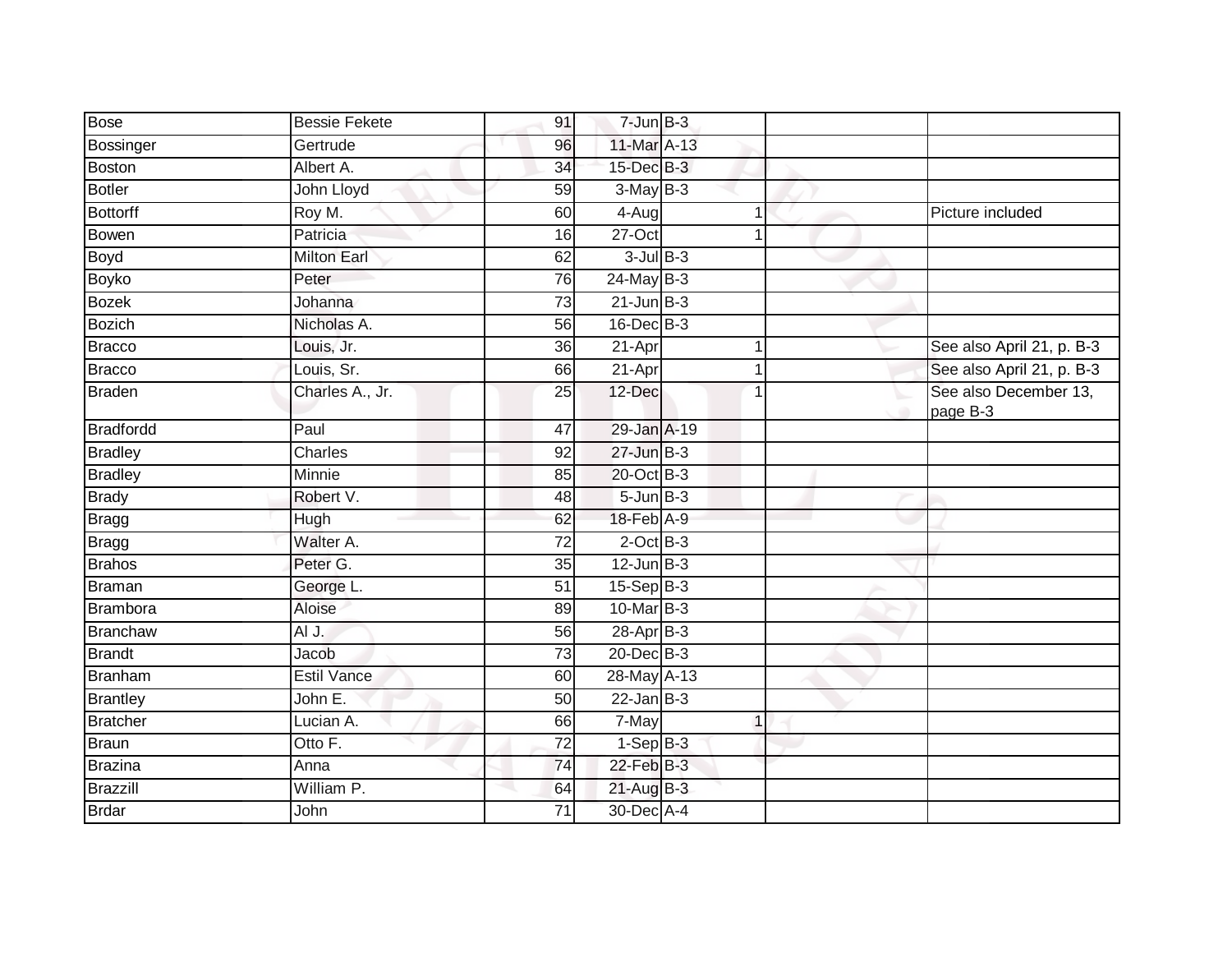| Bose | Bessie Fekete | 91 | 7-Jun | B-3 | | |
|---|---|---|---|---|---|---|
| Bossinger | Gertrude | 96 | 11-Mar | A-13 | | |
| Boston | Albert A. | 34 | 15-Dec | B-3 | | |
| Botler | John Lloyd | 59 | 3-May | B-3 | | |
| Bottorff | Roy M. | 60 | 4-Aug | 1 | | Picture included |
| Bowen | Patricia | 16 | 27-Oct | 1 | | |
| Boyd | Milton Earl | 62 | 3-Jul | B-3 | | |
| Boyko | Peter | 76 | 24-May | B-3 | | |
| Bozek | Johanna | 73 | 21-Jun | B-3 | | |
| Bozich | Nicholas A. | 56 | 16-Dec | B-3 | | |
| Bracco | Louis, Jr. | 36 | 21-Apr | 1 | | See also April 21, p. B-3 |
| Bracco | Louis, Sr. | 66 | 21-Apr | 1 | | See also April 21, p. B-3 |
| Braden | Charles A., Jr. | 25 | 12-Dec | 1 | | See also December 13, page B-3 |
| Bradfordd | Paul | 47 | 29-Jan | A-19 | | |
| Bradley | Charles | 92 | 27-Jun | B-3 | | |
| Bradley | Minnie | 85 | 20-Oct | B-3 | | |
| Brady | Robert V. | 48 | 5-Jun | B-3 | | |
| Bragg | Hugh | 62 | 18-Feb | A-9 | | |
| Bragg | Walter A. | 72 | 2-Oct | B-3 | | |
| Brahos | Peter G. | 35 | 12-Jun | B-3 | | |
| Braman | George L. | 51 | 15-Sep | B-3 | | |
| Brambora | Aloise | 89 | 10-Mar | B-3 | | |
| Branchaw | Al J. | 56 | 28-Apr | B-3 | | |
| Brandt | Jacob | 73 | 20-Dec | B-3 | | |
| Branham | Estil Vance | 60 | 28-May | A-13 | | |
| Brantley | John E. | 50 | 22-Jan | B-3 | | |
| Bratcher | Lucian A. | 66 | 7-May | 1 | | |
| Braun | Otto F. | 72 | 1-Sep | B-3 | | |
| Brazina | Anna | 74 | 22-Feb | B-3 | | |
| Brazzill | William P. | 64 | 21-Aug | B-3 | | |
| Brdar | John | 71 | 30-Dec | A-4 | | |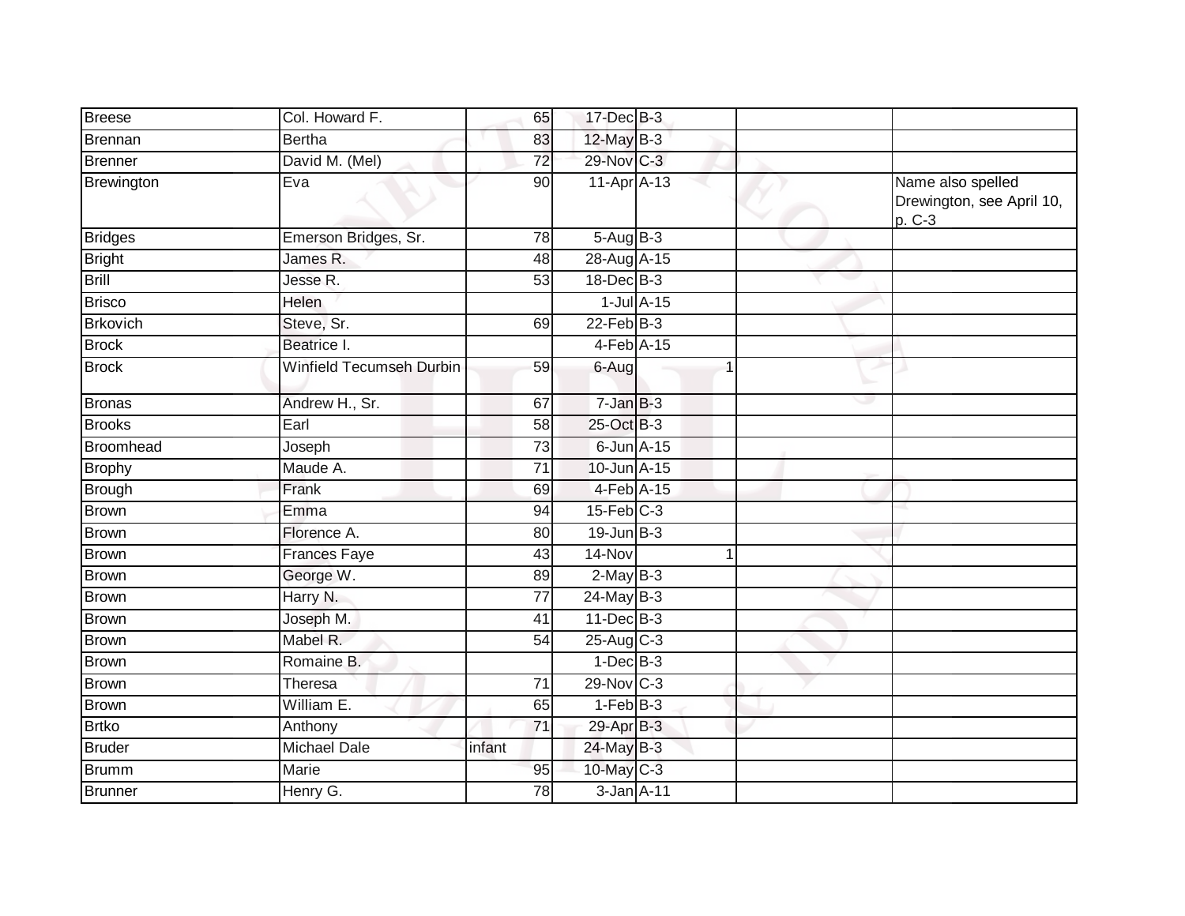| | | | | | | | |
|---|---|---|---|---|---|---|---|
| Breese | Col. Howard F. | 65 | 17-Dec | B-3 | | | |
| Brennan | Bertha | 83 | 12-May | B-3 | | | |
| Brenner | David M. (Mel) | 72 | 29-Nov | C-3 | | | |
| Brewington | Eva | 90 | 11-Apr | A-13 | | | Name also spelled Drewington, see April 10, p. C-3 |
| Bridges | Emerson Bridges, Sr. | 78 | 5-Aug | B-3 | | | |
| Bright | James R. | 48 | 28-Aug | A-15 | | | |
| Brill | Jesse R. | 53 | 18-Dec | B-3 | | | |
| Brisco | Helen | | 1-Jul | A-15 | | | |
| Brkovich | Steve, Sr. | 69 | 22-Feb | B-3 | | | |
| Brock | Beatrice I. | | 4-Feb | A-15 | | | |
| Brock | Winfield Tecumseh Durbin | 59 | 6-Aug | | 1 | | |
| Bronas | Andrew H., Sr. | 67 | 7-Jan | B-3 | | | |
| Brooks | Earl | 58 | 25-Oct | B-3 | | | |
| Broomhead | Joseph | 73 | 6-Jun | A-15 | | | |
| Brophy | Maude A. | 71 | 10-Jun | A-15 | | | |
| Brough | Frank | 69 | 4-Feb | A-15 | | | |
| Brown | Emma | 94 | 15-Feb | C-3 | | | |
| Brown | Florence A. | 80 | 19-Jun | B-3 | | | |
| Brown | Frances Faye | 43 | 14-Nov | | 1 | | |
| Brown | George W. | 89 | 2-May | B-3 | | | |
| Brown | Harry N. | 77 | 24-May | B-3 | | | |
| Brown | Joseph M. | 41 | 11-Dec | B-3 | | | |
| Brown | Mabel R. | 54 | 25-Aug | C-3 | | | |
| Brown | Romaine B. | | 1-Dec | B-3 | | | |
| Brown | Theresa | 71 | 29-Nov | C-3 | | | |
| Brown | William E. | 65 | 1-Feb | B-3 | | | |
| Brtko | Anthony | 71 | 29-Apr | B-3 | | | |
| Bruder | Michael Dale | infant | 24-May | B-3 | | | |
| Brumm | Marie | 95 | 10-May | C-3 | | | |
| Brunner | Henry G. | 78 | 3-Jan | A-11 | | | |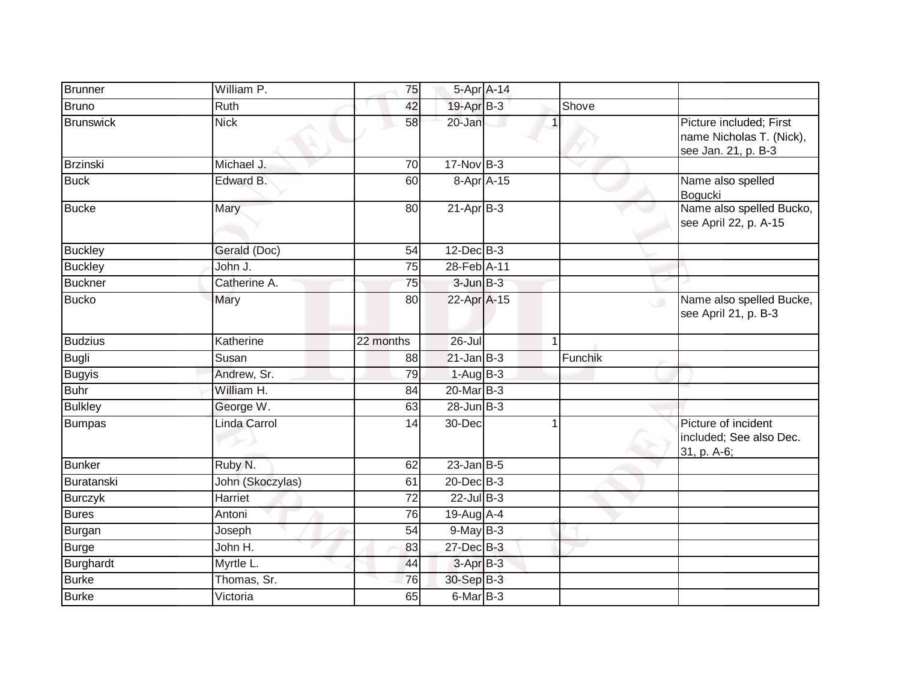| | | | | | | |
|---|---|---|---|---|---|---|
| Brunner | William P. | 75 | 5-Apr | A-14 | | |
| Bruno | Ruth | 42 | 19-Apr | B-3 | Shove | |
| Brunswick | Nick | 58 | 20-Jan | 1 | | Picture included; First name Nicholas T. (Nick), see Jan. 21, p. B-3 |
| Brzinski | Michael J. | 70 | 17-Nov | B-3 | | |
| Buck | Edward B. | 60 | 8-Apr | A-15 | | Name also spelled Bogucki |
| Bucke | Mary | 80 | 21-Apr | B-3 | | Name also spelled Bucko, see April 22, p. A-15 |
| Buckley | Gerald (Doc) | 54 | 12-Dec | B-3 | | |
| Buckley | John J. | 75 | 28-Feb | A-11 | | |
| Buckner | Catherine A. | 75 | 3-Jun | B-3 | | |
| Bucko | Mary | 80 | 22-Apr | A-15 | | Name also spelled Bucke, see April 21, p. B-3 |
| Budzius | Katherine | 22 months | 26-Jul | 1 | | |
| Bugli | Susan | 88 | 21-Jan | B-3 | Funchik | |
| Bugyis | Andrew, Sr. | 79 | 1-Aug | B-3 | | |
| Buhr | William H. | 84 | 20-Mar | B-3 | | |
| Bulkley | George W. | 63 | 28-Jun | B-3 | | |
| Bumpas | Linda Carrol | 14 | 30-Dec | 1 | | Picture of incident included; See also Dec. 31, p. A-6; |
| Bunker | Ruby N. | 62 | 23-Jan | B-5 | | |
| Buratanski | John (Skoczylas) | 61 | 20-Dec | B-3 | | |
| Burczyk | Harriet | 72 | 22-Jul | B-3 | | |
| Bures | Antoni | 76 | 19-Aug | A-4 | | |
| Burgan | Joseph | 54 | 9-May | B-3 | | |
| Burge | John H. | 83 | 27-Dec | B-3 | | |
| Burghardt | Myrtle L. | 44 | 3-Apr | B-3 | | |
| Burke | Thomas, Sr. | 76 | 30-Sep | B-3 | | |
| Burke | Victoria | 65 | 6-Mar | B-3 | | |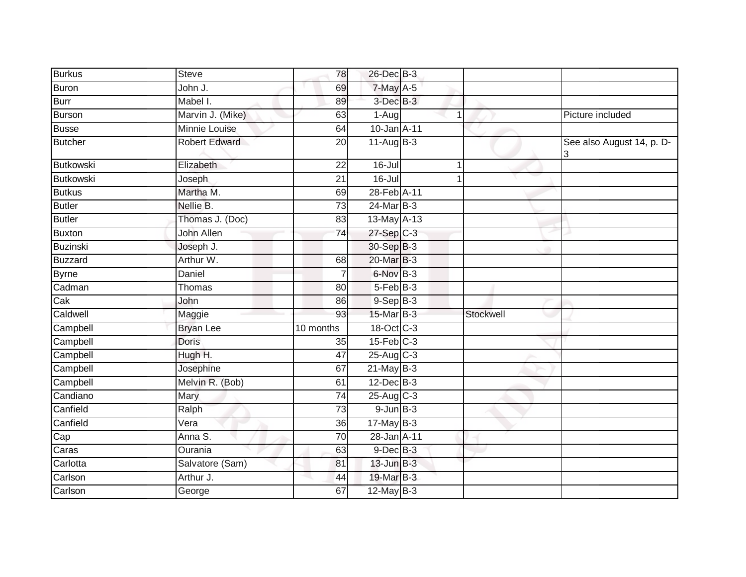| | | | | | | |
|---|---|---|---|---|---|---|
| Burkus | Steve | 78 | 26-Dec | B-3 | | |
| Buron | John J. | 69 | 7-May | A-5 | | |
| Burr | Mabel I. | 89 | 3-Dec | B-3 | | |
| Burson | Marvin J. (Mike) | 63 | 1-Aug | 1 | | Picture included |
| Busse | Minnie Louise | 64 | 10-Jan | A-11 | | |
| Butcher | Robert Edward | 20 | 11-Aug | B-3 | | See also August 14, p. D-3 |
| Butkowski | Elizabeth | 22 | 16-Jul | 1 | | |
| Butkowski | Joseph | 21 | 16-Jul | 1 | | |
| Butkus | Martha M. | 69 | 28-Feb | A-11 | | |
| Butler | Nellie B. | 73 | 24-Mar | B-3 | | |
| Butler | Thomas J. (Doc) | 83 | 13-May | A-13 | | |
| Buxton | John Allen | 74 | 27-Sep | C-3 | | |
| Buzinski | Joseph J. | | 30-Sep | B-3 | | |
| Buzzard | Arthur W. | 68 | 20-Mar | B-3 | | |
| Byrne | Daniel | 7 | 6-Nov | B-3 | | |
| Cadman | Thomas | 80 | 5-Feb | B-3 | | |
| Cak | John | 86 | 9-Sep | B-3 | | |
| Caldwell | Maggie | 93 | 15-Mar | B-3 | Stockwell | |
| Campbell | Bryan Lee | 10 months | 18-Oct | C-3 | | |
| Campbell | Doris | 35 | 15-Feb | C-3 | | |
| Campbell | Hugh H. | 47 | 25-Aug | C-3 | | |
| Campbell | Josephine | 67 | 21-May | B-3 | | |
| Campbell | Melvin R. (Bob) | 61 | 12-Dec | B-3 | | |
| Candiano | Mary | 74 | 25-Aug | C-3 | | |
| Canfield | Ralph | 73 | 9-Jun | B-3 | | |
| Canfield | Vera | 36 | 17-May | B-3 | | |
| Cap | Anna S. | 70 | 28-Jan | A-11 | | |
| Caras | Ourania | 63 | 9-Dec | B-3 | | |
| Carlotta | Salvatore (Sam) | 81 | 13-Jun | B-3 | | |
| Carlson | Arthur J. | 44 | 19-Mar | B-3 | | |
| Carlson | George | 67 | 12-May | B-3 | | |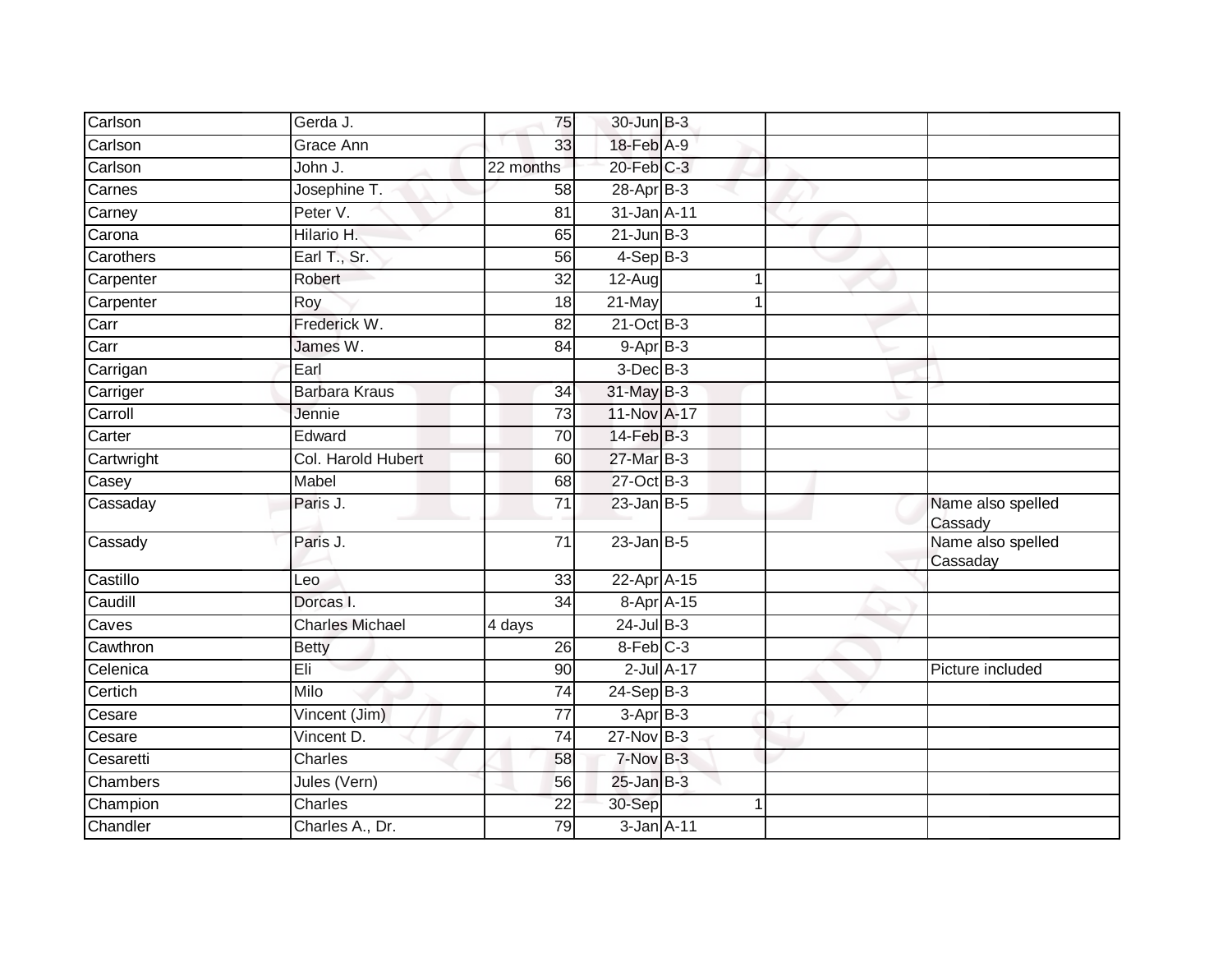| | | | | | | | |
|---|---|---|---|---|---|---|---|
| Carlson | Gerda J. | 75 | 30-Jun | B-3 | | | |
| Carlson | Grace Ann | 33 | 18-Feb | A-9 | | | |
| Carlson | John J. | 22 months | 20-Feb | C-3 | | | |
| Carnes | Josephine T. | 58 | 28-Apr | B-3 | | | |
| Carney | Peter V. | 81 | 31-Jan | A-11 | | | |
| Carona | Hilario H. | 65 | 21-Jun | B-3 | | | |
| Carothers | Earl T., Sr. | 56 | 4-Sep | B-3 | | | |
| Carpenter | Robert | 32 | 12-Aug | | 1 | | |
| Carpenter | Roy | 18 | 21-May | | 1 | | |
| Carr | Frederick W. | 82 | 21-Oct | B-3 | | | |
| Carr | James W. | 84 | 9-Apr | B-3 | | | |
| Carrigan | Earl | | 3-Dec | B-3 | | | |
| Carriger | Barbara Kraus | 34 | 31-May | B-3 | | | |
| Carroll | Jennie | 73 | 11-Nov | A-17 | | | |
| Carter | Edward | 70 | 14-Feb | B-3 | | | |
| Cartwright | Col. Harold Hubert | 60 | 27-Mar | B-3 | | | |
| Casey | Mabel | 68 | 27-Oct | B-3 | | | |
| Cassaday | Paris J. | 71 | 23-Jan | B-5 | | | Name also spelled Cassady |
| Cassady | Paris J. | 71 | 23-Jan | B-5 | | | Name also spelled Cassaday |
| Castillo | Leo | 33 | 22-Apr | A-15 | | | |
| Caudill | Dorcas I. | 34 | 8-Apr | A-15 | | | |
| Caves | Charles Michael | 4 days | 24-Jul | B-3 | | | |
| Cawthron | Betty | 26 | 8-Feb | C-3 | | | |
| Celenica | Eli | 90 | 2-Jul | A-17 | | | Picture included |
| Certich | Milo | 74 | 24-Sep | B-3 | | | |
| Cesare | Vincent (Jim) | 77 | 3-Apr | B-3 | | | |
| Cesare | Vincent D. | 74 | 27-Nov | B-3 | | | |
| Cesaretti | Charles | 58 | 7-Nov | B-3 | | | |
| Chambers | Jules (Vern) | 56 | 25-Jan | B-3 | | | |
| Champion | Charles | 22 | 30-Sep | | 1 | | |
| Chandler | Charles A., Dr. | 79 | 3-Jan | A-11 | | | |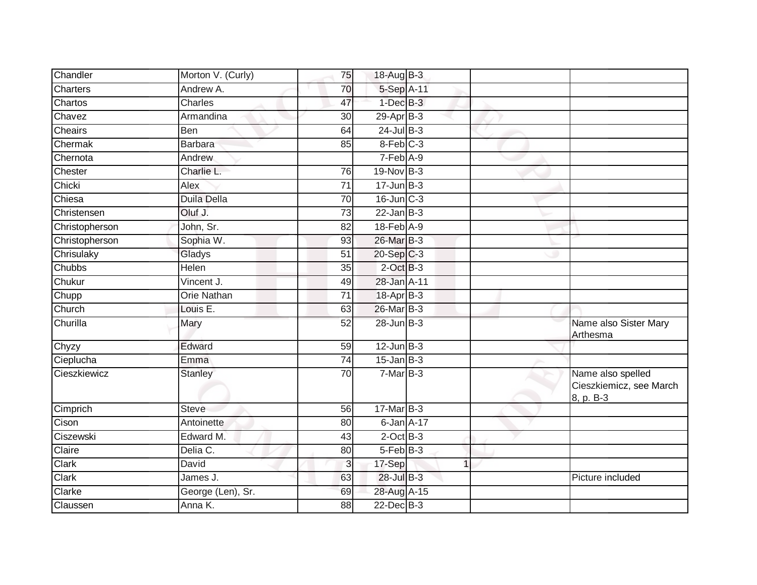| | | | | | | | |
|---|---|---|---|---|---|---|---|
| Chandler | Morton V. (Curly) | 75 | 18-Aug | B-3 | | | |
| Charters | Andrew A. | 70 | 5-Sep | A-11 | | | |
| Chartos | Charles | 47 | 1-Dec | B-3 | | | |
| Chavez | Armandina | 30 | 29-Apr | B-3 | | | |
| Cheairs | Ben | 64 | 24-Jul | B-3 | | | |
| Chermak | Barbara | 85 | 8-Feb | C-3 | | | |
| Chernota | Andrew | | 7-Feb | A-9 | | | |
| Chester | Charlie L. | 76 | 19-Nov | B-3 | | | |
| Chicki | Alex | 71 | 17-Jun | B-3 | | | |
| Chiesa | Duila Della | 70 | 16-Jun | C-3 | | | |
| Christensen | Oluf J. | 73 | 22-Jan | B-3 | | | |
| Christopherson | John, Sr. | 82 | 18-Feb | A-9 | | | |
| Christopherson | Sophia W. | 93 | 26-Mar | B-3 | | | |
| Chrisulaky | Gladys | 51 | 20-Sep | C-3 | | | |
| Chubbs | Helen | 35 | 2-Oct | B-3 | | | |
| Chukur | Vincent J. | 49 | 28-Jan | A-11 | | | |
| Chupp | Orie Nathan | 71 | 18-Apr | B-3 | | | |
| Church | Louis E. | 63 | 26-Mar | B-3 | | | |
| Churilla | Mary | 52 | 28-Jun | B-3 | | | Name also Sister Mary Arthesma |
| Chyzy | Edward | 59 | 12-Jun | B-3 | | | |
| Cieplucha | Emma | 74 | 15-Jan | B-3 | | | |
| Cieszkiewicz | Stanley | 70 | 7-Mar | B-3 | | | Name also spelled Cieszkiemicz, see March 8, p. B-3 |
| Cimprich | Steve | 56 | 17-Mar | B-3 | | | |
| Cison | Antoinette | 80 | 6-Jan | A-17 | | | |
| Ciszewski | Edward M. | 43 | 2-Oct | B-3 | | | |
| Claire | Delia C. | 80 | 5-Feb | B-3 | | | |
| Clark | David | 3 | 17-Sep | | 1 | | |
| Clark | James J. | 63 | 28-Jul | B-3 | | | Picture included |
| Clarke | George (Len), Sr. | 69 | 28-Aug | A-15 | | | |
| Claussen | Anna K. | 88 | 22-Dec | B-3 | | | |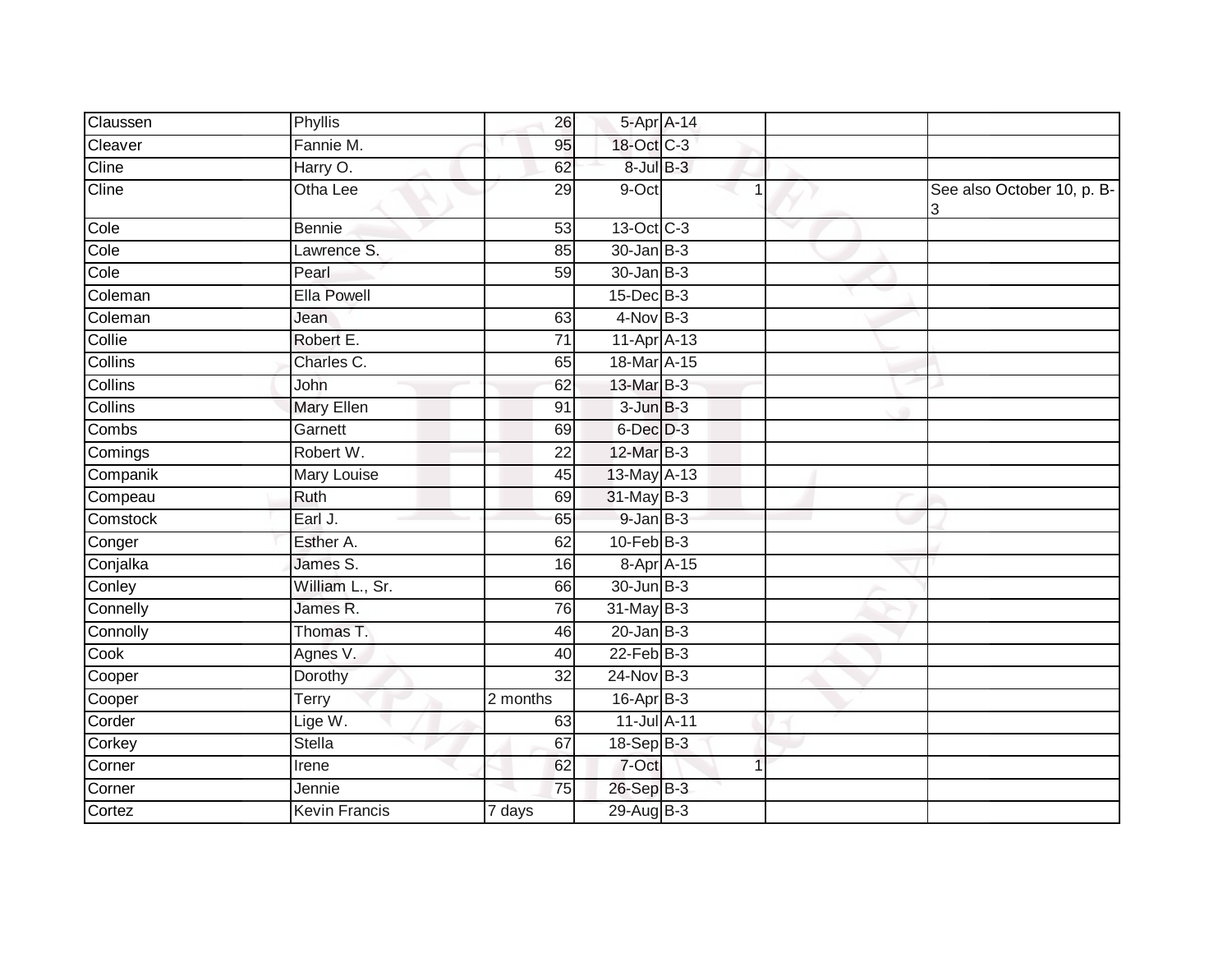| | | | | | | | |
|---|---|---|---|---|---|---|---|
| Claussen | Phyllis | 26 | 5-Apr | A-14 | | | |
| Cleaver | Fannie M. | 95 | 18-Oct | C-3 | | | |
| Cline | Harry O. | 62 | 8-Jul | B-3 | | | |
| Cline | Otha Lee | 29 | 9-Oct | | 1 | | See also October 10, p. B-3 |
| Cole | Bennie | 53 | 13-Oct | C-3 | | | |
| Cole | Lawrence S. | 85 | 30-Jan | B-3 | | | |
| Cole | Pearl | 59 | 30-Jan | B-3 | | | |
| Coleman | Ella Powell | | 15-Dec | B-3 | | | |
| Coleman | Jean | 63 | 4-Nov | B-3 | | | |
| Collie | Robert E. | 71 | 11-Apr | A-13 | | | |
| Collins | Charles C. | 65 | 18-Mar | A-15 | | | |
| Collins | John | 62 | 13-Mar | B-3 | | | |
| Collins | Mary Ellen | 91 | 3-Jun | B-3 | | | |
| Combs | Garnett | 69 | 6-Dec | D-3 | | | |
| Comings | Robert W. | 22 | 12-Mar | B-3 | | | |
| Companik | Mary Louise | 45 | 13-May | A-13 | | | |
| Compeau | Ruth | 69 | 31-May | B-3 | | | |
| Comstock | Earl J. | 65 | 9-Jan | B-3 | | | |
| Conger | Esther A. | 62 | 10-Feb | B-3 | | | |
| Conjalka | James S. | 16 | 8-Apr | A-15 | | | |
| Conley | William L., Sr. | 66 | 30-Jun | B-3 | | | |
| Connelly | James R. | 76 | 31-May | B-3 | | | |
| Connolly | Thomas T. | 46 | 20-Jan | B-3 | | | |
| Cook | Agnes V. | 40 | 22-Feb | B-3 | | | |
| Cooper | Dorothy | 32 | 24-Nov | B-3 | | | |
| Cooper | Terry | 2 months | 16-Apr | B-3 | | | |
| Corder | Lige W. | 63 | 11-Jul | A-11 | | | |
| Corkey | Stella | 67 | 18-Sep | B-3 | | | |
| Corner | Irene | 62 | 7-Oct | | 1 | | |
| Corner | Jennie | 75 | 26-Sep | B-3 | | | |
| Cortez | Kevin Francis | 7 days | 29-Aug | B-3 | | | |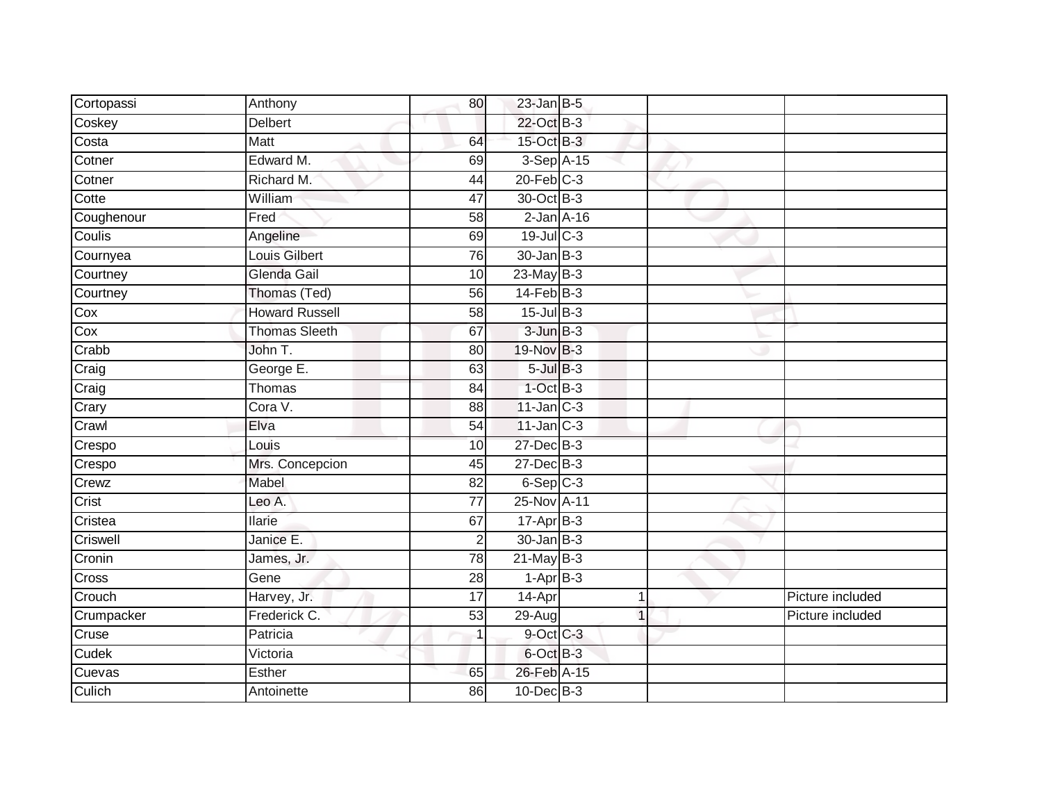| Cortopassi | Anthony | 80 | 23-Jan | B-5 | | | |
|---|---|---|---|---|---|---|---|
| Coskey | Delbert | | 22-Oct | B-3 | | | |
| Costa | Matt | 64 | 15-Oct | B-3 | | | |
| Cotner | Edward M. | 69 | 3-Sep | A-15 | | | |
| Cotner | Richard M. | 44 | 20-Feb | C-3 | | | |
| Cotte | William | 47 | 30-Oct | B-3 | | | |
| Coughenour | Fred | 58 | 2-Jan | A-16 | | | |
| Coulis | Angeline | 69 | 19-Jul | C-3 | | | |
| Cournyea | Louis Gilbert | 76 | 30-Jan | B-3 | | | |
| Courtney | Glenda Gail | 10 | 23-May | B-3 | | | |
| Courtney | Thomas (Ted) | 56 | 14-Feb | B-3 | | | |
| Cox | Howard Russell | 58 | 15-Jul | B-3 | | | |
| Cox | Thomas Sleeth | 67 | 3-Jun | B-3 | | | |
| Crabb | John T. | 80 | 19-Nov | B-3 | | | |
| Craig | George E. | 63 | 5-Jul | B-3 | | | |
| Craig | Thomas | 84 | 1-Oct | B-3 | | | |
| Crary | Cora V. | 88 | 11-Jan | C-3 | | | |
| Crawl | Elva | 54 | 11-Jan | C-3 | | | |
| Crespo | Louis | 10 | 27-Dec | B-3 | | | |
| Crespo | Mrs. Concepcion | 45 | 27-Dec | B-3 | | | |
| Crewz | Mabel | 82 | 6-Sep | C-3 | | | |
| Crist | Leo A. | 77 | 25-Nov | A-11 | | | |
| Cristea | Ilarie | 67 | 17-Apr | B-3 | | | |
| Criswell | Janice E. | 2 | 30-Jan | B-3 | | | |
| Cronin | James, Jr. | 78 | 21-May | B-3 | | | |
| Cross | Gene | 28 | 1-Apr | B-3 | | | |
| Crouch | Harvey, Jr. | 17 | 14-Apr | | 1 | | Picture included |
| Crumpacker | Frederick C. | 53 | 29-Aug | | 1 | | Picture included |
| Cruse | Patricia | 1 | 9-Oct | C-3 | | | |
| Cudek | Victoria | | 6-Oct | B-3 | | | |
| Cuevas | Esther | 65 | 26-Feb | A-15 | | | |
| Culich | Antoinette | 86 | 10-Dec | B-3 | | | |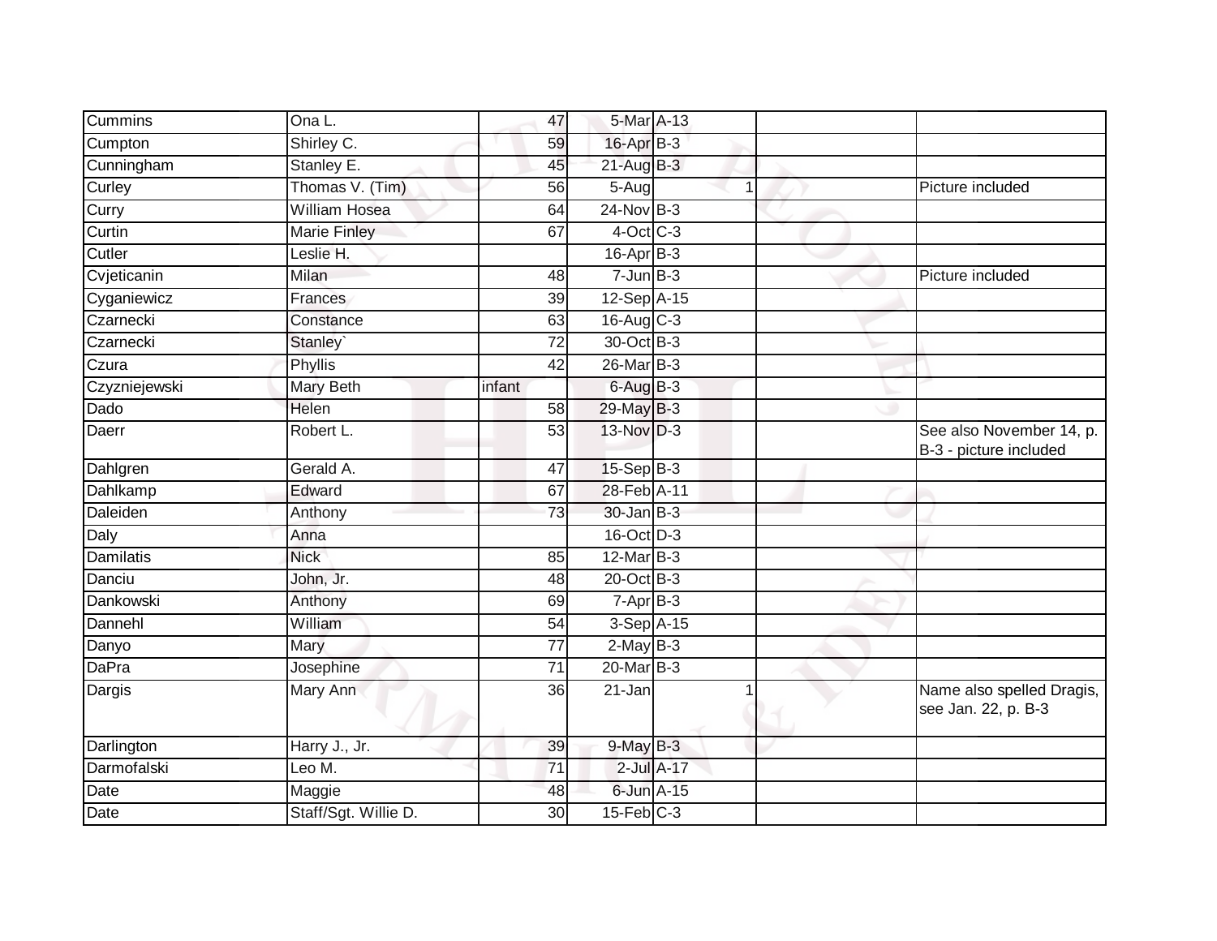| | | | | | | | |
|---|---|---|---|---|---|---|---|
| Cummins | Ona L. | 47 | 5-Mar | A-13 | | | |
| Cumpton | Shirley C. | 59 | 16-Apr | B-3 | | | |
| Cunningham | Stanley E. | 45 | 21-Aug | B-3 | | | |
| Curley | Thomas V. (Tim) | 56 | 5-Aug | | 1 | | Picture included |
| Curry | William Hosea | 64 | 24-Nov | B-3 | | | |
| Curtin | Marie Finley | 67 | 4-Oct | C-3 | | | |
| Cutler | Leslie H. | | 16-Apr | B-3 | | | |
| Cvjeticanin | Milan | 48 | 7-Jun | B-3 | | | Picture included |
| Cyganiewicz | Frances | 39 | 12-Sep | A-15 | | | |
| Czarnecki | Constance | 63 | 16-Aug | C-3 | | | |
| Czarnecki | Stanley` | 72 | 30-Oct | B-3 | | | |
| Czura | Phyllis | 42 | 26-Mar | B-3 | | | |
| Czyzniejewski | Mary Beth | infant | 6-Aug | B-3 | | | |
| Dado | Helen | 58 | 29-May | B-3 | | | |
| Daerr | Robert L. | 53 | 13-Nov | D-3 | | | See also November 14, p. B-3 - picture included |
| Dahlgren | Gerald A. | 47 | 15-Sep | B-3 | | | |
| Dahlkamp | Edward | 67 | 28-Feb | A-11 | | | |
| Daleiden | Anthony | 73 | 30-Jan | B-3 | | | |
| Daly | Anna | | 16-Oct | D-3 | | | |
| Damilatis | Nick | 85 | 12-Mar | B-3 | | | |
| Danciu | John, Jr. | 48 | 20-Oct | B-3 | | | |
| Dankowski | Anthony | 69 | 7-Apr | B-3 | | | |
| Dannehl | William | 54 | 3-Sep | A-15 | | | |
| Danyo | Mary | 77 | 2-May | B-3 | | | |
| DaPra | Josephine | 71 | 20-Mar | B-3 | | | |
| Dargis | Mary Ann | 36 | 21-Jan | | 1 | | Name also spelled Dragis, see Jan. 22, p. B-3 |
| Darlington | Harry J., Jr. | 39 | 9-May | B-3 | | | |
| Darmofalski | Leo M. | 71 | 2-Jul | A-17 | | | |
| Date | Maggie | 48 | 6-Jun | A-15 | | | |
| Date | Staff/Sgt. Willie D. | 30 | 15-Feb | C-3 | | | |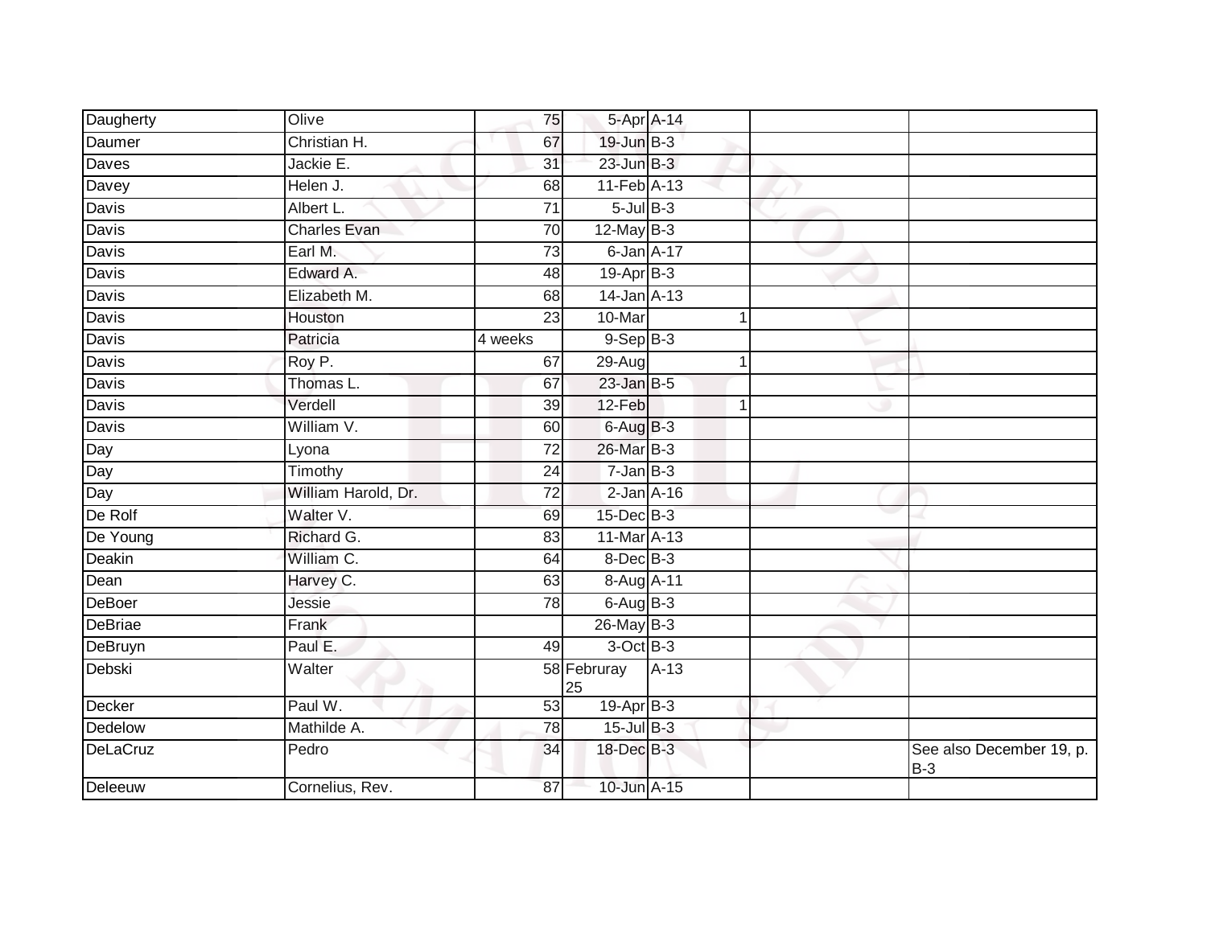| | | | | | | |
|---|---|---|---|---|---|---|
| Daugherty | Olive | 75 | 5-Apr | A-14 | | |
| Daumer | Christian H. | 67 | 19-Jun | B-3 | | |
| Daves | Jackie E. | 31 | 23-Jun | B-3 | | |
| Davey | Helen J. | 68 | 11-Feb | A-13 | | |
| Davis | Albert L. | 71 | 5-Jul | B-3 | | |
| Davis | Charles Evan | 70 | 12-May | B-3 | | |
| Davis | Earl M. | 73 | 6-Jan | A-17 | | |
| Davis | Edward A. | 48 | 19-Apr | B-3 | | |
| Davis | Elizabeth M. | 68 | 14-Jan | A-13 | | |
| Davis | Houston | 23 | 10-Mar | 1 | | |
| Davis | Patricia | 4 weeks | 9-Sep | B-3 | | |
| Davis | Roy P. | 67 | 29-Aug | 1 | | |
| Davis | Thomas L. | 67 | 23-Jan | B-5 | | |
| Davis | Verdell | 39 | 12-Feb | 1 | | |
| Davis | William V. | 60 | 6-Aug | B-3 | | |
| Day | Lyona | 72 | 26-Mar | B-3 | | |
| Day | Timothy | 24 | 7-Jan | B-3 | | |
| Day | William Harold, Dr. | 72 | 2-Jan | A-16 | | |
| De Rolf | Walter V. | 69 | 15-Dec | B-3 | | |
| De Young | Richard G. | 83 | 11-Mar | A-13 | | |
| Deakin | William C. | 64 | 8-Dec | B-3 | | |
| Dean | Harvey C. | 63 | 8-Aug | A-11 | | |
| DeBoer | Jessie | 78 | 6-Aug | B-3 | | |
| DeBriae | Frank | | 26-May | B-3 | | |
| DeBruyn | Paul E. | 49 | 3-Oct | B-3 | | |
| Debski | Walter | 58 | Februray 25 | A-13 | | |
| Decker | Paul W. | 53 | 19-Apr | B-3 | | |
| Dedelow | Mathilde A. | 78 | 15-Jul | B-3 | | |
| DeLaCruz | Pedro | 34 | 18-Dec | B-3 | | See also December 19, p. B-3 |
| Deleeuw | Cornelius, Rev. | 87 | 10-Jun | A-15 | | |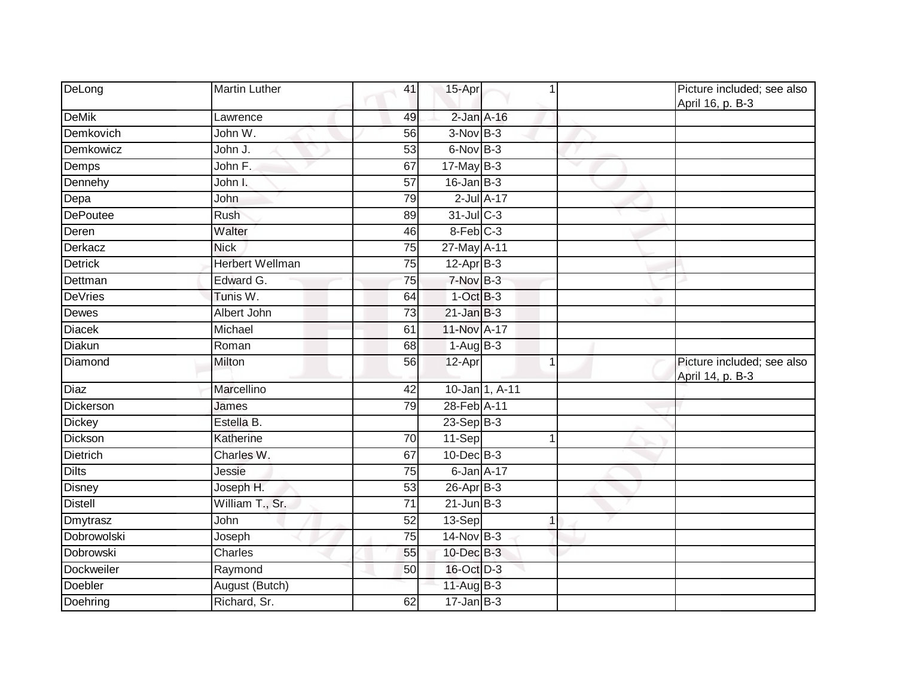| | | | | | | |
|---|---|---|---|---|---|---|
| DeLong | Martin Luther | 41 | 15-Apr | 1 | | Picture included; see also April 16, p. B-3 |
| DeMik | Lawrence | 49 | 2-Jan | A-16 | | |
| Demkovich | John W. | 56 | 3-Nov | B-3 | | |
| Demkowicz | John J. | 53 | 6-Nov | B-3 | | |
| Demps | John F. | 67 | 17-May | B-3 | | |
| Dennehy | John I. | 57 | 16-Jan | B-3 | | |
| Depa | John | 79 | 2-Jul | A-17 | | |
| DePoutee | Rush | 89 | 31-Jul | C-3 | | |
| Deren | Walter | 46 | 8-Feb | C-3 | | |
| Derkacz | Nick | 75 | 27-May | A-11 | | |
| Detrick | Herbert Wellman | 75 | 12-Apr | B-3 | | |
| Dettman | Edward G. | 75 | 7-Nov | B-3 | | |
| DeVries | Tunis W. | 64 | 1-Oct | B-3 | | |
| Dewes | Albert John | 73 | 21-Jan | B-3 | | |
| Diacek | Michael | 61 | 11-Nov | A-17 | | |
| Diakun | Roman | 68 | 1-Aug | B-3 | | |
| Diamond | Milton | 56 | 12-Apr | 1 | | Picture included; see also April 14, p. B-3 |
| Diaz | Marcellino | 42 | 10-Jan | 1, A-11 | | |
| Dickerson | James | 79 | 28-Feb | A-11 | | |
| Dickey | Estella B. | | 23-Sep | B-3 | | |
| Dickson | Katherine | 70 | 11-Sep | 1 | | |
| Dietrich | Charles W. | 67 | 10-Dec | B-3 | | |
| Dilts | Jessie | 75 | 6-Jan | A-17 | | |
| Disney | Joseph H. | 53 | 26-Apr | B-3 | | |
| Distell | William T., Sr. | 71 | 21-Jun | B-3 | | |
| Dmytrasz | John | 52 | 13-Sep | 1 | | |
| Dobrowolski | Joseph | 75 | 14-Nov | B-3 | | |
| Dobrowski | Charles | 55 | 10-Dec | B-3 | | |
| Dockweiler | Raymond | 50 | 16-Oct | D-3 | | |
| Doebler | August (Butch) | | 11-Aug | B-3 | | |
| Doehring | Richard, Sr. | 62 | 17-Jan | B-3 | | |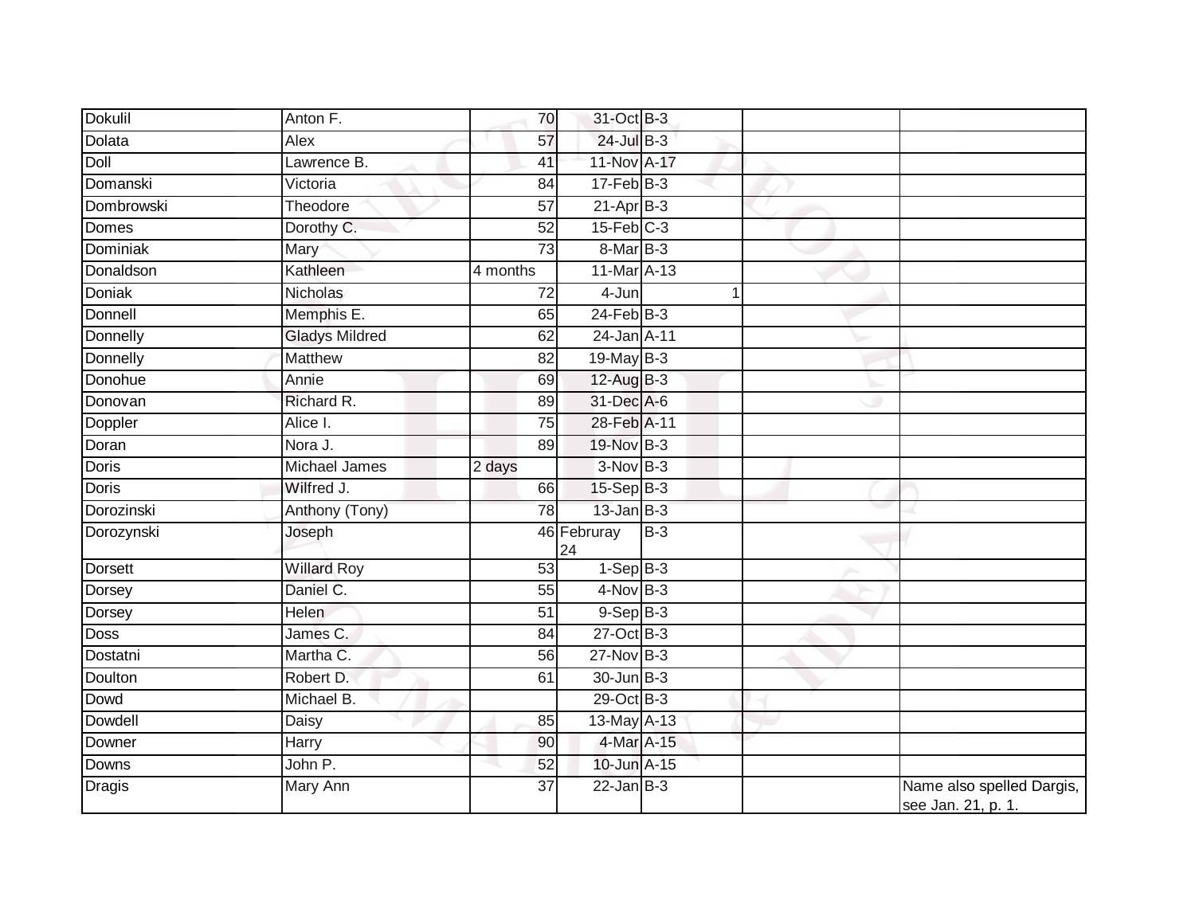| Dokulil | Anton F. | 70 | 31-Oct | B-3 | | | |
|---|---|---|---|---|---|---|---|
| Dolata | Alex | 57 | 24-Jul | B-3 | | | |
| Doll | Lawrence B. | 41 | 11-Nov | A-17 | | | |
| Domanski | Victoria | 84 | 17-Feb | B-3 | | | |
| Dombrowski | Theodore | 57 | 21-Apr | B-3 | | | |
| Domes | Dorothy C. | 52 | 15-Feb | C-3 | | | |
| Dominiak | Mary | 73 | 8-Mar | B-3 | | | |
| Donaldson | Kathleen | 4 months | 11-Mar | A-13 | | | |
| Doniak | Nicholas | 72 | 4-Jun | | 1 | | |
| Donnell | Memphis E. | 65 | 24-Feb | B-3 | | | |
| Donnelly | Gladys Mildred | 62 | 24-Jan | A-11 | | | |
| Donnelly | Matthew | 82 | 19-May | B-3 | | | |
| Donohue | Annie | 69 | 12-Aug | B-3 | | | |
| Donovan | Richard R. | 89 | 31-Dec | A-6 | | | |
| Doppler | Alice I. | 75 | 28-Feb | A-11 | | | |
| Doran | Nora J. | 89 | 19-Nov | B-3 | | | |
| Doris | Michael James | 2 days | 3-Nov | B-3 | | | |
| Doris | Wilfred J. | 66 | 15-Sep | B-3 | | | |
| Dorozinski | Anthony (Tony) | 78 | 13-Jan | B-3 | | | |
| Dorozynski | Joseph | 46 | Februray 24 | B-3 | | | |
| Dorsett | Willard Roy | 53 | 1-Sep | B-3 | | | |
| Dorsey | Daniel C. | 55 | 4-Nov | B-3 | | | |
| Dorsey | Helen | 51 | 9-Sep | B-3 | | | |
| Doss | James C. | 84 | 27-Oct | B-3 | | | |
| Dostatni | Martha C. | 56 | 27-Nov | B-3 | | | |
| Doulton | Robert D. | 61 | 30-Jun | B-3 | | | |
| Dowd | Michael B. | | 29-Oct | B-3 | | | |
| Dowdell | Daisy | 85 | 13-May | A-13 | | | |
| Downer | Harry | 90 | 4-Mar | A-15 | | | |
| Downs | John P. | 52 | 10-Jun | A-15 | | | |
| Dragis | Mary Ann | 37 | 22-Jan | B-3 | | | Name also spelled Dargis, see Jan. 21, p. 1. |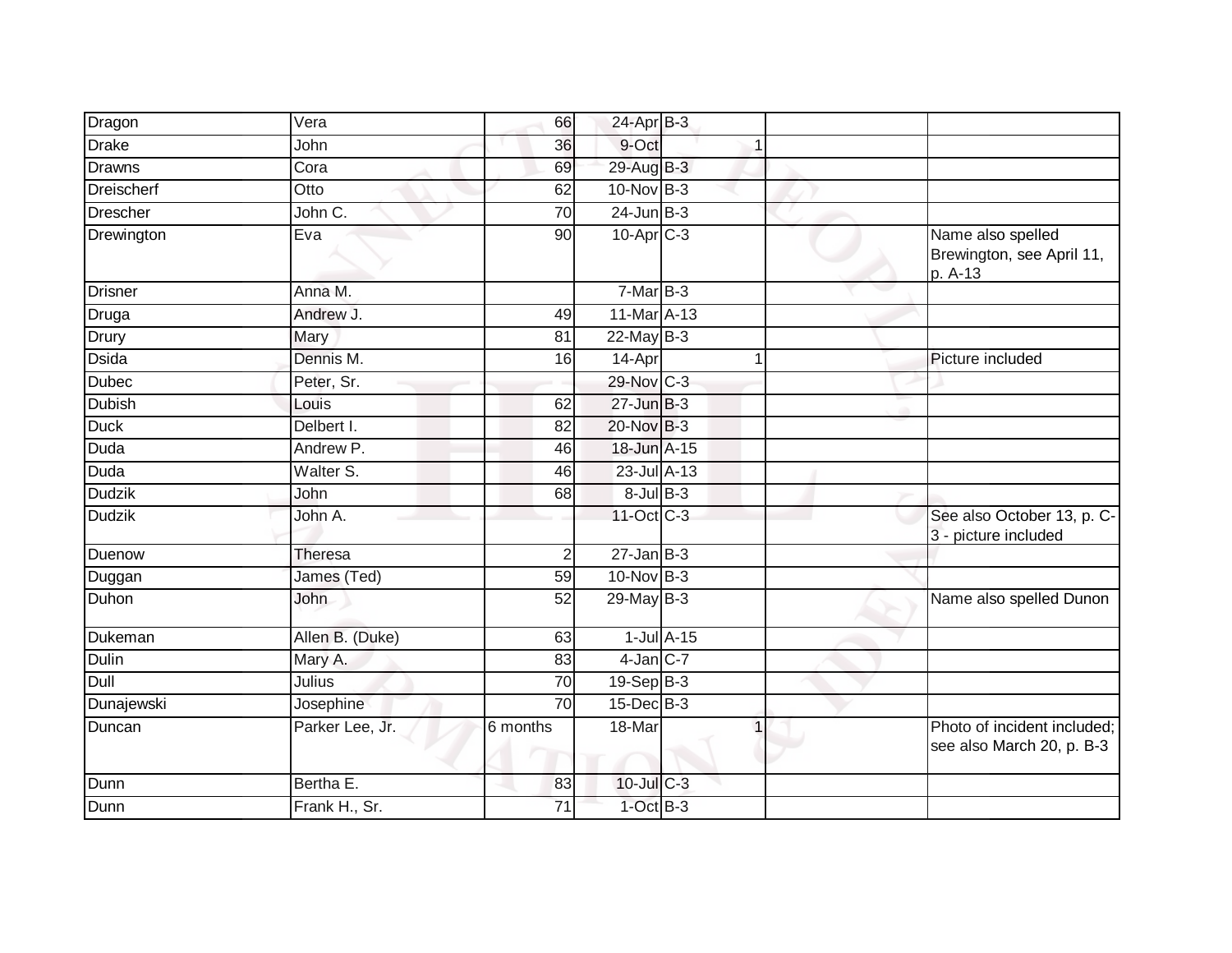| | | | | | | |
|---|---|---|---|---|---|---|
| Dragon | Vera | 66 | 24-Apr | B-3 | | |
| Drake | John | 36 | 9-Oct | 1 | | |
| Drawns | Cora | 69 | 29-Aug | B-3 | | |
| Dreischerf | Otto | 62 | 10-Nov | B-3 | | |
| Drescher | John C. | 70 | 24-Jun | B-3 | | |
| Drewington | Eva | 90 | 10-Apr | C-3 | | Name also spelled Brewington, see April 11, p. A-13 |
| Drisner | Anna M. | | 7-Mar | B-3 | | |
| Druga | Andrew J. | 49 | 11-Mar | A-13 | | |
| Drury | Mary | 81 | 22-May | B-3 | | |
| Dsida | Dennis M. | 16 | 14-Apr | 1 | | Picture included |
| Dubec | Peter, Sr. | | 29-Nov | C-3 | | |
| Dubish | Louis | 62 | 27-Jun | B-3 | | |
| Duck | Delbert I. | 82 | 20-Nov | B-3 | | |
| Duda | Andrew P. | 46 | 18-Jun | A-15 | | |
| Duda | Walter S. | 46 | 23-Jul | A-13 | | |
| Dudzik | John | 68 | 8-Jul | B-3 | | |
| Dudzik | John A. | | 11-Oct | C-3 | | See also October 13, p. C-3 - picture included |
| Duenow | Theresa | 2 | 27-Jan | B-3 | | |
| Duggan | James (Ted) | 59 | 10-Nov | B-3 | | |
| Duhon | John | 52 | 29-May | B-3 | | Name also spelled Dunon |
| Dukeman | Allen B. (Duke) | 63 | 1-Jul | A-15 | | |
| Dulin | Mary A. | 83 | 4-Jan | C-7 | | |
| Dull | Julius | 70 | 19-Sep | B-3 | | |
| Dunajewski | Josephine | 70 | 15-Dec | B-3 | | |
| Duncan | Parker Lee, Jr. | 6 months | 18-Mar | 1 | | Photo of incident included; see also March 20, p. B-3 |
| Dunn | Bertha E. | 83 | 10-Jul | C-3 | | |
| Dunn | Frank H., Sr. | 71 | 1-Oct | B-3 | | |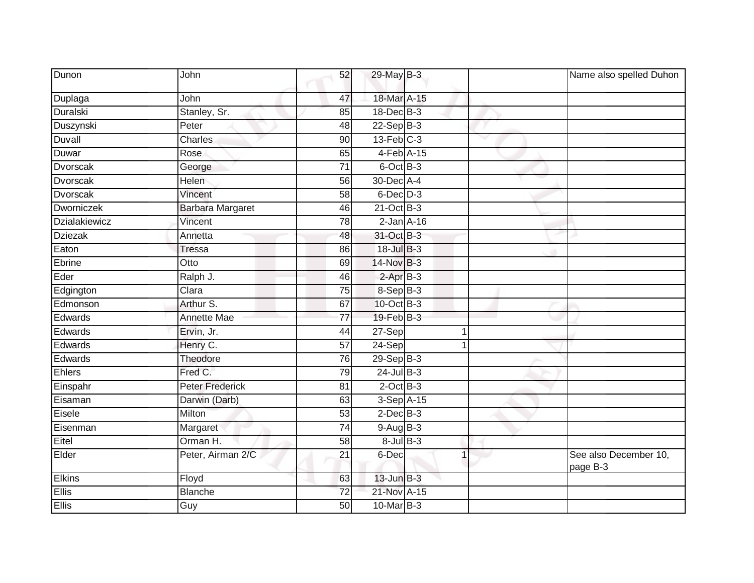| | | | | | | |
|---|---|---|---|---|---|---|
| Dunon | John | 52 | 29-May | B-3 | | Name also spelled Duhon |
| Duplaga | John | 47 | 18-Mar | A-15 | | |
| Duralski | Stanley, Sr. | 85 | 18-Dec | B-3 | | |
| Duszynski | Peter | 48 | 22-Sep | B-3 | | |
| Duvall | Charles | 90 | 13-Feb | C-3 | | |
| Duwar | Rose | 65 | 4-Feb | A-15 | | |
| Dvorscak | George | 71 | 6-Oct | B-3 | | |
| Dvorscak | Helen | 56 | 30-Dec | A-4 | | |
| Dvorscak | Vincent | 58 | 6-Dec | D-3 | | |
| Dworniczek | Barbara Margaret | 46 | 21-Oct | B-3 | | |
| Dzialakiewicz | Vincent | 78 | 2-Jan | A-16 | | |
| Dziezak | Annetta | 48 | 31-Oct | B-3 | | |
| Eaton | Tressa | 86 | 18-Jul | B-3 | | |
| Ebrine | Otto | 69 | 14-Nov | B-3 | | |
| Eder | Ralph J. | 46 | 2-Apr | B-3 | | |
| Edgington | Clara | 75 | 8-Sep | B-3 | | |
| Edmonson | Arthur S. | 67 | 10-Oct | B-3 | | |
| Edwards | Annette Mae | 77 | 19-Feb | B-3 | | |
| Edwards | Ervin, Jr. | 44 | 27-Sep | 1 | | |
| Edwards | Henry C. | 57 | 24-Sep | 1 | | |
| Edwards | Theodore | 76 | 29-Sep | B-3 | | |
| Ehlers | Fred C. | 79 | 24-Jul | B-3 | | |
| Einspahr | Peter Frederick | 81 | 2-Oct | B-3 | | |
| Eisaman | Darwin (Darb) | 63 | 3-Sep | A-15 | | |
| Eisele | Milton | 53 | 2-Dec | B-3 | | |
| Eisenman | Margaret | 74 | 9-Aug | B-3 | | |
| Eitel | Orman H. | 58 | 8-Jul | B-3 | | |
| Elder | Peter, Airman 2/C | 21 | 6-Dec | 1 | | See also December 10, page B-3 |
| Elkins | Floyd | 63 | 13-Jun | B-3 | | |
| Ellis | Blanche | 72 | 21-Nov | A-15 | | |
| Ellis | Guy | 50 | 10-Mar | B-3 | | |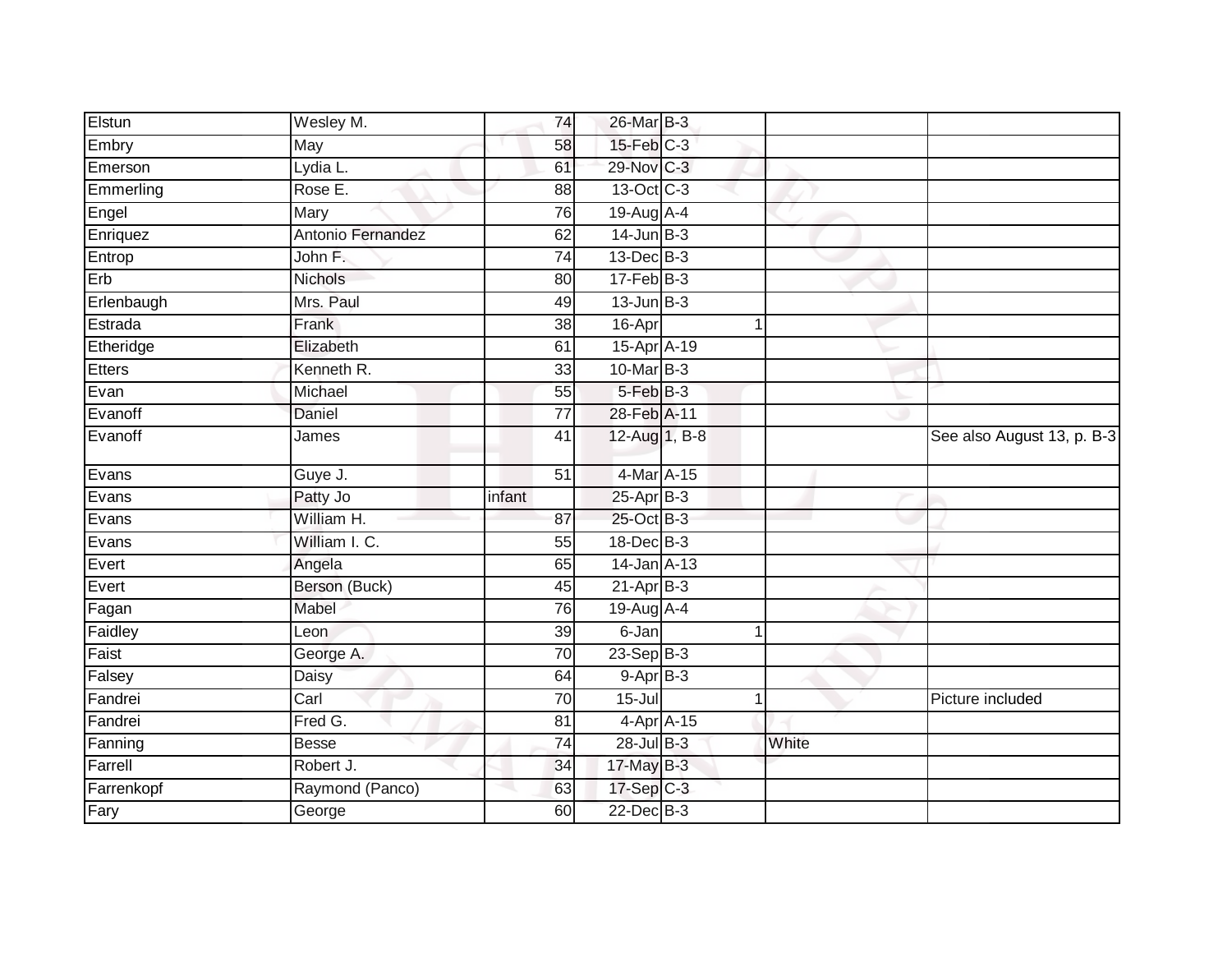| | | | | | | |
|---|---|---|---|---|---|---|
| Elstun | Wesley M. | 74 | 26-Mar | B-3 | | |
| Embry | May | 58 | 15-Feb | C-3 | | |
| Emerson | Lydia L. | 61 | 29-Nov | C-3 | | |
| Emmerling | Rose E. | 88 | 13-Oct | C-3 | | |
| Engel | Mary | 76 | 19-Aug | A-4 | | |
| Enriquez | Antonio Fernandez | 62 | 14-Jun | B-3 | | |
| Entrop | John F. | 74 | 13-Dec | B-3 | | |
| Erb | Nichols | 80 | 17-Feb | B-3 | | |
| Erlenbaugh | Mrs. Paul | 49 | 13-Jun | B-3 | | |
| Estrada | Frank | 38 | 16-Apr | 1 | | |
| Etheridge | Elizabeth | 61 | 15-Apr | A-19 | | |
| Etters | Kenneth R. | 33 | 10-Mar | B-3 | | |
| Evan | Michael | 55 | 5-Feb | B-3 | | |
| Evanoff | Daniel | 77 | 28-Feb | A-11 | | |
| Evanoff | James | 41 | 12-Aug | 1, B-8 | | See also August 13, p. B-3 |
| Evans | Guye J. | 51 | 4-Mar | A-15 | | |
| Evans | Patty Jo | infant | 25-Apr | B-3 | | |
| Evans | William H. | 87 | 25-Oct | B-3 | | |
| Evans | William I. C. | 55 | 18-Dec | B-3 | | |
| Evert | Angela | 65 | 14-Jan | A-13 | | |
| Evert | Berson (Buck) | 45 | 21-Apr | B-3 | | |
| Fagan | Mabel | 76 | 19-Aug | A-4 | | |
| Faidley | Leon | 39 | 6-Jan | 1 | | |
| Faist | George A. | 70 | 23-Sep | B-3 | | |
| Falsey | Daisy | 64 | 9-Apr | B-3 | | |
| Fandrei | Carl | 70 | 15-Jul | 1 | | Picture included |
| Fandrei | Fred G. | 81 | 4-Apr | A-15 | | |
| Fanning | Besse | 74 | 28-Jul | B-3 | White | |
| Farrell | Robert J. | 34 | 17-May | B-3 | | |
| Farrenkopf | Raymond (Panco) | 63 | 17-Sep | C-3 | | |
| Fary | George | 60 | 22-Dec | B-3 | | |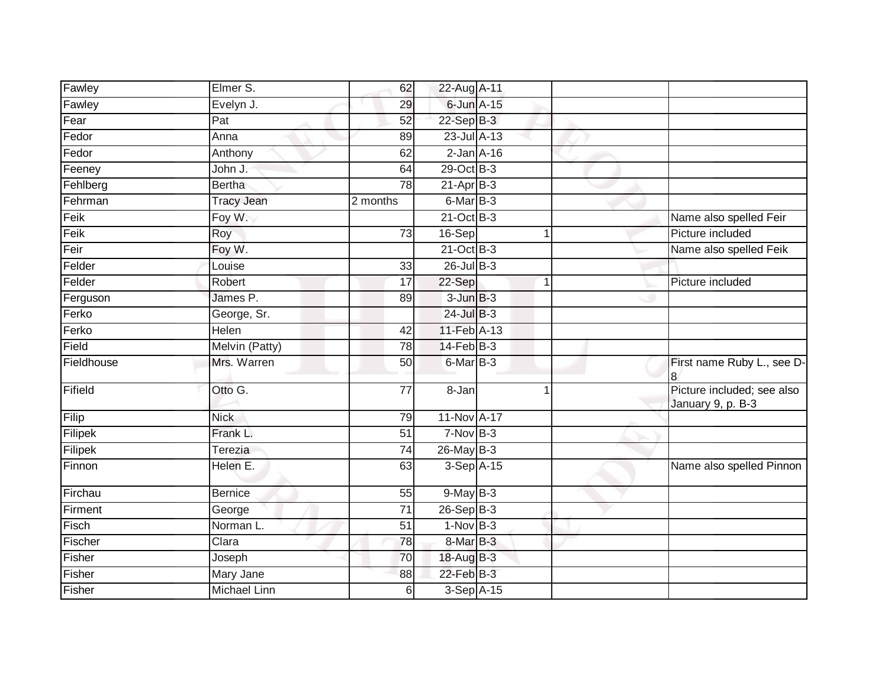| | | | | | | | |
|---|---|---|---|---|---|---|---|
| Fawley | Elmer S. | 62 | 22-Aug | A-11 | | | |
| Fawley | Evelyn J. | 29 | 6-Jun | A-15 | | | |
| Fear | Pat | 52 | 22-Sep | B-3 | | | |
| Fedor | Anna | 89 | 23-Jul | A-13 | | | |
| Fedor | Anthony | 62 | 2-Jan | A-16 | | | |
| Feeney | John J. | 64 | 29-Oct | B-3 | | | |
| Fehlberg | Bertha | 78 | 21-Apr | B-3 | | | |
| Fehrman | Tracy Jean | 2 months | 6-Mar | B-3 | | | |
| Feik | Foy W. | | 21-Oct | B-3 | | | Name also spelled Feir |
| Feik | Roy | 73 | 16-Sep | | 1 | | Picture included |
| Feir | Foy W. | | 21-Oct | B-3 | | | Name also spelled Feik |
| Felder | Louise | 33 | 26-Jul | B-3 | | | |
| Felder | Robert | 17 | 22-Sep | | 1 | | Picture included |
| Ferguson | James P. | 89 | 3-Jun | B-3 | | | |
| Ferko | George, Sr. | | 24-Jul | B-3 | | | |
| Ferko | Helen | 42 | 11-Feb | A-13 | | | |
| Field | Melvin (Patty) | 78 | 14-Feb | B-3 | | | |
| Fieldhouse | Mrs. Warren | 50 | 6-Mar | B-3 | | | First name Ruby L., see D-8 |
| Fifield | Otto G. | 77 | 8-Jan | | 1 | | Picture included; see also January 9, p. B-3 |
| Filip | Nick | 79 | 11-Nov | A-17 | | | |
| Filipek | Frank L. | 51 | 7-Nov | B-3 | | | |
| Filipek | Terezia | 74 | 26-May | B-3 | | | |
| Finnon | Helen E. | 63 | 3-Sep | A-15 | | | Name also spelled Pinnon |
| Firchau | Bernice | 55 | 9-May | B-3 | | | |
| Firment | George | 71 | 26-Sep | B-3 | | | |
| Fisch | Norman L. | 51 | 1-Nov | B-3 | | | |
| Fischer | Clara | 78 | 8-Mar | B-3 | | | |
| Fisher | Joseph | 70 | 18-Aug | B-3 | | | |
| Fisher | Mary Jane | 88 | 22-Feb | B-3 | | | |
| Fisher | Michael Linn | 6 | 3-Sep | A-15 | | | |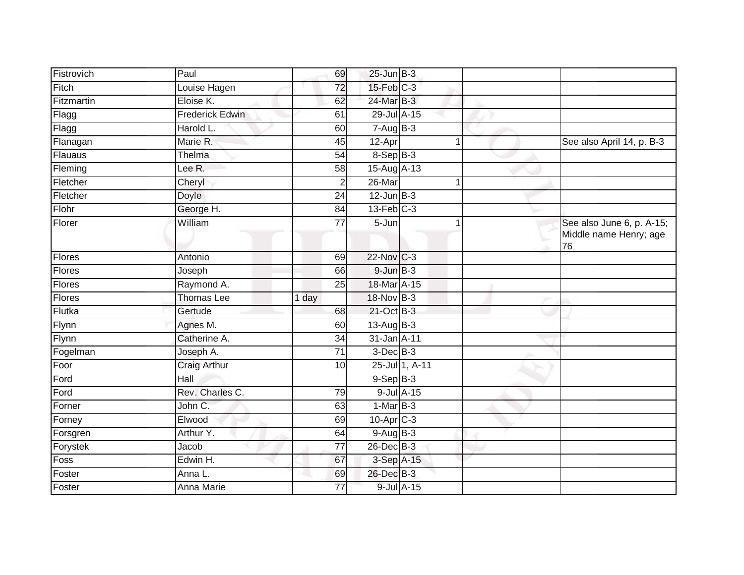| | | | | | | |
|---|---|---|---|---|---|---|
| Fistrovich | Paul | 69 | 25-Jun | B-3 | | |
| Fitch | Louise Hagen | 72 | 15-Feb | C-3 | | |
| Fitzmartin | Eloise K. | 62 | 24-Mar | B-3 | | |
| Flagg | Frederick Edwin | 61 | 29-Jul | A-15 | | |
| Flagg | Harold L. | 60 | 7-Aug | B-3 | | |
| Flanagan | Marie R. | 45 | 12-Apr | 1 | | See also April 14, p. B-3 |
| Flauaus | Thelma | 54 | 8-Sep | B-3 | | |
| Fleming | Lee R. | 58 | 15-Aug | A-13 | | |
| Fletcher | Cheryl | 2 | 26-Mar | 1 | | |
| Fletcher | Doyle | 24 | 12-Jun | B-3 | | |
| Flohr | George H. | 84 | 13-Feb | C-3 | | |
| Florer | William | 77 | 5-Jun | 1 | | See also June 6, p. A-15; Middle name Henry; age 76 |
| Flores | Antonio | 69 | 22-Nov | C-3 | | |
| Flores | Joseph | 66 | 9-Jun | B-3 | | |
| Flores | Raymond A. | 25 | 18-Mar | A-15 | | |
| Flores | Thomas Lee | 1 day | 18-Nov | B-3 | | |
| Flutka | Gertude | 68 | 21-Oct | B-3 | | |
| Flynn | Agnes M. | 60 | 13-Aug | B-3 | | |
| Flynn | Catherine A. | 34 | 31-Jan | A-11 | | |
| Fogelman | Joseph A. | 71 | 3-Dec | B-3 | | |
| Foor | Craig Arthur | 10 | 25-Jul | 1, A-11 | | |
| Ford | Hall | | 9-Sep | B-3 | | |
| Ford | Rev. Charles C. | 79 | 9-Jul | A-15 | | |
| Forner | John C. | 63 | 1-Mar | B-3 | | |
| Forney | Elwood | 69 | 10-Apr | C-3 | | |
| Forsgren | Arthur Y. | 64 | 9-Aug | B-3 | | |
| Forystek | Jacob | 77 | 26-Dec | B-3 | | |
| Foss | Edwin H. | 67 | 3-Sep | A-15 | | |
| Foster | Anna L. | 69 | 26-Dec | B-3 | | |
| Foster | Anna Marie | 77 | 9-Jul | A-15 | | |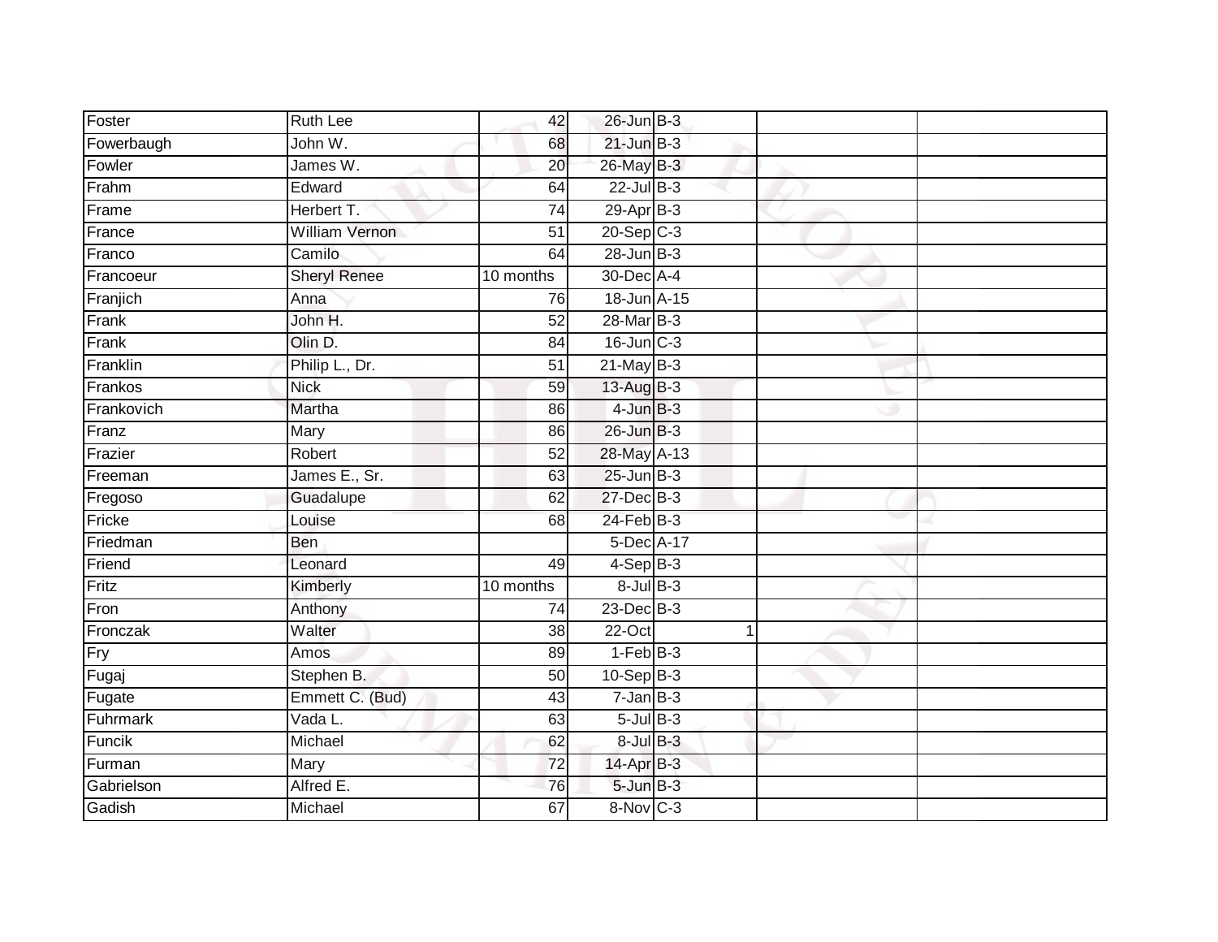| | | | | | | |
|---|---|---|---|---|---|---|
| Foster | Ruth Lee | 42 | 26-Jun | B-3 | | |
| Fowerbaugh | John W. | 68 | 21-Jun | B-3 | | |
| Fowler | James W. | 20 | 26-May | B-3 | | |
| Frahm | Edward | 64 | 22-Jul | B-3 | | |
| Frame | Herbert T. | 74 | 29-Apr | B-3 | | |
| France | William Vernon | 51 | 20-Sep | C-3 | | |
| Franco | Camilo | 64 | 28-Jun | B-3 | | |
| Francoeur | Sheryl Renee | 10 months | 30-Dec | A-4 | | |
| Franjich | Anna | 76 | 18-Jun | A-15 | | |
| Frank | John H. | 52 | 28-Mar | B-3 | | |
| Frank | Olin D. | 84 | 16-Jun | C-3 | | |
| Franklin | Philip L., Dr. | 51 | 21-May | B-3 | | |
| Frankos | Nick | 59 | 13-Aug | B-3 | | |
| Frankovich | Martha | 86 | 4-Jun | B-3 | | |
| Franz | Mary | 86 | 26-Jun | B-3 | | |
| Frazier | Robert | 52 | 28-May | A-13 | | |
| Freeman | James E., Sr. | 63 | 25-Jun | B-3 | | |
| Fregoso | Guadalupe | 62 | 27-Dec | B-3 | | |
| Fricke | Louise | 68 | 24-Feb | B-3 | | |
| Friedman | Ben | | 5-Dec | A-17 | | |
| Friend | Leonard | 49 | 4-Sep | B-3 | | |
| Fritz | Kimberly | 10 months | 8-Jul | B-3 | | |
| Fron | Anthony | 74 | 23-Dec | B-3 | | |
| Fronczak | Walter | 38 | 22-Oct | 1 | | |
| Fry | Amos | 89 | 1-Feb | B-3 | | |
| Fugaj | Stephen B. | 50 | 10-Sep | B-3 | | |
| Fugate | Emmett C. (Bud) | 43 | 7-Jan | B-3 | | |
| Fuhrmark | Vada L. | 63 | 5-Jul | B-3 | | |
| Funcik | Michael | 62 | 8-Jul | B-3 | | |
| Furman | Mary | 72 | 14-Apr | B-3 | | |
| Gabrielson | Alfred E. | 76 | 5-Jun | B-3 | | |
| Gadish | Michael | 67 | 8-Nov | C-3 | | |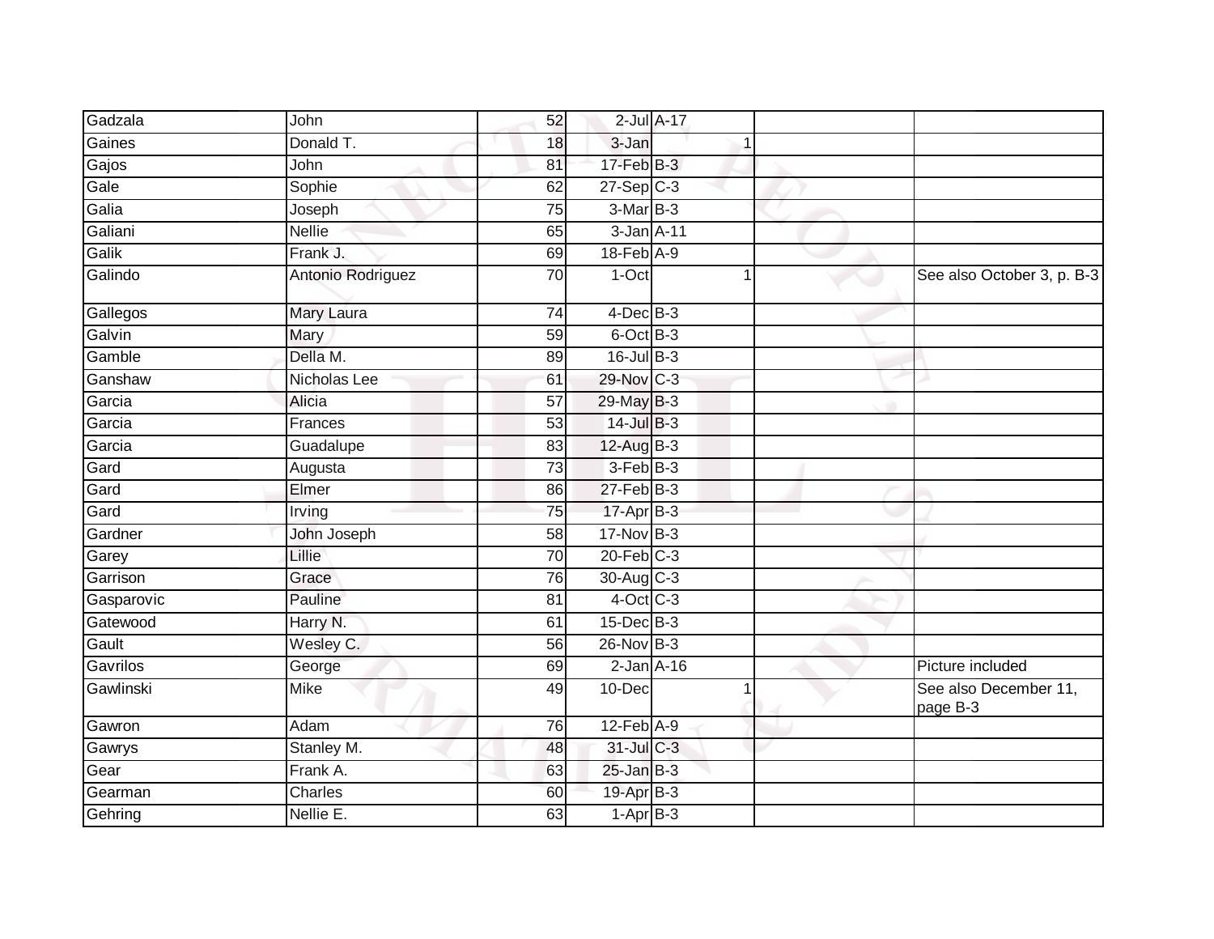| | | | | | | |
|---|---|---|---|---|---|---|
| Gadzala | John | 52 | 2-Jul | A-17 | | |
| Gaines | Donald T. | 18 | 3-Jan | 1 | | |
| Gajos | John | 81 | 17-Feb | B-3 | | |
| Gale | Sophie | 62 | 27-Sep | C-3 | | |
| Galia | Joseph | 75 | 3-Mar | B-3 | | |
| Galiani | Nellie | 65 | 3-Jan | A-11 | | |
| Galik | Frank J. | 69 | 18-Feb | A-9 | | |
| Galindo | Antonio Rodriguez | 70 | 1-Oct | 1 | | See also October 3, p. B-3 |
| Gallegos | Mary Laura | 74 | 4-Dec | B-3 | | |
| Galvin | Mary | 59 | 6-Oct | B-3 | | |
| Gamble | Della M. | 89 | 16-Jul | B-3 | | |
| Ganshaw | Nicholas Lee | 61 | 29-Nov | C-3 | | |
| Garcia | Alicia | 57 | 29-May | B-3 | | |
| Garcia | Frances | 53 | 14-Jul | B-3 | | |
| Garcia | Guadalupe | 83 | 12-Aug | B-3 | | |
| Gard | Augusta | 73 | 3-Feb | B-3 | | |
| Gard | Elmer | 86 | 27-Feb | B-3 | | |
| Gard | Irving | 75 | 17-Apr | B-3 | | |
| Gardner | John Joseph | 58 | 17-Nov | B-3 | | |
| Garey | Lillie | 70 | 20-Feb | C-3 | | |
| Garrison | Grace | 76 | 30-Aug | C-3 | | |
| Gasparovic | Pauline | 81 | 4-Oct | C-3 | | |
| Gatewood | Harry N. | 61 | 15-Dec | B-3 | | |
| Gault | Wesley C. | 56 | 26-Nov | B-3 | | |
| Gavrilos | George | 69 | 2-Jan | A-16 | | Picture included |
| Gawlinski | Mike | 49 | 10-Dec | 1 | | See also December 11, page B-3 |
| Gawron | Adam | 76 | 12-Feb | A-9 | | |
| Gawrys | Stanley M. | 48 | 31-Jul | C-3 | | |
| Gear | Frank A. | 63 | 25-Jan | B-3 | | |
| Gearman | Charles | 60 | 19-Apr | B-3 | | |
| Gehring | Nellie E. | 63 | 1-Apr | B-3 | | |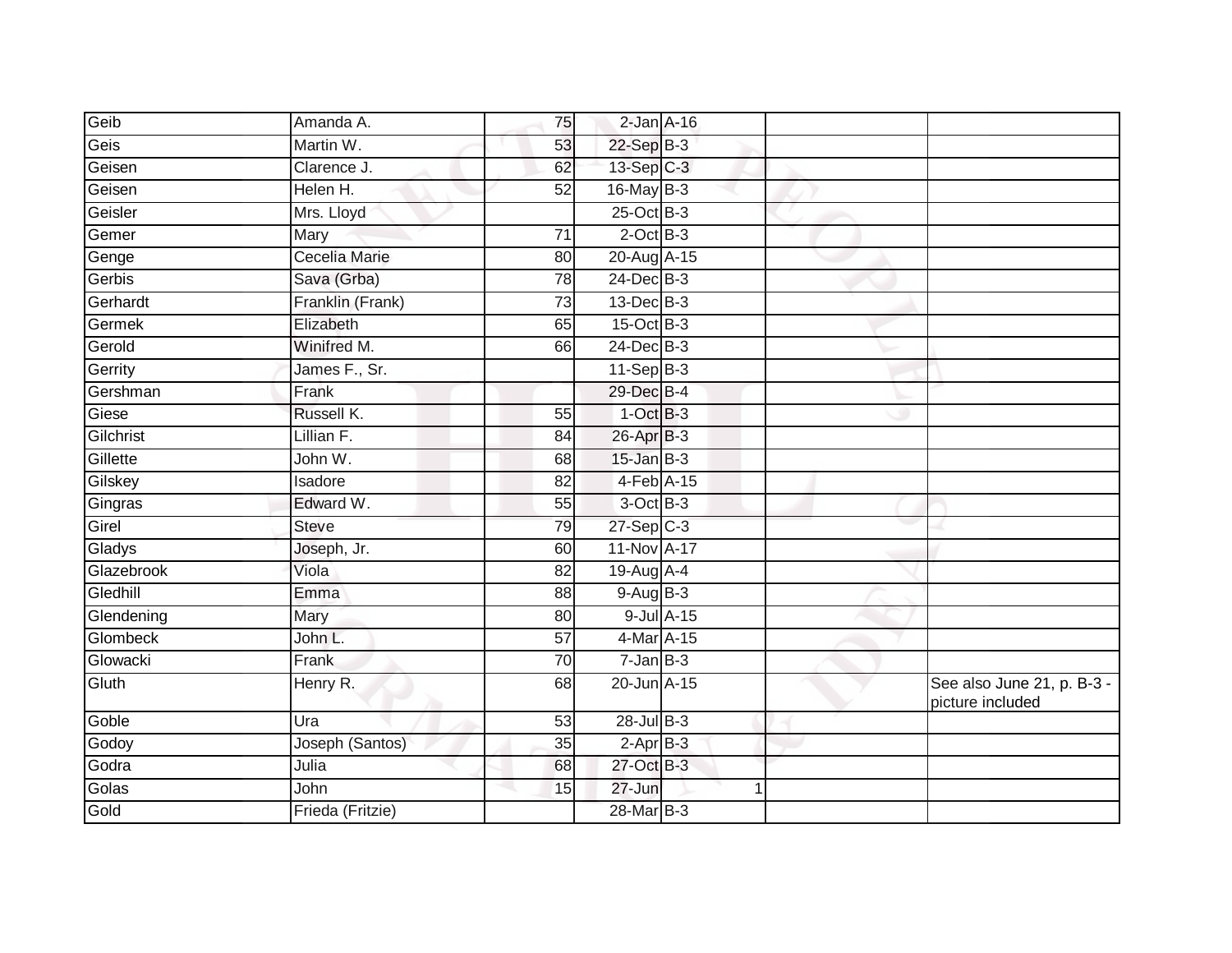| | | | | | | |
|---|---|---|---|---|---|---|
| Geib | Amanda A. | 75 | 2-Jan | A-16 | | |
| Geis | Martin W. | 53 | 22-Sep | B-3 | | |
| Geisen | Clarence J. | 62 | 13-Sep | C-3 | | |
| Geisen | Helen H. | 52 | 16-May | B-3 | | |
| Geisler | Mrs. Lloyd | | 25-Oct | B-3 | | |
| Gemer | Mary | 71 | 2-Oct | B-3 | | |
| Genge | Cecelia Marie | 80 | 20-Aug | A-15 | | |
| Gerbis | Sava (Grba) | 78 | 24-Dec | B-3 | | |
| Gerhardt | Franklin (Frank) | 73 | 13-Dec | B-3 | | |
| Germek | Elizabeth | 65 | 15-Oct | B-3 | | |
| Gerold | Winifred M. | 66 | 24-Dec | B-3 | | |
| Gerrity | James F., Sr. | | 11-Sep | B-3 | | |
| Gershman | Frank | | 29-Dec | B-4 | | |
| Giese | Russell K. | 55 | 1-Oct | B-3 | | |
| Gilchrist | Lillian F. | 84 | 26-Apr | B-3 | | |
| Gillette | John W. | 68 | 15-Jan | B-3 | | |
| Gilskey | Isadore | 82 | 4-Feb | A-15 | | |
| Gingras | Edward W. | 55 | 3-Oct | B-3 | | |
| Girel | Steve | 79 | 27-Sep | C-3 | | |
| Gladys | Joseph, Jr. | 60 | 11-Nov | A-17 | | |
| Glazebrook | Viola | 82 | 19-Aug | A-4 | | |
| Gledhill | Emma | 88 | 9-Aug | B-3 | | |
| Glendening | Mary | 80 | 9-Jul | A-15 | | |
| Glombeck | John L. | 57 | 4-Mar | A-15 | | |
| Glowacki | Frank | 70 | 7-Jan | B-3 | | |
| Gluth | Henry R. | 68 | 20-Jun | A-15 | | See also June 21, p. B-3 - picture included |
| Goble | Ura | 53 | 28-Jul | B-3 | | |
| Godoy | Joseph (Santos) | 35 | 2-Apr | B-3 | | |
| Godra | Julia | 68 | 27-Oct | B-3 | | |
| Golas | John | 15 | 27-Jun | 1 | | |
| Gold | Frieda (Fritzie) | | 28-Mar | B-3 | | |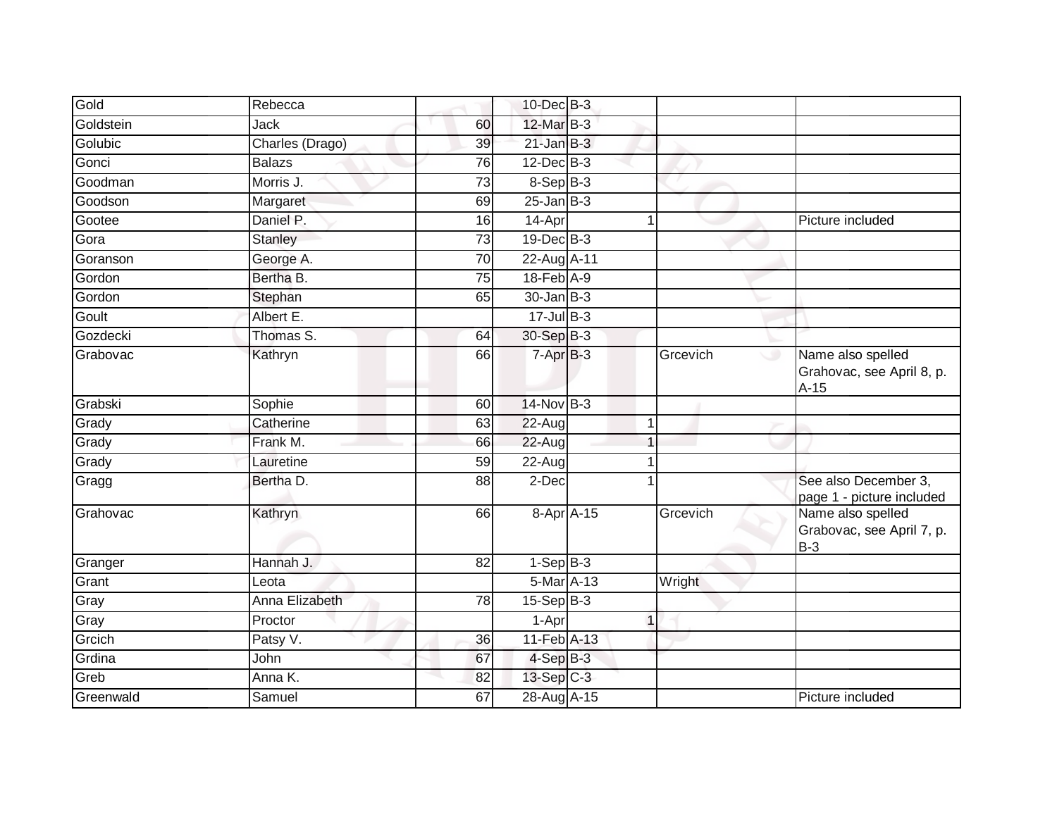| | | | | | | | |
|---|---|---|---|---|---|---|---|
| Gold | Rebecca | | 10-Dec | B-3 | | | |
| Goldstein | Jack | 60 | 12-Mar | B-3 | | | |
| Golubic | Charles (Drago) | 39 | 21-Jan | B-3 | | | |
| Gonci | Balazs | 76 | 12-Dec | B-3 | | | |
| Goodman | Morris J. | 73 | 8-Sep | B-3 | | | |
| Goodson | Margaret | 69 | 25-Jan | B-3 | | | |
| Gootee | Daniel P. | 16 | 14-Apr | | 1 | | Picture included |
| Gora | Stanley | 73 | 19-Dec | B-3 | | | |
| Goranson | George A. | 70 | 22-Aug | A-11 | | | |
| Gordon | Bertha B. | 75 | 18-Feb | A-9 | | | |
| Gordon | Stephan | 65 | 30-Jan | B-3 | | | |
| Goult | Albert E. | | 17-Jul | B-3 | | | |
| Gozdecki | Thomas S. | 64 | 30-Sep | B-3 | | | |
| Grabovac | Kathryn | 66 | 7-Apr | B-3 | | Grcevich | Name also spelled Grahovac, see April 8, p. A-15 |
| Grabski | Sophie | 60 | 14-Nov | B-3 | | | |
| Grady | Catherine | 63 | 22-Aug | | 1 | | |
| Grady | Frank M. | 66 | 22-Aug | | 1 | | |
| Grady | Lauretine | 59 | 22-Aug | | 1 | | |
| Gragg | Bertha D. | 88 | 2-Dec | | 1 | | See also December 3, page 1 - picture included |
| Grahovac | Kathryn | 66 | 8-Apr | A-15 | | Grcevich | Name also spelled Grabovac, see April 7, p. B-3 |
| Granger | Hannah J. | 82 | 1-Sep | B-3 | | | |
| Grant | Leota | | 5-Mar | A-13 | | Wright | |
| Gray | Anna Elizabeth | 78 | 15-Sep | B-3 | | | |
| Gray | Proctor | | 1-Apr | | 1 | | |
| Grcich | Patsy V. | 36 | 11-Feb | A-13 | | | |
| Grdina | John | 67 | 4-Sep | B-3 | | | |
| Greb | Anna K. | 82 | 13-Sep | C-3 | | | |
| Greenwald | Samuel | 67 | 28-Aug | A-15 | | | Picture included |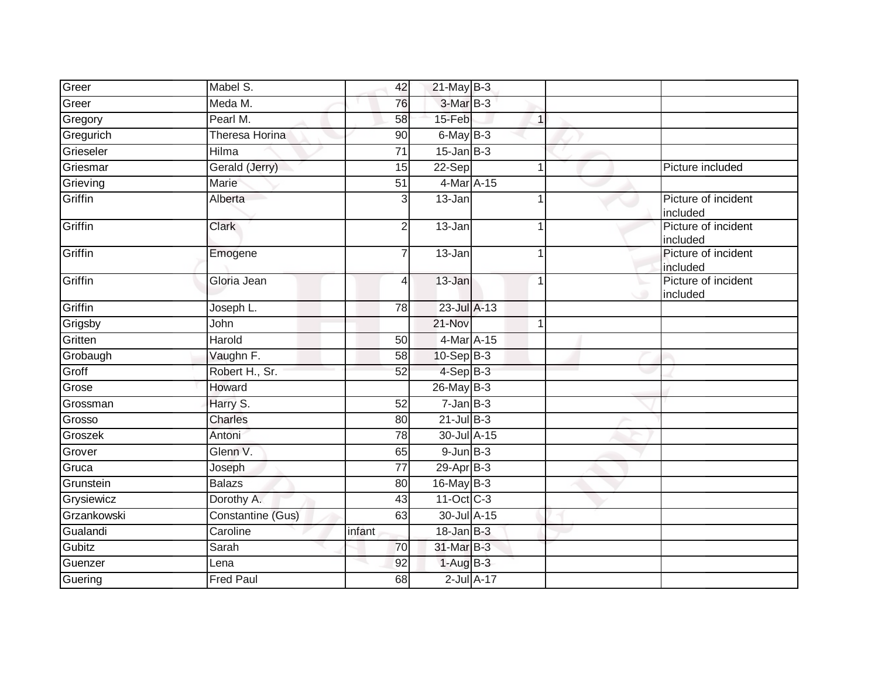| Greer | Mabel S. | 42 | 21-May | B-3 | | | |
|---|---|---|---|---|---|---|---|
| Greer | Meda M. | 76 | 3-Mar | B-3 | | | |
| Gregory | Pearl M. | 58 | 15-Feb | | 1 | | |
| Gregurich | Theresa Horina | 90 | 6-May | B-3 | | | |
| Grieseler | Hilma | 71 | 15-Jan | B-3 | | | |
| Griesmar | Gerald (Jerry) | 15 | 22-Sep | | 1 | | Picture included |
| Grieving | Marie | 51 | 4-Mar | A-15 | | | |
| Griffin | Alberta | 3 | 13-Jan | | 1 | | Picture of incident included |
| Griffin | Clark | 2 | 13-Jan | | 1 | | Picture of incident included |
| Griffin | Emogene | 7 | 13-Jan | | 1 | | Picture of incident included |
| Griffin | Gloria Jean | 4 | 13-Jan | | 1 | | Picture of incident included |
| Griffin | Joseph L. | 78 | 23-Jul | A-13 | | | |
| Grigsby | John | | 21-Nov | | 1 | | |
| Gritten | Harold | 50 | 4-Mar | A-15 | | | |
| Grobaugh | Vaughn F. | 58 | 10-Sep | B-3 | | | |
| Groff | Robert H., Sr. | 52 | 4-Sep | B-3 | | | |
| Grose | Howard | | 26-May | B-3 | | | |
| Grossman | Harry S. | 52 | 7-Jan | B-3 | | | |
| Grosso | Charles | 80 | 21-Jul | B-3 | | | |
| Groszek | Antoni | 78 | 30-Jul | A-15 | | | |
| Grover | Glenn V. | 65 | 9-Jun | B-3 | | | |
| Gruca | Joseph | 77 | 29-Apr | B-3 | | | |
| Grunstein | Balazs | 80 | 16-May | B-3 | | | |
| Grysiewicz | Dorothy A. | 43 | 11-Oct | C-3 | | | |
| Grzankowski | Constantine (Gus) | 63 | 30-Jul | A-15 | | | |
| Gualandi | Caroline | infant | 18-Jan | B-3 | | | |
| Gubitz | Sarah | 70 | 31-Mar | B-3 | | | |
| Guenzer | Lena | 92 | 1-Aug | B-3 | | | |
| Guering | Fred Paul | 68 | 2-Jul | A-17 | | | |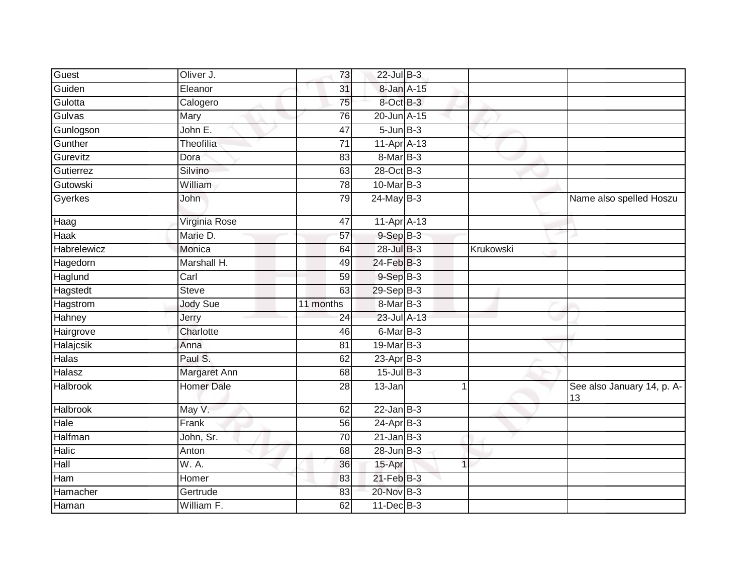| Guest | Oliver J. | 73 | 22-Jul | B-3 | | | |
|---|---|---|---|---|---|---|---|
| Guiden | Eleanor | 31 | 8-Jan | A-15 | | | |
| Gulotta | Calogero | 75 | 8-Oct | B-3 | | | |
| Gulvas | Mary | 76 | 20-Jun | A-15 | | | |
| Gunlogson | John E. | 47 | 5-Jun | B-3 | | | |
| Gunther | Theofilia | 71 | 11-Apr | A-13 | | | |
| Gurevitz | Dora | 83 | 8-Mar | B-3 | | | |
| Gutierrez | Silvino | 63 | 28-Oct | B-3 | | | |
| Gutowski | William | 78 | 10-Mar | B-3 | | | |
| Gyerkes | John | 79 | 24-May | B-3 | | | Name also spelled Hoszu |
| Haag | Virginia Rose | 47 | 11-Apr | A-13 | | | |
| Haak | Marie D. | 57 | 9-Sep | B-3 | | | |
| Habrelewicz | Monica | 64 | 28-Jul | B-3 | | Krukowski | |
| Hagedorn | Marshall H. | 49 | 24-Feb | B-3 | | | |
| Haglund | Carl | 59 | 9-Sep | B-3 | | | |
| Hagstedt | Steve | 63 | 29-Sep | B-3 | | | |
| Hagstrom | Jody Sue | 11 months | 8-Mar | B-3 | | | |
| Hahney | Jerry | 24 | 23-Jul | A-13 | | | |
| Hairgrove | Charlotte | 46 | 6-Mar | B-3 | | | |
| Halajcsik | Anna | 81 | 19-Mar | B-3 | | | |
| Halas | Paul S. | 62 | 23-Apr | B-3 | | | |
| Halasz | Margaret Ann | 68 | 15-Jul | B-3 | | | |
| Halbrook | Homer Dale | 28 | 13-Jan | | 1 | | See also January 14, p. A-13 |
| Halbrook | May V. | 62 | 22-Jan | B-3 | | | |
| Hale | Frank | 56 | 24-Apr | B-3 | | | |
| Halfman | John, Sr. | 70 | 21-Jan | B-3 | | | |
| Halic | Anton | 68 | 28-Jun | B-3 | | | |
| Hall | W. A. | 36 | 15-Apr | | 1 | | |
| Ham | Homer | 83 | 21-Feb | B-3 | | | |
| Hamacher | Gertrude | 83 | 20-Nov | B-3 | | | |
| Haman | William F. | 62 | 11-Dec | B-3 | | | |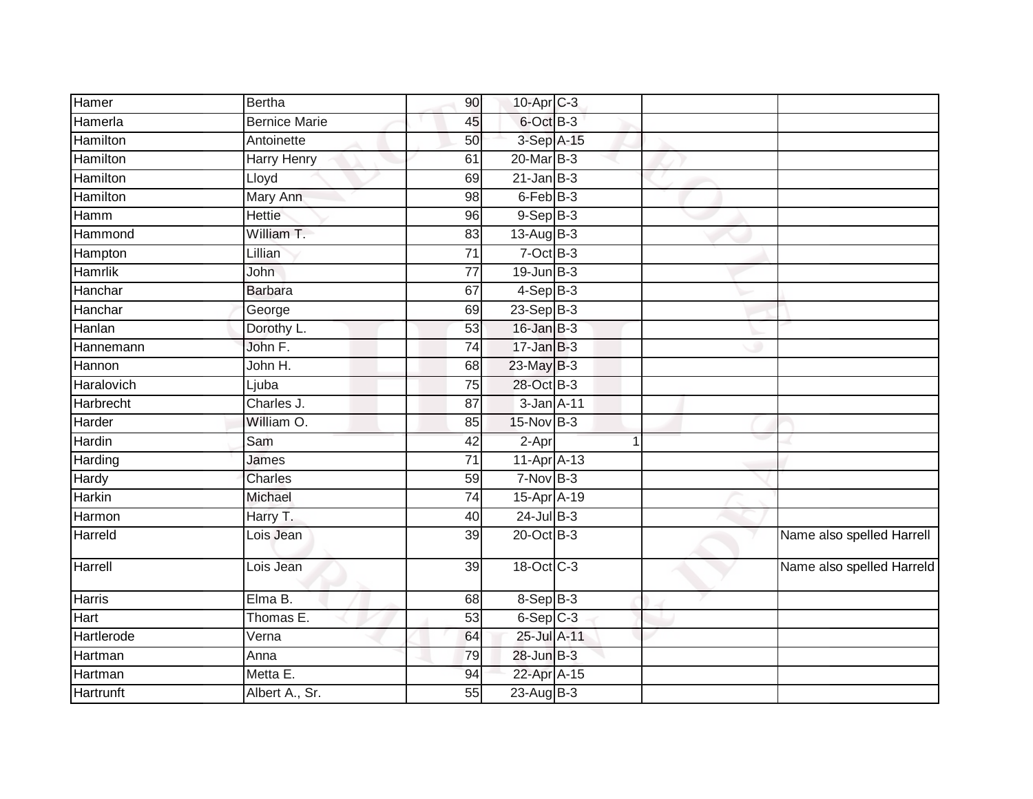| Hamer | Bertha | 90 | 10-Apr | C-3 | | |
|---|---|---|---|---|---|---|
| Hamerla | Bernice Marie | 45 | 6-Oct | B-3 | | |
| Hamilton | Antoinette | 50 | 3-Sep | A-15 | | |
| Hamilton | Harry Henry | 61 | 20-Mar | B-3 | | |
| Hamilton | Lloyd | 69 | 21-Jan | B-3 | | |
| Hamilton | Mary Ann | 98 | 6-Feb | B-3 | | |
| Hamm | Hettie | 96 | 9-Sep | B-3 | | |
| Hammond | William T. | 83 | 13-Aug | B-3 | | |
| Hampton | Lillian | 71 | 7-Oct | B-3 | | |
| Hamrlik | John | 77 | 19-Jun | B-3 | | |
| Hanchar | Barbara | 67 | 4-Sep | B-3 | | |
| Hanchar | George | 69 | 23-Sep | B-3 | | |
| Hanlan | Dorothy L. | 53 | 16-Jan | B-3 | | |
| Hannemann | John F. | 74 | 17-Jan | B-3 | | |
| Hannon | John H. | 68 | 23-May | B-3 | | |
| Haralovich | Ljuba | 75 | 28-Oct | B-3 | | |
| Harbrecht | Charles J. | 87 | 3-Jan | A-11 | | |
| Harder | William O. | 85 | 15-Nov | B-3 | | |
| Hardin | Sam | 42 | 2-Apr | 1 | | |
| Harding | James | 71 | 11-Apr | A-13 | | |
| Hardy | Charles | 59 | 7-Nov | B-3 | | |
| Harkin | Michael | 74 | 15-Apr | A-19 | | |
| Harmon | Harry T. | 40 | 24-Jul | B-3 | | |
| Harreld | Lois Jean | 39 | 20-Oct | B-3 | | Name also spelled Harrell |
| Harrell | Lois Jean | 39 | 18-Oct | C-3 | | Name also spelled Harreld |
| Harris | Elma B. | 68 | 8-Sep | B-3 | | |
| Hart | Thomas E. | 53 | 6-Sep | C-3 | | |
| Hartlerode | Verna | 64 | 25-Jul | A-11 | | |
| Hartman | Anna | 79 | 28-Jun | B-3 | | |
| Hartman | Metta E. | 94 | 22-Apr | A-15 | | |
| Hartrunft | Albert A., Sr. | 55 | 23-Aug | B-3 | | |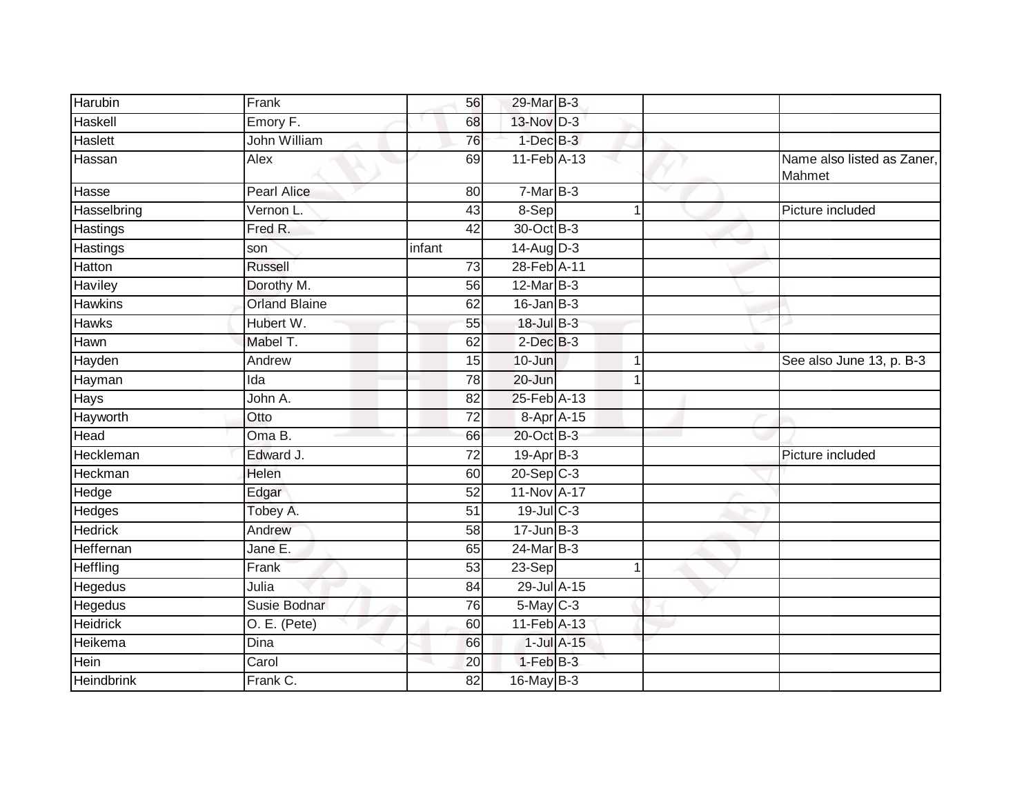| Harubin | Frank | 56 | 29-Mar | B-3 | | | |
|---|---|---|---|---|---|---|---|
| Haskell | Emory F. | 68 | 13-Nov | D-3 | | | |
| Haslett | John William | 76 | 1-Dec | B-3 | | | |
| Hassan | Alex | 69 | 11-Feb | A-13 | | | Name also listed as Zaner, Mahmet |
| Hasse | Pearl Alice | 80 | 7-Mar | B-3 | | | |
| Hasselbring | Vernon L. | 43 | 8-Sep | | 1 | | Picture included |
| Hastings | Fred R. | 42 | 30-Oct | B-3 | | | |
| Hastings | son | infant | 14-Aug | D-3 | | | |
| Hatton | Russell | 73 | 28-Feb | A-11 | | | |
| Haviley | Dorothy M. | 56 | 12-Mar | B-3 | | | |
| Hawkins | Orland Blaine | 62 | 16-Jan | B-3 | | | |
| Hawks | Hubert W. | 55 | 18-Jul | B-3 | | | |
| Hawn | Mabel T. | 62 | 2-Dec | B-3 | | | |
| Hayden | Andrew | 15 | 10-Jun | | 1 | | See also June 13, p. B-3 |
| Hayman | Ida | 78 | 20-Jun | | 1 | | |
| Hays | John A. | 82 | 25-Feb | A-13 | | | |
| Hayworth | Otto | 72 | 8-Apr | A-15 | | | |
| Head | Oma B. | 66 | 20-Oct | B-3 | | | |
| Heckleman | Edward J. | 72 | 19-Apr | B-3 | | | Picture included |
| Heckman | Helen | 60 | 20-Sep | C-3 | | | |
| Hedge | Edgar | 52 | 11-Nov | A-17 | | | |
| Hedges | Tobey A. | 51 | 19-Jul | C-3 | | | |
| Hedrick | Andrew | 58 | 17-Jun | B-3 | | | |
| Heffernan | Jane E. | 65 | 24-Mar | B-3 | | | |
| Heffling | Frank | 53 | 23-Sep | | 1 | | |
| Hegedus | Julia | 84 | 29-Jul | A-15 | | | |
| Hegedus | Susie Bodnar | 76 | 5-May | C-3 | | | |
| Heidrick | O. E. (Pete) | 60 | 11-Feb | A-13 | | | |
| Heikema | Dina | 66 | 1-Jul | A-15 | | | |
| Hein | Carol | 20 | 1-Feb | B-3 | | | |
| Heindbrink | Frank C. | 82 | 16-May | B-3 | | | |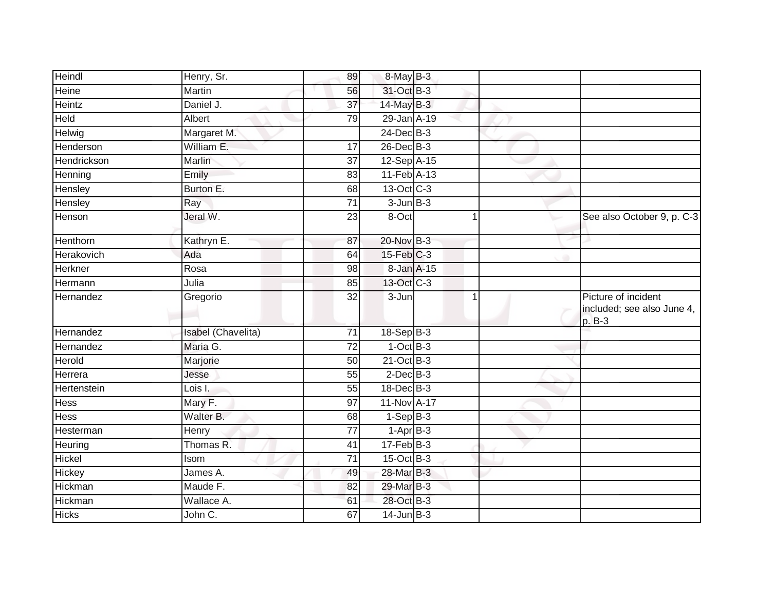| | | | | | | | |
|---|---|---|---|---|---|---|---|
| Heindl | Henry, Sr. | 89 | 8-May | B-3 | | | |
| Heine | Martin | 56 | 31-Oct | B-3 | | | |
| Heintz | Daniel J. | 37 | 14-May | B-3 | | | |
| Held | Albert | 79 | 29-Jan | A-19 | | | |
| Helwig | Margaret M. | | 24-Dec | B-3 | | | |
| Henderson | William E. | 17 | 26-Dec | B-3 | | | |
| Hendrickson | Marlin | 37 | 12-Sep | A-15 | | | |
| Henning | Emily | 83 | 11-Feb | A-13 | | | |
| Hensley | Burton E. | 68 | 13-Oct | C-3 | | | |
| Hensley | Ray | 71 | 3-Jun | B-3 | | | |
| Henson | Jeral W. | 23 | 8-Oct | | 1 | | See also October 9, p. C-3 |
| Henthorn | Kathryn E. | 87 | 20-Nov | B-3 | | | |
| Herakovich | Ada | 64 | 15-Feb | C-3 | | | |
| Herkner | Rosa | 98 | 8-Jan | A-15 | | | |
| Hermann | Julia | 85 | 13-Oct | C-3 | | | |
| Hernandez | Gregorio | 32 | 3-Jun | | 1 | | Picture of incident included; see also June 4, p. B-3 |
| Hernandez | Isabel (Chavelita) | 71 | 18-Sep | B-3 | | | |
| Hernandez | Maria G. | 72 | 1-Oct | B-3 | | | |
| Herold | Marjorie | 50 | 21-Oct | B-3 | | | |
| Herrera | Jesse | 55 | 2-Dec | B-3 | | | |
| Hertenstein | Lois I. | 55 | 18-Dec | B-3 | | | |
| Hess | Mary F. | 97 | 11-Nov | A-17 | | | |
| Hess | Walter B. | 68 | 1-Sep | B-3 | | | |
| Hesterman | Henry | 77 | 1-Apr | B-3 | | | |
| Heuring | Thomas R. | 41 | 17-Feb | B-3 | | | |
| Hickel | Isom | 71 | 15-Oct | B-3 | | | |
| Hickey | James A. | 49 | 28-Mar | B-3 | | | |
| Hickman | Maude F. | 82 | 29-Mar | B-3 | | | |
| Hickman | Wallace A. | 61 | 28-Oct | B-3 | | | |
| Hicks | John C. | 67 | 14-Jun | B-3 | | | |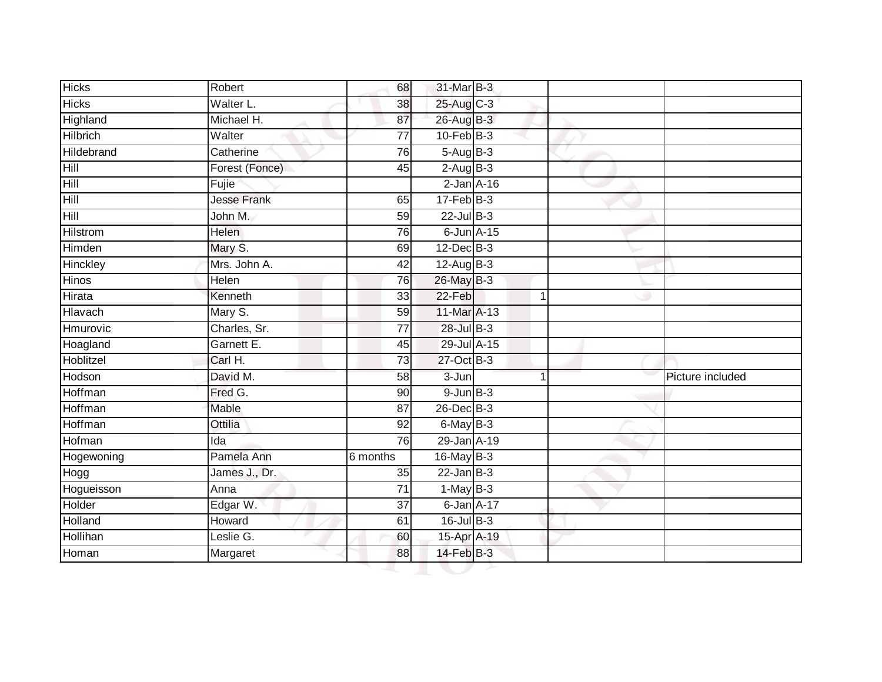| | | | | | | | |
|---|---|---|---|---|---|---|---|
| Hicks | Robert | 68 | 31-Mar | B-3 | | | |
| Hicks | Walter L. | 38 | 25-Aug | C-3 | | | |
| Highland | Michael H. | 87 | 26-Aug | B-3 | | | |
| Hilbrich | Walter | 77 | 10-Feb | B-3 | | | |
| Hildebrand | Catherine | 76 | 5-Aug | B-3 | | | |
| Hill | Forest (Fonce) | 45 | 2-Aug | B-3 | | | |
| Hill | Fujie | | 2-Jan | A-16 | | | |
| Hill | Jesse Frank | 65 | 17-Feb | B-3 | | | |
| Hill | John M. | 59 | 22-Jul | B-3 | | | |
| Hilstrom | Helen | 76 | 6-Jun | A-15 | | | |
| Himden | Mary S. | 69 | 12-Dec | B-3 | | | |
| Hinckley | Mrs. John A. | 42 | 12-Aug | B-3 | | | |
| Hinos | Helen | 76 | 26-May | B-3 | | | |
| Hirata | Kenneth | 33 | 22-Feb | | 1 | | |
| Hlavach | Mary S. | 59 | 11-Mar | A-13 | | | |
| Hmurovic | Charles, Sr. | 77 | 28-Jul | B-3 | | | |
| Hoagland | Garnett E. | 45 | 29-Jul | A-15 | | | |
| Hoblitzel | Carl H. | 73 | 27-Oct | B-3 | | | |
| Hodson | David M. | 58 | 3-Jun | | 1 | | Picture included |
| Hoffman | Fred G. | 90 | 9-Jun | B-3 | | | |
| Hoffman | Mable | 87 | 26-Dec | B-3 | | | |
| Hoffman | Ottilia | 92 | 6-May | B-3 | | | |
| Hofman | Ida | 76 | 29-Jan | A-19 | | | |
| Hogewoning | Pamela Ann | 6 months | 16-May | B-3 | | | |
| Hogg | James J., Dr. | 35 | 22-Jan | B-3 | | | |
| Hogueisson | Anna | 71 | 1-May | B-3 | | | |
| Holder | Edgar W. | 37 | 6-Jan | A-17 | | | |
| Holland | Howard | 61 | 16-Jul | B-3 | | | |
| Hollihan | Leslie G. | 60 | 15-Apr | A-19 | | | |
| Homan | Margaret | 88 | 14-Feb | B-3 | | | |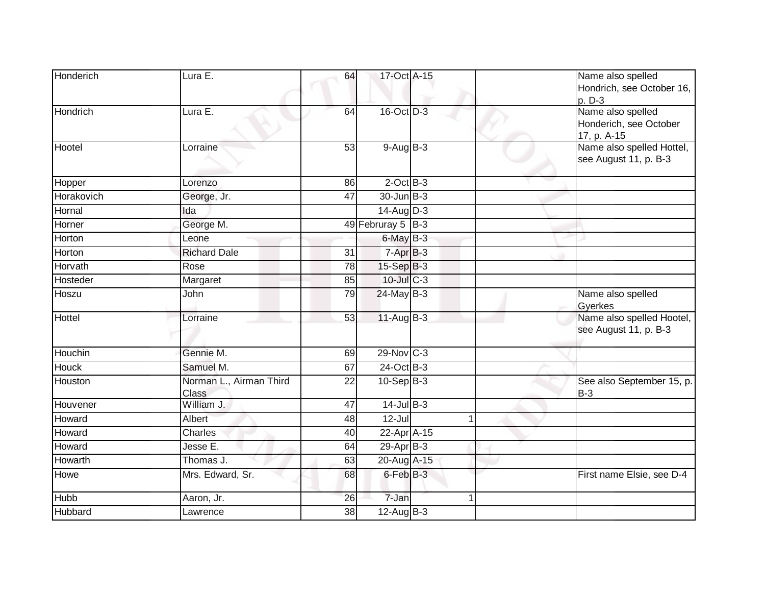| Honderich | Lura E. | 64 | 17-Oct | A-15 | | | Name also spelled Hondrich, see October 16, p. D-3 |
|---|---|---|---|---|---|---|---|
| Hondrich | Lura E. | 64 | 16-Oct | D-3 | | | Name also spelled Honderich, see October 17, p. A-15 |
| Hootel | Lorraine | 53 | 9-Aug | B-3 | | | Name also spelled Hottel, see August 11, p. B-3 |
| Hopper | Lorenzo | 86 | 2-Oct | B-3 | | | |
| Horakovich | George, Jr. | 47 | 30-Jun | B-3 | | | |
| Hornal | Ida | | 14-Aug | D-3 | | | |
| Horner | George M. | 49 | Februray 5 | B-3 | | | |
| Horton | Leone | | 6-May | B-3 | | | |
| Horton | Richard Dale | 31 | 7-Apr | B-3 | | | |
| Horvath | Rose | 78 | 15-Sep | B-3 | | | |
| Hosteder | Margaret | 85 | 10-Jul | C-3 | | | |
| Hoszu | John | 79 | 24-May | B-3 | | | Name also spelled Gyerkes |
| Hottel | Lorraine | 53 | 11-Aug | B-3 | | | Name also spelled Hootel, see August 11, p. B-3 |
| Houchin | Gennie M. | 69 | 29-Nov | C-3 | | | |
| Houck | Samuel M. | 67 | 24-Oct | B-3 | | | |
| Houston | Norman L., Airman Third Class | 22 | 10-Sep | B-3 | | | See also September 15, p. B-3 |
| Houvener | William J. | 47 | 14-Jul | B-3 | | | |
| Howard | Albert | 48 | 12-Jul | | 1 | | |
| Howard | Charles | 40 | 22-Apr | A-15 | | | |
| Howard | Jesse E. | 64 | 29-Apr | B-3 | | | |
| Howarth | Thomas J. | 63 | 20-Aug | A-15 | | | |
| Howe | Mrs. Edward, Sr. | 68 | 6-Feb | B-3 | | | First name Elsie, see D-4 |
| Hubb | Aaron, Jr. | 26 | 7-Jan | | 1 | | |
| Hubbard | Lawrence | 38 | 12-Aug | B-3 | | | |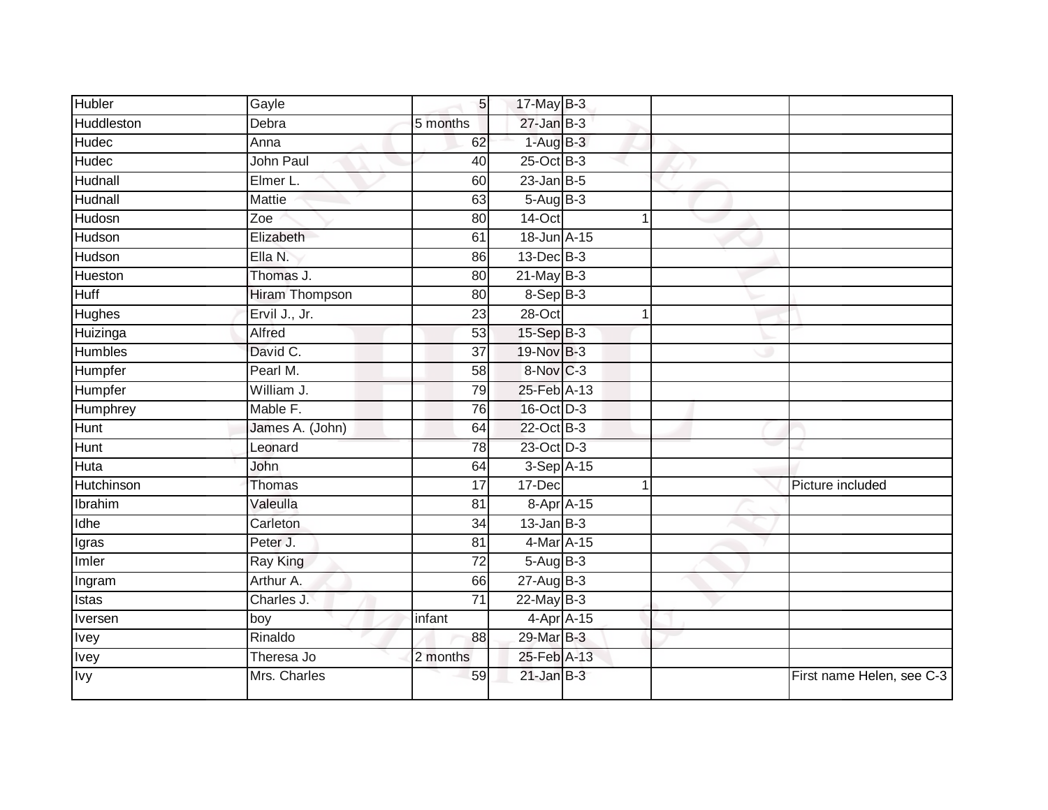| | | | | | | | |
|---|---|---|---|---|---|---|---|
| Hubler | Gayle | 5 | 17-May | B-3 | | | |
| Huddleston | Debra | 5 months | 27-Jan | B-3 | | | |
| Hudec | Anna | 62 | 1-Aug | B-3 | | | |
| Hudec | John Paul | 40 | 25-Oct | B-3 | | | |
| Hudnall | Elmer L. | 60 | 23-Jan | B-5 | | | |
| Hudnall | Mattie | 63 | 5-Aug | B-3 | | | |
| Hudosn | Zoe | 80 | 14-Oct | | 1 | | |
| Hudson | Elizabeth | 61 | 18-Jun | A-15 | | | |
| Hudson | Ella N. | 86 | 13-Dec | B-3 | | | |
| Hueston | Thomas J. | 80 | 21-May | B-3 | | | |
| Huff | Hiram Thompson | 80 | 8-Sep | B-3 | | | |
| Hughes | Ervil J., Jr. | 23 | 28-Oct | | 1 | | |
| Huizinga | Alfred | 53 | 15-Sep | B-3 | | | |
| Humbles | David C. | 37 | 19-Nov | B-3 | | | |
| Humpfer | Pearl M. | 58 | 8-Nov | C-3 | | | |
| Humpfer | William J. | 79 | 25-Feb | A-13 | | | |
| Humphrey | Mable F. | 76 | 16-Oct | D-3 | | | |
| Hunt | James A. (John) | 64 | 22-Oct | B-3 | | | |
| Hunt | Leonard | 78 | 23-Oct | D-3 | | | |
| Huta | John | 64 | 3-Sep | A-15 | | | |
| Hutchinson | Thomas | 17 | 17-Dec | | 1 | | Picture included |
| Ibrahim | Valeulla | 81 | 8-Apr | A-15 | | | |
| Idhe | Carleton | 34 | 13-Jan | B-3 | | | |
| Igras | Peter J. | 81 | 4-Mar | A-15 | | | |
| Imler | Ray King | 72 | 5-Aug | B-3 | | | |
| Ingram | Arthur A. | 66 | 27-Aug | B-3 | | | |
| Istas | Charles J. | 71 | 22-May | B-3 | | | |
| Iversen | boy | infant | 4-Apr | A-15 | | | |
| Ivey | Rinaldo | 88 | 29-Mar | B-3 | | | |
| Ivey | Theresa Jo | 2 months | 25-Feb | A-13 | | | |
| Ivy | Mrs. Charles | 59 | 21-Jan | B-3 | | | First name Helen, see C-3 |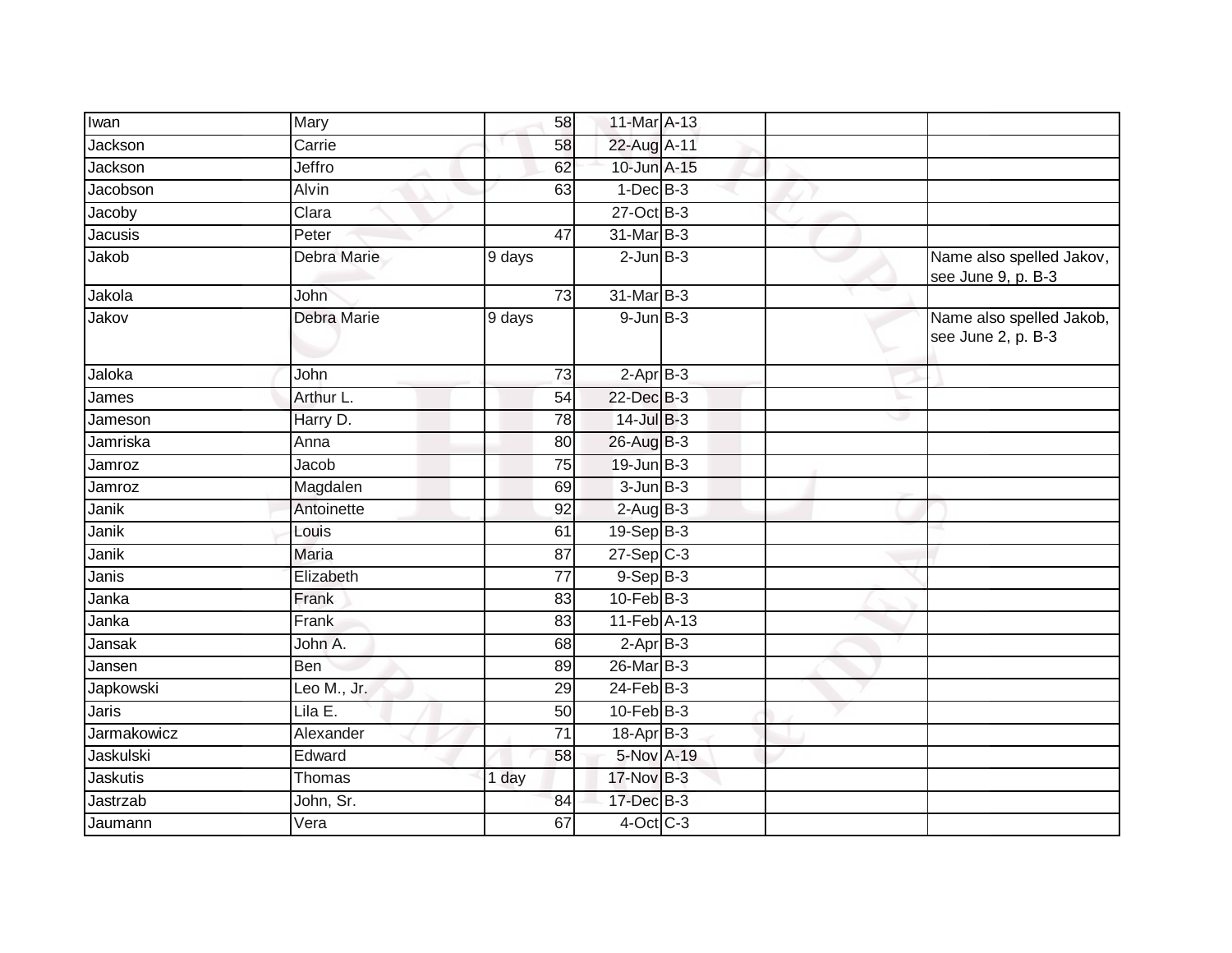| | | | | | | |
|---|---|---|---|---|---|---|
| Iwan | Mary | 58 | 11-Mar | A-13 | | |
| Jackson | Carrie | 58 | 22-Aug | A-11 | | |
| Jackson | Jeffro | 62 | 10-Jun | A-15 | | |
| Jacobson | Alvin | 63 | 1-Dec | B-3 | | |
| Jacoby | Clara | | 27-Oct | B-3 | | |
| Jacusis | Peter | 47 | 31-Mar | B-3 | | |
| Jakob | Debra Marie | 9 days | 2-Jun | B-3 | | Name also spelled Jakov, see June 9, p. B-3 |
| Jakola | John | 73 | 31-Mar | B-3 | | |
| Jakov | Debra Marie | 9 days | 9-Jun | B-3 | | Name also spelled Jakob, see June 2, p. B-3 |
| Jaloka | John | 73 | 2-Apr | B-3 | | |
| James | Arthur L. | 54 | 22-Dec | B-3 | | |
| Jameson | Harry D. | 78 | 14-Jul | B-3 | | |
| Jamriska | Anna | 80 | 26-Aug | B-3 | | |
| Jamroz | Jacob | 75 | 19-Jun | B-3 | | |
| Jamroz | Magdalen | 69 | 3-Jun | B-3 | | |
| Janik | Antoinette | 92 | 2-Aug | B-3 | | |
| Janik | Louis | 61 | 19-Sep | B-3 | | |
| Janik | Maria | 87 | 27-Sep | C-3 | | |
| Janis | Elizabeth | 77 | 9-Sep | B-3 | | |
| Janka | Frank | 83 | 10-Feb | B-3 | | |
| Janka | Frank | 83 | 11-Feb | A-13 | | |
| Jansak | John A. | 68 | 2-Apr | B-3 | | |
| Jansen | Ben | 89 | 26-Mar | B-3 | | |
| Japkowski | Leo M., Jr. | 29 | 24-Feb | B-3 | | |
| Jaris | Lila E. | 50 | 10-Feb | B-3 | | |
| Jarmakowicz | Alexander | 71 | 18-Apr | B-3 | | |
| Jaskulski | Edward | 58 | 5-Nov | A-19 | | |
| Jaskutis | Thomas | 1 day | 17-Nov | B-3 | | |
| Jastrzab | John, Sr. | 84 | 17-Dec | B-3 | | |
| Jaumann | Vera | 67 | 4-Oct | C-3 | | |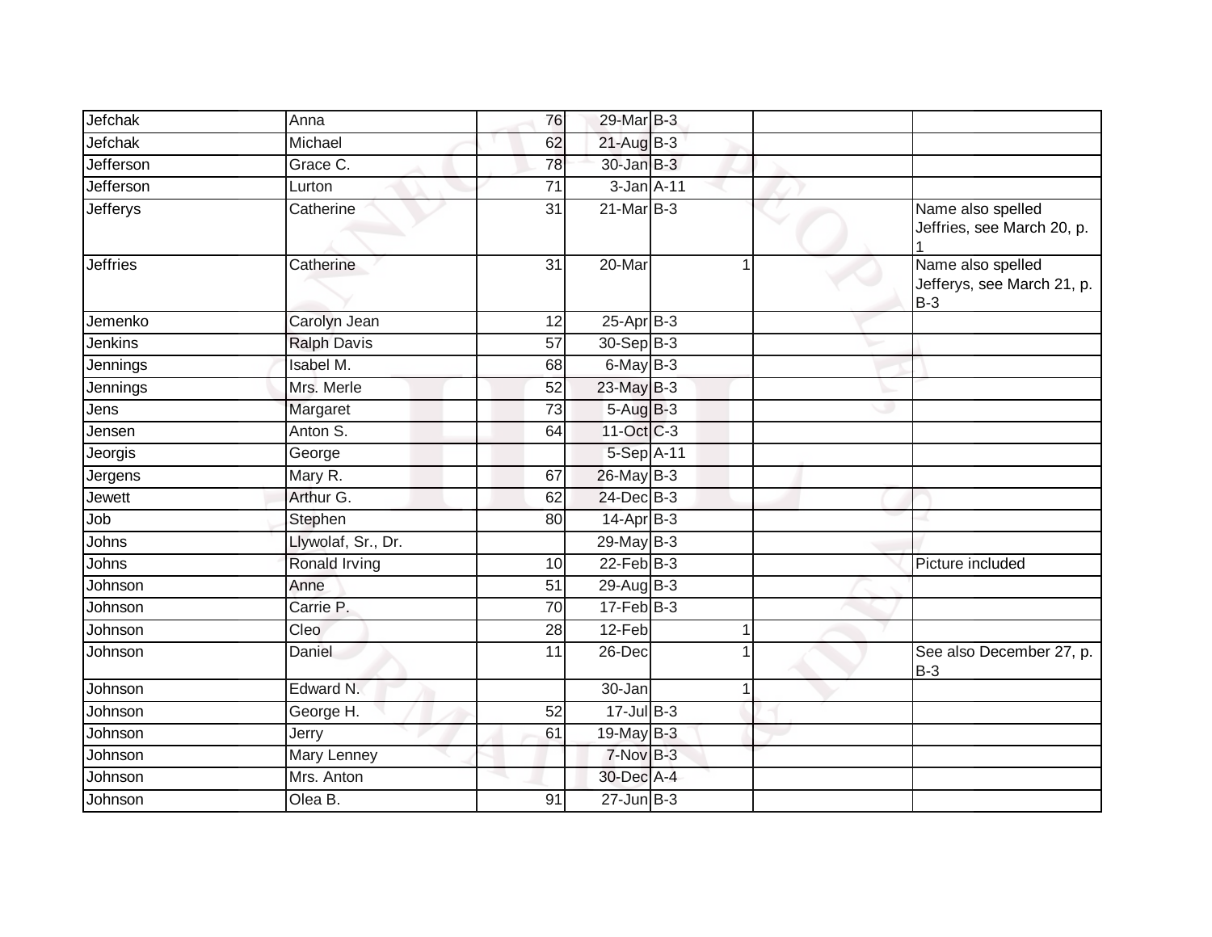| | | | | | | |
|---|---|---|---|---|---|---|
| Jefchak | Anna | 76 | 29-Mar | B-3 | | |
| Jefchak | Michael | 62 | 21-Aug | B-3 | | |
| Jefferson | Grace C. | 78 | 30-Jan | B-3 | | |
| Jefferson | Lurton | 71 | 3-Jan | A-11 | | |
| Jefferys | Catherine | 31 | 21-Mar | B-3 | | Name also spelled Jeffries, see March 20, p. 1 |
| Jeffries | Catherine | 31 | 20-Mar | 1 | | Name also spelled Jefferys, see March 21, p. B-3 |
| Jemenko | Carolyn Jean | 12 | 25-Apr | B-3 | | |
| Jenkins | Ralph Davis | 57 | 30-Sep | B-3 | | |
| Jennings | Isabel M. | 68 | 6-May | B-3 | | |
| Jennings | Mrs. Merle | 52 | 23-May | B-3 | | |
| Jens | Margaret | 73 | 5-Aug | B-3 | | |
| Jensen | Anton S. | 64 | 11-Oct | C-3 | | |
| Jeorgis | George | | 5-Sep | A-11 | | |
| Jergens | Mary R. | 67 | 26-May | B-3 | | |
| Jewett | Arthur G. | 62 | 24-Dec | B-3 | | |
| Job | Stephen | 80 | 14-Apr | B-3 | | |
| Johns | Llywolaf, Sr., Dr. | | 29-May | B-3 | | |
| Johns | Ronald Irving | 10 | 22-Feb | B-3 | | Picture included |
| Johnson | Anne | 51 | 29-Aug | B-3 | | |
| Johnson | Carrie P. | 70 | 17-Feb | B-3 | | |
| Johnson | Cleo | 28 | 12-Feb | 1 | | |
| Johnson | Daniel | 11 | 26-Dec | 1 | | See also December 27, p. B-3 |
| Johnson | Edward N. | | 30-Jan | 1 | | |
| Johnson | George H. | 52 | 17-Jul | B-3 | | |
| Johnson | Jerry | 61 | 19-May | B-3 | | |
| Johnson | Mary Lenney | | 7-Nov | B-3 | | |
| Johnson | Mrs. Anton | | 30-Dec | A-4 | | |
| Johnson | Olea B. | 91 | 27-Jun | B-3 | | |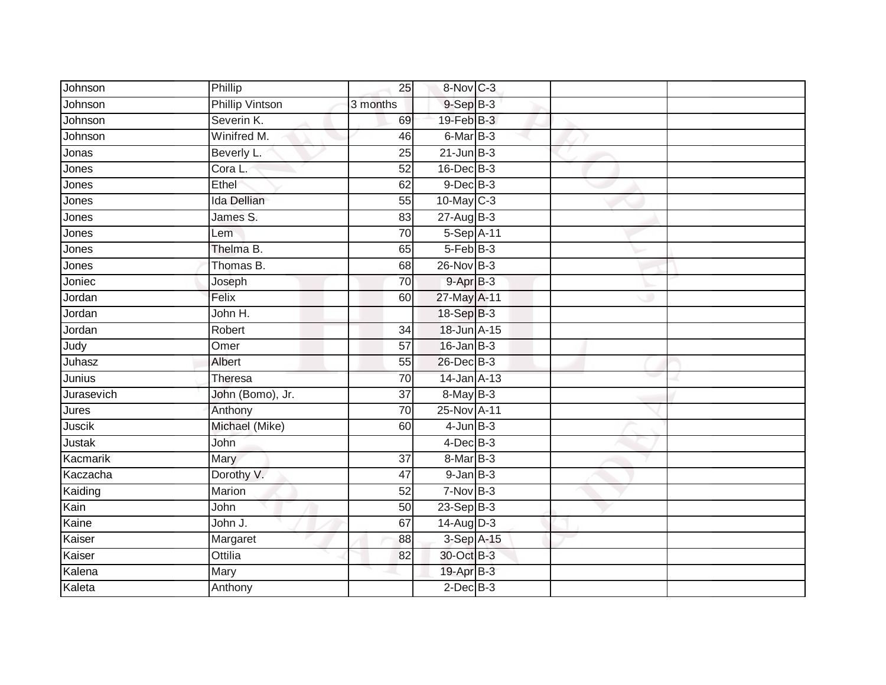| Johnson | Phillip | 25 | 8-Nov | C-3 | | |
|---|---|---|---|---|---|---|
| Johnson | Phillip Vintson | 3 months | 9-Sep | B-3 | | |
| Johnson | Severin K. | 69 | 19-Feb | B-3 | | |
| Johnson | Winifred M. | 46 | 6-Mar | B-3 | | |
| Jonas | Beverly L. | 25 | 21-Jun | B-3 | | |
| Jones | Cora L. | 52 | 16-Dec | B-3 | | |
| Jones | Ethel | 62 | 9-Dec | B-3 | | |
| Jones | Ida Dellian | 55 | 10-May | C-3 | | |
| Jones | James S. | 83 | 27-Aug | B-3 | | |
| Jones | Lem | 70 | 5-Sep | A-11 | | |
| Jones | Thelma B. | 65 | 5-Feb | B-3 | | |
| Jones | Thomas B. | 68 | 26-Nov | B-3 | | |
| Joniec | Joseph | 70 | 9-Apr | B-3 | | |
| Jordan | Felix | 60 | 27-May | A-11 | | |
| Jordan | John H. | | 18-Sep | B-3 | | |
| Jordan | Robert | 34 | 18-Jun | A-15 | | |
| Judy | Omer | 57 | 16-Jan | B-3 | | |
| Juhasz | Albert | 55 | 26-Dec | B-3 | | |
| Junius | Theresa | 70 | 14-Jan | A-13 | | |
| Jurasevich | John (Bomo), Jr. | 37 | 8-May | B-3 | | |
| Jures | Anthony | 70 | 25-Nov | A-11 | | |
| Juscik | Michael (Mike) | 60 | 4-Jun | B-3 | | |
| Justak | John | | 4-Dec | B-3 | | |
| Kacmarik | Mary | 37 | 8-Mar | B-3 | | |
| Kaczacha | Dorothy V. | 47 | 9-Jan | B-3 | | |
| Kaiding | Marion | 52 | 7-Nov | B-3 | | |
| Kain | John | 50 | 23-Sep | B-3 | | |
| Kaine | John J. | 67 | 14-Aug | D-3 | | |
| Kaiser | Margaret | 88 | 3-Sep | A-15 | | |
| Kaiser | Ottilia | 82 | 30-Oct | B-3 | | |
| Kalena | Mary | | 19-Apr | B-3 | | |
| Kaleta | Anthony | | 2-Dec | B-3 | | |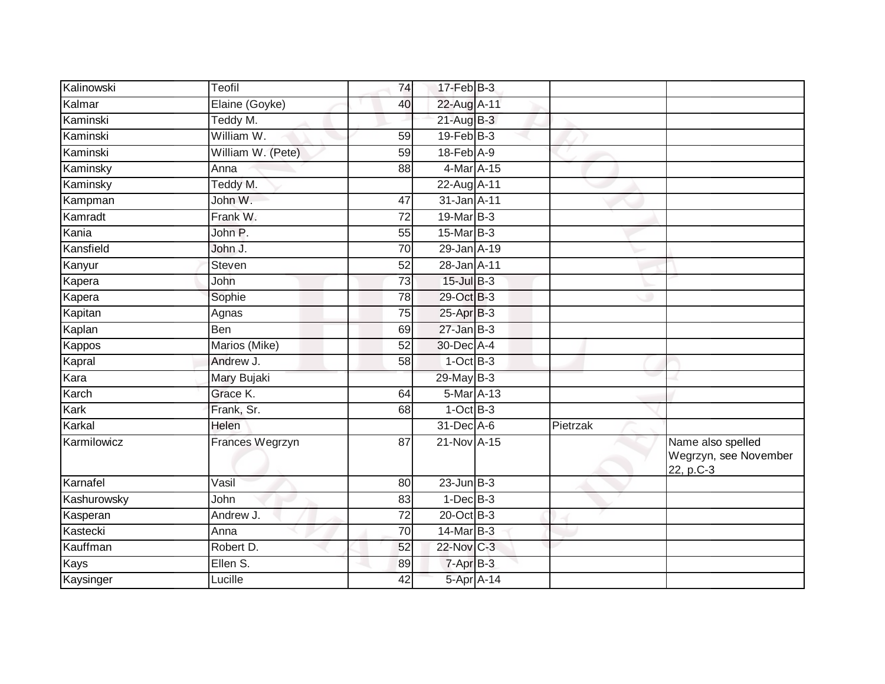| Kalinowski | Teofil | 74 | 17-Feb | B-3 | | |
|---|---|---|---|---|---|---|
| Kalmar | Elaine (Goyke) | 40 | 22-Aug | A-11 | | |
| Kaminski | Teddy M. | | 21-Aug | B-3 | | |
| Kaminski | William W. | 59 | 19-Feb | B-3 | | |
| Kaminski | William W. (Pete) | 59 | 18-Feb | A-9 | | |
| Kaminsky | Anna | 88 | 4-Mar | A-15 | | |
| Kaminsky | Teddy M. | | 22-Aug | A-11 | | |
| Kampman | John W. | 47 | 31-Jan | A-11 | | |
| Kamradt | Frank W. | 72 | 19-Mar | B-3 | | |
| Kania | John P. | 55 | 15-Mar | B-3 | | |
| Kansfield | John J. | 70 | 29-Jan | A-19 | | |
| Kanyur | Steven | 52 | 28-Jan | A-11 | | |
| Kapera | John | 73 | 15-Jul | B-3 | | |
| Kapera | Sophie | 78 | 29-Oct | B-3 | | |
| Kapitan | Agnas | 75 | 25-Apr | B-3 | | |
| Kaplan | Ben | 69 | 27-Jan | B-3 | | |
| Kappos | Marios (Mike) | 52 | 30-Dec | A-4 | | |
| Kapral | Andrew J. | 58 | 1-Oct | B-3 | | |
| Kara | Mary Bujaki | | 29-May | B-3 | | |
| Karch | Grace K. | 64 | 5-Mar | A-13 | | |
| Kark | Frank, Sr. | 68 | 1-Oct | B-3 | | |
| Karkal | Helen | | 31-Dec | A-6 | Pietrzak | |
| Karmilowicz | Frances Wegrzyn | 87 | 21-Nov | A-15 | | Name also spelled Wegrzyn, see November 22, p.C-3 |
| Karnafel | Vasil | 80 | 23-Jun | B-3 | | |
| Kashurowsky | John | 83 | 1-Dec | B-3 | | |
| Kasperan | Andrew J. | 72 | 20-Oct | B-3 | | |
| Kastecki | Anna | 70 | 14-Mar | B-3 | | |
| Kauffman | Robert D. | 52 | 22-Nov | C-3 | | |
| Kays | Ellen S. | 89 | 7-Apr | B-3 | | |
| Kaysinger | Lucille | 42 | 5-Apr | A-14 | | |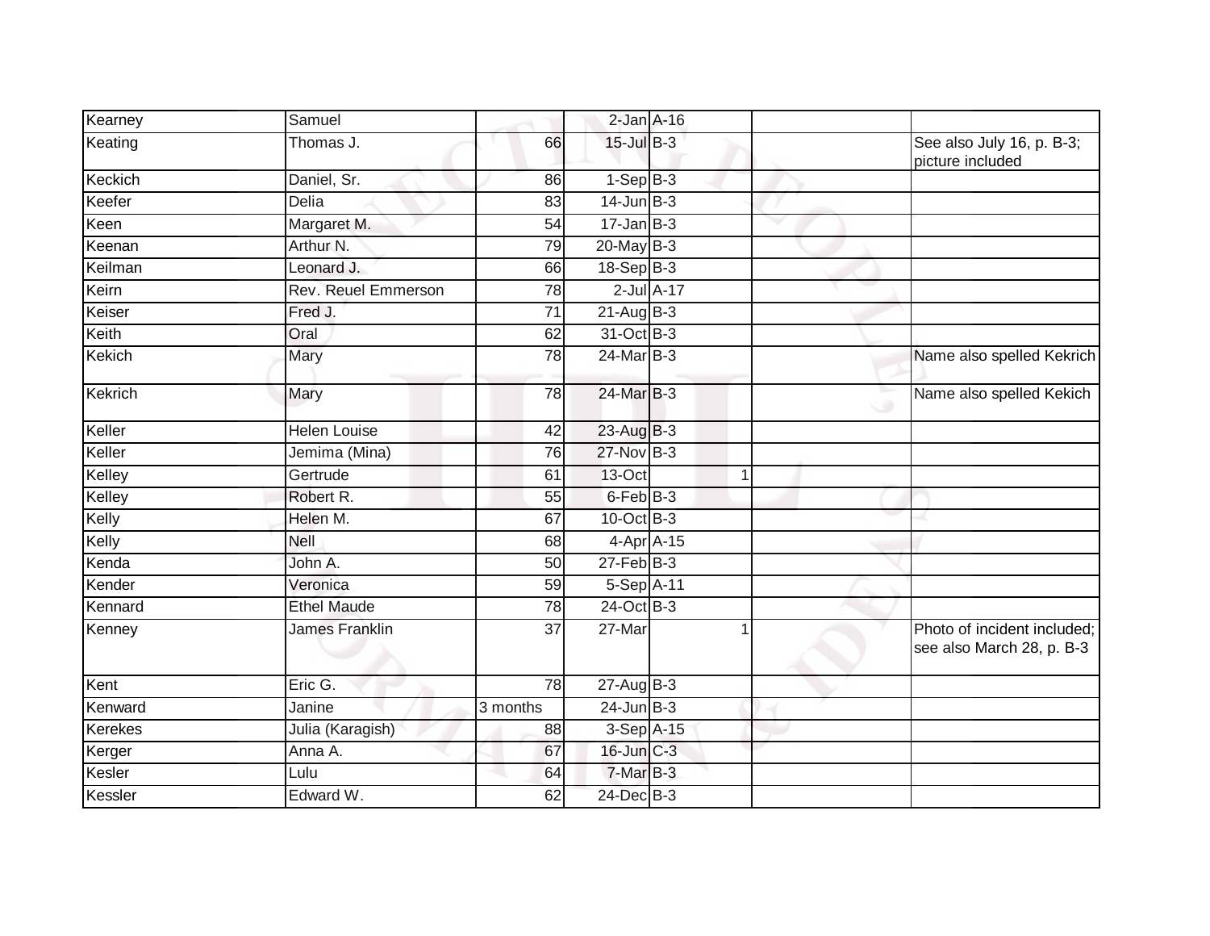| Kearney | Samuel | | 2-Jan | A-16 | | |
|---|---|---|---|---|---|---|
| Keating | Thomas J. | 66 | 15-Jul | B-3 | | See also July 16, p. B-3; picture included |
| Keckich | Daniel, Sr. | 86 | 1-Sep | B-3 | | |
| Keefer | Delia | 83 | 14-Jun | B-3 | | |
| Keen | Margaret M. | 54 | 17-Jan | B-3 | | |
| Keenan | Arthur N. | 79 | 20-May | B-3 | | |
| Keilman | Leonard J. | 66 | 18-Sep | B-3 | | |
| Keirn | Rev. Reuel Emmerson | 78 | 2-Jul | A-17 | | |
| Keiser | Fred J. | 71 | 21-Aug | B-3 | | |
| Keith | Oral | 62 | 31-Oct | B-3 | | |
| Kekich | Mary | 78 | 24-Mar | B-3 | | Name also spelled Kekrich |
| Kekrich | Mary | 78 | 24-Mar | B-3 | | Name also spelled Kekich |
| Keller | Helen Louise | 42 | 23-Aug | B-3 | | |
| Keller | Jemima (Mina) | 76 | 27-Nov | B-3 | | |
| Kelley | Gertrude | 61 | 13-Oct | 1 | | |
| Kelley | Robert R. | 55 | 6-Feb | B-3 | | |
| Kelly | Helen M. | 67 | 10-Oct | B-3 | | |
| Kelly | Nell | 68 | 4-Apr | A-15 | | |
| Kenda | John A. | 50 | 27-Feb | B-3 | | |
| Kender | Veronica | 59 | 5-Sep | A-11 | | |
| Kennard | Ethel Maude | 78 | 24-Oct | B-3 | | |
| Kenney | James Franklin | 37 | 27-Mar | 1 | | Photo of incident included; see also March 28, p. B-3 |
| Kent | Eric G. | 78 | 27-Aug | B-3 | | |
| Kenward | Janine | 3 months | 24-Jun | B-3 | | |
| Kerekes | Julia (Karagish) | 88 | 3-Sep | A-15 | | |
| Kerger | Anna A. | 67 | 16-Jun | C-3 | | |
| Kesler | Lulu | 64 | 7-Mar | B-3 | | |
| Kessler | Edward W. | 62 | 24-Dec | B-3 | | |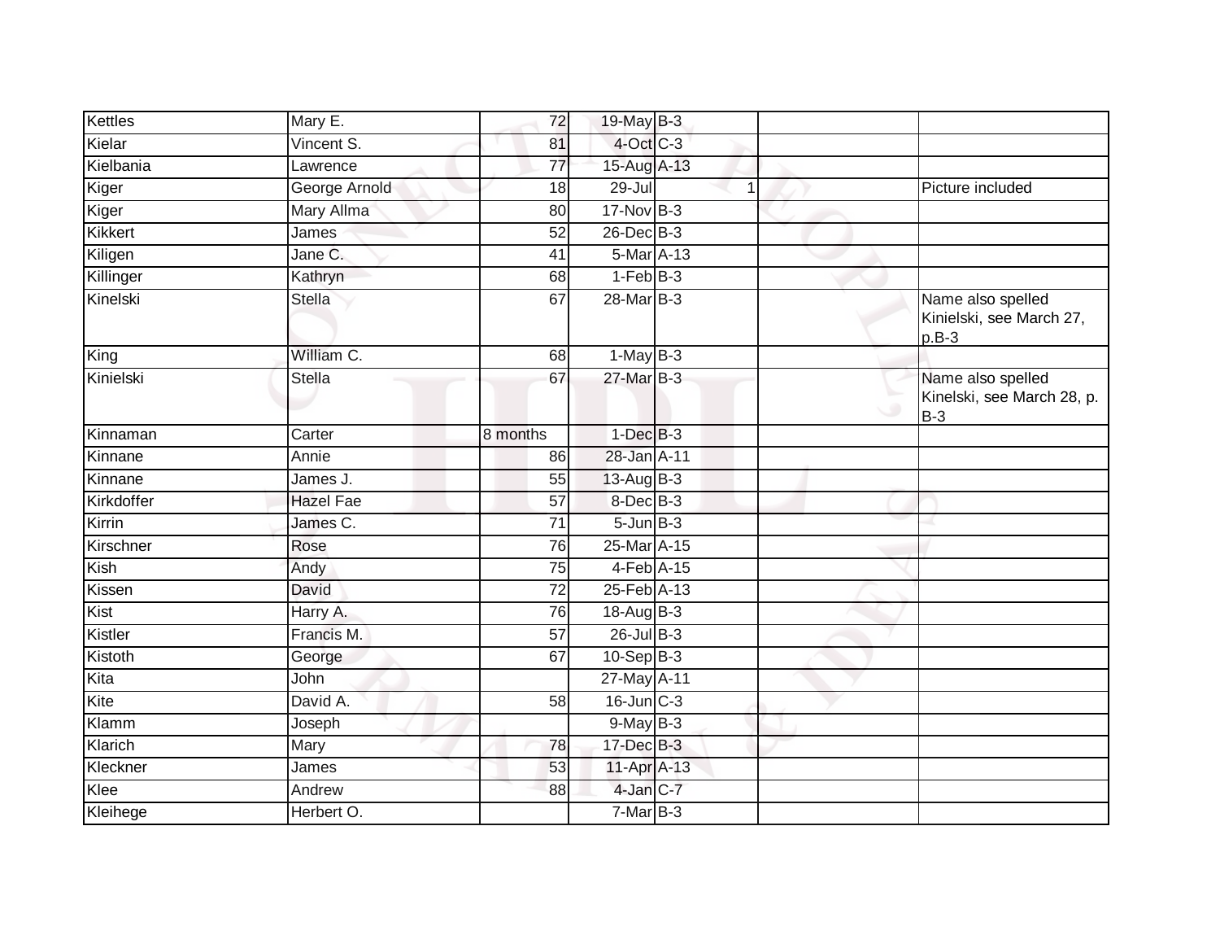| | | | | | | |
|---|---|---|---|---|---|---|
| Kettles | Mary E. | 72 | 19-May | B-3 | | |
| Kielar | Vincent S. | 81 | 4-Oct | C-3 | | |
| Kielbania | Lawrence | 77 | 15-Aug | A-13 | | |
| Kiger | George Arnold | 18 | 29-Jul | 1 | | Picture included |
| Kiger | Mary Allma | 80 | 17-Nov | B-3 | | |
| Kikkert | James | 52 | 26-Dec | B-3 | | |
| Kiligen | Jane C. | 41 | 5-Mar | A-13 | | |
| Killinger | Kathryn | 68 | 1-Feb | B-3 | | |
| Kinelski | Stella | 67 | 28-Mar | B-3 | | Name also spelled Kinielski, see March 27, p.B-3 |
| King | William C. | 68 | 1-May | B-3 | | |
| Kinielski | Stella | 67 | 27-Mar | B-3 | | Name also spelled Kinelski, see March 28, p. B-3 |
| Kinnaman | Carter | 8 months | 1-Dec | B-3 | | |
| Kinnane | Annie | 86 | 28-Jan | A-11 | | |
| Kinnane | James J. | 55 | 13-Aug | B-3 | | |
| Kirkdoffer | Hazel Fae | 57 | 8-Dec | B-3 | | |
| Kirrin | James C. | 71 | 5-Jun | B-3 | | |
| Kirschner | Rose | 76 | 25-Mar | A-15 | | |
| Kish | Andy | 75 | 4-Feb | A-15 | | |
| Kissen | David | 72 | 25-Feb | A-13 | | |
| Kist | Harry A. | 76 | 18-Aug | B-3 | | |
| Kistler | Francis M. | 57 | 26-Jul | B-3 | | |
| Kistoth | George | 67 | 10-Sep | B-3 | | |
| Kita | John | | 27-May | A-11 | | |
| Kite | David A. | 58 | 16-Jun | C-3 | | |
| Klamm | Joseph | | 9-May | B-3 | | |
| Klarich | Mary | 78 | 17-Dec | B-3 | | |
| Kleckner | James | 53 | 11-Apr | A-13 | | |
| Klee | Andrew | 88 | 4-Jan | C-7 | | |
| Kleihege | Herbert O. | | 7-Mar | B-3 | | |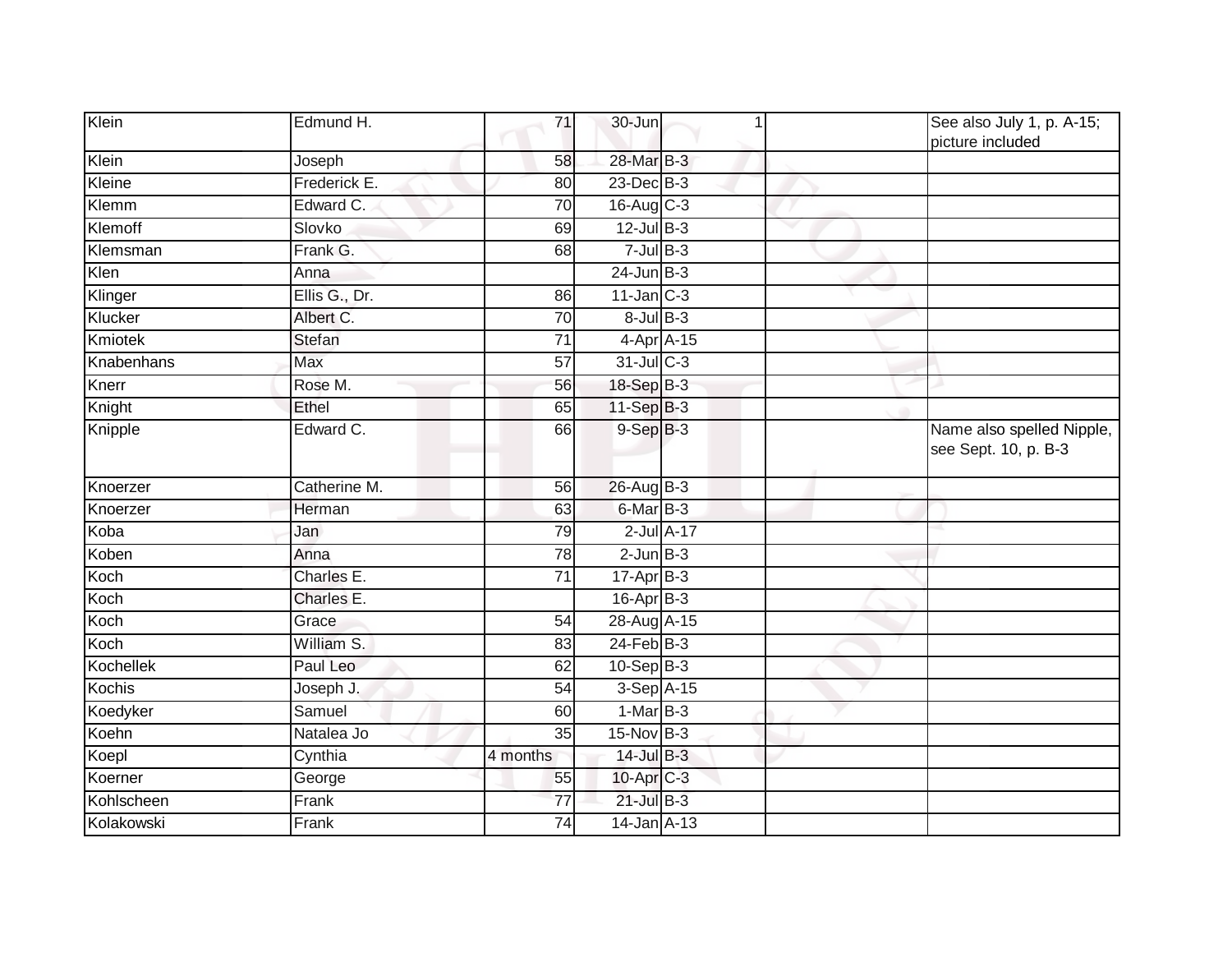| Klein | Edmund H. | 71 | 30-Jun | 1 | | See also July 1, p. A-15; picture included |
|---|---|---|---|---|---|---|
| Klein | Joseph | 58 | 28-Mar | B-3 | | |
| Kleine | Frederick E. | 80 | 23-Dec | B-3 | | |
| Klemm | Edward C. | 70 | 16-Aug | C-3 | | |
| Klemoff | Slovko | 69 | 12-Jul | B-3 | | |
| Klemsman | Frank G. | 68 | 7-Jul | B-3 | | |
| Klen | Anna | | 24-Jun | B-3 | | |
| Klinger | Ellis G., Dr. | 86 | 11-Jan | C-3 | | |
| Klucker | Albert C. | 70 | 8-Jul | B-3 | | |
| Kmiotek | Stefan | 71 | 4-Apr | A-15 | | |
| Knabenhans | Max | 57 | 31-Jul | C-3 | | |
| Knerr | Rose M. | 56 | 18-Sep | B-3 | | |
| Knight | Ethel | 65 | 11-Sep | B-3 | | |
| Knipple | Edward C. | 66 | 9-Sep | B-3 | | Name also spelled Nipple, see Sept. 10, p. B-3 |
| Knoerzer | Catherine M. | 56 | 26-Aug | B-3 | | |
| Knoerzer | Herman | 63 | 6-Mar | B-3 | | |
| Koba | Jan | 79 | 2-Jul | A-17 | | |
| Koben | Anna | 78 | 2-Jun | B-3 | | |
| Koch | Charles E. | 71 | 17-Apr | B-3 | | |
| Koch | Charles E. | | 16-Apr | B-3 | | |
| Koch | Grace | 54 | 28-Aug | A-15 | | |
| Koch | William S. | 83 | 24-Feb | B-3 | | |
| Kochellek | Paul Leo | 62 | 10-Sep | B-3 | | |
| Kochis | Joseph J. | 54 | 3-Sep | A-15 | | |
| Koedyker | Samuel | 60 | 1-Mar | B-3 | | |
| Koehn | Natalea Jo | 35 | 15-Nov | B-3 | | |
| Koepl | Cynthia | 4 months | 14-Jul | B-3 | | |
| Koerner | George | 55 | 10-Apr | C-3 | | |
| Kohlscheen | Frank | 77 | 21-Jul | B-3 | | |
| Kolakowski | Frank | 74 | 14-Jan | A-13 | | |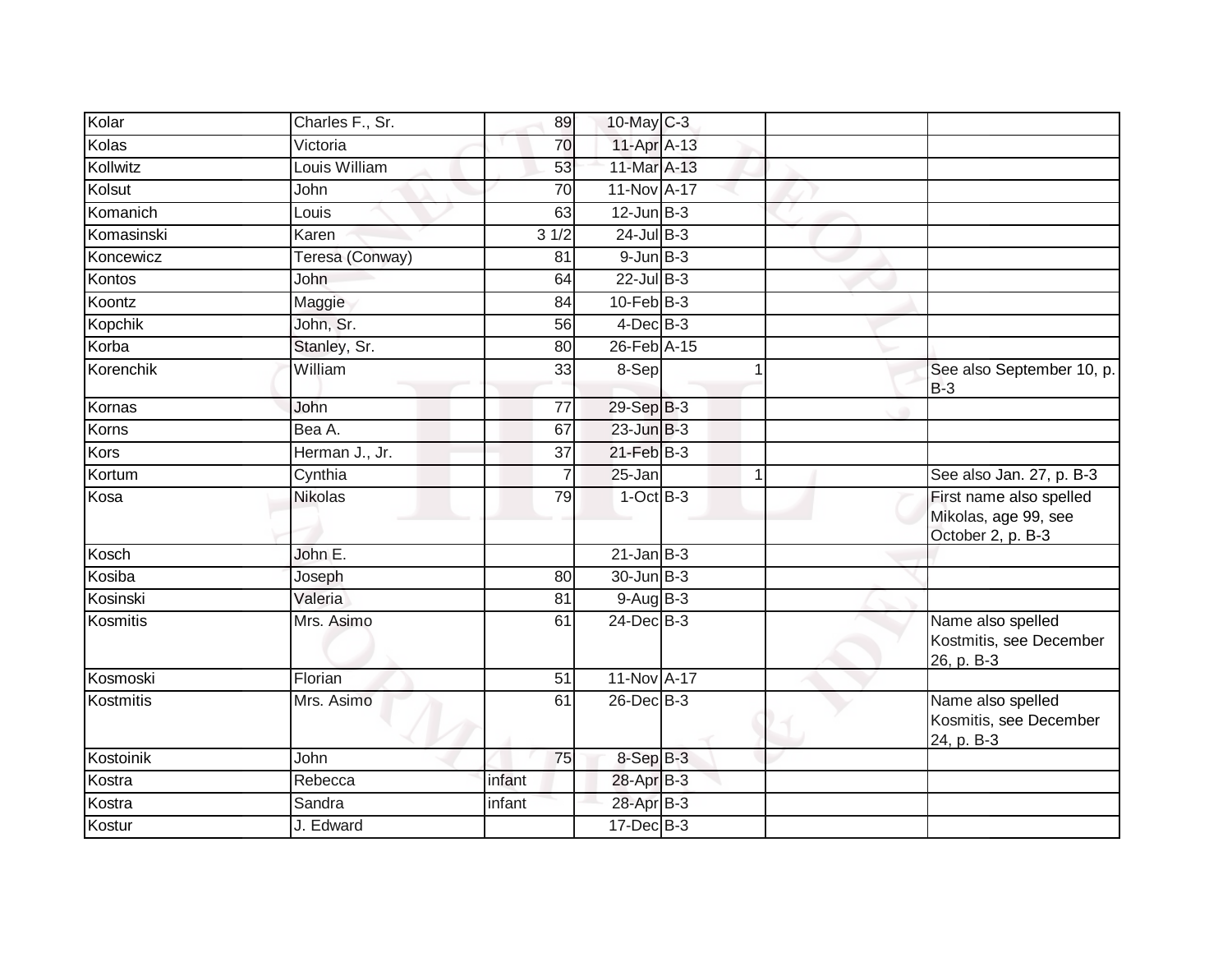| | | | | | | |
|---|---|---|---|---|---|---|
| Kolar | Charles F., Sr. | 89 | 10-May | C-3 | | |
| Kolas | Victoria | 70 | 11-Apr | A-13 | | |
| Kollwitz | Louis William | 53 | 11-Mar | A-13 | | |
| Kolsut | John | 70 | 11-Nov | A-17 | | |
| Komanich | Louis | 63 | 12-Jun | B-3 | | |
| Komasinski | Karen | 3 1/2 | 24-Jul | B-3 | | |
| Koncewicz | Teresa (Conway) | 81 | 9-Jun | B-3 | | |
| Kontos | John | 64 | 22-Jul | B-3 | | |
| Koontz | Maggie | 84 | 10-Feb | B-3 | | |
| Kopchik | John, Sr. | 56 | 4-Dec | B-3 | | |
| Korba | Stanley, Sr. | 80 | 26-Feb | A-15 | | |
| Korenchik | William | 33 | 8-Sep | 1 | | See also September 10, p. B-3 |
| Kornas | John | 77 | 29-Sep | B-3 | | |
| Korns | Bea A. | 67 | 23-Jun | B-3 | | |
| Kors | Herman J., Jr. | 37 | 21-Feb | B-3 | | |
| Kortum | Cynthia | 7 | 25-Jan | 1 | | See also Jan. 27, p. B-3 |
| Kosa | Nikolas | 79 | 1-Oct | B-3 | | First name also spelled Mikolas, age 99, see October 2, p. B-3 |
| Kosch | John E. | | 21-Jan | B-3 | | |
| Kosiba | Joseph | 80 | 30-Jun | B-3 | | |
| Kosinski | Valeria | 81 | 9-Aug | B-3 | | |
| Kosmitis | Mrs. Asimo | 61 | 24-Dec | B-3 | | Name also spelled Kostmitis, see December 26, p. B-3 |
| Kosmoski | Florian | 51 | 11-Nov | A-17 | | |
| Kostmitis | Mrs. Asimo | 61 | 26-Dec | B-3 | | Name also spelled Kosmitis, see December 24, p. B-3 |
| Kostoinik | John | 75 | 8-Sep | B-3 | | |
| Kostra | Rebecca | infant | 28-Apr | B-3 | | |
| Kostra | Sandra | infant | 28-Apr | B-3 | | |
| Kostur | J. Edward | | 17-Dec | B-3 | | |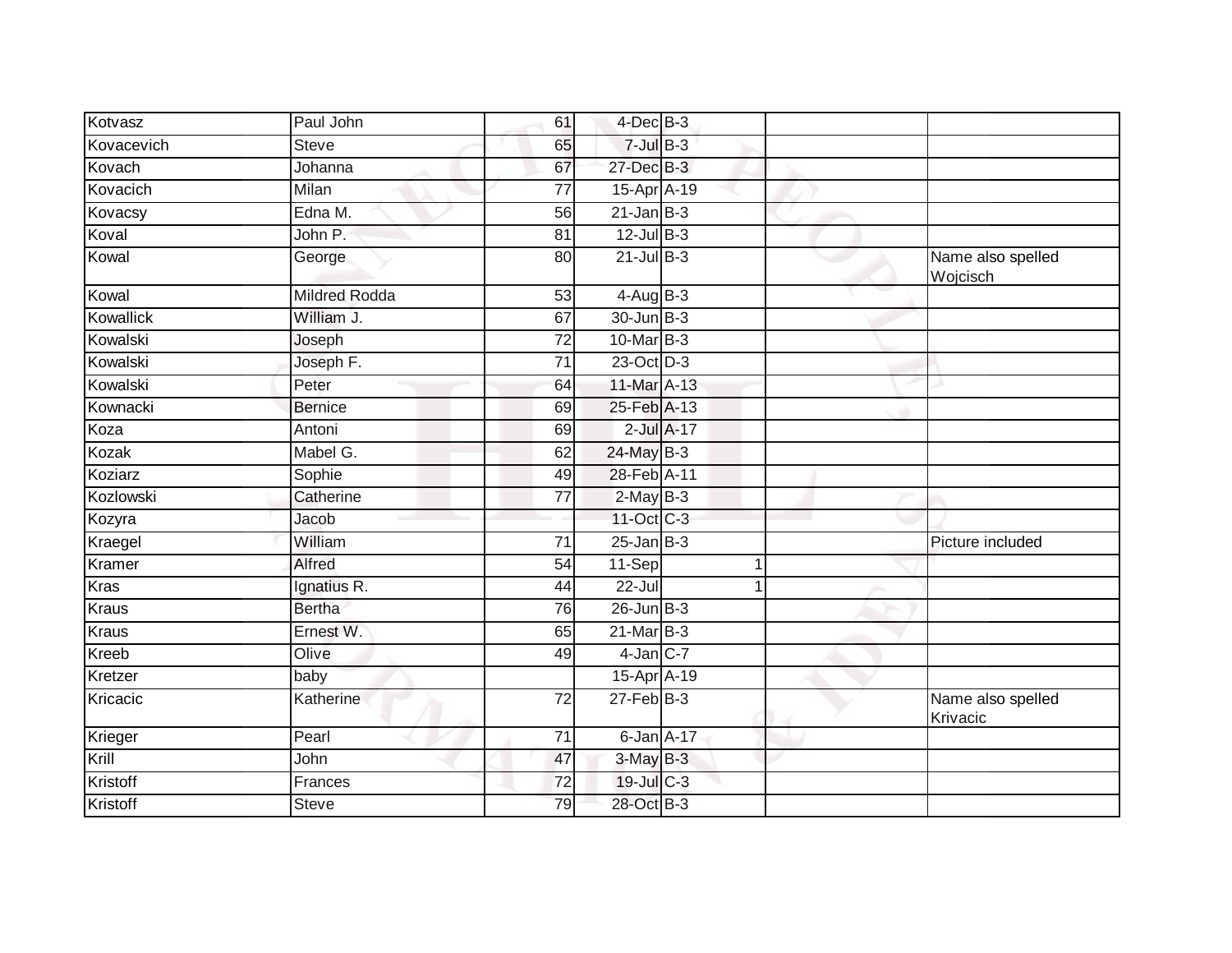| | | | | | | | |
|---|---|---|---|---|---|---|---|
| Kotvasz | Paul John | 61 | 4-Dec | B-3 | | | |
| Kovacevich | Steve | 65 | 7-Jul | B-3 | | | |
| Kovach | Johanna | 67 | 27-Dec | B-3 | | | |
| Kovacich | Milan | 77 | 15-Apr | A-19 | | | |
| Kovacsy | Edna M. | 56 | 21-Jan | B-3 | | | |
| Koval | John P. | 81 | 12-Jul | B-3 | | | |
| Kowal | George | 80 | 21-Jul | B-3 | | | Name also spelled Wojcisch |
| Kowal | Mildred Rodda | 53 | 4-Aug | B-3 | | | |
| Kowallick | William J. | 67 | 30-Jun | B-3 | | | |
| Kowalski | Joseph | 72 | 10-Mar | B-3 | | | |
| Kowalski | Joseph F. | 71 | 23-Oct | D-3 | | | |
| Kowalski | Peter | 64 | 11-Mar | A-13 | | | |
| Kownacki | Bernice | 69 | 25-Feb | A-13 | | | |
| Koza | Antoni | 69 | 2-Jul | A-17 | | | |
| Kozak | Mabel G. | 62 | 24-May | B-3 | | | |
| Koziarz | Sophie | 49 | 28-Feb | A-11 | | | |
| Kozlowski | Catherine | 77 | 2-May | B-3 | | | |
| Kozyra | Jacob | | 11-Oct | C-3 | | | |
| Kraegel | William | 71 | 25-Jan | B-3 | | | Picture included |
| Kramer | Alfred | 54 | 11-Sep | | 1 | | |
| Kras | Ignatius R. | 44 | 22-Jul | | 1 | | |
| Kraus | Bertha | 76 | 26-Jun | B-3 | | | |
| Kraus | Ernest W. | 65 | 21-Mar | B-3 | | | |
| Kreeb | Olive | 49 | 4-Jan | C-7 | | | |
| Kretzer | baby | | 15-Apr | A-19 | | | |
| Kricacic | Katherine | 72 | 27-Feb | B-3 | | | Name also spelled Krivacic |
| Krieger | Pearl | 71 | 6-Jan | A-17 | | | |
| Krill | John | 47 | 3-May | B-3 | | | |
| Kristoff | Frances | 72 | 19-Jul | C-3 | | | |
| Kristoff | Steve | 79 | 28-Oct | B-3 | | | |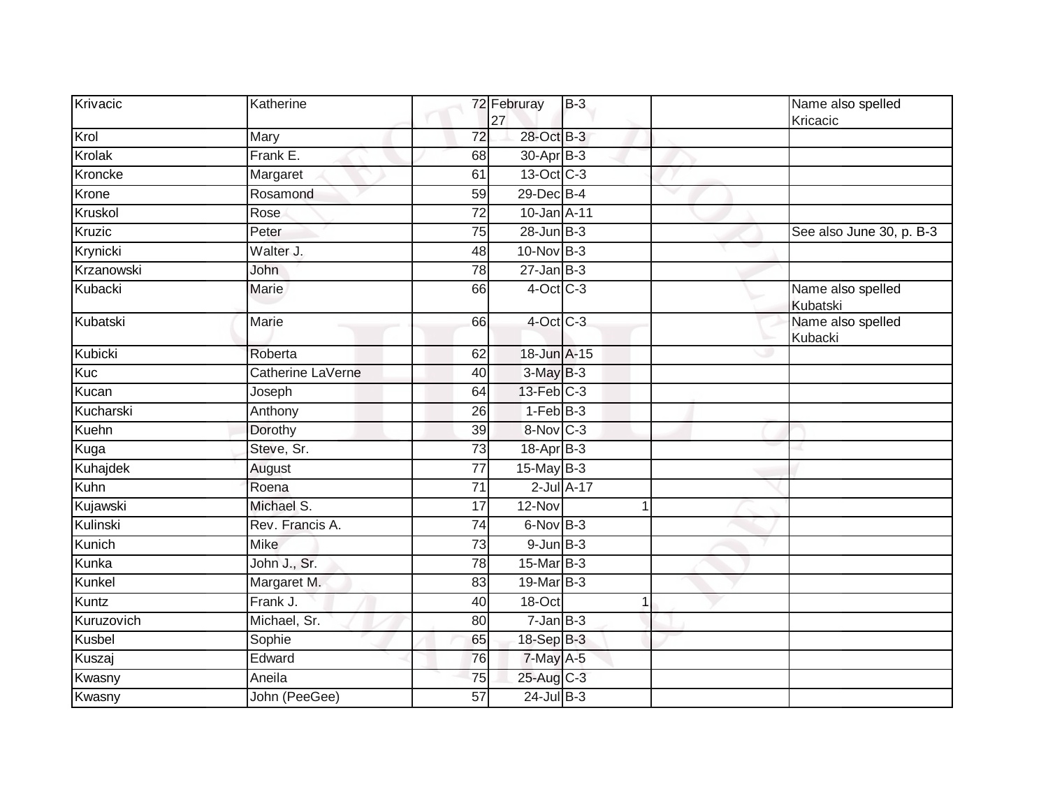| | | | | | | |
|---|---|---|---|---|---|---|
| Krivacic | Katherine | 72 | Februray 27 | B-3 | | Name also spelled Kricacic |
| Krol | Mary | 72 | 28-Oct | B-3 | | |
| Krolak | Frank E. | 68 | 30-Apr | B-3 | | |
| Kroncke | Margaret | 61 | 13-Oct | C-3 | | |
| Krone | Rosamond | 59 | 29-Dec | B-4 | | |
| Kruskol | Rose | 72 | 10-Jan | A-11 | | |
| Kruzic | Peter | 75 | 28-Jun | B-3 | | See also June 30, p. B-3 |
| Krynicki | Walter J. | 48 | 10-Nov | B-3 | | |
| Krzanowski | John | 78 | 27-Jan | B-3 | | |
| Kubacki | Marie | 66 | 4-Oct | C-3 | | Name also spelled Kubatski |
| Kubatski | Marie | 66 | 4-Oct | C-3 | | Name also spelled Kubacki |
| Kubicki | Roberta | 62 | 18-Jun | A-15 | | |
| Kuc | Catherine LaVerne | 40 | 3-May | B-3 | | |
| Kucan | Joseph | 64 | 13-Feb | C-3 | | |
| Kucharski | Anthony | 26 | 1-Feb | B-3 | | |
| Kuehn | Dorothy | 39 | 8-Nov | C-3 | | |
| Kuga | Steve, Sr. | 73 | 18-Apr | B-3 | | |
| Kuhajdek | August | 77 | 15-May | B-3 | | |
| Kuhn | Roena | 71 | 2-Jul | A-17 | | |
| Kujawski | Michael S. | 17 | 12-Nov | 1 | | |
| Kulinski | Rev. Francis A. | 74 | 6-Nov | B-3 | | |
| Kunich | Mike | 73 | 9-Jun | B-3 | | |
| Kunka | John J., Sr. | 78 | 15-Mar | B-3 | | |
| Kunkel | Margaret M. | 83 | 19-Mar | B-3 | | |
| Kuntz | Frank J. | 40 | 18-Oct | 1 | | |
| Kuruzovich | Michael, Sr. | 80 | 7-Jan | B-3 | | |
| Kusbel | Sophie | 65 | 18-Sep | B-3 | | |
| Kuszaj | Edward | 76 | 7-May | A-5 | | |
| Kwasny | Aneila | 75 | 25-Aug | C-3 | | |
| Kwasny | John (PeeGee) | 57 | 24-Jul | B-3 | | |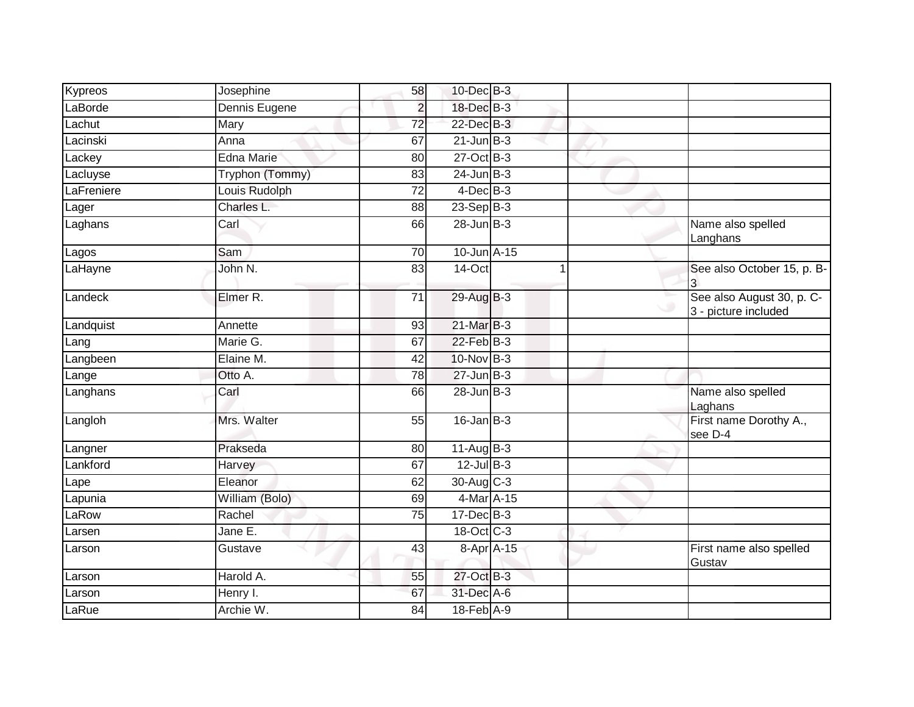| | | | | | | |
|---|---|---|---|---|---|---|
| Kypreos | Josephine | 58 | 10-Dec | B-3 | | |
| LaBorde | Dennis Eugene | 2 | 18-Dec | B-3 | | |
| Lachut | Mary | 72 | 22-Dec | B-3 | | |
| Lacinski | Anna | 67 | 21-Jun | B-3 | | |
| Lackey | Edna Marie | 80 | 27-Oct | B-3 | | |
| Lacluyse | Tryphon (Tommy) | 83 | 24-Jun | B-3 | | |
| LaFreniere | Louis Rudolph | 72 | 4-Dec | B-3 | | |
| Lager | Charles L. | 88 | 23-Sep | B-3 | | |
| Laghans | Carl | 66 | 28-Jun | B-3 | | Name also spelled Langhans |
| Lagos | Sam | 70 | 10-Jun | A-15 | | |
| LaHayne | John N. | 83 | 14-Oct | 1 | | See also October 15, p. B-3 |
| Landeck | Elmer R. | 71 | 29-Aug | B-3 | | See also August 30, p. C-3 - picture included |
| Landquist | Annette | 93 | 21-Mar | B-3 | | |
| Lang | Marie G. | 67 | 22-Feb | B-3 | | |
| Langbeen | Elaine M. | 42 | 10-Nov | B-3 | | |
| Lange | Otto A. | 78 | 27-Jun | B-3 | | |
| Langhans | Carl | 66 | 28-Jun | B-3 | | Name also spelled Laghans |
| Langloh | Mrs. Walter | 55 | 16-Jan | B-3 | | First name Dorothy A., see D-4 |
| Langner | Prakseda | 80 | 11-Aug | B-3 | | |
| Lankford | Harvey | 67 | 12-Jul | B-3 | | |
| Lape | Eleanor | 62 | 30-Aug | C-3 | | |
| Lapunia | William (Bolo) | 69 | 4-Mar | A-15 | | |
| LaRow | Rachel | 75 | 17-Dec | B-3 | | |
| Larsen | Jane E. | | 18-Oct | C-3 | | |
| Larson | Gustave | 43 | 8-Apr | A-15 | | First name also spelled Gustav |
| Larson | Harold A. | 55 | 27-Oct | B-3 | | |
| Larson | Henry I. | 67 | 31-Dec | A-6 | | |
| LaRue | Archie W. | 84 | 18-Feb | A-9 | | |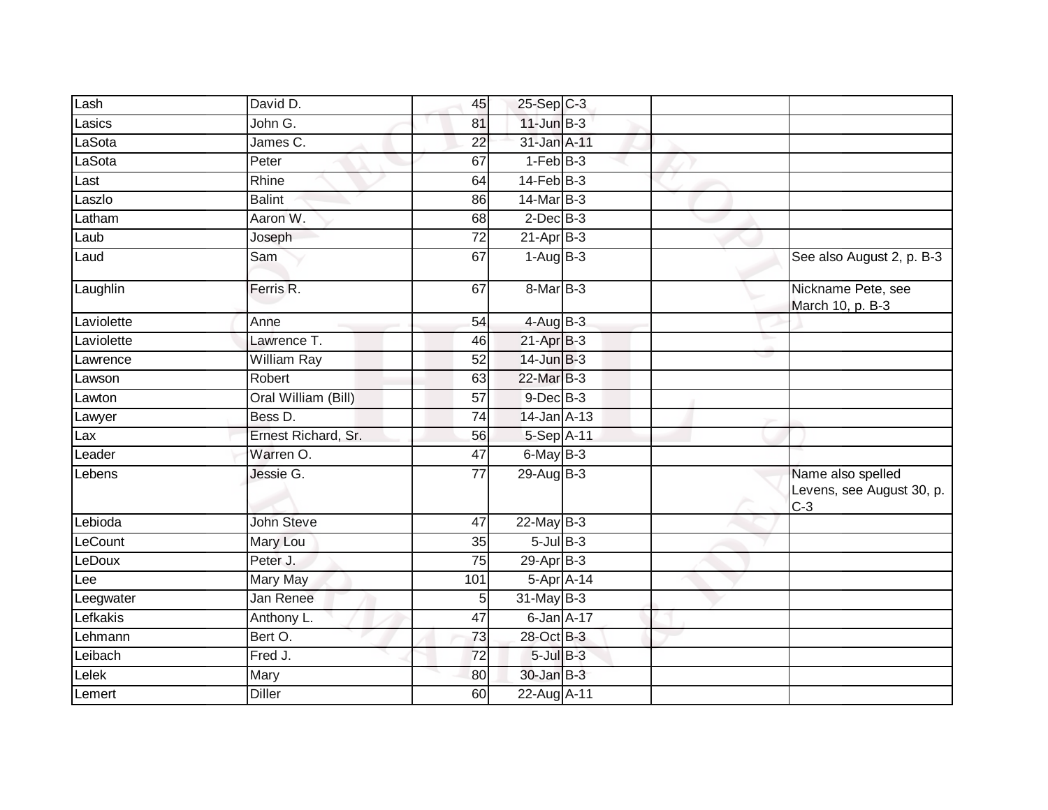| | | | | | | |
|---|---|---|---|---|---|---|
| Lash | David D. | 45 | 25-Sep | C-3 | | |
| Lasics | John G. | 81 | 11-Jun | B-3 | | |
| LaSota | James C. | 22 | 31-Jan | A-11 | | |
| LaSota | Peter | 67 | 1-Feb | B-3 | | |
| Last | Rhine | 64 | 14-Feb | B-3 | | |
| Laszlo | Balint | 86 | 14-Mar | B-3 | | |
| Latham | Aaron W. | 68 | 2-Dec | B-3 | | |
| Laub | Joseph | 72 | 21-Apr | B-3 | | |
| Laud | Sam | 67 | 1-Aug | B-3 | | See also August 2, p. B-3 |
| Laughlin | Ferris R. | 67 | 8-Mar | B-3 | | Nickname Pete, see March 10, p. B-3 |
| Laviolette | Anne | 54 | 4-Aug | B-3 | | |
| Laviolette | Lawrence T. | 46 | 21-Apr | B-3 | | |
| Lawrence | William Ray | 52 | 14-Jun | B-3 | | |
| Lawson | Robert | 63 | 22-Mar | B-3 | | |
| Lawton | Oral William (Bill) | 57 | 9-Dec | B-3 | | |
| Lawyer | Bess D. | 74 | 14-Jan | A-13 | | |
| Lax | Ernest Richard, Sr. | 56 | 5-Sep | A-11 | | |
| Leader | Warren O. | 47 | 6-May | B-3 | | |
| Lebens | Jessie G. | 77 | 29-Aug | B-3 | | Name also spelled Levens, see August 30, p. C-3 |
| Lebioda | John Steve | 47 | 22-May | B-3 | | |
| LeCount | Mary Lou | 35 | 5-Jul | B-3 | | |
| LeDoux | Peter J. | 75 | 29-Apr | B-3 | | |
| Lee | Mary May | 101 | 5-Apr | A-14 | | |
| Leegwater | Jan Renee | 5 | 31-May | B-3 | | |
| Lefkakis | Anthony L. | 47 | 6-Jan | A-17 | | |
| Lehmann | Bert O. | 73 | 28-Oct | B-3 | | |
| Leibach | Fred J. | 72 | 5-Jul | B-3 | | |
| Lelek | Mary | 80 | 30-Jan | B-3 | | |
| Lemert | Diller | 60 | 22-Aug | A-11 | | |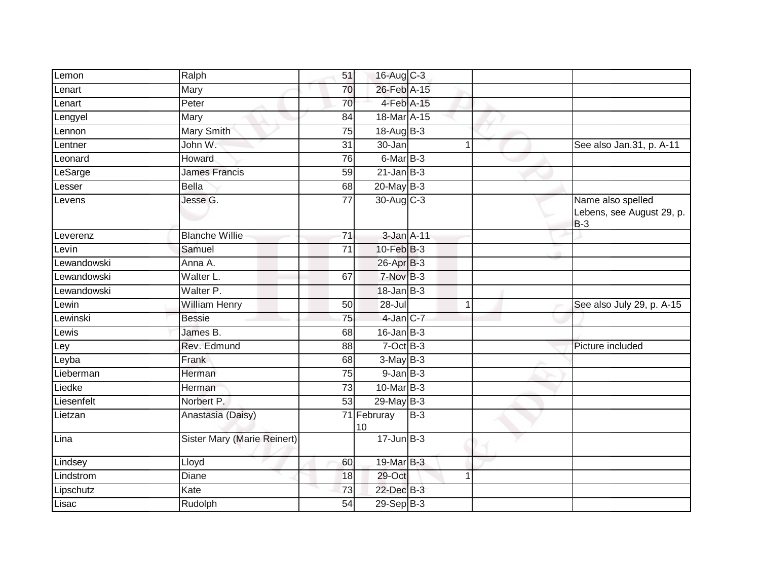| | | | | | | | |
|---|---|---|---|---|---|---|---|
| Lemon | Ralph | 51 | 16-Aug | C-3 | | | |
| Lenart | Mary | 70 | 26-Feb | A-15 | | | |
| Lenart | Peter | 70 | 4-Feb | A-15 | | | |
| Lengyel | Mary | 84 | 18-Mar | A-15 | | | |
| Lennon | Mary Smith | 75 | 18-Aug | B-3 | | | |
| Lentner | John W. | 31 | 30-Jan | | 1 | | See also Jan.31, p. A-11 |
| Leonard | Howard | 76 | 6-Mar | B-3 | | | |
| LeSarge | James Francis | 59 | 21-Jan | B-3 | | | |
| Lesser | Bella | 68 | 20-May | B-3 | | | |
| Levens | Jesse G. | 77 | 30-Aug | C-3 | | | Name also spelled Lebens, see August 29, p. B-3 |
| Leverenz | Blanche Willie | 71 | 3-Jan | A-11 | | | |
| Levin | Samuel | 71 | 10-Feb | B-3 | | | |
| Lewandowski | Anna A. | | 26-Apr | B-3 | | | |
| Lewandowski | Walter L. | 67 | 7-Nov | B-3 | | | |
| Lewandowski | Walter P. | | 18-Jan | B-3 | | | |
| Lewin | William Henry | 50 | 28-Jul | | 1 | | See also July 29, p. A-15 |
| Lewinski | Bessie | 75 | 4-Jan | C-7 | | | |
| Lewis | James B. | 68 | 16-Jan | B-3 | | | |
| Ley | Rev. Edmund | 88 | 7-Oct | B-3 | | | Picture included |
| Leyba | Frank | 68 | 3-May | B-3 | | | |
| Lieberman | Herman | 75 | 9-Jan | B-3 | | | |
| Liedke | Herman | 73 | 10-Mar | B-3 | | | |
| Liesenfelt | Norbert P. | 53 | 29-May | B-3 | | | |
| Lietzan | Anastasia (Daisy) | 71 | Februray 10 | B-3 | | | |
| Lina | Sister Mary (Marie Reinert) | | 17-Jun | B-3 | | | |
| Lindsey | Lloyd | 60 | 19-Mar | B-3 | | | |
| Lindstrom | Diane | 18 | 29-Oct | | 1 | | |
| Lipschutz | Kate | 73 | 22-Dec | B-3 | | | |
| Lisac | Rudolph | 54 | 29-Sep | B-3 | | | |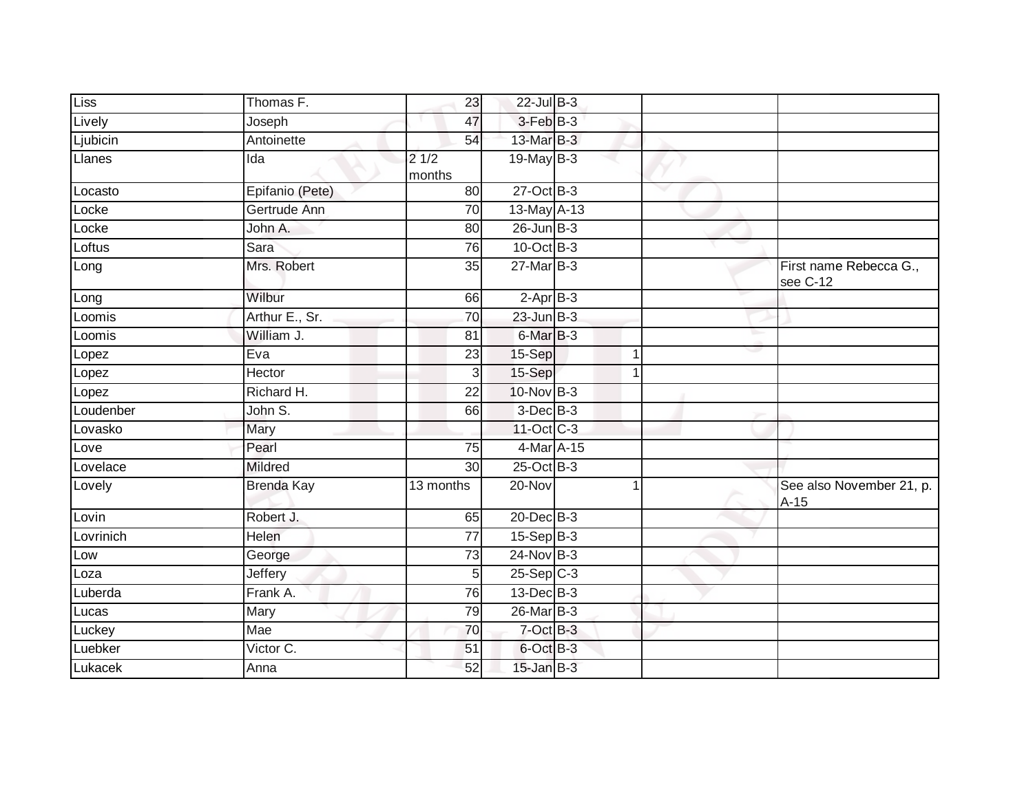| Liss | Thomas F. | 23 | 22-Jul | B-3 | | | |
|---|---|---|---|---|---|---|---|
| Lively | Joseph | 47 | 3-Feb | B-3 | | | |
| Ljubicin | Antoinette | 54 | 13-Mar | B-3 | | | |
| Llanes | Ida | 2 1/2 months | 19-May | B-3 | | | |
| Locasto | Epifanio (Pete) | 80 | 27-Oct | B-3 | | | |
| Locke | Gertrude Ann | 70 | 13-May | A-13 | | | |
| Locke | John A. | 80 | 26-Jun | B-3 | | | |
| Loftus | Sara | 76 | 10-Oct | B-3 | | | |
| Long | Mrs. Robert | 35 | 27-Mar | B-3 | | | First name Rebecca G., see C-12 |
| Long | Wilbur | 66 | 2-Apr | B-3 | | | |
| Loomis | Arthur E., Sr. | 70 | 23-Jun | B-3 | | | |
| Loomis | William J. | 81 | 6-Mar | B-3 | | | |
| Lopez | Eva | 23 | 15-Sep | | 1 | | |
| Lopez | Hector | 3 | 15-Sep | | 1 | | |
| Lopez | Richard H. | 22 | 10-Nov | B-3 | | | |
| Loudenber | John S. | 66 | 3-Dec | B-3 | | | |
| Lovasko | Mary | | 11-Oct | C-3 | | | |
| Love | Pearl | 75 | 4-Mar | A-15 | | | |
| Lovelace | Mildred | 30 | 25-Oct | B-3 | | | |
| Lovely | Brenda Kay | 13 months | 20-Nov | | 1 | | See also November 21, p. A-15 |
| Lovin | Robert J. | 65 | 20-Dec | B-3 | | | |
| Lovrinich | Helen | 77 | 15-Sep | B-3 | | | |
| Low | George | 73 | 24-Nov | B-3 | | | |
| Loza | Jeffery | 5 | 25-Sep | C-3 | | | |
| Luberda | Frank A. | 76 | 13-Dec | B-3 | | | |
| Lucas | Mary | 79 | 26-Mar | B-3 | | | |
| Luckey | Mae | 70 | 7-Oct | B-3 | | | |
| Luebker | Victor C. | 51 | 6-Oct | B-3 | | | |
| Lukacek | Anna | 52 | 15-Jan | B-3 | | | |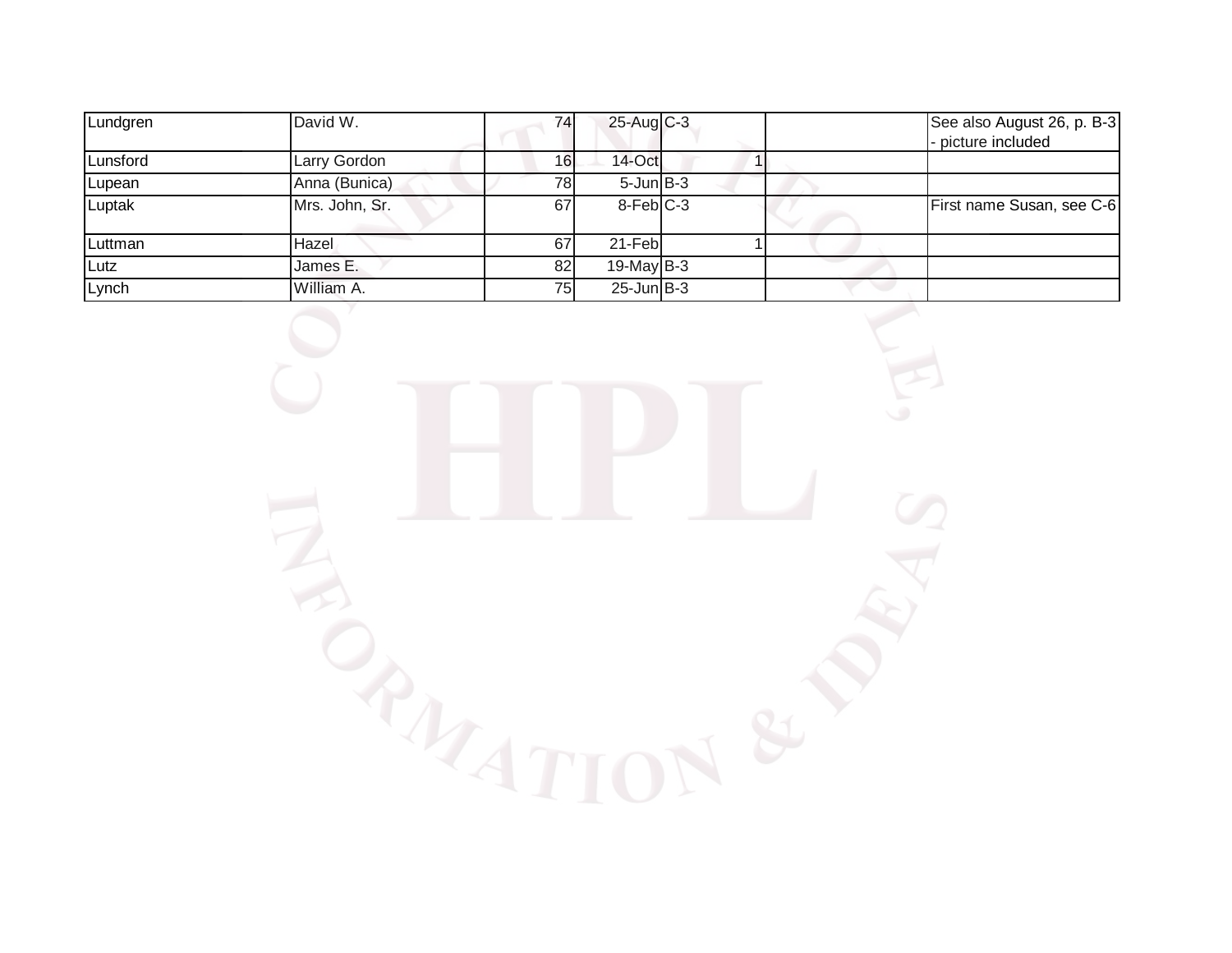| Lundgren | David W. | 74 | 25-Aug | C-3 | | | See also August 26, p. B-3 - picture included |
|---|---|---|---|---|---|---|---|
| Lunsford | Larry Gordon | 16 | 14-Oct | | 1 | | |
| Lupean | Anna (Bunica) | 78 | 5-Jun | B-3 | | | |
| Luptak | Mrs. John, Sr. | 67 | 8-Feb | C-3 | | | First name Susan, see C-6 |
| Luttman | Hazel | 67 | 21-Feb | | 1 | | |
| Lutz | James E. | 82 | 19-May | B-3 | | | |
| Lynch | William A. | 75 | 25-Jun | B-3 | | | |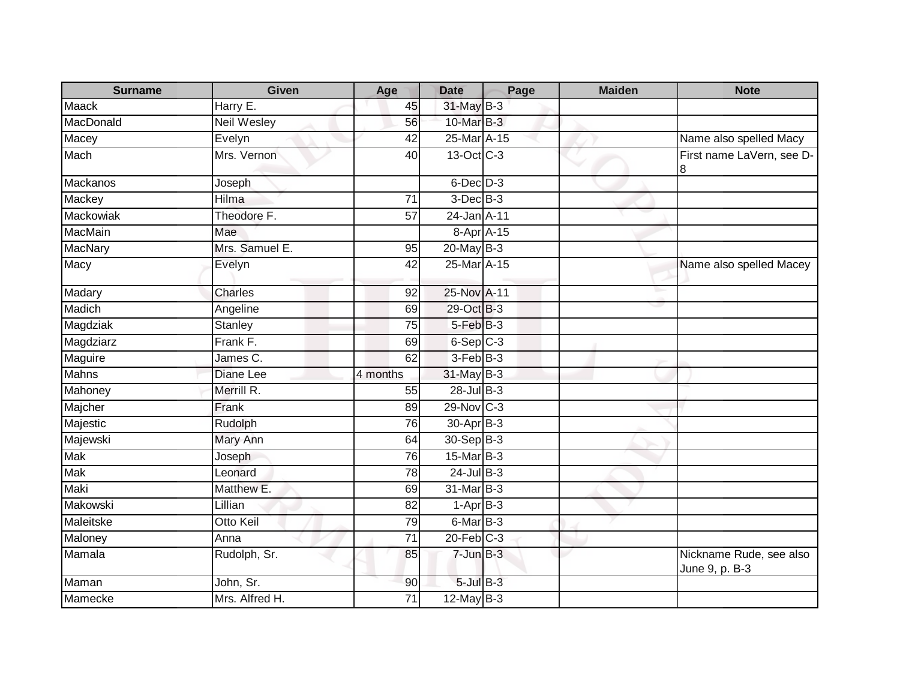| Surname | Given | Age | Date | Page | Maiden | Note |
| --- | --- | --- | --- | --- | --- | --- |
| Maack | Harry E. | 45 | 31-May | B-3 | | |
| MacDonald | Neil Wesley | 56 | 10-Mar | B-3 | | |
| Macey | Evelyn | 42 | 25-Mar | A-15 | | Name also spelled Macy |
| Mach | Mrs. Vernon | 40 | 13-Oct | C-3 | | First name LaVern, see D-8 |
| Mackanos | Joseph | | 6-Dec | D-3 | | |
| Mackey | Hilma | 71 | 3-Dec | B-3 | | |
| Mackowiak | Theodore F. | 57 | 24-Jan | A-11 | | |
| MacMain | Mae | | 8-Apr | A-15 | | |
| MacNary | Mrs. Samuel E. | 95 | 20-May | B-3 | | |
| Macy | Evelyn | 42 | 25-Mar | A-15 | | Name also spelled Macey |
| Madary | Charles | 92 | 25-Nov | A-11 | | |
| Madich | Angeline | 69 | 29-Oct | B-3 | | |
| Magdziak | Stanley | 75 | 5-Feb | B-3 | | |
| Magdziarz | Frank F. | 69 | 6-Sep | C-3 | | |
| Maguire | James C. | 62 | 3-Feb | B-3 | | |
| Mahns | Diane Lee | 4 months | 31-May | B-3 | | |
| Mahoney | Merrill R. | 55 | 28-Jul | B-3 | | |
| Majcher | Frank | 89 | 29-Nov | C-3 | | |
| Majestic | Rudolph | 76 | 30-Apr | B-3 | | |
| Majewski | Mary Ann | 64 | 30-Sep | B-3 | | |
| Mak | Joseph | 76 | 15-Mar | B-3 | | |
| Mak | Leonard | 78 | 24-Jul | B-3 | | |
| Maki | Matthew E. | 69 | 31-Mar | B-3 | | |
| Makowski | Lillian | 82 | 1-Apr | B-3 | | |
| Maleitske | Otto Keil | 79 | 6-Mar | B-3 | | |
| Maloney | Anna | 71 | 20-Feb | C-3 | | |
| Mamala | Rudolph, Sr. | 85 | 7-Jun | B-3 | | Nickname Rude, see also June 9, p. B-3 |
| Maman | John, Sr. | 90 | 5-Jul | B-3 | | |
| Mamecke | Mrs. Alfred H. | 71 | 12-May | B-3 | | |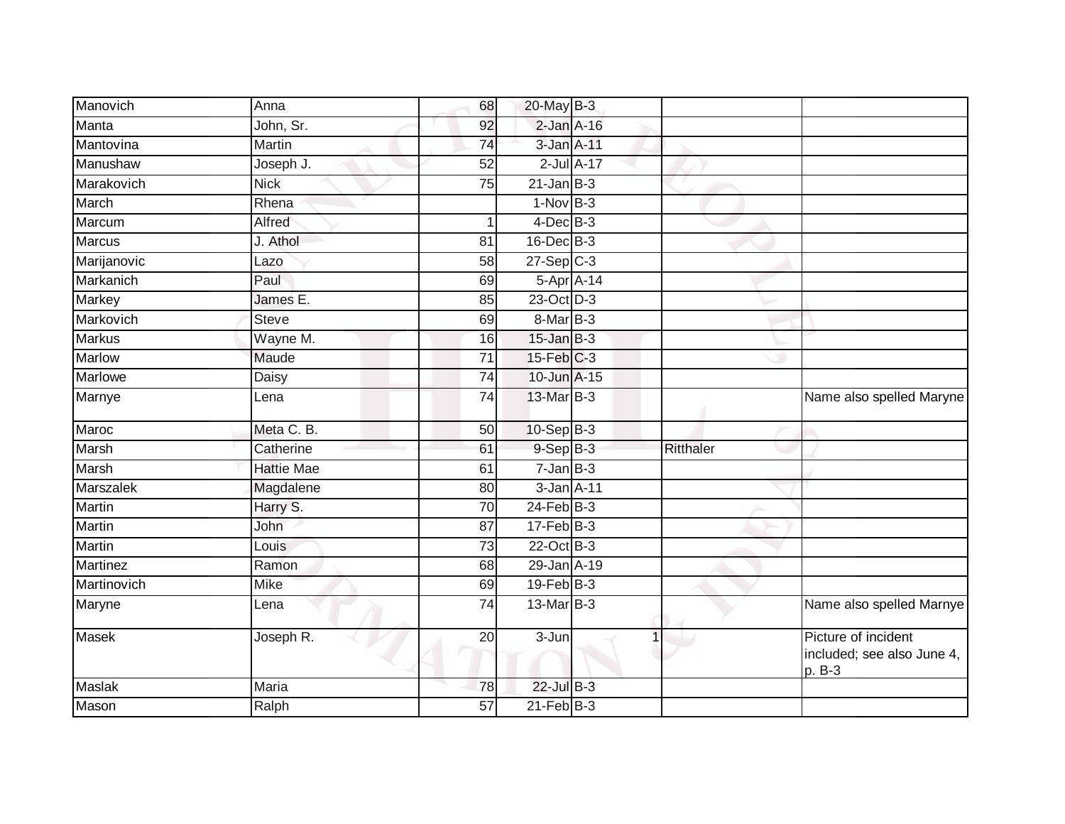| | | | | | | |
|---|---|---|---|---|---|---|
| Manovich | Anna | 68 | 20-May | B-3 | | |
| Manta | John, Sr. | 92 | 2-Jan | A-16 | | |
| Mantovina | Martin | 74 | 3-Jan | A-11 | | |
| Manushaw | Joseph J. | 52 | 2-Jul | A-17 | | |
| Marakovich | Nick | 75 | 21-Jan | B-3 | | |
| March | Rhena | | 1-Nov | B-3 | | |
| Marcum | Alfred | 1 | 4-Dec | B-3 | | |
| Marcus | J. Athol | 81 | 16-Dec | B-3 | | |
| Marijanovic | Lazo | 58 | 27-Sep | C-3 | | |
| Markanich | Paul | 69 | 5-Apr | A-14 | | |
| Markey | James E. | 85 | 23-Oct | D-3 | | |
| Markovich | Steve | 69 | 8-Mar | B-3 | | |
| Markus | Wayne M. | 16 | 15-Jan | B-3 | | |
| Marlow | Maude | 71 | 15-Feb | C-3 | | |
| Marlowe | Daisy | 74 | 10-Jun | A-15 | | |
| Marnye | Lena | 74 | 13-Mar | B-3 | | Name also spelled Maryne |
| Maroc | Meta C. B. | 50 | 10-Sep | B-3 | | |
| Marsh | Catherine | 61 | 9-Sep | B-3 | Ritthaler | |
| Marsh | Hattie Mae | 61 | 7-Jan | B-3 | | |
| Marszalek | Magdalene | 80 | 3-Jan | A-11 | | |
| Martin | Harry S. | 70 | 24-Feb | B-3 | | |
| Martin | John | 87 | 17-Feb | B-3 | | |
| Martin | Louis | 73 | 22-Oct | B-3 | | |
| Martinez | Ramon | 68 | 29-Jan | A-19 | | |
| Martinovich | Mike | 69 | 19-Feb | B-3 | | |
| Maryne | Lena | 74 | 13-Mar | B-3 | | Name also spelled Marnye |
| Masek | Joseph R. | 20 | 3-Jun | 1 | | Picture of incident included; see also June 4, p. B-3 |
| Maslak | Maria | 78 | 22-Jul | B-3 | | |
| Mason | Ralph | 57 | 21-Feb | B-3 | | |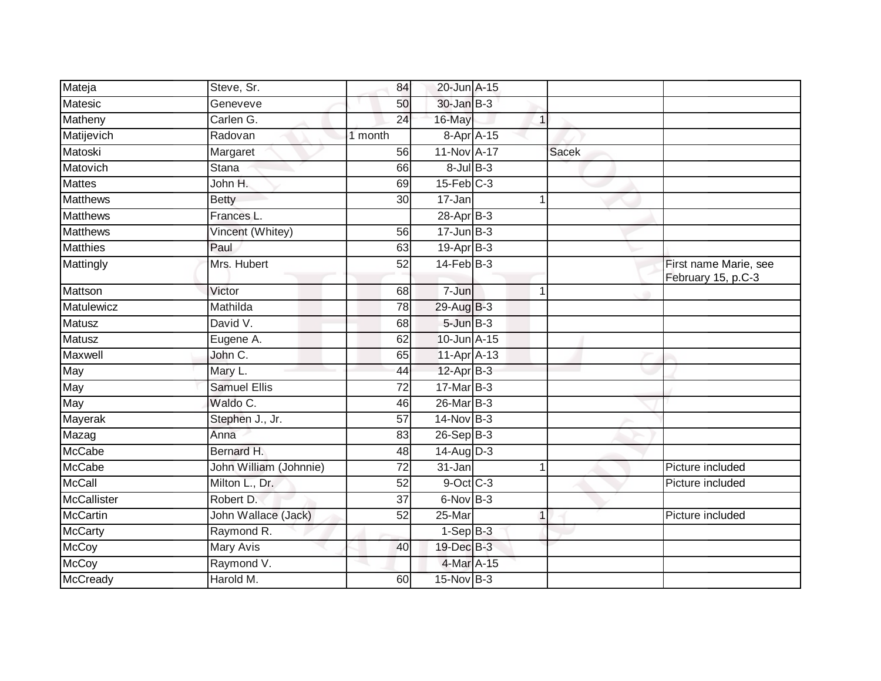| | | | | | | | |
|---|---|---|---|---|---|---|---|
| Mateja | Steve, Sr. | 84 | 20-Jun | A-15 | | | |
| Matesic | Geneveve | 50 | 30-Jan | B-3 | | | |
| Matheny | Carlen G. | 24 | 16-May | | 1 | | |
| Matijevich | Radovan | 1 month | 8-Apr | A-15 | | | |
| Matoski | Margaret | 56 | 11-Nov | A-17 | | Sacek | |
| Matovich | Stana | 66 | 8-Jul | B-3 | | | |
| Mattes | John H. | 69 | 15-Feb | C-3 | | | |
| Matthews | Betty | 30 | 17-Jan | | 1 | | |
| Matthews | Frances L. | | 28-Apr | B-3 | | | |
| Matthews | Vincent (Whitey) | 56 | 17-Jun | B-3 | | | |
| Matthies | Paul | 63 | 19-Apr | B-3 | | | |
| Mattingly | Mrs. Hubert | 52 | 14-Feb | B-3 | | | First name Marie, see February 15, p.C-3 |
| Mattson | Victor | 68 | 7-Jun | | 1 | | |
| Matulewicz | Mathilda | 78 | 29-Aug | B-3 | | | |
| Matusz | David V. | 68 | 5-Jun | B-3 | | | |
| Matusz | Eugene A. | 62 | 10-Jun | A-15 | | | |
| Maxwell | John C. | 65 | 11-Apr | A-13 | | | |
| May | Mary L. | 44 | 12-Apr | B-3 | | | |
| May | Samuel Ellis | 72 | 17-Mar | B-3 | | | |
| May | Waldo C. | 46 | 26-Mar | B-3 | | | |
| Mayerak | Stephen J., Jr. | 57 | 14-Nov | B-3 | | | |
| Mazag | Anna | 83 | 26-Sep | B-3 | | | |
| McCabe | Bernard H. | 48 | 14-Aug | D-3 | | | |
| McCabe | John William (Johnnie) | 72 | 31-Jan | | 1 | | Picture included |
| McCall | Milton L., Dr. | 52 | 9-Oct | C-3 | | | Picture included |
| McCallister | Robert D. | 37 | 6-Nov | B-3 | | | |
| McCartin | John Wallace (Jack) | 52 | 25-Mar | | 1 | | Picture included |
| McCarty | Raymond R. | | 1-Sep | B-3 | | | |
| McCoy | Mary Avis | 40 | 19-Dec | B-3 | | | |
| McCoy | Raymond V. | | 4-Mar | A-15 | | | |
| McCready | Harold M. | 60 | 15-Nov | B-3 | | | |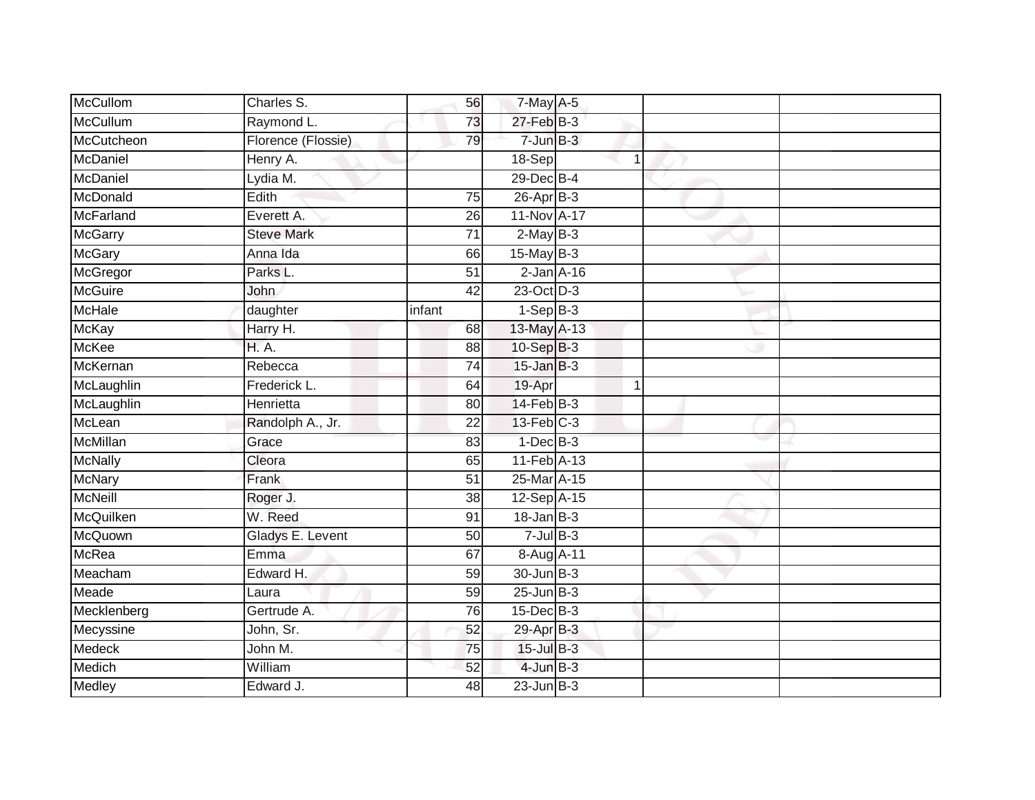| | | | | | | | |
|---|---|---|---|---|---|---|---|
| McCullom | Charles S. | 56 | 7-May | A-5 | | | |
| McCullum | Raymond L. | 73 | 27-Feb | B-3 | | | |
| McCutcheon | Florence (Flossie) | 79 | 7-Jun | B-3 | | | |
| McDaniel | Henry A. | | 18-Sep | | 1 | | |
| McDaniel | Lydia M. | | 29-Dec | B-4 | | | |
| McDonald | Edith | 75 | 26-Apr | B-3 | | | |
| McFarland | Everett A. | 26 | 11-Nov | A-17 | | | |
| McGarry | Steve Mark | 71 | 2-May | B-3 | | | |
| McGary | Anna Ida | 66 | 15-May | B-3 | | | |
| McGregor | Parks L. | 51 | 2-Jan | A-16 | | | |
| McGuire | John | 42 | 23-Oct | D-3 | | | |
| McHale | daughter | infant | 1-Sep | B-3 | | | |
| McKay | Harry H. | 68 | 13-May | A-13 | | | |
| McKee | H. A. | 88 | 10-Sep | B-3 | | | |
| McKernan | Rebecca | 74 | 15-Jan | B-3 | | | |
| McLaughlin | Frederick L. | 64 | 19-Apr | | 1 | | |
| McLaughlin | Henrietta | 80 | 14-Feb | B-3 | | | |
| McLean | Randolph A., Jr. | 22 | 13-Feb | C-3 | | | |
| McMillan | Grace | 83 | 1-Dec | B-3 | | | |
| McNally | Cleora | 65 | 11-Feb | A-13 | | | |
| McNary | Frank | 51 | 25-Mar | A-15 | | | |
| McNeill | Roger J. | 38 | 12-Sep | A-15 | | | |
| McQuilken | W. Reed | 91 | 18-Jan | B-3 | | | |
| McQuown | Gladys E. Levent | 50 | 7-Jul | B-3 | | | |
| McRea | Emma | 67 | 8-Aug | A-11 | | | |
| Meacham | Edward H. | 59 | 30-Jun | B-3 | | | |
| Meade | Laura | 59 | 25-Jun | B-3 | | | |
| Mecklenberg | Gertrude A. | 76 | 15-Dec | B-3 | | | |
| Mecyssine | John, Sr. | 52 | 29-Apr | B-3 | | | |
| Medeck | John M. | 75 | 15-Jul | B-3 | | | |
| Medich | William | 52 | 4-Jun | B-3 | | | |
| Medley | Edward J. | 48 | 23-Jun | B-3 | | | |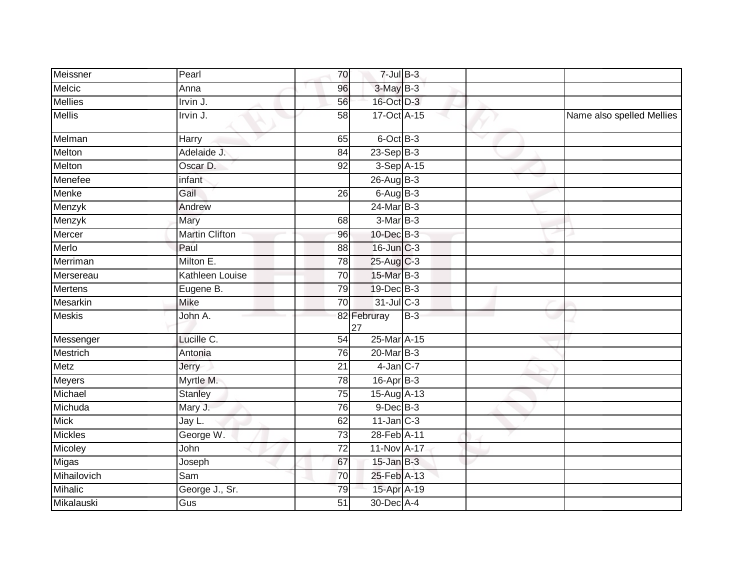| | | | | | | |
|---|---|---|---|---|---|---|
| Meissner | Pearl | 70 | 7-Jul | B-3 | | |
| Melcic | Anna | 96 | 3-May | B-3 | | |
| Mellies | Irvin J. | 56 | 16-Oct | D-3 | | |
| Mellis | Irvin J. | 58 | 17-Oct | A-15 | | Name also spelled Mellies |
| Melman | Harry | 65 | 6-Oct | B-3 | | |
| Melton | Adelaide J. | 84 | 23-Sep | B-3 | | |
| Melton | Oscar D. | 92 | 3-Sep | A-15 | | |
| Menefee | infant | | 26-Aug | B-3 | | |
| Menke | Gail | 26 | 6-Aug | B-3 | | |
| Menzyk | Andrew | | 24-Mar | B-3 | | |
| Menzyk | Mary | 68 | 3-Mar | B-3 | | |
| Mercer | Martin Clifton | 96 | 10-Dec | B-3 | | |
| Merlo | Paul | 88 | 16-Jun | C-3 | | |
| Merriman | Milton E. | 78 | 25-Aug | C-3 | | |
| Mersereau | Kathleen Louise | 70 | 15-Mar | B-3 | | |
| Mertens | Eugene B. | 79 | 19-Dec | B-3 | | |
| Mesarkin | Mike | 70 | 31-Jul | C-3 | | |
| Meskis | John A. | 82 | Februray 27 | B-3 | | |
| Messenger | Lucille C. | 54 | 25-Mar | A-15 | | |
| Mestrich | Antonia | 76 | 20-Mar | B-3 | | |
| Metz | Jerry | 21 | 4-Jan | C-7 | | |
| Meyers | Myrtle M. | 78 | 16-Apr | B-3 | | |
| Michael | Stanley | 75 | 15-Aug | A-13 | | |
| Michuda | Mary J. | 76 | 9-Dec | B-3 | | |
| Mick | Jay L. | 62 | 11-Jan | C-3 | | |
| Mickles | George W. | 73 | 28-Feb | A-11 | | |
| Micoley | John | 72 | 11-Nov | A-17 | | |
| Migas | Joseph | 67 | 15-Jan | B-3 | | |
| Mihailovich | Sam | 70 | 25-Feb | A-13 | | |
| Mihalic | George J., Sr. | 79 | 15-Apr | A-19 | | |
| Mikalauski | Gus | 51 | 30-Dec | A-4 | | |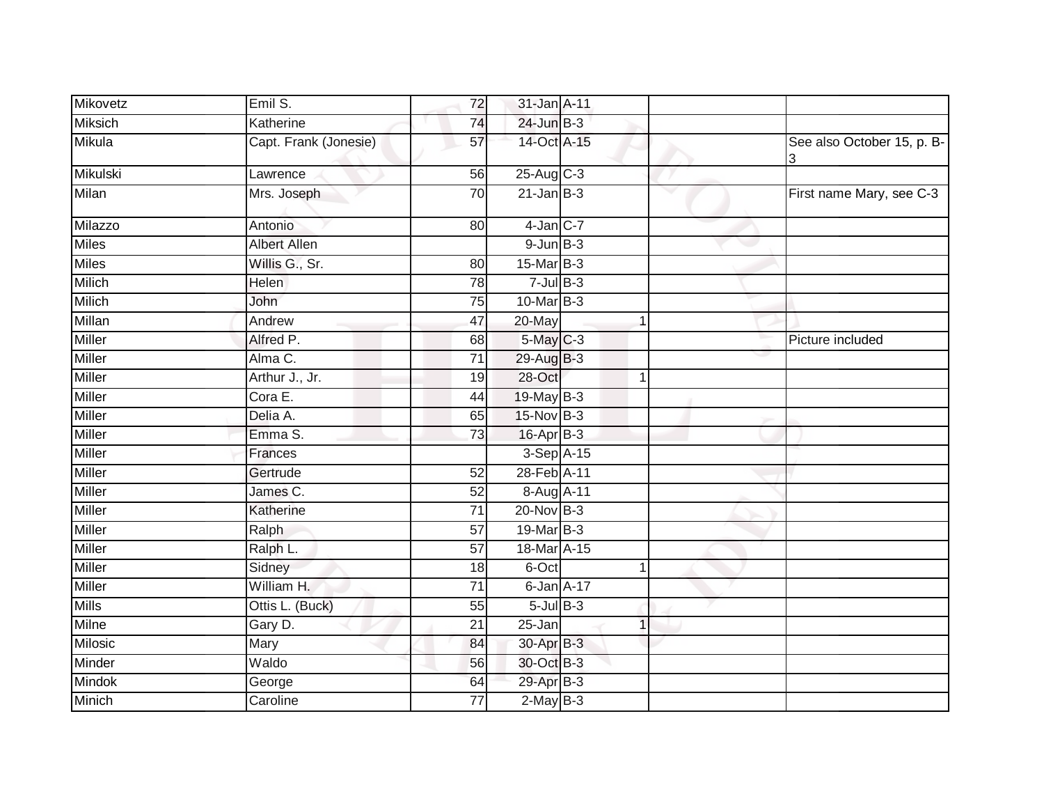| | | | | | | | |
|---|---|---|---|---|---|---|---|
| Mikovetz | Emil S. | 72 | 31-Jan | A-11 | | | |
| Miksich | Katherine | 74 | 24-Jun | B-3 | | | |
| Mikula | Capt. Frank (Jonesie) | 57 | 14-Oct | A-15 | | | See also October 15, p. B-3 |
| Mikulski | Lawrence | 56 | 25-Aug | C-3 | | | |
| Milan | Mrs. Joseph | 70 | 21-Jan | B-3 | | | First name Mary, see C-3 |
| Milazzo | Antonio | 80 | 4-Jan | C-7 | | | |
| Miles | Albert Allen | | 9-Jun | B-3 | | | |
| Miles | Willis G., Sr. | 80 | 15-Mar | B-3 | | | |
| Milich | Helen | 78 | 7-Jul | B-3 | | | |
| Milich | John | 75 | 10-Mar | B-3 | | | |
| Millan | Andrew | 47 | 20-May | | 1 | | |
| Miller | Alfred P. | 68 | 5-May | C-3 | | | Picture included |
| Miller | Alma C. | 71 | 29-Aug | B-3 | | | |
| Miller | Arthur J., Jr. | 19 | 28-Oct | | 1 | | |
| Miller | Cora E. | 44 | 19-May | B-3 | | | |
| Miller | Delia A. | 65 | 15-Nov | B-3 | | | |
| Miller | Emma S. | 73 | 16-Apr | B-3 | | | |
| Miller | Frances | | 3-Sep | A-15 | | | |
| Miller | Gertrude | 52 | 28-Feb | A-11 | | | |
| Miller | James C. | 52 | 8-Aug | A-11 | | | |
| Miller | Katherine | 71 | 20-Nov | B-3 | | | |
| Miller | Ralph | 57 | 19-Mar | B-3 | | | |
| Miller | Ralph L. | 57 | 18-Mar | A-15 | | | |
| Miller | Sidney | 18 | 6-Oct | | 1 | | |
| Miller | William H. | 71 | 6-Jan | A-17 | | | |
| Mills | Ottis L. (Buck) | 55 | 5-Jul | B-3 | | | |
| Milne | Gary D. | 21 | 25-Jan | | 1 | | |
| Milosic | Mary | 84 | 30-Apr | B-3 | | | |
| Minder | Waldo | 56 | 30-Oct | B-3 | | | |
| Mindok | George | 64 | 29-Apr | B-3 | | | |
| Minich | Caroline | 77 | 2-May | B-3 | | | |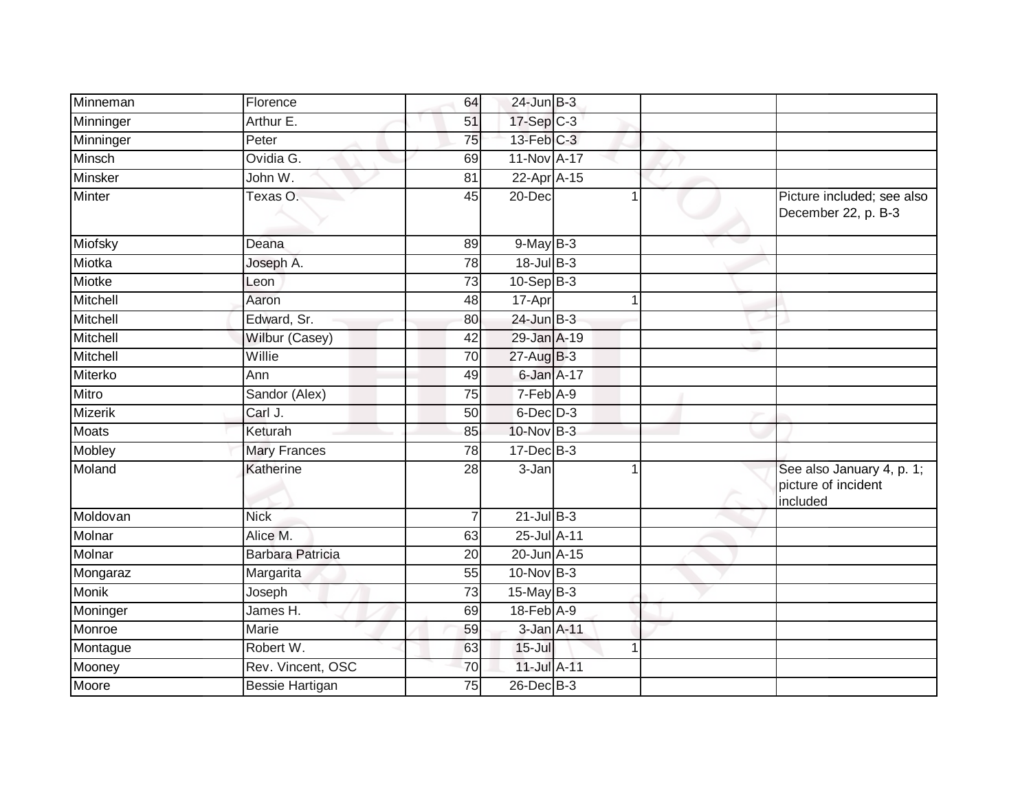| | | | | | | |
|---|---|---|---|---|---|---|
| Minneman | Florence | 64 | 24-Jun | B-3 | | |
| Minninger | Arthur E. | 51 | 17-Sep | C-3 | | |
| Minninger | Peter | 75 | 13-Feb | C-3 | | |
| Minsch | Ovidia G. | 69 | 11-Nov | A-17 | | |
| Minsker | John W. | 81 | 22-Apr | A-15 | | |
| Minter | Texas O. | 45 | 20-Dec | 1 | | Picture included; see also December 22, p. B-3 |
| Miofsky | Deana | 89 | 9-May | B-3 | | |
| Miotka | Joseph A. | 78 | 18-Jul | B-3 | | |
| Miotke | Leon | 73 | 10-Sep | B-3 | | |
| Mitchell | Aaron | 48 | 17-Apr | 1 | | |
| Mitchell | Edward, Sr. | 80 | 24-Jun | B-3 | | |
| Mitchell | Wilbur (Casey) | 42 | 29-Jan | A-19 | | |
| Mitchell | Willie | 70 | 27-Aug | B-3 | | |
| Miterko | Ann | 49 | 6-Jan | A-17 | | |
| Mitro | Sandor (Alex) | 75 | 7-Feb | A-9 | | |
| Mizerik | Carl J. | 50 | 6-Dec | D-3 | | |
| Moats | Keturah | 85 | 10-Nov | B-3 | | |
| Mobley | Mary Frances | 78 | 17-Dec | B-3 | | |
| Moland | Katherine | 28 | 3-Jan | 1 | | See also January 4, p. 1; picture of incident included |
| Moldovan | Nick | 7 | 21-Jul | B-3 | | |
| Molnar | Alice M. | 63 | 25-Jul | A-11 | | |
| Molnar | Barbara Patricia | 20 | 20-Jun | A-15 | | |
| Mongaraz | Margarita | 55 | 10-Nov | B-3 | | |
| Monik | Joseph | 73 | 15-May | B-3 | | |
| Moninger | James H. | 69 | 18-Feb | A-9 | | |
| Monroe | Marie | 59 | 3-Jan | A-11 | | |
| Montague | Robert W. | 63 | 15-Jul | 1 | | |
| Mooney | Rev. Vincent, OSC | 70 | 11-Jul | A-11 | | |
| Moore | Bessie Hartigan | 75 | 26-Dec | B-3 | | |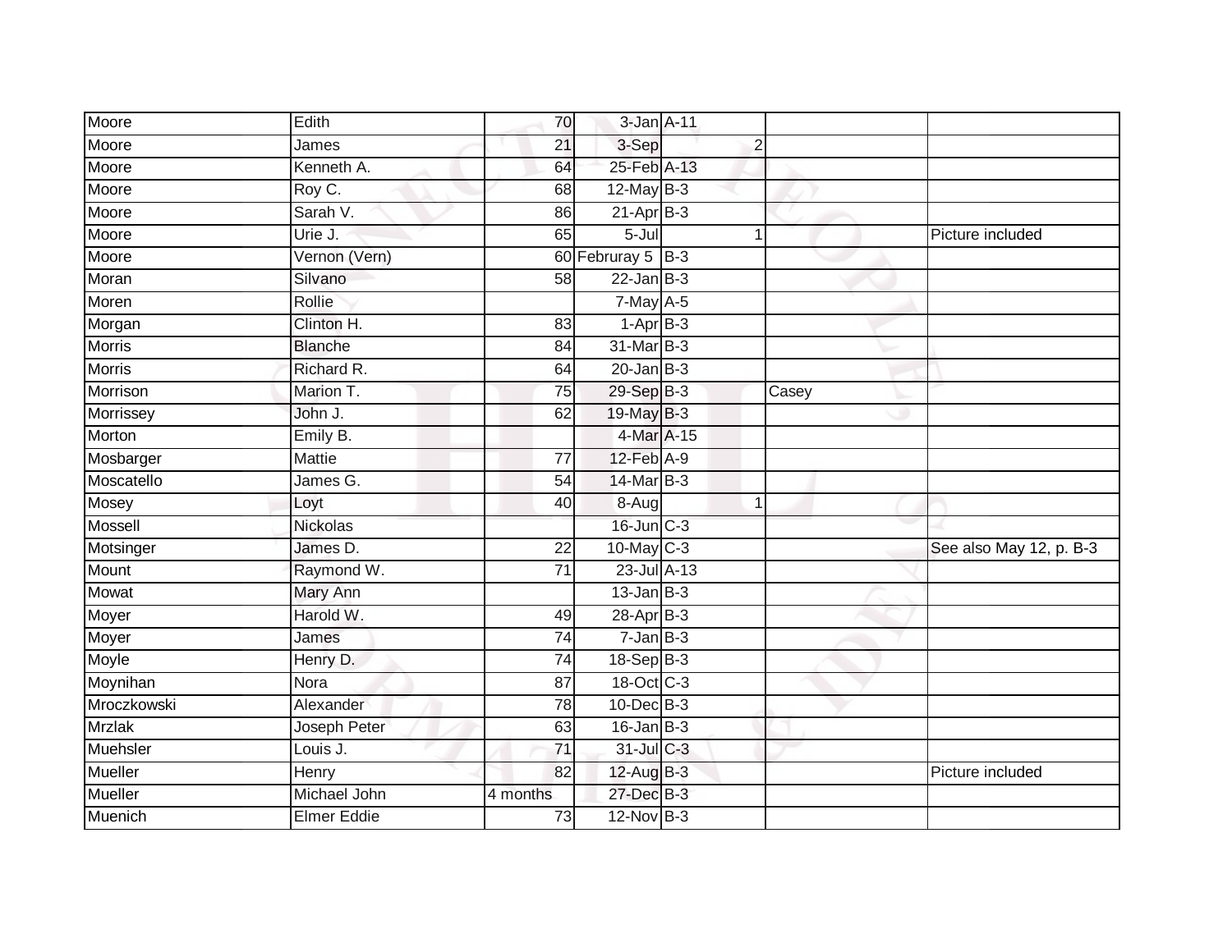| Moore | Edith | 70 | 3-Jan | A-11 | | |
|---|---|---|---|---|---|---|
| Moore | James | 21 | 3-Sep | 2 | | |
| Moore | Kenneth A. | 64 | 25-Feb | A-13 | | |
| Moore | Roy C. | 68 | 12-May | B-3 | | |
| Moore | Sarah V. | 86 | 21-Apr | B-3 | | |
| Moore | Urie J. | 65 | 5-Jul | 1 | | Picture included |
| Moore | Vernon (Vern) | 60 | Februray 5 | B-3 | | |
| Moran | Silvano | 58 | 22-Jan | B-3 | | |
| Moren | Rollie | | 7-May | A-5 | | |
| Morgan | Clinton H. | 83 | 1-Apr | B-3 | | |
| Morris | Blanche | 84 | 31-Mar | B-3 | | |
| Morris | Richard R. | 64 | 20-Jan | B-3 | | |
| Morrison | Marion T. | 75 | 29-Sep | B-3 | Casey | |
| Morrissey | John J. | 62 | 19-May | B-3 | | |
| Morton | Emily B. | | 4-Mar | A-15 | | |
| Mosbarger | Mattie | 77 | 12-Feb | A-9 | | |
| Moscatello | James G. | 54 | 14-Mar | B-3 | | |
| Mosey | Loyt | 40 | 8-Aug | 1 | | |
| Mossell | Nickolas | | 16-Jun | C-3 | | |
| Motsinger | James D. | 22 | 10-May | C-3 | | See also May 12, p. B-3 |
| Mount | Raymond W. | 71 | 23-Jul | A-13 | | |
| Mowat | Mary Ann | | 13-Jan | B-3 | | |
| Moyer | Harold W. | 49 | 28-Apr | B-3 | | |
| Moyer | James | 74 | 7-Jan | B-3 | | |
| Moyle | Henry D. | 74 | 18-Sep | B-3 | | |
| Moynihan | Nora | 87 | 18-Oct | C-3 | | |
| Mroczkowski | Alexander | 78 | 10-Dec | B-3 | | |
| Mrzlak | Joseph Peter | 63 | 16-Jan | B-3 | | |
| Muehsler | Louis J. | 71 | 31-Jul | C-3 | | |
| Mueller | Henry | 82 | 12-Aug | B-3 | | Picture included |
| Mueller | Michael John | 4 months | 27-Dec | B-3 | | |
| Muenich | Elmer Eddie | 73 | 12-Nov | B-3 | | |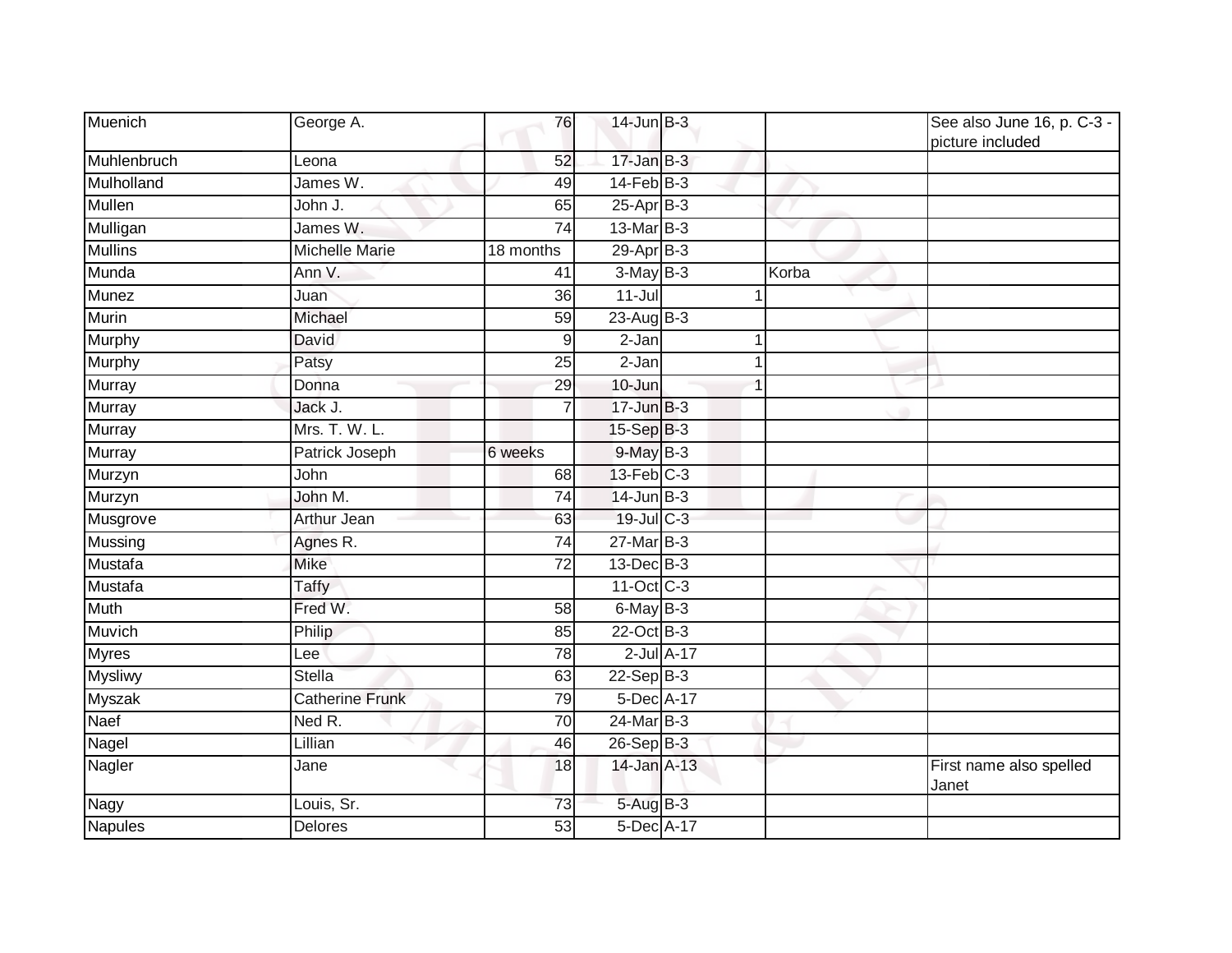| Muenich | George A. | 76 | 14-Jun | B-3 | | See also June 16, p. C-3 - picture included |
|---|---|---|---|---|---|---|
| Muhlenbruch | Leona | 52 | 17-Jan | B-3 | | |
| Mulholland | James W. | 49 | 14-Feb | B-3 | | |
| Mullen | John J. | 65 | 25-Apr | B-3 | | |
| Mulligan | James W. | 74 | 13-Mar | B-3 | | |
| Mullins | Michelle Marie | 18 months | 29-Apr | B-3 | | |
| Munda | Ann V. | 41 | 3-May | B-3 | Korba | |
| Munez | Juan | 36 | 11-Jul | 1 | | |
| Murin | Michael | 59 | 23-Aug | B-3 | | |
| Murphy | David | 9 | 2-Jan | 1 | | |
| Murphy | Patsy | 25 | 2-Jan | 1 | | |
| Murray | Donna | 29 | 10-Jun | 1 | | |
| Murray | Jack J. | 7 | 17-Jun | B-3 | | |
| Murray | Mrs. T. W. L. | | 15-Sep | B-3 | | |
| Murray | Patrick Joseph | 6 weeks | 9-May | B-3 | | |
| Murzyn | John | 68 | 13-Feb | C-3 | | |
| Murzyn | John M. | 74 | 14-Jun | B-3 | | |
| Musgrove | Arthur Jean | 63 | 19-Jul | C-3 | | |
| Mussing | Agnes R. | 74 | 27-Mar | B-3 | | |
| Mustafa | Mike | 72 | 13-Dec | B-3 | | |
| Mustafa | Taffy | | 11-Oct | C-3 | | |
| Muth | Fred W. | 58 | 6-May | B-3 | | |
| Muvich | Philip | 85 | 22-Oct | B-3 | | |
| Myres | Lee | 78 | 2-Jul | A-17 | | |
| Mysliwy | Stella | 63 | 22-Sep | B-3 | | |
| Myszak | Catherine Frunk | 79 | 5-Dec | A-17 | | |
| Naef | Ned R. | 70 | 24-Mar | B-3 | | |
| Nagel | Lillian | 46 | 26-Sep | B-3 | | |
| Nagler | Jane | 18 | 14-Jan | A-13 | | First name also spelled Janet |
| Nagy | Louis, Sr. | 73 | 5-Aug | B-3 | | |
| Napules | Delores | 53 | 5-Dec | A-17 | | |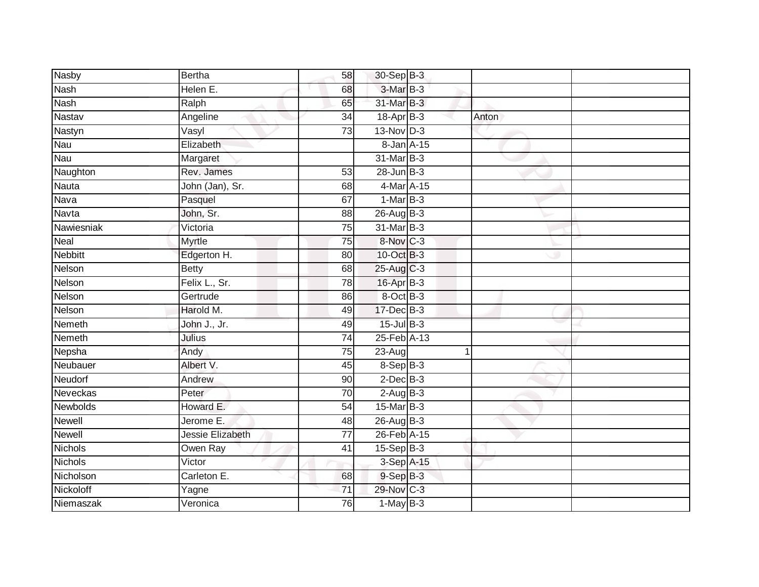| | | | | | | |
|---|---|---|---|---|---|---|
| Nasby | Bertha | 58 | 30-Sep | B-3 | | |
| Nash | Helen E. | 68 | 3-Mar | B-3 | | |
| Nash | Ralph | 65 | 31-Mar | B-3 | | |
| Nastav | Angeline | 34 | 18-Apr | B-3 | Anton | |
| Nastyn | Vasyl | 73 | 13-Nov | D-3 | | |
| Nau | Elizabeth | | 8-Jan | A-15 | | |
| Nau | Margaret | | 31-Mar | B-3 | | |
| Naughton | Rev. James | 53 | 28-Jun | B-3 | | |
| Nauta | John (Jan), Sr. | 68 | 4-Mar | A-15 | | |
| Nava | Pasquel | 67 | 1-Mar | B-3 | | |
| Navta | John, Sr. | 88 | 26-Aug | B-3 | | |
| Nawiesniak | Victoria | 75 | 31-Mar | B-3 | | |
| Neal | Myrtle | 75 | 8-Nov | C-3 | | |
| Nebbitt | Edgerton H. | 80 | 10-Oct | B-3 | | |
| Nelson | Betty | 68 | 25-Aug | C-3 | | |
| Nelson | Felix L., Sr. | 78 | 16-Apr | B-3 | | |
| Nelson | Gertrude | 86 | 8-Oct | B-3 | | |
| Nelson | Harold M. | 49 | 17-Dec | B-3 | | |
| Nemeth | John J., Jr. | 49 | 15-Jul | B-3 | | |
| Nemeth | Julius | 74 | 25-Feb | A-13 | | |
| Nepsha | Andy | 75 | 23-Aug | 1 | | |
| Neubauer | Albert V. | 45 | 8-Sep | B-3 | | |
| Neudorf | Andrew | 90 | 2-Dec | B-3 | | |
| Neveckas | Peter | 70 | 2-Aug | B-3 | | |
| Newbolds | Howard E. | 54 | 15-Mar | B-3 | | |
| Newell | Jerome E. | 48 | 26-Aug | B-3 | | |
| Newell | Jessie Elizabeth | 77 | 26-Feb | A-15 | | |
| Nichols | Owen Ray | 41 | 15-Sep | B-3 | | |
| Nichols | Victor | | 3-Sep | A-15 | | |
| Nicholson | Carleton E. | 68 | 9-Sep | B-3 | | |
| Nickoloff | Yagne | 71 | 29-Nov | C-3 | | |
| Niemaszak | Veronica | 76 | 1-May | B-3 | | |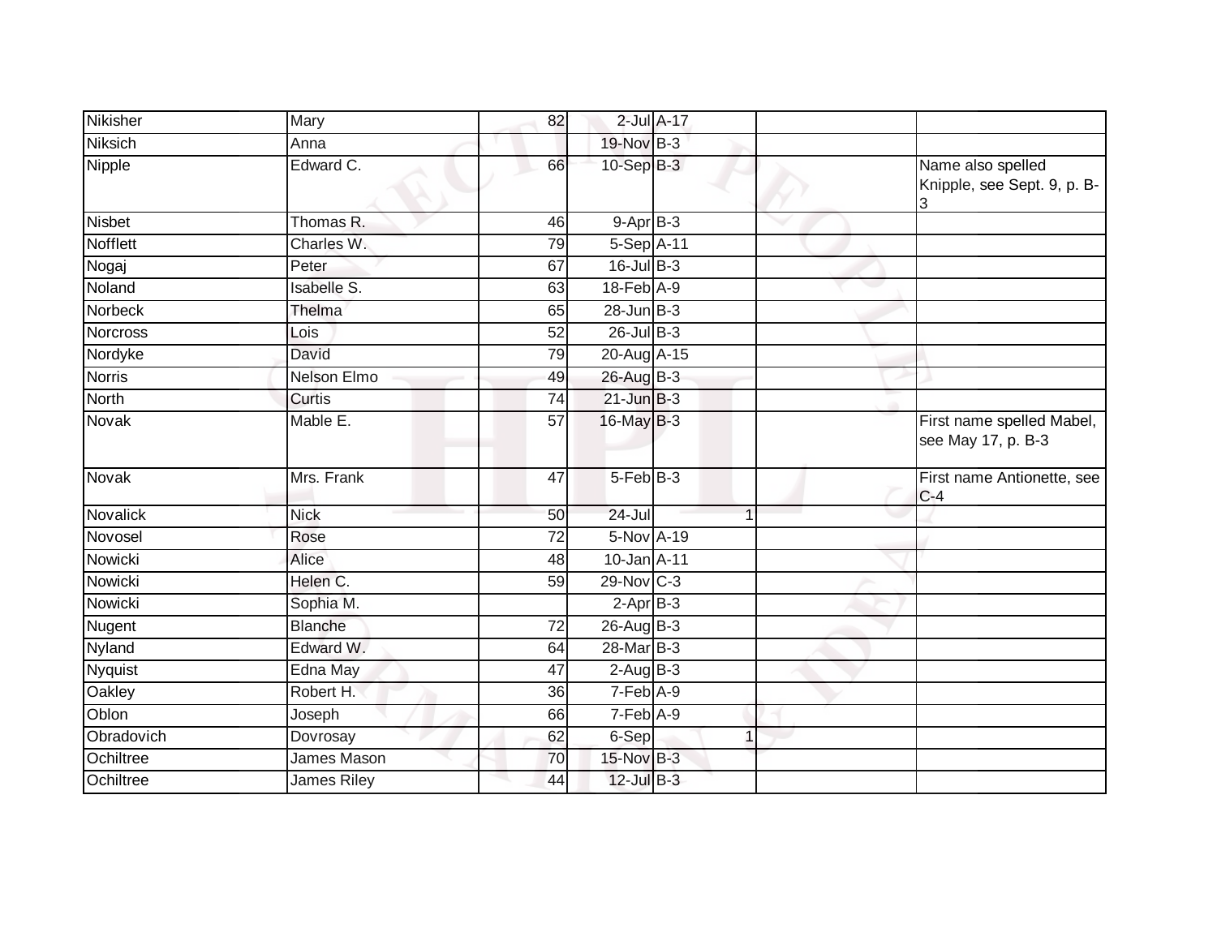| | | | | | | |
|---|---|---|---|---|---|---|
| Nikisher | Mary | 82 | 2-Jul | A-17 | | |
| Niksich | Anna | | 19-Nov | B-3 | | |
| Nipple | Edward C. | 66 | 10-Sep | B-3 | | Name also spelled Knipple, see Sept. 9, p. B-3 |
| Nisbet | Thomas R. | 46 | 9-Apr | B-3 | | |
| Nofflett | Charles W. | 79 | 5-Sep | A-11 | | |
| Nogaj | Peter | 67 | 16-Jul | B-3 | | |
| Noland | Isabelle S. | 63 | 18-Feb | A-9 | | |
| Norbeck | Thelma | 65 | 28-Jun | B-3 | | |
| Norcross | Lois | 52 | 26-Jul | B-3 | | |
| Nordyke | David | 79 | 20-Aug | A-15 | | |
| Norris | Nelson Elmo | 49 | 26-Aug | B-3 | | |
| North | Curtis | 74 | 21-Jun | B-3 | | |
| Novak | Mable E. | 57 | 16-May | B-3 | | First name spelled Mabel, see May 17, p. B-3 |
| Novak | Mrs. Frank | 47 | 5-Feb | B-3 | | First name Antionette, see C-4 |
| Novalick | Nick | 50 | 24-Jul | 1 | | |
| Novosel | Rose | 72 | 5-Nov | A-19 | | |
| Nowicki | Alice | 48 | 10-Jan | A-11 | | |
| Nowicki | Helen C. | 59 | 29-Nov | C-3 | | |
| Nowicki | Sophia M. | | 2-Apr | B-3 | | |
| Nugent | Blanche | 72 | 26-Aug | B-3 | | |
| Nyland | Edward W. | 64 | 28-Mar | B-3 | | |
| Nyquist | Edna May | 47 | 2-Aug | B-3 | | |
| Oakley | Robert H. | 36 | 7-Feb | A-9 | | |
| Oblon | Joseph | 66 | 7-Feb | A-9 | | |
| Obradovich | Dovrosay | 62 | 6-Sep | 1 | | |
| Ochiltree | James Mason | 70 | 15-Nov | B-3 | | |
| Ochiltree | James Riley | 44 | 12-Jul | B-3 | | |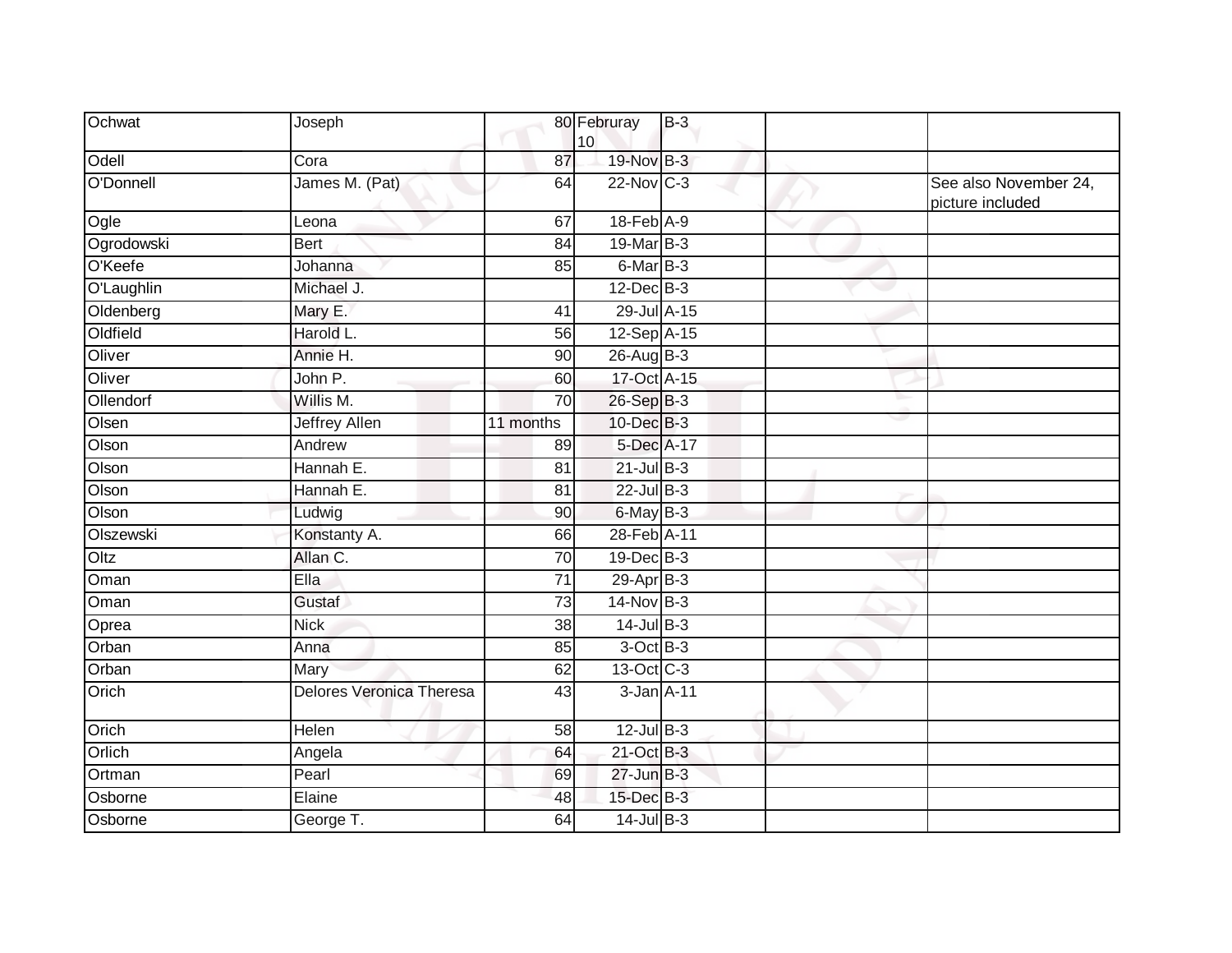| Ochwat | Joseph | 80 | Februray 10 | B-3 | | |
|---|---|---|---|---|---|---|
| Odell | Cora | 87 | 19-Nov | B-3 | | |
| O'Donnell | James M. (Pat) | 64 | 22-Nov | C-3 | | See also November 24, picture included |
| Ogle | Leona | 67 | 18-Feb | A-9 | | |
| Ogrodowski | Bert | 84 | 19-Mar | B-3 | | |
| O'Keefe | Johanna | 85 | 6-Mar | B-3 | | |
| O'Laughlin | Michael J. | | 12-Dec | B-3 | | |
| Oldenberg | Mary E. | 41 | 29-Jul | A-15 | | |
| Oldfield | Harold L. | 56 | 12-Sep | A-15 | | |
| Oliver | Annie H. | 90 | 26-Aug | B-3 | | |
| Oliver | John P. | 60 | 17-Oct | A-15 | | |
| Ollendorf | Willis M. | 70 | 26-Sep | B-3 | | |
| Olsen | Jeffrey Allen | 11 months | 10-Dec | B-3 | | |
| Olson | Andrew | 89 | 5-Dec | A-17 | | |
| Olson | Hannah E. | 81 | 21-Jul | B-3 | | |
| Olson | Hannah E. | 81 | 22-Jul | B-3 | | |
| Olson | Ludwig | 90 | 6-May | B-3 | | |
| Olszewski | Konstanty A. | 66 | 28-Feb | A-11 | | |
| Oltz | Allan C. | 70 | 19-Dec | B-3 | | |
| Oman | Ella | 71 | 29-Apr | B-3 | | |
| Oman | Gustaf | 73 | 14-Nov | B-3 | | |
| Oprea | Nick | 38 | 14-Jul | B-3 | | |
| Orban | Anna | 85 | 3-Oct | B-3 | | |
| Orban | Mary | 62 | 13-Oct | C-3 | | |
| Orich | Delores Veronica Theresa | 43 | 3-Jan | A-11 | | |
| Orich | Helen | 58 | 12-Jul | B-3 | | |
| Orlich | Angela | 64 | 21-Oct | B-3 | | |
| Ortman | Pearl | 69 | 27-Jun | B-3 | | |
| Osborne | Elaine | 48 | 15-Dec | B-3 | | |
| Osborne | George T. | 64 | 14-Jul | B-3 | | |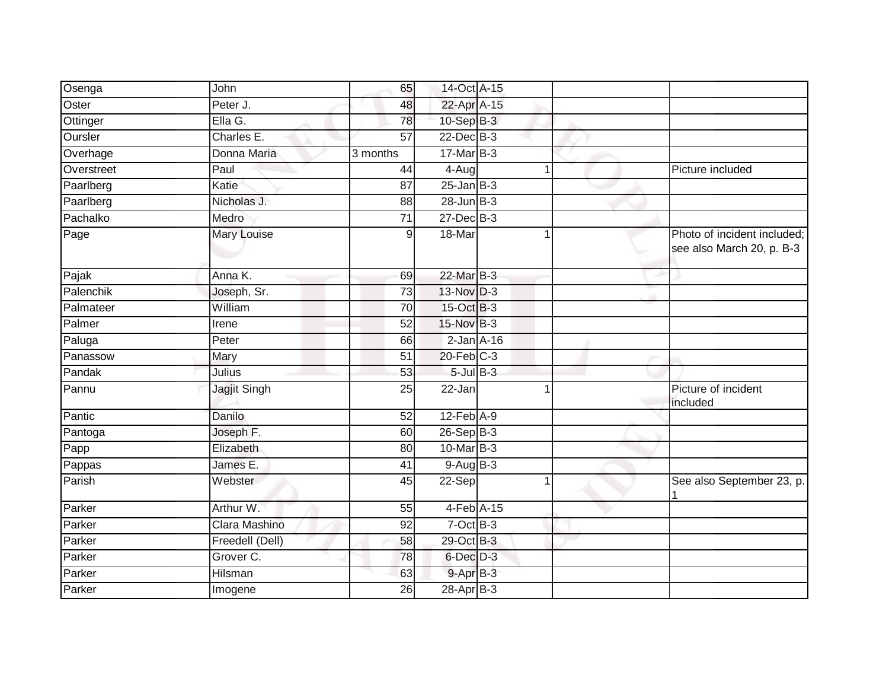| | | | | | | |
|---|---|---|---|---|---|---|
| Osenga | John | 65 | 14-Oct | A-15 | | |
| Oster | Peter J. | 48 | 22-Apr | A-15 | | |
| Ottinger | Ella G. | 78 | 10-Sep | B-3 | | |
| Oursler | Charles E. | 57 | 22-Dec | B-3 | | |
| Overhage | Donna Maria | 3 months | 17-Mar | B-3 | | |
| Overstreet | Paul | 44 | 4-Aug | 1 | | Picture included |
| Paarlberg | Katie | 87 | 25-Jan | B-3 | | |
| Paarlberg | Nicholas J. | 88 | 28-Jun | B-3 | | |
| Pachalko | Medro | 71 | 27-Dec | B-3 | | |
| Page | Mary Louise | 9 | 18-Mar | 1 | | Photo of incident included; see also March 20, p. B-3 |
| Pajak | Anna K. | 69 | 22-Mar | B-3 | | |
| Palenchik | Joseph, Sr. | 73 | 13-Nov | D-3 | | |
| Palmateer | William | 70 | 15-Oct | B-3 | | |
| Palmer | Irene | 52 | 15-Nov | B-3 | | |
| Paluga | Peter | 66 | 2-Jan | A-16 | | |
| Panassow | Mary | 51 | 20-Feb | C-3 | | |
| Pandak | Julius | 53 | 5-Jul | B-3 | | |
| Pannu | Jagjit Singh | 25 | 22-Jan | 1 | | Picture of incident included |
| Pantic | Danilo | 52 | 12-Feb | A-9 | | |
| Pantoga | Joseph F. | 60 | 26-Sep | B-3 | | |
| Papp | Elizabeth | 80 | 10-Mar | B-3 | | |
| Pappas | James E. | 41 | 9-Aug | B-3 | | |
| Parish | Webster | 45 | 22-Sep | 1 | | See also September 23, p. 1 |
| Parker | Arthur W. | 55 | 4-Feb | A-15 | | |
| Parker | Clara Mashino | 92 | 7-Oct | B-3 | | |
| Parker | Freedell (Dell) | 58 | 29-Oct | B-3 | | |
| Parker | Grover C. | 78 | 6-Dec | D-3 | | |
| Parker | Hilsman | 63 | 9-Apr | B-3 | | |
| Parker | Imogene | 26 | 28-Apr | B-3 | | |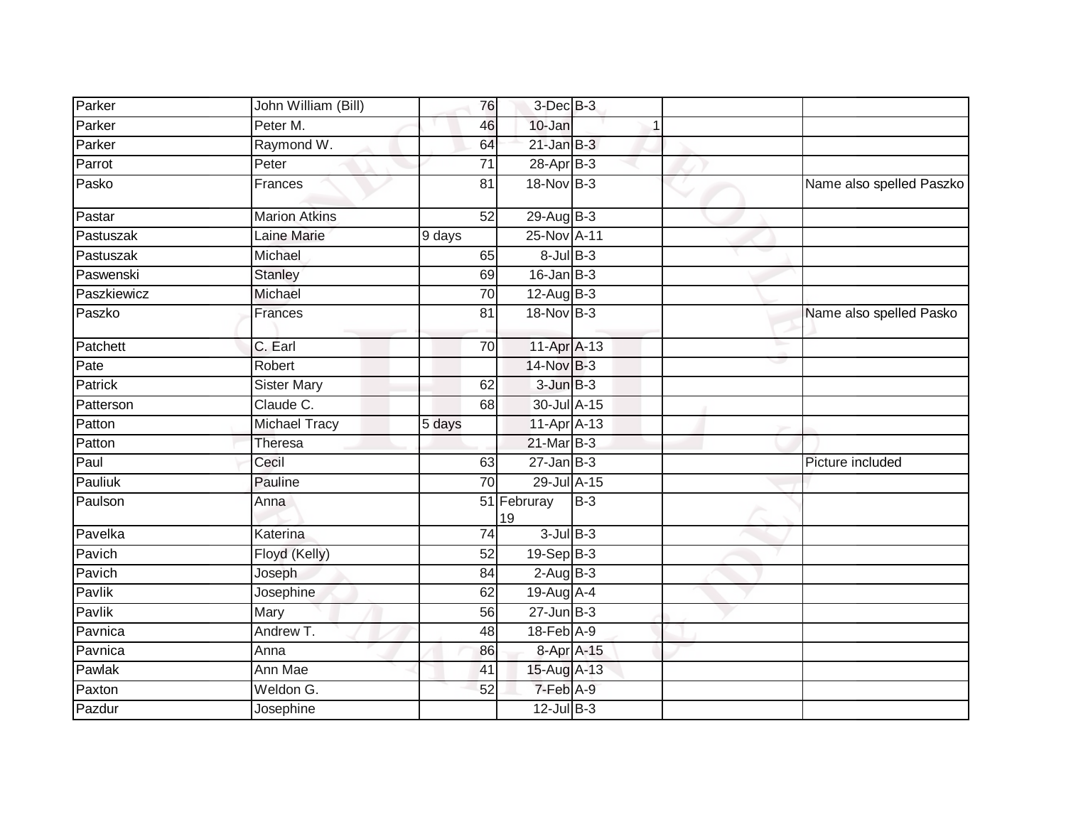| | | | | | | |
|---|---|---|---|---|---|---|
| Parker | John William (Bill) | 76 | 3-Dec | B-3 | | |
| Parker | Peter M. | 46 | 10-Jan | 1 | | |
| Parker | Raymond W. | 64 | 21-Jan | B-3 | | |
| Parrot | Peter | 71 | 28-Apr | B-3 | | |
| Pasko | Frances | 81 | 18-Nov | B-3 | | Name also spelled Paszko |
| Pastar | Marion Atkins | 52 | 29-Aug | B-3 | | |
| Pastuszak | Laine Marie | 9 days | 25-Nov | A-11 | | |
| Pastuszak | Michael | 65 | 8-Jul | B-3 | | |
| Paswenski | Stanley | 69 | 16-Jan | B-3 | | |
| Paszkiewicz | Michael | 70 | 12-Aug | B-3 | | |
| Paszko | Frances | 81 | 18-Nov | B-3 | | Name also spelled Pasko |
| Patchett | C. Earl | 70 | 11-Apr | A-13 | | |
| Pate | Robert | | 14-Nov | B-3 | | |
| Patrick | Sister Mary | 62 | 3-Jun | B-3 | | |
| Patterson | Claude C. | 68 | 30-Jul | A-15 | | |
| Patton | Michael Tracy | 5 days | 11-Apr | A-13 | | |
| Patton | Theresa | | 21-Mar | B-3 | | |
| Paul | Cecil | 63 | 27-Jan | B-3 | | Picture included |
| Pauliuk | Pauline | 70 | 29-Jul | A-15 | | |
| Paulson | Anna | 51 | Februray 19 | B-3 | | |
| Pavelka | Katerina | 74 | 3-Jul | B-3 | | |
| Pavich | Floyd (Kelly) | 52 | 19-Sep | B-3 | | |
| Pavich | Joseph | 84 | 2-Aug | B-3 | | |
| Pavlik | Josephine | 62 | 19-Aug | A-4 | | |
| Pavlik | Mary | 56 | 27-Jun | B-3 | | |
| Pavnica | Andrew T. | 48 | 18-Feb | A-9 | | |
| Pavnica | Anna | 86 | 8-Apr | A-15 | | |
| Pawlak | Ann Mae | 41 | 15-Aug | A-13 | | |
| Paxton | Weldon G. | 52 | 7-Feb | A-9 | | |
| Pazdur | Josephine | | 12-Jul | B-3 | | |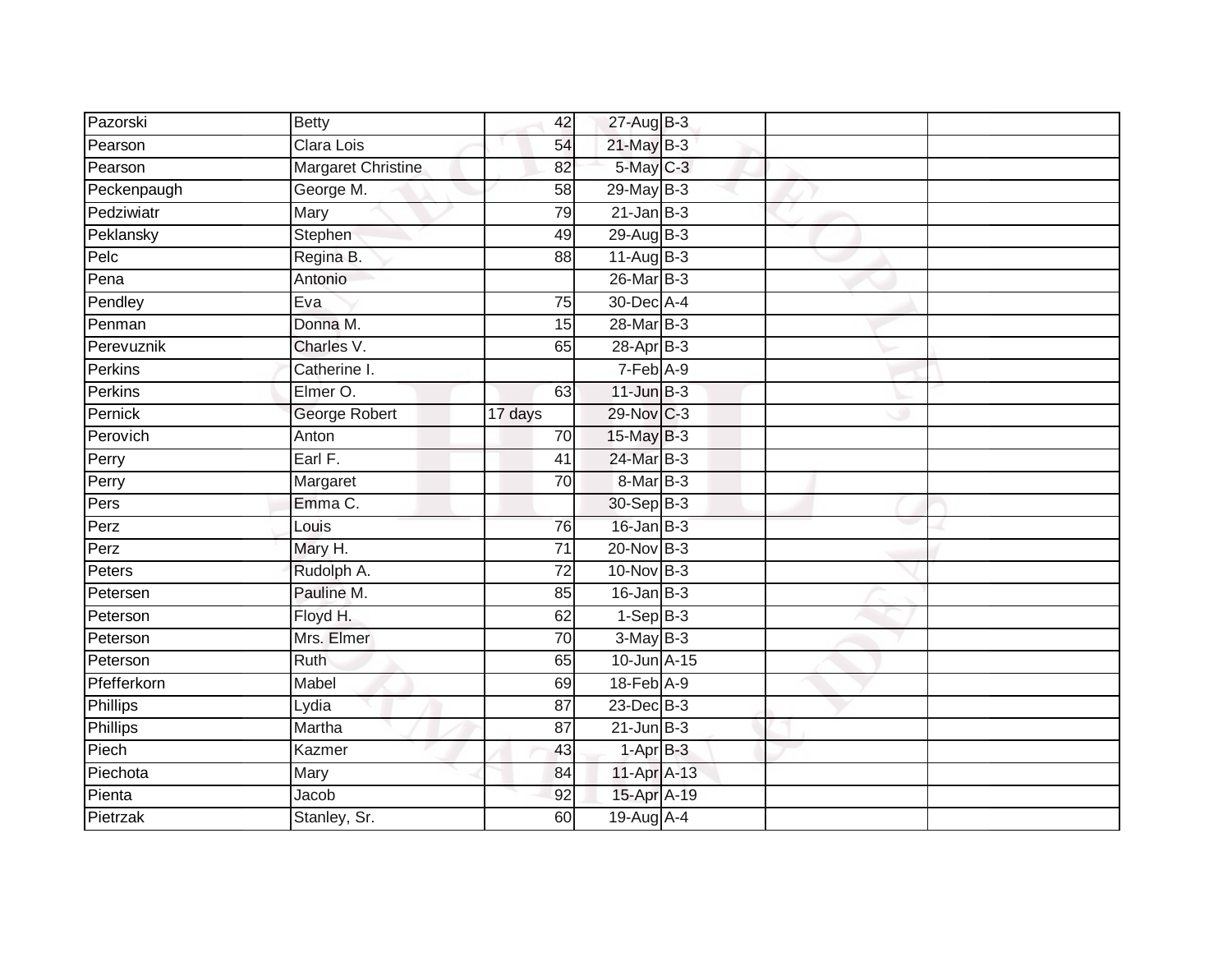| | | | | | | |
|---|---|---|---|---|---|---|
| Pazorski | Betty | 42 | 27-Aug | B-3 | | |
| Pearson | Clara Lois | 54 | 21-May | B-3 | | |
| Pearson | Margaret Christine | 82 | 5-May | C-3 | | |
| Peckenpaugh | George M. | 58 | 29-May | B-3 | | |
| Pedziwiatr | Mary | 79 | 21-Jan | B-3 | | |
| Peklansky | Stephen | 49 | 29-Aug | B-3 | | |
| Pelc | Regina B. | 88 | 11-Aug | B-3 | | |
| Pena | Antonio | | 26-Mar | B-3 | | |
| Pendley | Eva | 75 | 30-Dec | A-4 | | |
| Penman | Donna M. | 15 | 28-Mar | B-3 | | |
| Perevuznik | Charles V. | 65 | 28-Apr | B-3 | | |
| Perkins | Catherine I. | | 7-Feb | A-9 | | |
| Perkins | Elmer O. | 63 | 11-Jun | B-3 | | |
| Pernick | George Robert | 17 days | 29-Nov | C-3 | | |
| Perovich | Anton | 70 | 15-May | B-3 | | |
| Perry | Earl F. | 41 | 24-Mar | B-3 | | |
| Perry | Margaret | 70 | 8-Mar | B-3 | | |
| Pers | Emma C. | | 30-Sep | B-3 | | |
| Perz | Louis | 76 | 16-Jan | B-3 | | |
| Perz | Mary H. | 71 | 20-Nov | B-3 | | |
| Peters | Rudolph A. | 72 | 10-Nov | B-3 | | |
| Petersen | Pauline M. | 85 | 16-Jan | B-3 | | |
| Peterson | Floyd H. | 62 | 1-Sep | B-3 | | |
| Peterson | Mrs. Elmer | 70 | 3-May | B-3 | | |
| Peterson | Ruth | 65 | 10-Jun | A-15 | | |
| Pfefferkorn | Mabel | 69 | 18-Feb | A-9 | | |
| Phillips | Lydia | 87 | 23-Dec | B-3 | | |
| Phillips | Martha | 87 | 21-Jun | B-3 | | |
| Piech | Kazmer | 43 | 1-Apr | B-3 | | |
| Piechota | Mary | 84 | 11-Apr | A-13 | | |
| Pienta | Jacob | 92 | 15-Apr | A-19 | | |
| Pietrzak | Stanley, Sr. | 60 | 19-Aug | A-4 | | |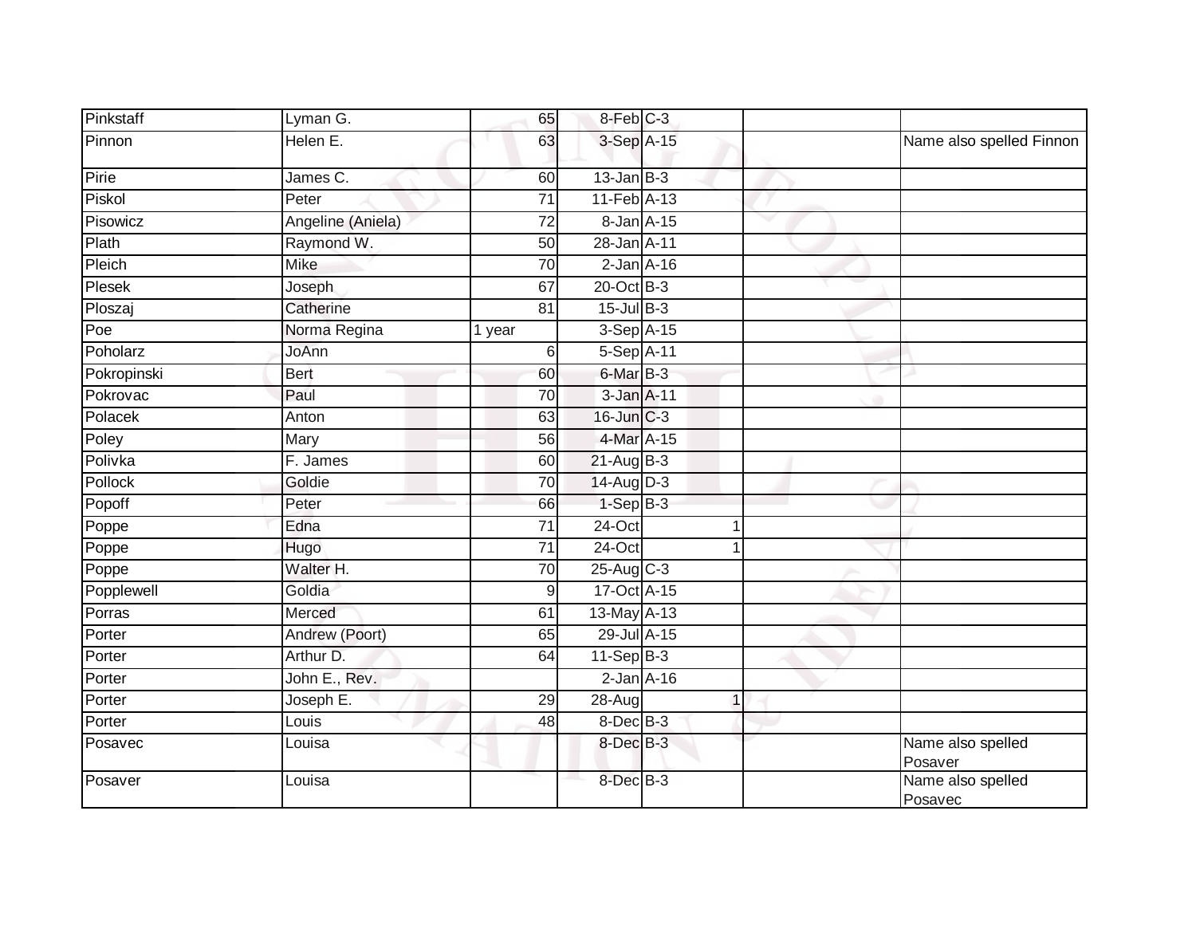| Pinkstaff | Lyman G. | 65 | 8-Feb | C-3 | | | |
|---|---|---|---|---|---|---|---|
| Pinnon | Helen E. | 63 | 3-Sep | A-15 | | | Name also spelled Finnon |
| Pirie | James C. | 60 | 13-Jan | B-3 | | | |
| Piskol | Peter | 71 | 11-Feb | A-13 | | | |
| Pisowicz | Angeline (Aniela) | 72 | 8-Jan | A-15 | | | |
| Plath | Raymond W. | 50 | 28-Jan | A-11 | | | |
| Pleich | Mike | 70 | 2-Jan | A-16 | | | |
| Plesek | Joseph | 67 | 20-Oct | B-3 | | | |
| Ploszaj | Catherine | 81 | 15-Jul | B-3 | | | |
| Poe | Norma Regina | 1 year | 3-Sep | A-15 | | | |
| Poholarz | JoAnn | 6 | 5-Sep | A-11 | | | |
| Pokropinski | Bert | 60 | 6-Mar | B-3 | | | |
| Pokrovac | Paul | 70 | 3-Jan | A-11 | | | |
| Polacek | Anton | 63 | 16-Jun | C-3 | | | |
| Poley | Mary | 56 | 4-Mar | A-15 | | | |
| Polivka | F. James | 60 | 21-Aug | B-3 | | | |
| Pollock | Goldie | 70 | 14-Aug | D-3 | | | |
| Popoff | Peter | 66 | 1-Sep | B-3 | | | |
| Poppe | Edna | 71 | 24-Oct | | 1 | | |
| Poppe | Hugo | 71 | 24-Oct | | 1 | | |
| Poppe | Walter H. | 70 | 25-Aug | C-3 | | | |
| Popplewell | Goldia | 9 | 17-Oct | A-15 | | | |
| Porras | Merced | 61 | 13-May | A-13 | | | |
| Porter | Andrew (Poort) | 65 | 29-Jul | A-15 | | | |
| Porter | Arthur D. | 64 | 11-Sep | B-3 | | | |
| Porter | John E., Rev. | | 2-Jan | A-16 | | | |
| Porter | Joseph E. | 29 | 28-Aug | | 1 | | |
| Porter | Louis | 48 | 8-Dec | B-3 | | | |
| Posavec | Louisa | | 8-Dec | B-3 | | | Name also spelled Posaver |
| Posaver | Louisa | | 8-Dec | B-3 | | | Name also spelled Posavec |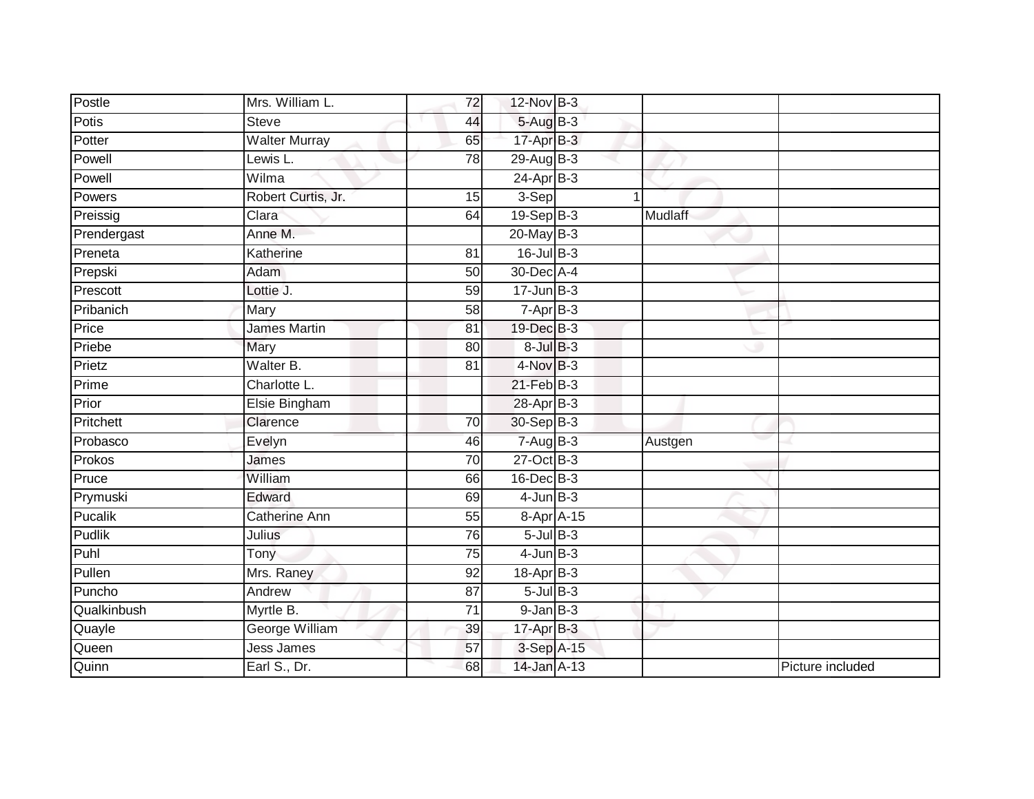| | | | | | | |
|---|---|---|---|---|---|---|
| Postle | Mrs. William L. | 72 | 12-Nov | B-3 | | |
| Potis | Steve | 44 | 5-Aug | B-3 | | |
| Potter | Walter Murray | 65 | 17-Apr | B-3 | | |
| Powell | Lewis L. | 78 | 29-Aug | B-3 | | |
| Powell | Wilma | | 24-Apr | B-3 | | |
| Powers | Robert Curtis, Jr. | 15 | 3-Sep | 1 | | |
| Preissig | Clara | 64 | 19-Sep | B-3 | Mudlaff | |
| Prendergast | Anne M. | | 20-May | B-3 | | |
| Preneta | Katherine | 81 | 16-Jul | B-3 | | |
| Prepski | Adam | 50 | 30-Dec | A-4 | | |
| Prescott | Lottie J. | 59 | 17-Jun | B-3 | | |
| Pribanich | Mary | 58 | 7-Apr | B-3 | | |
| Price | James Martin | 81 | 19-Dec | B-3 | | |
| Priebe | Mary | 80 | 8-Jul | B-3 | | |
| Prietz | Walter B. | 81 | 4-Nov | B-3 | | |
| Prime | Charlotte L. | | 21-Feb | B-3 | | |
| Prior | Elsie Bingham | | 28-Apr | B-3 | | |
| Pritchett | Clarence | 70 | 30-Sep | B-3 | | |
| Probasco | Evelyn | 46 | 7-Aug | B-3 | Austgen | |
| Prokos | James | 70 | 27-Oct | B-3 | | |
| Pruce | William | 66 | 16-Dec | B-3 | | |
| Prymuski | Edward | 69 | 4-Jun | B-3 | | |
| Pucalik | Catherine Ann | 55 | 8-Apr | A-15 | | |
| Pudlik | Julius | 76 | 5-Jul | B-3 | | |
| Puhl | Tony | 75 | 4-Jun | B-3 | | |
| Pullen | Mrs. Raney | 92 | 18-Apr | B-3 | | |
| Puncho | Andrew | 87 | 5-Jul | B-3 | | |
| Qualkinbush | Myrtle B. | 71 | 9-Jan | B-3 | | |
| Quayle | George William | 39 | 17-Apr | B-3 | | |
| Queen | Jess James | 57 | 3-Sep | A-15 | | |
| Quinn | Earl S., Dr. | 68 | 14-Jan | A-13 | | Picture included |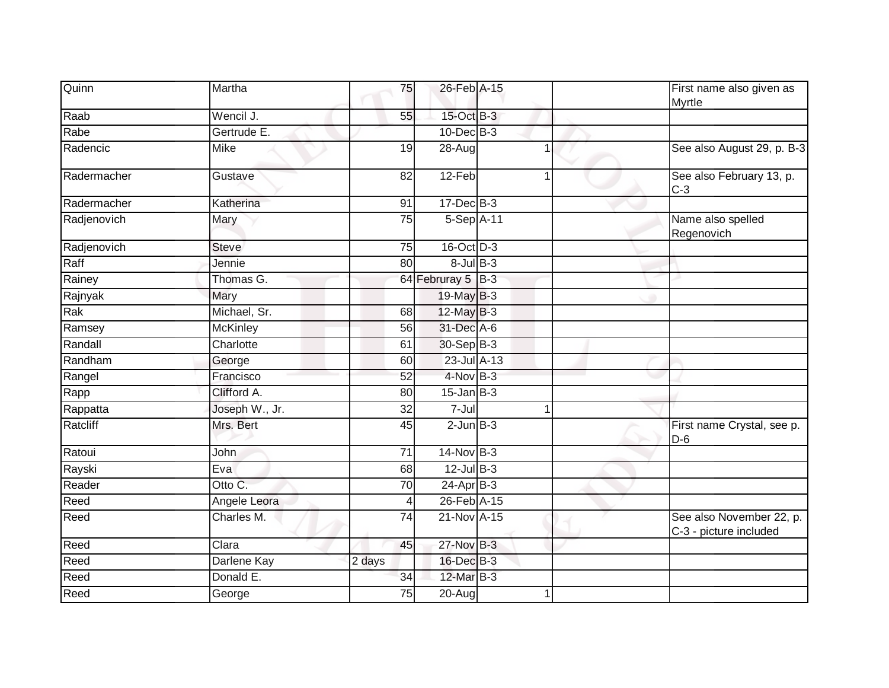| | | | | | | | |
|---|---|---|---|---|---|---|---|
| Quinn | Martha | 75 | 26-Feb | A-15 | | | First name also given as Myrtle |
| Raab | Wencil J. | 55 | 15-Oct | B-3 | | | |
| Rabe | Gertrude E. | | 10-Dec | B-3 | | | |
| Radencic | Mike | 19 | 28-Aug | | 1 | | See also August 29, p. B-3 |
| Radermacher | Gustave | 82 | 12-Feb | | 1 | | See also February 13, p. C-3 |
| Radermacher | Katherina | 91 | 17-Dec | B-3 | | | |
| Radjenovich | Mary | 75 | 5-Sep | A-11 | | | Name also spelled Regenovich |
| Radjenovich | Steve | 75 | 16-Oct | D-3 | | | |
| Raff | Jennie | 80 | 8-Jul | B-3 | | | |
| Rainey | Thomas G. | 64 | Februray 5 | B-3 | | | |
| Rajnyak | Mary | | 19-May | B-3 | | | |
| Rak | Michael, Sr. | 68 | 12-May | B-3 | | | |
| Ramsey | McKinley | 56 | 31-Dec | A-6 | | | |
| Randall | Charlotte | 61 | 30-Sep | B-3 | | | |
| Randham | George | 60 | 23-Jul | A-13 | | | |
| Rangel | Francisco | 52 | 4-Nov | B-3 | | | |
| Rapp | Clifford A. | 80 | 15-Jan | B-3 | | | |
| Rappatta | Joseph W., Jr. | 32 | 7-Jul | | 1 | | |
| Ratcliff | Mrs. Bert | 45 | 2-Jun | B-3 | | | First name Crystal, see p. D-6 |
| Ratoui | John | 71 | 14-Nov | B-3 | | | |
| Rayski | Eva | 68 | 12-Jul | B-3 | | | |
| Reader | Otto C. | 70 | 24-Apr | B-3 | | | |
| Reed | Angele Leora | 4 | 26-Feb | A-15 | | | |
| Reed | Charles M. | 74 | 21-Nov | A-15 | | | See also November 22, p. C-3 - picture included |
| Reed | Clara | 45 | 27-Nov | B-3 | | | |
| Reed | Darlene Kay | 2 days | 16-Dec | B-3 | | | |
| Reed | Donald E. | 34 | 12-Mar | B-3 | | | |
| Reed | George | 75 | 20-Aug | | 1 | | |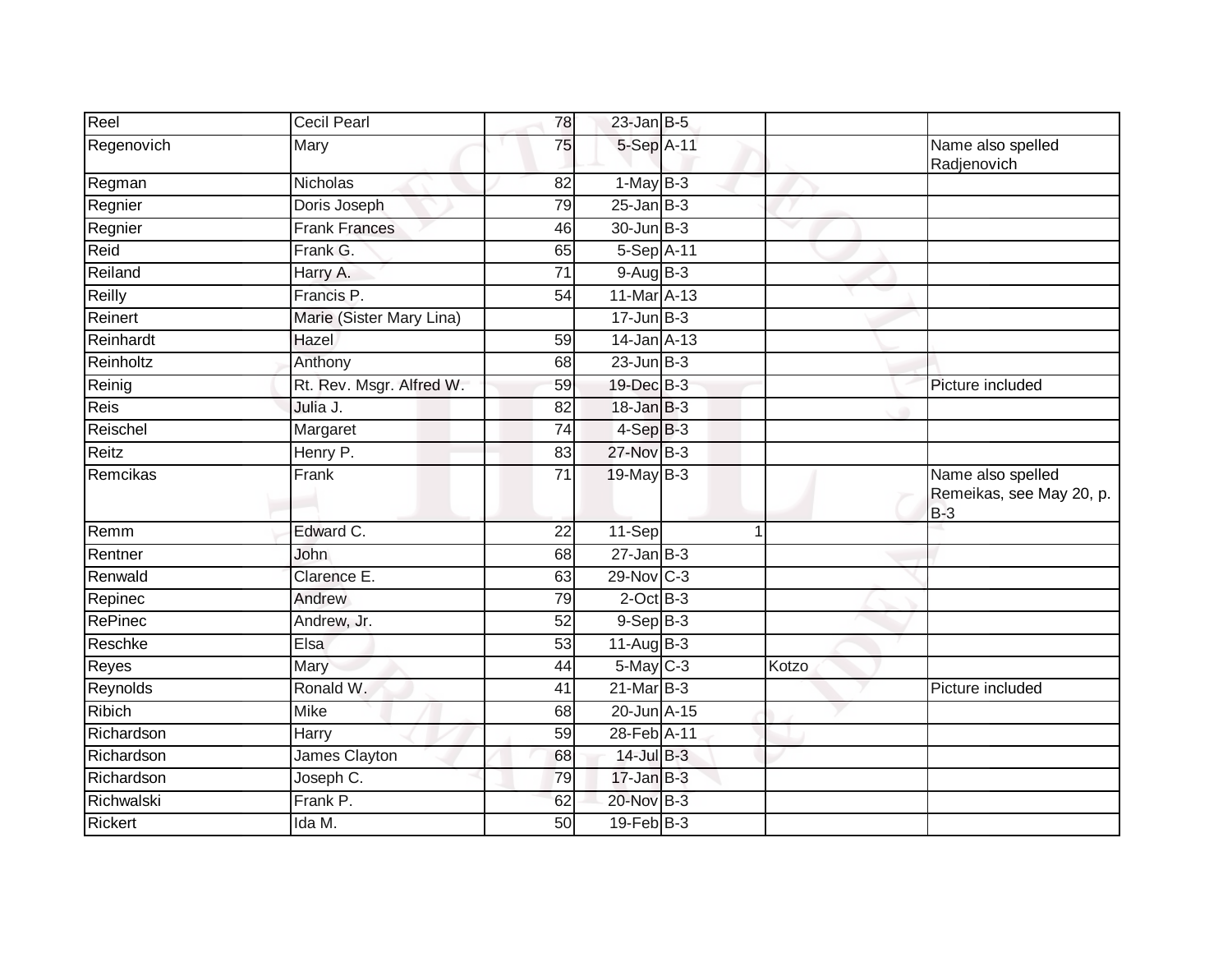| | | | | | | |
|---|---|---|---|---|---|---|
| Reel | Cecil Pearl | 78 | 23-Jan | B-5 | | |
| Regenovich | Mary | 75 | 5-Sep | A-11 | | Name also spelled Radjenovich |
| Regman | Nicholas | 82 | 1-May | B-3 | | |
| Regnier | Doris Joseph | 79 | 25-Jan | B-3 | | |
| Regnier | Frank Frances | 46 | 30-Jun | B-3 | | |
| Reid | Frank G. | 65 | 5-Sep | A-11 | | |
| Reiland | Harry A. | 71 | 9-Aug | B-3 | | |
| Reilly | Francis P. | 54 | 11-Mar | A-13 | | |
| Reinert | Marie (Sister Mary Lina) | | 17-Jun | B-3 | | |
| Reinhardt | Hazel | 59 | 14-Jan | A-13 | | |
| Reinholtz | Anthony | 68 | 23-Jun | B-3 | | |
| Reinig | Rt. Rev. Msgr. Alfred W. | 59 | 19-Dec | B-3 | | Picture included |
| Reis | Julia J. | 82 | 18-Jan | B-3 | | |
| Reischel | Margaret | 74 | 4-Sep | B-3 | | |
| Reitz | Henry P. | 83 | 27-Nov | B-3 | | |
| Remcikas | Frank | 71 | 19-May | B-3 | | Name also spelled Remeikas, see May 20, p. B-3 |
| Remm | Edward C. | 22 | 11-Sep | 1 | | |
| Rentner | John | 68 | 27-Jan | B-3 | | |
| Renwald | Clarence E. | 63 | 29-Nov | C-3 | | |
| Repinec | Andrew | 79 | 2-Oct | B-3 | | |
| RePinec | Andrew, Jr. | 52 | 9-Sep | B-3 | | |
| Reschke | Elsa | 53 | 11-Aug | B-3 | | |
| Reyes | Mary | 44 | 5-May | C-3 | Kotzo | |
| Reynolds | Ronald W. | 41 | 21-Mar | B-3 | | Picture included |
| Ribich | Mike | 68 | 20-Jun | A-15 | | |
| Richardson | Harry | 59 | 28-Feb | A-11 | | |
| Richardson | James Clayton | 68 | 14-Jul | B-3 | | |
| Richardson | Joseph C. | 79 | 17-Jan | B-3 | | |
| Richwalski | Frank P. | 62 | 20-Nov | B-3 | | |
| Rickert | Ida M. | 50 | 19-Feb | B-3 | | |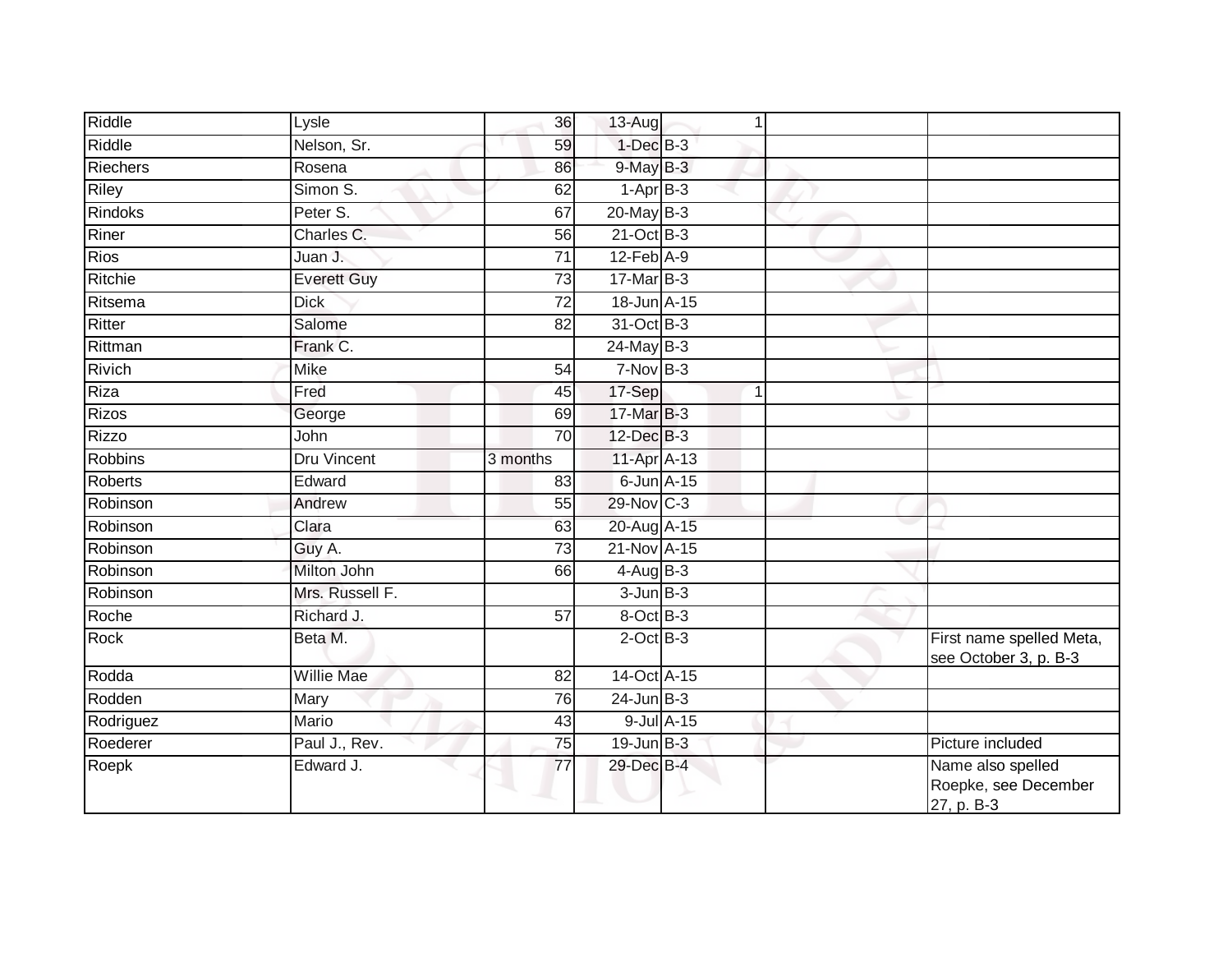| | | | | | | |
|---|---|---|---|---|---|---|
| Riddle | Lysle | 36 | 13-Aug | 1 | | |
| Riddle | Nelson, Sr. | 59 | 1-Dec | B-3 | | |
| Riechers | Rosena | 86 | 9-May | B-3 | | |
| Riley | Simon S. | 62 | 1-Apr | B-3 | | |
| Rindoks | Peter S. | 67 | 20-May | B-3 | | |
| Riner | Charles C. | 56 | 21-Oct | B-3 | | |
| Rios | Juan J. | 71 | 12-Feb | A-9 | | |
| Ritchie | Everett Guy | 73 | 17-Mar | B-3 | | |
| Ritsema | Dick | 72 | 18-Jun | A-15 | | |
| Ritter | Salome | 82 | 31-Oct | B-3 | | |
| Rittman | Frank C. | | 24-May | B-3 | | |
| Rivich | Mike | 54 | 7-Nov | B-3 | | |
| Riza | Fred | 45 | 17-Sep | 1 | | |
| Rizos | George | 69 | 17-Mar | B-3 | | |
| Rizzo | John | 70 | 12-Dec | B-3 | | |
| Robbins | Dru Vincent | 3 months | 11-Apr | A-13 | | |
| Roberts | Edward | 83 | 6-Jun | A-15 | | |
| Robinson | Andrew | 55 | 29-Nov | C-3 | | |
| Robinson | Clara | 63 | 20-Aug | A-15 | | |
| Robinson | Guy A. | 73 | 21-Nov | A-15 | | |
| Robinson | Milton John | 66 | 4-Aug | B-3 | | |
| Robinson | Mrs. Russell F. | | 3-Jun | B-3 | | |
| Roche | Richard J. | 57 | 8-Oct | B-3 | | |
| Rock | Beta M. | | 2-Oct | B-3 | | First name spelled Meta, see October 3, p. B-3 |
| Rodda | Willie Mae | 82 | 14-Oct | A-15 | | |
| Rodden | Mary | 76 | 24-Jun | B-3 | | |
| Rodriguez | Mario | 43 | 9-Jul | A-15 | | |
| Roederer | Paul J., Rev. | 75 | 19-Jun | B-3 | | Picture included |
| Roepk | Edward J. | 77 | 29-Dec | B-4 | | Name also spelled Roepke, see December 27, p. B-3 |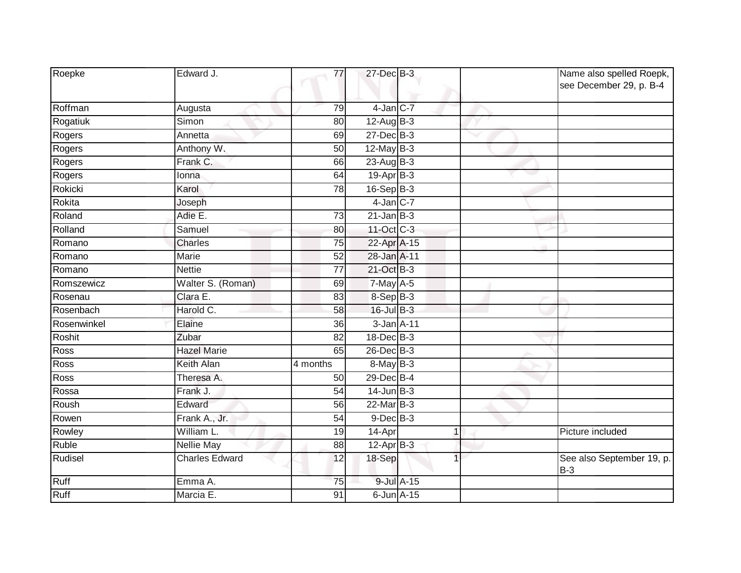| Roepke | Edward J. | 77 | 27-Dec | B-3 | | Name also spelled Roepk, see December 29, p. B-4 |
|---|---|---|---|---|---|---|
| Roffman | Augusta | 79 | 4-Jan | C-7 | | |
| Rogatiuk | Simon | 80 | 12-Aug | B-3 | | |
| Rogers | Annetta | 69 | 27-Dec | B-3 | | |
| Rogers | Anthony W. | 50 | 12-May | B-3 | | |
| Rogers | Frank C. | 66 | 23-Aug | B-3 | | |
| Rogers | Ionna | 64 | 19-Apr | B-3 | | |
| Rokicki | Karol | 78 | 16-Sep | B-3 | | |
| Rokita | Joseph | | 4-Jan | C-7 | | |
| Roland | Adie E. | 73 | 21-Jan | B-3 | | |
| Rolland | Samuel | 80 | 11-Oct | C-3 | | |
| Romano | Charles | 75 | 22-Apr | A-15 | | |
| Romano | Marie | 52 | 28-Jan | A-11 | | |
| Romano | Nettie | 77 | 21-Oct | B-3 | | |
| Romszewicz | Walter S. (Roman) | 69 | 7-May | A-5 | | |
| Rosenau | Clara E. | 83 | 8-Sep | B-3 | | |
| Rosenbach | Harold C. | 58 | 16-Jul | B-3 | | |
| Rosenwinkel | Elaine | 36 | 3-Jan | A-11 | | |
| Roshit | Zubar | 82 | 18-Dec | B-3 | | |
| Ross | Hazel Marie | 65 | 26-Dec | B-3 | | |
| Ross | Keith Alan | 4 months | 8-May | B-3 | | |
| Ross | Theresa A. | 50 | 29-Dec | B-4 | | |
| Rossa | Frank J. | 54 | 14-Jun | B-3 | | |
| Roush | Edward | 56 | 22-Mar | B-3 | | |
| Rowen | Frank A., Jr. | 54 | 9-Dec | B-3 | | |
| Rowley | William L. | 19 | 14-Apr | 1 | | Picture included |
| Ruble | Nellie May | 88 | 12-Apr | B-3 | | |
| Rudisel | Charles Edward | 12 | 18-Sep | 1 | | See also September 19, p. B-3 |
| Ruff | Emma A. | 75 | 9-Jul | A-15 | | |
| Ruff | Marcia E. | 91 | 6-Jun | A-15 | | |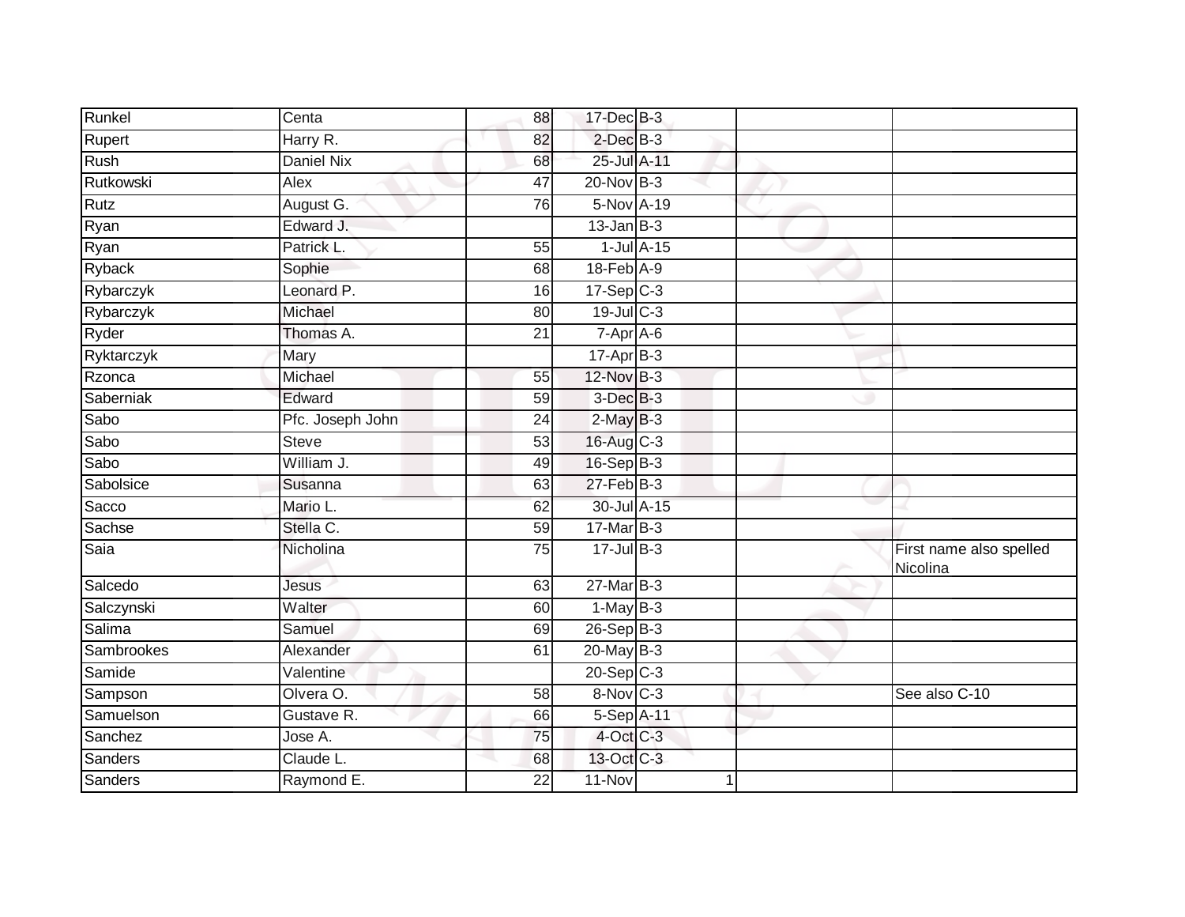| | | | | | | |
|---|---|---|---|---|---|---|
| Runkel | Centa | 88 | 17-Dec | B-3 | | |
| Rupert | Harry R. | 82 | 2-Dec | B-3 | | |
| Rush | Daniel Nix | 68 | 25-Jul | A-11 | | |
| Rutkowski | Alex | 47 | 20-Nov | B-3 | | |
| Rutz | August G. | 76 | 5-Nov | A-19 | | |
| Ryan | Edward J. | | 13-Jan | B-3 | | |
| Ryan | Patrick L. | 55 | 1-Jul | A-15 | | |
| Ryback | Sophie | 68 | 18-Feb | A-9 | | |
| Rybarczyk | Leonard P. | 16 | 17-Sep | C-3 | | |
| Rybarczyk | Michael | 80 | 19-Jul | C-3 | | |
| Ryder | Thomas A. | 21 | 7-Apr | A-6 | | |
| Ryktarczyk | Mary | | 17-Apr | B-3 | | |
| Rzonca | Michael | 55 | 12-Nov | B-3 | | |
| Saberniak | Edward | 59 | 3-Dec | B-3 | | |
| Sabo | Pfc. Joseph John | 24 | 2-May | B-3 | | |
| Sabo | Steve | 53 | 16-Aug | C-3 | | |
| Sabo | William J. | 49 | 16-Sep | B-3 | | |
| Sabolsice | Susanna | 63 | 27-Feb | B-3 | | |
| Sacco | Mario L. | 62 | 30-Jul | A-15 | | |
| Sachse | Stella C. | 59 | 17-Mar | B-3 | | |
| Saia | Nicholina | 75 | 17-Jul | B-3 | | First name also spelled Nicolina |
| Salcedo | Jesus | 63 | 27-Mar | B-3 | | |
| Salczynski | Walter | 60 | 1-May | B-3 | | |
| Salima | Samuel | 69 | 26-Sep | B-3 | | |
| Sambrookes | Alexander | 61 | 20-May | B-3 | | |
| Samide | Valentine | | 20-Sep | C-3 | | |
| Sampson | Olvera O. | 58 | 8-Nov | C-3 | | See also C-10 |
| Samuelson | Gustave R. | 66 | 5-Sep | A-11 | | |
| Sanchez | Jose A. | 75 | 4-Oct | C-3 | | |
| Sanders | Claude L. | 68 | 13-Oct | C-3 | | |
| Sanders | Raymond E. | 22 | 11-Nov | 1 | | |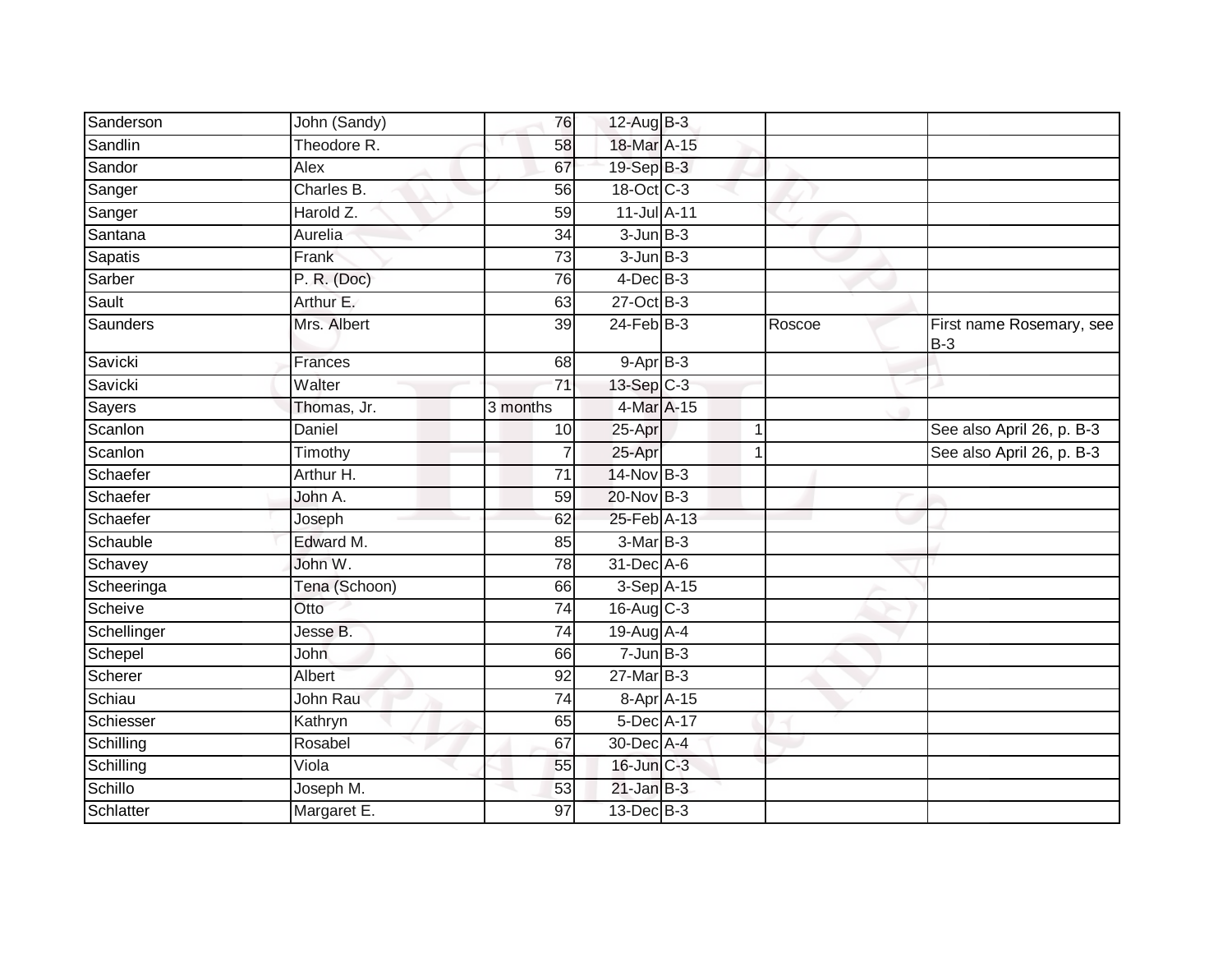| | | | | | | |
|---|---|---|---|---|---|---|
| Sanderson | John (Sandy) | 76 | 12-Aug | B-3 | | |
| Sandlin | Theodore R. | 58 | 18-Mar | A-15 | | |
| Sandor | Alex | 67 | 19-Sep | B-3 | | |
| Sanger | Charles B. | 56 | 18-Oct | C-3 | | |
| Sanger | Harold Z. | 59 | 11-Jul | A-11 | | |
| Santana | Aurelia | 34 | 3-Jun | B-3 | | |
| Sapatis | Frank | 73 | 3-Jun | B-3 | | |
| Sarber | P. R. (Doc) | 76 | 4-Dec | B-3 | | |
| Sault | Arthur E. | 63 | 27-Oct | B-3 | | |
| Saunders | Mrs. Albert | 39 | 24-Feb | B-3 | Roscoe | First name Rosemary, see B-3 |
| Savicki | Frances | 68 | 9-Apr | B-3 | | |
| Savicki | Walter | 71 | 13-Sep | C-3 | | |
| Sayers | Thomas, Jr. | 3 months | 4-Mar | A-15 | | |
| Scanlon | Daniel | 10 | 25-Apr | 1 | | See also April 26, p. B-3 |
| Scanlon | Timothy | 7 | 25-Apr | 1 | | See also April 26, p. B-3 |
| Schaefer | Arthur H. | 71 | 14-Nov | B-3 | | |
| Schaefer | John A. | 59 | 20-Nov | B-3 | | |
| Schaefer | Joseph | 62 | 25-Feb | A-13 | | |
| Schauble | Edward M. | 85 | 3-Mar | B-3 | | |
| Schavey | John W. | 78 | 31-Dec | A-6 | | |
| Scheeringa | Tena (Schoon) | 66 | 3-Sep | A-15 | | |
| Scheive | Otto | 74 | 16-Aug | C-3 | | |
| Schellinger | Jesse B. | 74 | 19-Aug | A-4 | | |
| Schepel | John | 66 | 7-Jun | B-3 | | |
| Scherer | Albert | 92 | 27-Mar | B-3 | | |
| Schiau | John Rau | 74 | 8-Apr | A-15 | | |
| Schiesser | Kathryn | 65 | 5-Dec | A-17 | | |
| Schilling | Rosabel | 67 | 30-Dec | A-4 | | |
| Schilling | Viola | 55 | 16-Jun | C-3 | | |
| Schillo | Joseph M. | 53 | 21-Jan | B-3 | | |
| Schlatter | Margaret E. | 97 | 13-Dec | B-3 | | |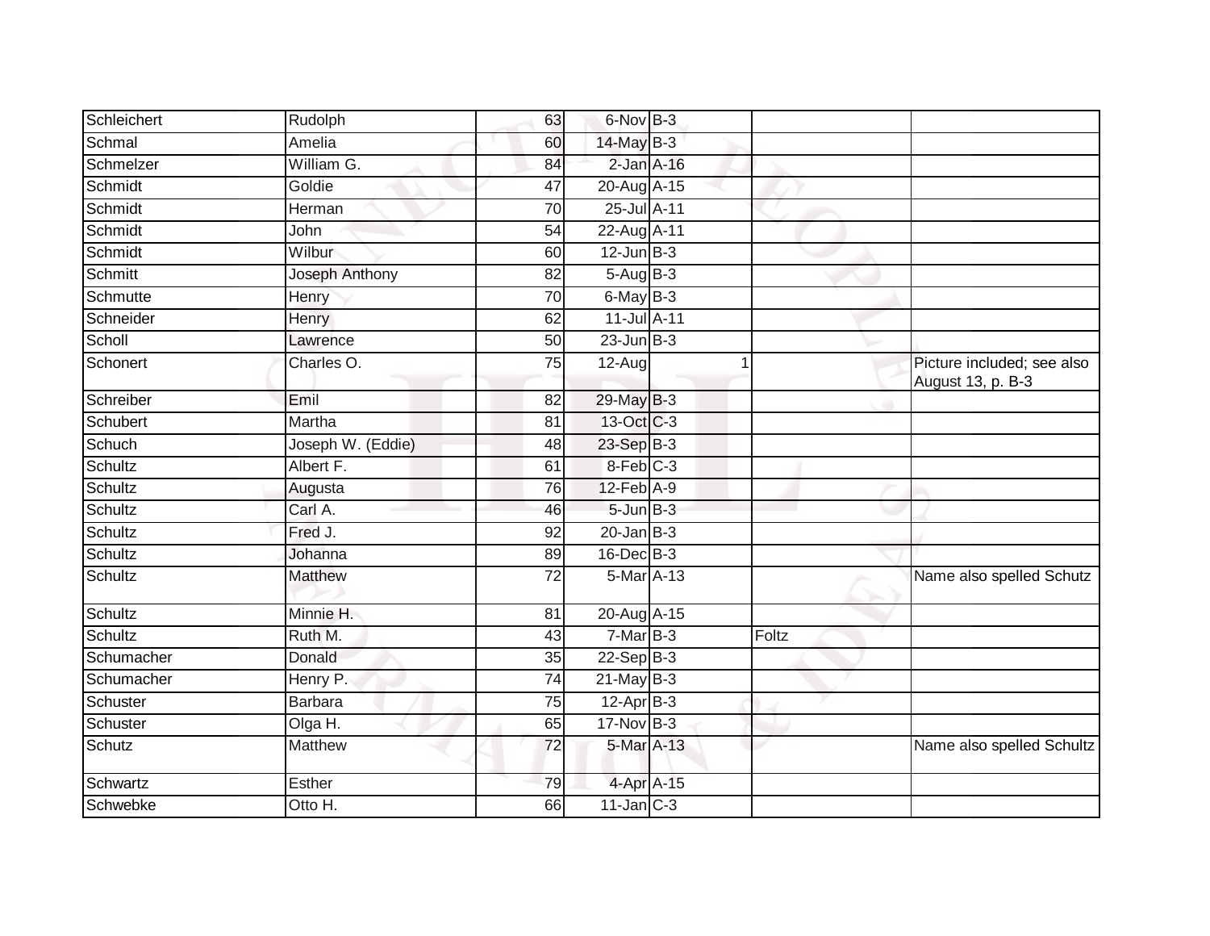| | | | | | | |
|---|---|---|---|---|---|---|
| Schleichert | Rudolph | 63 | 6-Nov | B-3 | | |
| Schmal | Amelia | 60 | 14-May | B-3 | | |
| Schmelzer | William G. | 84 | 2-Jan | A-16 | | |
| Schmidt | Goldie | 47 | 20-Aug | A-15 | | |
| Schmidt | Herman | 70 | 25-Jul | A-11 | | |
| Schmidt | John | 54 | 22-Aug | A-11 | | |
| Schmidt | Wilbur | 60 | 12-Jun | B-3 | | |
| Schmitt | Joseph Anthony | 82 | 5-Aug | B-3 | | |
| Schmutte | Henry | 70 | 6-May | B-3 | | |
| Schneider | Henry | 62 | 11-Jul | A-11 | | |
| Scholl | Lawrence | 50 | 23-Jun | B-3 | | |
| Schonert | Charles O. | 75 | 12-Aug | 1 | | Picture included; see also August 13, p. B-3 |
| Schreiber | Emil | 82 | 29-May | B-3 | | |
| Schubert | Martha | 81 | 13-Oct | C-3 | | |
| Schuch | Joseph W. (Eddie) | 48 | 23-Sep | B-3 | | |
| Schultz | Albert F. | 61 | 8-Feb | C-3 | | |
| Schultz | Augusta | 76 | 12-Feb | A-9 | | |
| Schultz | Carl A. | 46 | 5-Jun | B-3 | | |
| Schultz | Fred J. | 92 | 20-Jan | B-3 | | |
| Schultz | Johanna | 89 | 16-Dec | B-3 | | |
| Schultz | Matthew | 72 | 5-Mar | A-13 | | Name also spelled Schutz |
| Schultz | Minnie H. | 81 | 20-Aug | A-15 | | |
| Schultz | Ruth M. | 43 | 7-Mar | B-3 | Foltz | |
| Schumacher | Donald | 35 | 22-Sep | B-3 | | |
| Schumacher | Henry P. | 74 | 21-May | B-3 | | |
| Schuster | Barbara | 75 | 12-Apr | B-3 | | |
| Schuster | Olga H. | 65 | 17-Nov | B-3 | | |
| Schutz | Matthew | 72 | 5-Mar | A-13 | | Name also spelled Schultz |
| Schwartz | Esther | 79 | 4-Apr | A-15 | | |
| Schwebke | Otto H. | 66 | 11-Jan | C-3 | | |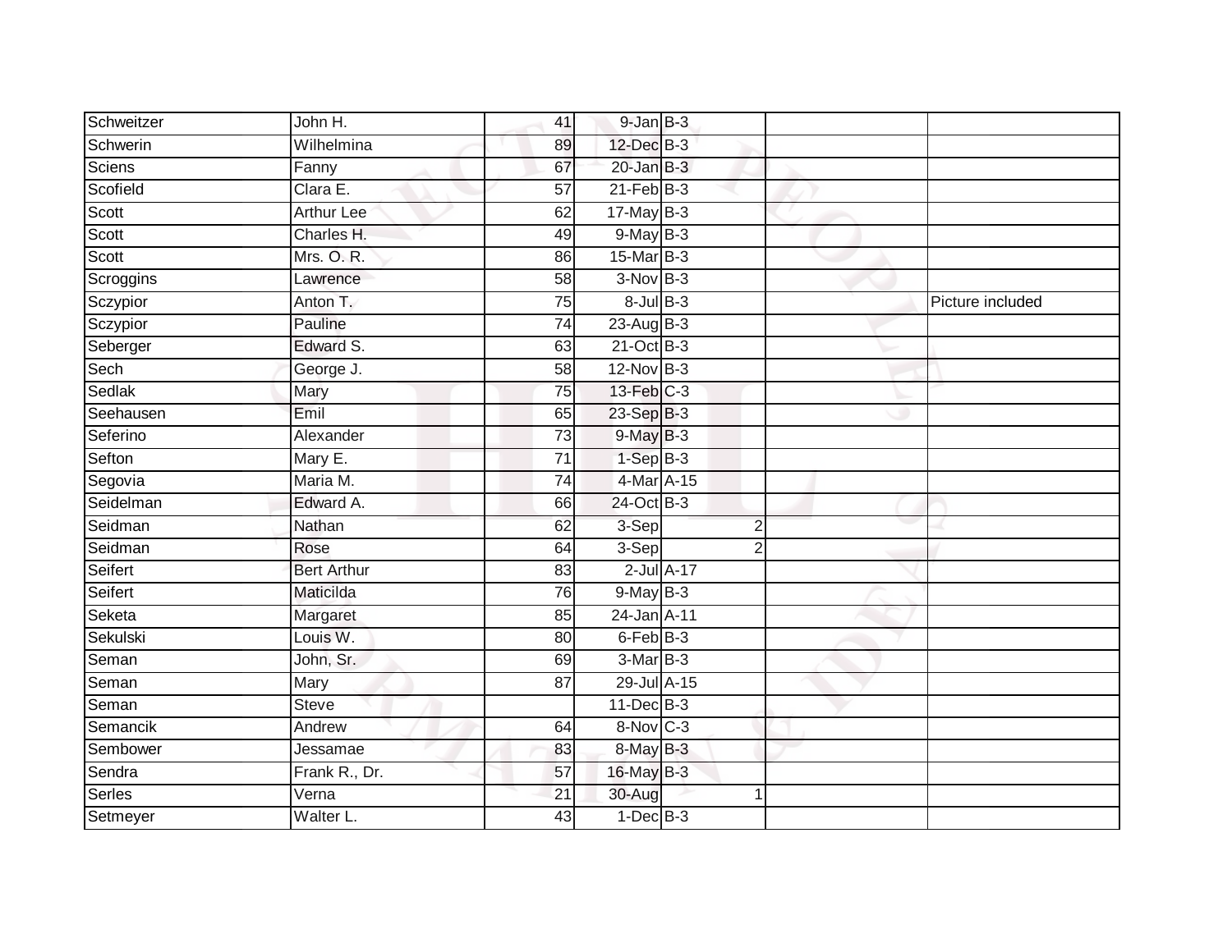| | | | | | | |
|---|---|---|---|---|---|---|
| Schweitzer | John H. | 41 | 9-Jan | B-3 | | |
| Schwerin | Wilhelmina | 89 | 12-Dec | B-3 | | |
| Sciens | Fanny | 67 | 20-Jan | B-3 | | |
| Scofield | Clara E. | 57 | 21-Feb | B-3 | | |
| Scott | Arthur Lee | 62 | 17-May | B-3 | | |
| Scott | Charles H. | 49 | 9-May | B-3 | | |
| Scott | Mrs. O. R. | 86 | 15-Mar | B-3 | | |
| Scroggins | Lawrence | 58 | 3-Nov | B-3 | | |
| Sczypior | Anton T. | 75 | 8-Jul | B-3 | | Picture included |
| Sczypior | Pauline | 74 | 23-Aug | B-3 | | |
| Seberger | Edward S. | 63 | 21-Oct | B-3 | | |
| Sech | George J. | 58 | 12-Nov | B-3 | | |
| Sedlak | Mary | 75 | 13-Feb | C-3 | | |
| Seehausen | Emil | 65 | 23-Sep | B-3 | | |
| Seferino | Alexander | 73 | 9-May | B-3 | | |
| Sefton | Mary E. | 71 | 1-Sep | B-3 | | |
| Segovia | Maria M. | 74 | 4-Mar | A-15 | | |
| Seidelman | Edward A. | 66 | 24-Oct | B-3 | | |
| Seidman | Nathan | 62 | 3-Sep | 2 | | |
| Seidman | Rose | 64 | 3-Sep | 2 | | |
| Seifert | Bert Arthur | 83 | 2-Jul | A-17 | | |
| Seifert | Maticilda | 76 | 9-May | B-3 | | |
| Seketa | Margaret | 85 | 24-Jan | A-11 | | |
| Sekulski | Louis W. | 80 | 6-Feb | B-3 | | |
| Seman | John, Sr. | 69 | 3-Mar | B-3 | | |
| Seman | Mary | 87 | 29-Jul | A-15 | | |
| Seman | Steve | | 11-Dec | B-3 | | |
| Semancik | Andrew | 64 | 8-Nov | C-3 | | |
| Sembower | Jessamae | 83 | 8-May | B-3 | | |
| Sendra | Frank R., Dr. | 57 | 16-May | B-3 | | |
| Serles | Verna | 21 | 30-Aug | 1 | | |
| Setmeyer | Walter L. | 43 | 1-Dec | B-3 | | |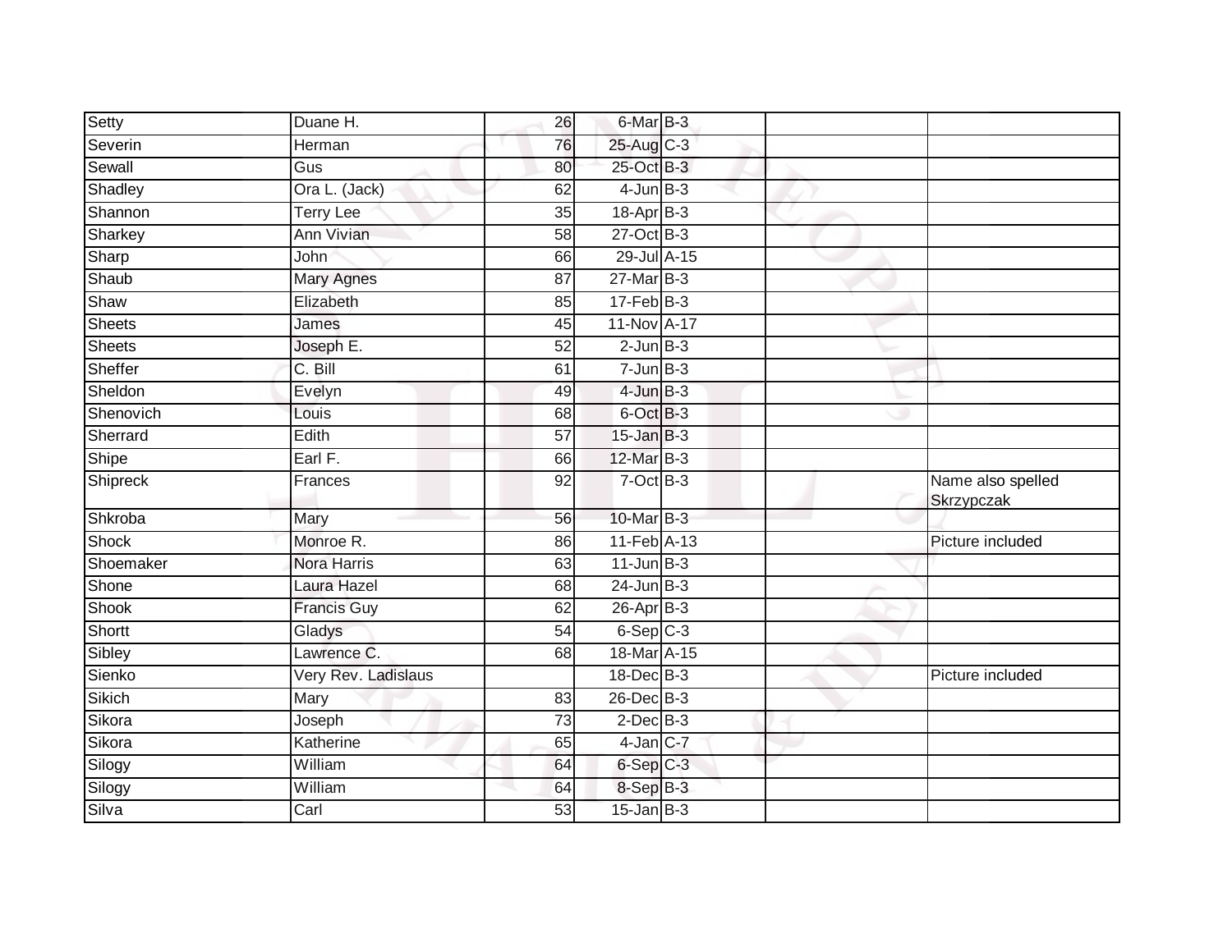| | | | | | | |
|---|---|---|---|---|---|---|
| Setty | Duane H. | 26 | 6-Mar | B-3 | | |
| Severin | Herman | 76 | 25-Aug | C-3 | | |
| Sewall | Gus | 80 | 25-Oct | B-3 | | |
| Shadley | Ora L. (Jack) | 62 | 4-Jun | B-3 | | |
| Shannon | Terry Lee | 35 | 18-Apr | B-3 | | |
| Sharkey | Ann Vivian | 58 | 27-Oct | B-3 | | |
| Sharp | John | 66 | 29-Jul | A-15 | | |
| Shaub | Mary Agnes | 87 | 27-Mar | B-3 | | |
| Shaw | Elizabeth | 85 | 17-Feb | B-3 | | |
| Sheets | James | 45 | 11-Nov | A-17 | | |
| Sheets | Joseph E. | 52 | 2-Jun | B-3 | | |
| Sheffer | C. Bill | 61 | 7-Jun | B-3 | | |
| Sheldon | Evelyn | 49 | 4-Jun | B-3 | | |
| Shenovich | Louis | 68 | 6-Oct | B-3 | | |
| Sherrard | Edith | 57 | 15-Jan | B-3 | | |
| Shipe | Earl F. | 66 | 12-Mar | B-3 | | |
| Shipreck | Frances | 92 | 7-Oct | B-3 | | Name also spelled Skrzypczak |
| Shkroba | Mary | 56 | 10-Mar | B-3 | | |
| Shock | Monroe R. | 86 | 11-Feb | A-13 | | Picture included |
| Shoemaker | Nora Harris | 63 | 11-Jun | B-3 | | |
| Shone | Laura Hazel | 68 | 24-Jun | B-3 | | |
| Shook | Francis Guy | 62 | 26-Apr | B-3 | | |
| Shortt | Gladys | 54 | 6-Sep | C-3 | | |
| Sibley | Lawrence C. | 68 | 18-Mar | A-15 | | |
| Sienko | Very Rev. Ladislaus | | 18-Dec | B-3 | | Picture included |
| Sikich | Mary | 83 | 26-Dec | B-3 | | |
| Sikora | Joseph | 73 | 2-Dec | B-3 | | |
| Sikora | Katherine | 65 | 4-Jan | C-7 | | |
| Silogy | William | 64 | 6-Sep | C-3 | | |
| Silogy | William | 64 | 8-Sep | B-3 | | |
| Silva | Carl | 53 | 15-Jan | B-3 | | |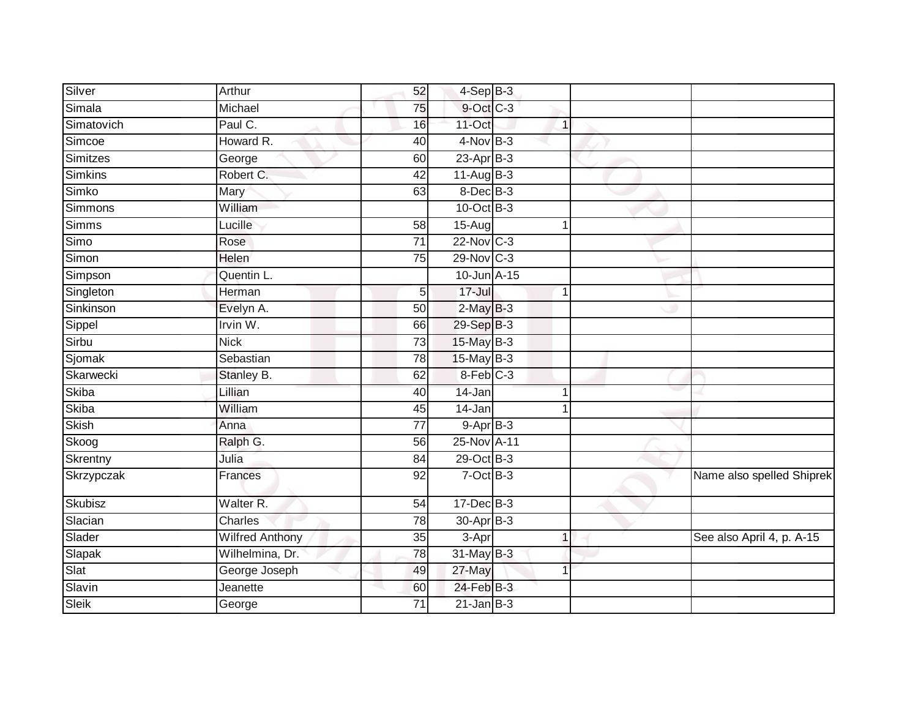| | | | | | | | |
|---|---|---|---|---|---|---|---|
| Silver | Arthur | 52 | 4-Sep | B-3 | | | |
| Simala | Michael | 75 | 9-Oct | C-3 | | | |
| Simatovich | Paul C. | 16 | 11-Oct | | 1 | | |
| Simcoe | Howard R. | 40 | 4-Nov | B-3 | | | |
| Simitzes | George | 60 | 23-Apr | B-3 | | | |
| Simkins | Robert C. | 42 | 11-Aug | B-3 | | | |
| Simko | Mary | 63 | 8-Dec | B-3 | | | |
| Simmons | William | | 10-Oct | B-3 | | | |
| Simms | Lucille | 58 | 15-Aug | | 1 | | |
| Simo | Rose | 71 | 22-Nov | C-3 | | | |
| Simon | Helen | 75 | 29-Nov | C-3 | | | |
| Simpson | Quentin L. | | 10-Jun | A-15 | | | |
| Singleton | Herman | 5 | 17-Jul | | 1 | | |
| Sinkinson | Evelyn A. | 50 | 2-May | B-3 | | | |
| Sippel | Irvin W. | 66 | 29-Sep | B-3 | | | |
| Sirbu | Nick | 73 | 15-May | B-3 | | | |
| Sjomak | Sebastian | 78 | 15-May | B-3 | | | |
| Skarwecki | Stanley B. | 62 | 8-Feb | C-3 | | | |
| Skiba | Lillian | 40 | 14-Jan | | 1 | | |
| Skiba | William | 45 | 14-Jan | | 1 | | |
| Skish | Anna | 77 | 9-Apr | B-3 | | | |
| Skoog | Ralph G. | 56 | 25-Nov | A-11 | | | |
| Skrentny | Julia | 84 | 29-Oct | B-3 | | | |
| Skrzypczak | Frances | 92 | 7-Oct | B-3 | | | Name also spelled Shiprek |
| Skubisz | Walter R. | 54 | 17-Dec | B-3 | | | |
| Slacian | Charles | 78 | 30-Apr | B-3 | | | |
| Slader | Wilfred Anthony | 35 | 3-Apr | | 1 | | See also April 4, p. A-15 |
| Slapak | Wilhelmina, Dr. | 78 | 31-May | B-3 | | | |
| Slat | George Joseph | 49 | 27-May | | 1 | | |
| Slavin | Jeanette | 60 | 24-Feb | B-3 | | | |
| Sleik | George | 71 | 21-Jan | B-3 | | | |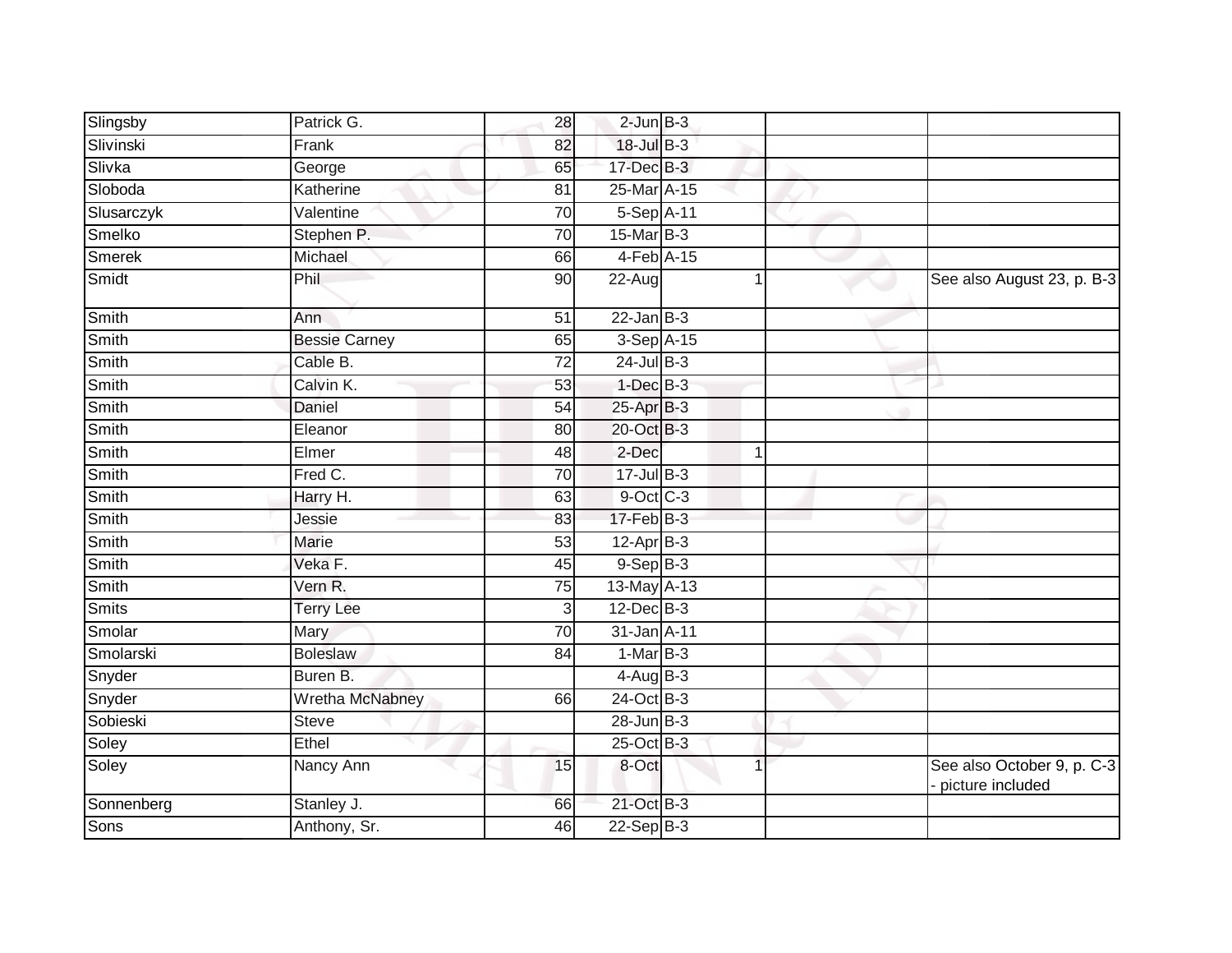| | | | | | | | |
|---|---|---|---|---|---|---|---|
| Slingsby | Patrick G. | 28 | 2-Jun | B-3 | | | |
| Slivinski | Frank | 82 | 18-Jul | B-3 | | | |
| Slivka | George | 65 | 17-Dec | B-3 | | | |
| Sloboda | Katherine | 81 | 25-Mar | A-15 | | | |
| Slusarczyk | Valentine | 70 | 5-Sep | A-11 | | | |
| Smelko | Stephen P. | 70 | 15-Mar | B-3 | | | |
| Smerek | Michael | 66 | 4-Feb | A-15 | | | |
| Smidt | Phil | 90 | 22-Aug | | 1 | | See also August 23, p. B-3 |
| Smith | Ann | 51 | 22-Jan | B-3 | | | |
| Smith | Bessie Carney | 65 | 3-Sep | A-15 | | | |
| Smith | Cable B. | 72 | 24-Jul | B-3 | | | |
| Smith | Calvin K. | 53 | 1-Dec | B-3 | | | |
| Smith | Daniel | 54 | 25-Apr | B-3 | | | |
| Smith | Eleanor | 80 | 20-Oct | B-3 | | | |
| Smith | Elmer | 48 | 2-Dec | | 1 | | |
| Smith | Fred C. | 70 | 17-Jul | B-3 | | | |
| Smith | Harry H. | 63 | 9-Oct | C-3 | | | |
| Smith | Jessie | 83 | 17-Feb | B-3 | | | |
| Smith | Marie | 53 | 12-Apr | B-3 | | | |
| Smith | Veka F. | 45 | 9-Sep | B-3 | | | |
| Smith | Vern R. | 75 | 13-May | A-13 | | | |
| Smits | Terry Lee | 3 | 12-Dec | B-3 | | | |
| Smolar | Mary | 70 | 31-Jan | A-11 | | | |
| Smolarski | Boleslaw | 84 | 1-Mar | B-3 | | | |
| Snyder | Buren B. | | 4-Aug | B-3 | | | |
| Snyder | Wretha McNabney | 66 | 24-Oct | B-3 | | | |
| Sobieski | Steve | | 28-Jun | B-3 | | | |
| Soley | Ethel | | 25-Oct | B-3 | | | |
| Soley | Nancy Ann | 15 | 8-Oct | | 1 | | See also October 9, p. C-3 - picture included |
| Sonnenberg | Stanley J. | 66 | 21-Oct | B-3 | | | |
| Sons | Anthony, Sr. | 46 | 22-Sep | B-3 | | | |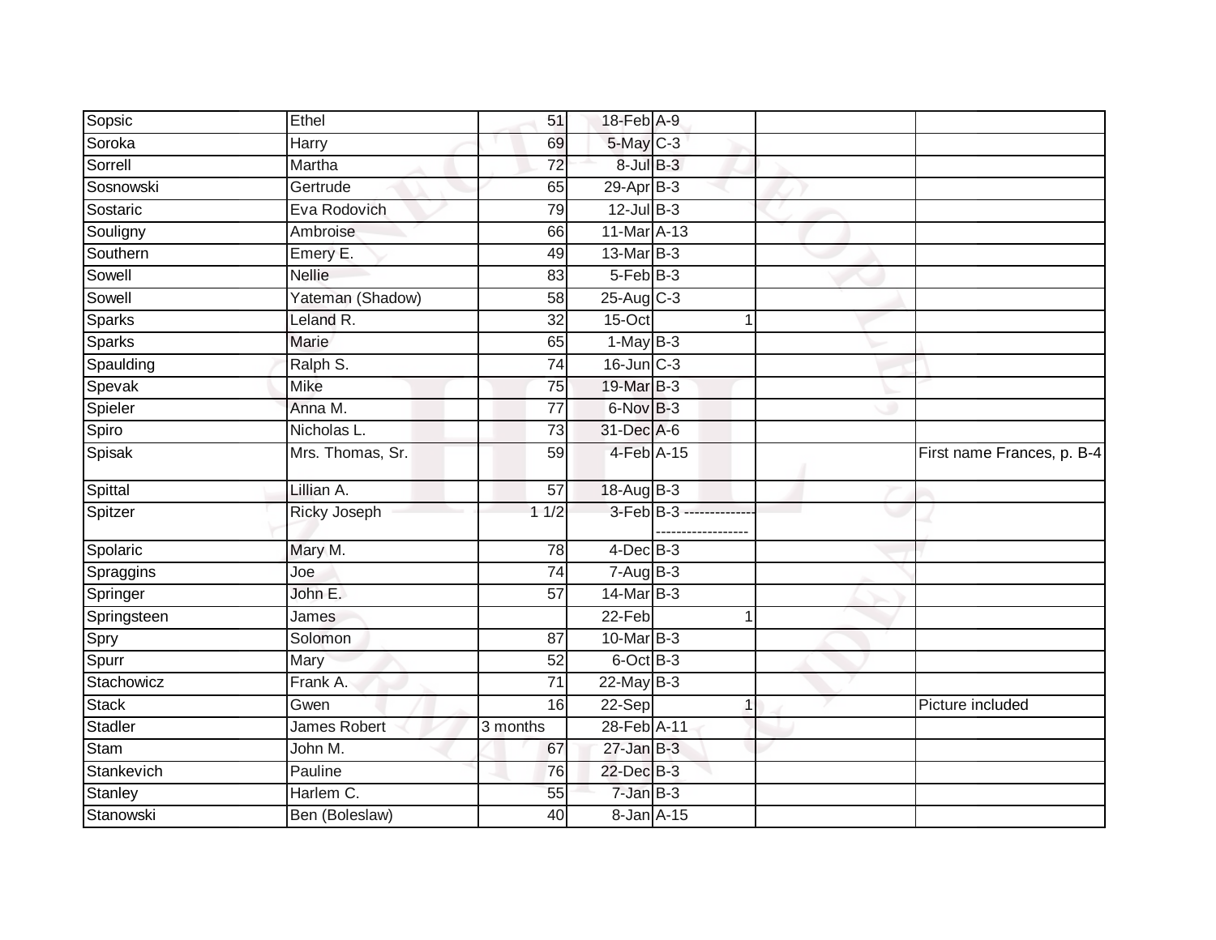| | | | | | | |
|---|---|---|---|---|---|---|
| Sopsic | Ethel | 51 | 18-Feb | A-9 | | |
| Soroka | Harry | 69 | 5-May | C-3 | | |
| Sorrell | Martha | 72 | 8-Jul | B-3 | | |
| Sosnowski | Gertrude | 65 | 29-Apr | B-3 | | |
| Sostaric | Eva Rodovich | 79 | 12-Jul | B-3 | | |
| Souligny | Ambroise | 66 | 11-Mar | A-13 | | |
| Southern | Emery E. | 49 | 13-Mar | B-3 | | |
| Sowell | Nellie | 83 | 5-Feb | B-3 | | |
| Sowell | Yateman (Shadow) | 58 | 25-Aug | C-3 | | |
| Sparks | Leland R. | 32 | 15-Oct | 1 | | |
| Sparks | Marie | 65 | 1-May | B-3 | | |
| Spaulding | Ralph S. | 74 | 16-Jun | C-3 | | |
| Spevak | Mike | 75 | 19-Mar | B-3 | | |
| Spieler | Anna M. | 77 | 6-Nov | B-3 | | |
| Spiro | Nicholas L. | 73 | 31-Dec | A-6 | | |
| Spisak | Mrs. Thomas, Sr. | 59 | 4-Feb | A-15 | | First name Frances, p. B-4 |
| Spittal | Lillian A. | 57 | 18-Aug | B-3 | | |
| Spitzer | Ricky Joseph | 1 1/2 | 3-Feb | B-3 ------------------------------- | | |
| Spolaric | Mary M. | 78 | 4-Dec | B-3 | | |
| Spraggins | Joe | 74 | 7-Aug | B-3 | | |
| Springer | John E. | 57 | 14-Mar | B-3 | | |
| Springsteen | James | | 22-Feb | 1 | | |
| Spry | Solomon | 87 | 10-Mar | B-3 | | |
| Spurr | Mary | 52 | 6-Oct | B-3 | | |
| Stachowicz | Frank A. | 71 | 22-May | B-3 | | |
| Stack | Gwen | 16 | 22-Sep | 1 | | Picture included |
| Stadler | James Robert | 3 months | 28-Feb | A-11 | | |
| Stam | John M. | 67 | 27-Jan | B-3 | | |
| Stankevich | Pauline | 76 | 22-Dec | B-3 | | |
| Stanley | Harlem C. | 55 | 7-Jan | B-3 | | |
| Stanowski | Ben (Boleslaw) | 40 | 8-Jan | A-15 | | |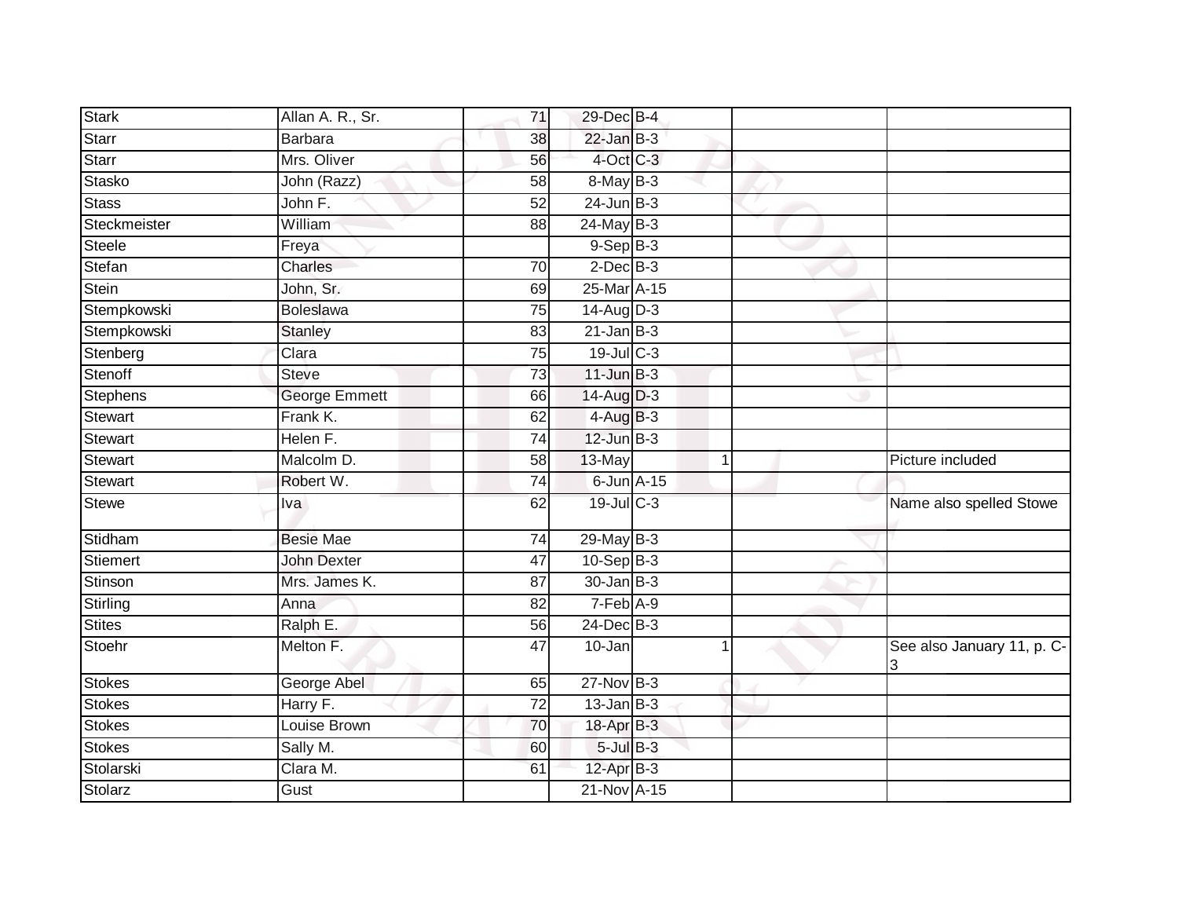| | | | | | | |
|---|---|---|---|---|---|---|
| Stark | Allan A. R., Sr. | 71 | 29-Dec | B-4 | | |
| Starr | Barbara | 38 | 22-Jan | B-3 | | |
| Starr | Mrs. Oliver | 56 | 4-Oct | C-3 | | |
| Stasko | John (Razz) | 58 | 8-May | B-3 | | |
| Stass | John F. | 52 | 24-Jun | B-3 | | |
| Steckmeister | William | 88 | 24-May | B-3 | | |
| Steele | Freya | | 9-Sep | B-3 | | |
| Stefan | Charles | 70 | 2-Dec | B-3 | | |
| Stein | John, Sr. | 69 | 25-Mar | A-15 | | |
| Stempkowski | Boleslawa | 75 | 14-Aug | D-3 | | |
| Stempkowski | Stanley | 83 | 21-Jan | B-3 | | |
| Stenberg | Clara | 75 | 19-Jul | C-3 | | |
| Stenoff | Steve | 73 | 11-Jun | B-3 | | |
| Stephens | George Emmett | 66 | 14-Aug | D-3 | | |
| Stewart | Frank K. | 62 | 4-Aug | B-3 | | |
| Stewart | Helen F. | 74 | 12-Jun | B-3 | | |
| Stewart | Malcolm D. | 58 | 13-May | 1 | | Picture included |
| Stewart | Robert W. | 74 | 6-Jun | A-15 | | |
| Stewe | Iva | 62 | 19-Jul | C-3 | | Name also spelled Stowe |
| Stidham | Besie Mae | 74 | 29-May | B-3 | | |
| Stiemert | John Dexter | 47 | 10-Sep | B-3 | | |
| Stinson | Mrs. James K. | 87 | 30-Jan | B-3 | | |
| Stirling | Anna | 82 | 7-Feb | A-9 | | |
| Stites | Ralph E. | 56 | 24-Dec | B-3 | | |
| Stoehr | Melton F. | 47 | 10-Jan | 1 | | See also January 11, p. C-3 |
| Stokes | George Abel | 65 | 27-Nov | B-3 | | |
| Stokes | Harry F. | 72 | 13-Jan | B-3 | | |
| Stokes | Louise Brown | 70 | 18-Apr | B-3 | | |
| Stokes | Sally M. | 60 | 5-Jul | B-3 | | |
| Stolarski | Clara M. | 61 | 12-Apr | B-3 | | |
| Stolarz | Gust | | 21-Nov | A-15 | | |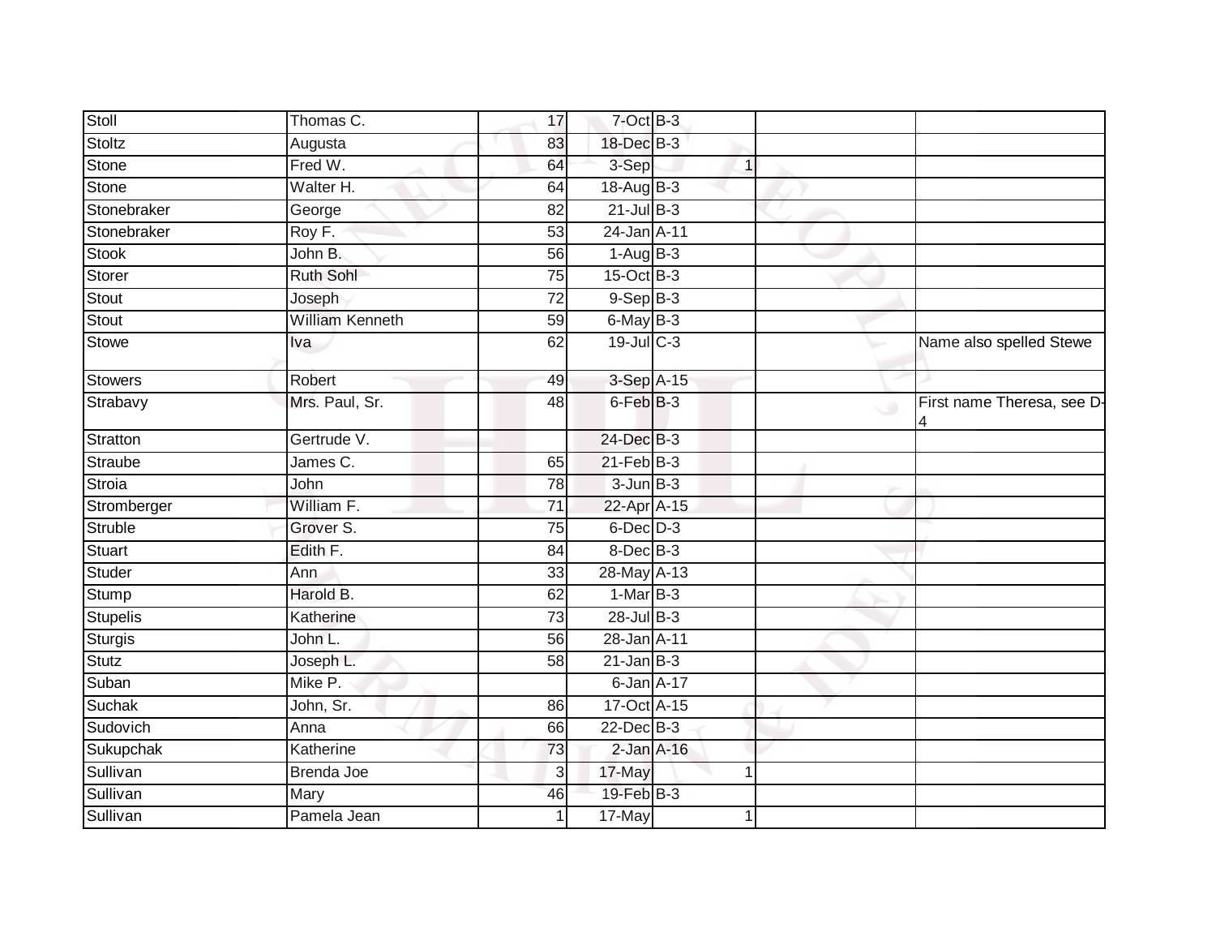| | | | | | | |
|---|---|---|---|---|---|---|
| Stoll | Thomas C. | 17 | 7-Oct | B-3 | | |
| Stoltz | Augusta | 83 | 18-Dec | B-3 | | |
| Stone | Fred W. | 64 | 3-Sep | 1 | | |
| Stone | Walter H. | 64 | 18-Aug | B-3 | | |
| Stonebraker | George | 82 | 21-Jul | B-3 | | |
| Stonebraker | Roy F. | 53 | 24-Jan | A-11 | | |
| Stook | John B. | 56 | 1-Aug | B-3 | | |
| Storer | Ruth Sohl | 75 | 15-Oct | B-3 | | |
| Stout | Joseph | 72 | 9-Sep | B-3 | | |
| Stout | William Kenneth | 59 | 6-May | B-3 | | |
| Stowe | Iva | 62 | 19-Jul | C-3 | | Name also spelled Stewe |
| Stowers | Robert | 49 | 3-Sep | A-15 | | |
| Strabavy | Mrs. Paul, Sr. | 48 | 6-Feb | B-3 | | First name Theresa, see D-4 |
| Stratton | Gertrude V. | | 24-Dec | B-3 | | |
| Straube | James C. | 65 | 21-Feb | B-3 | | |
| Stroia | John | 78 | 3-Jun | B-3 | | |
| Stromberger | William F. | 71 | 22-Apr | A-15 | | |
| Struble | Grover S. | 75 | 6-Dec | D-3 | | |
| Stuart | Edith F. | 84 | 8-Dec | B-3 | | |
| Studer | Ann | 33 | 28-May | A-13 | | |
| Stump | Harold B. | 62 | 1-Mar | B-3 | | |
| Stupelis | Katherine | 73 | 28-Jul | B-3 | | |
| Sturgis | John L. | 56 | 28-Jan | A-11 | | |
| Stutz | Joseph L. | 58 | 21-Jan | B-3 | | |
| Suban | Mike P. | | 6-Jan | A-17 | | |
| Suchak | John, Sr. | 86 | 17-Oct | A-15 | | |
| Sudovich | Anna | 66 | 22-Dec | B-3 | | |
| Sukupchak | Katherine | 73 | 2-Jan | A-16 | | |
| Sullivan | Brenda Joe | 3 | 17-May | 1 | | |
| Sullivan | Mary | 46 | 19-Feb | B-3 | | |
| Sullivan | Pamela Jean | 1 | 17-May | 1 | | |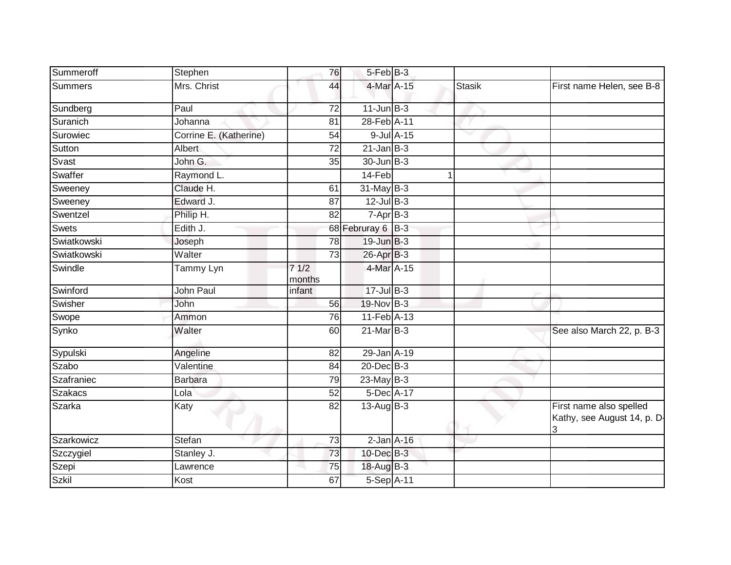| | | | | | | |
|---|---|---|---|---|---|---|
| Summeroff | Stephen | 76 | 5-Feb | B-3 | | |
| Summers | Mrs. Christ | 44 | 4-Mar | A-15 | Stasik | First name Helen, see B-8 |
| Sundberg | Paul | 72 | 11-Jun | B-3 | | |
| Suranich | Johanna | 81 | 28-Feb | A-11 | | |
| Surowiec | Corrine E. (Katherine) | 54 | 9-Jul | A-15 | | |
| Sutton | Albert | 72 | 21-Jan | B-3 | | |
| Svast | John G. | 35 | 30-Jun | B-3 | | |
| Swaffer | Raymond L. | | 14-Feb | 1 | | |
| Sweeney | Claude H. | 61 | 31-May | B-3 | | |
| Sweeney | Edward J. | 87 | 12-Jul | B-3 | | |
| Swentzel | Philip H. | 82 | 7-Apr | B-3 | | |
| Swets | Edith J. | 68 | Februray 6 | B-3 | | |
| Swiatkowski | Joseph | 78 | 19-Jun | B-3 | | |
| Swiatkowski | Walter | 73 | 26-Apr | B-3 | | |
| Swindle | Tammy Lyn | 7 1/2 months | 4-Mar | A-15 | | |
| Swinford | John Paul | infant | 17-Jul | B-3 | | |
| Swisher | John | 56 | 19-Nov | B-3 | | |
| Swope | Ammon | 76 | 11-Feb | A-13 | | |
| Synko | Walter | 60 | 21-Mar | B-3 | | See also March 22, p. B-3 |
| Sypulski | Angeline | 82 | 29-Jan | A-19 | | |
| Szabo | Valentine | 84 | 20-Dec | B-3 | | |
| Szafraniec | Barbara | 79 | 23-May | B-3 | | |
| Szakacs | Lola | 52 | 5-Dec | A-17 | | |
| Szarka | Katy | 82 | 13-Aug | B-3 | | First name also spelled Kathy, see August 14, p. D-3 |
| Szarkowicz | Stefan | 73 | 2-Jan | A-16 | | |
| Szczygiel | Stanley J. | 73 | 10-Dec | B-3 | | |
| Szepi | Lawrence | 75 | 18-Aug | B-3 | | |
| Szkil | Kost | 67 | 5-Sep | A-11 | | |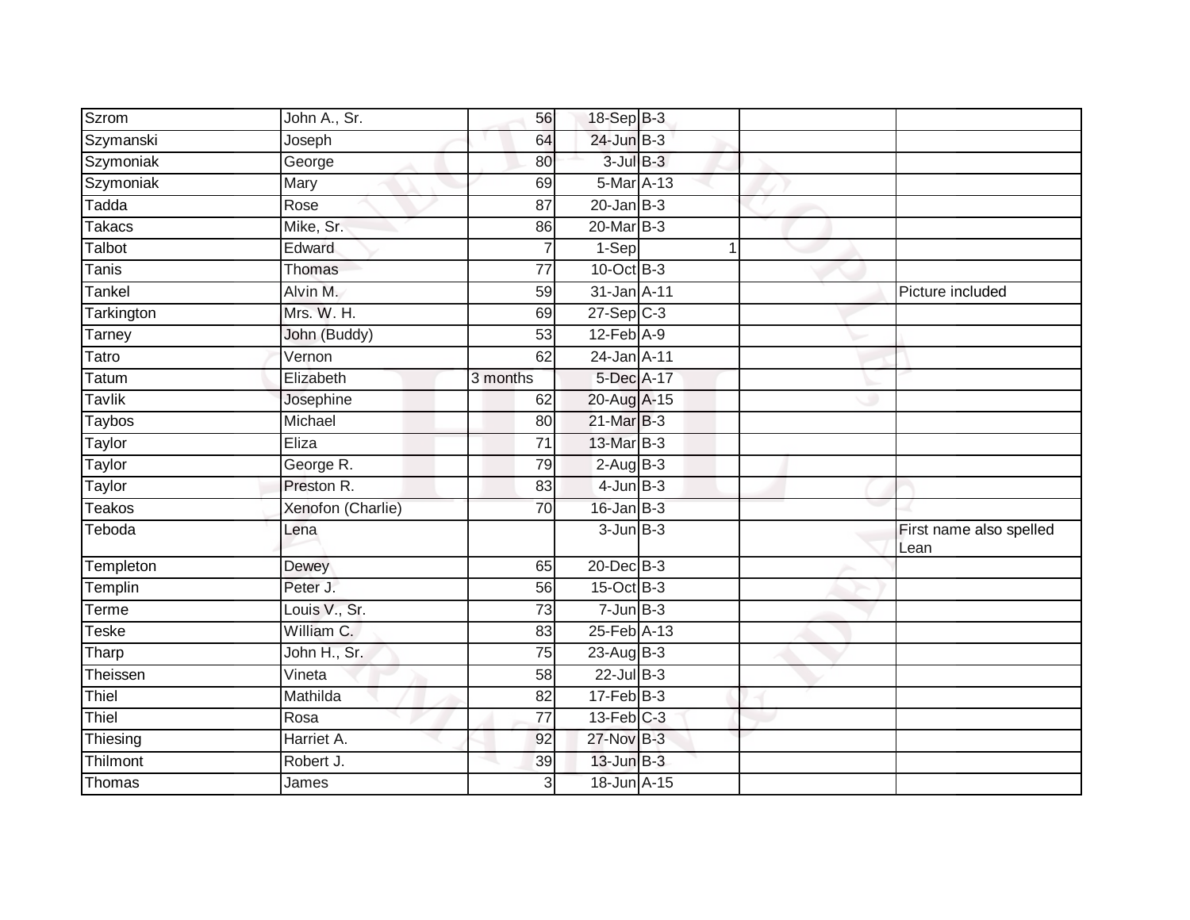| | | | | | | |
|---|---|---|---|---|---|---|
| Szrom | John A., Sr. | 56 | 18-Sep | B-3 | | |
| Szymanski | Joseph | 64 | 24-Jun | B-3 | | |
| Szymoniak | George | 80 | 3-Jul | B-3 | | |
| Szymoniak | Mary | 69 | 5-Mar | A-13 | | |
| Tadda | Rose | 87 | 20-Jan | B-3 | | |
| Takacs | Mike, Sr. | 86 | 20-Mar | B-3 | | |
| Talbot | Edward | 7 | 1-Sep | 1 | | |
| Tanis | Thomas | 77 | 10-Oct | B-3 | | |
| Tankel | Alvin M. | 59 | 31-Jan | A-11 | | Picture included |
| Tarkington | Mrs. W. H. | 69 | 27-Sep | C-3 | | |
| Tarney | John (Buddy) | 53 | 12-Feb | A-9 | | |
| Tatro | Vernon | 62 | 24-Jan | A-11 | | |
| Tatum | Elizabeth | 3 months | 5-Dec | A-17 | | |
| Tavlik | Josephine | 62 | 20-Aug | A-15 | | |
| Taybos | Michael | 80 | 21-Mar | B-3 | | |
| Taylor | Eliza | 71 | 13-Mar | B-3 | | |
| Taylor | George R. | 79 | 2-Aug | B-3 | | |
| Taylor | Preston R. | 83 | 4-Jun | B-3 | | |
| Teakos | Xenofon (Charlie) | 70 | 16-Jan | B-3 | | |
| Teboda | Lena | | 3-Jun | B-3 | | First name also spelled Lean |
| Templeton | Dewey | 65 | 20-Dec | B-3 | | |
| Templin | Peter J. | 56 | 15-Oct | B-3 | | |
| Terme | Louis V., Sr. | 73 | 7-Jun | B-3 | | |
| Teske | William C. | 83 | 25-Feb | A-13 | | |
| Tharp | John H., Sr. | 75 | 23-Aug | B-3 | | |
| Theissen | Vineta | 58 | 22-Jul | B-3 | | |
| Thiel | Mathilda | 82 | 17-Feb | B-3 | | |
| Thiel | Rosa | 77 | 13-Feb | C-3 | | |
| Thiesing | Harriet A. | 92 | 27-Nov | B-3 | | |
| Thilmont | Robert J. | 39 | 13-Jun | B-3 | | |
| Thomas | James | 3 | 18-Jun | A-15 | | |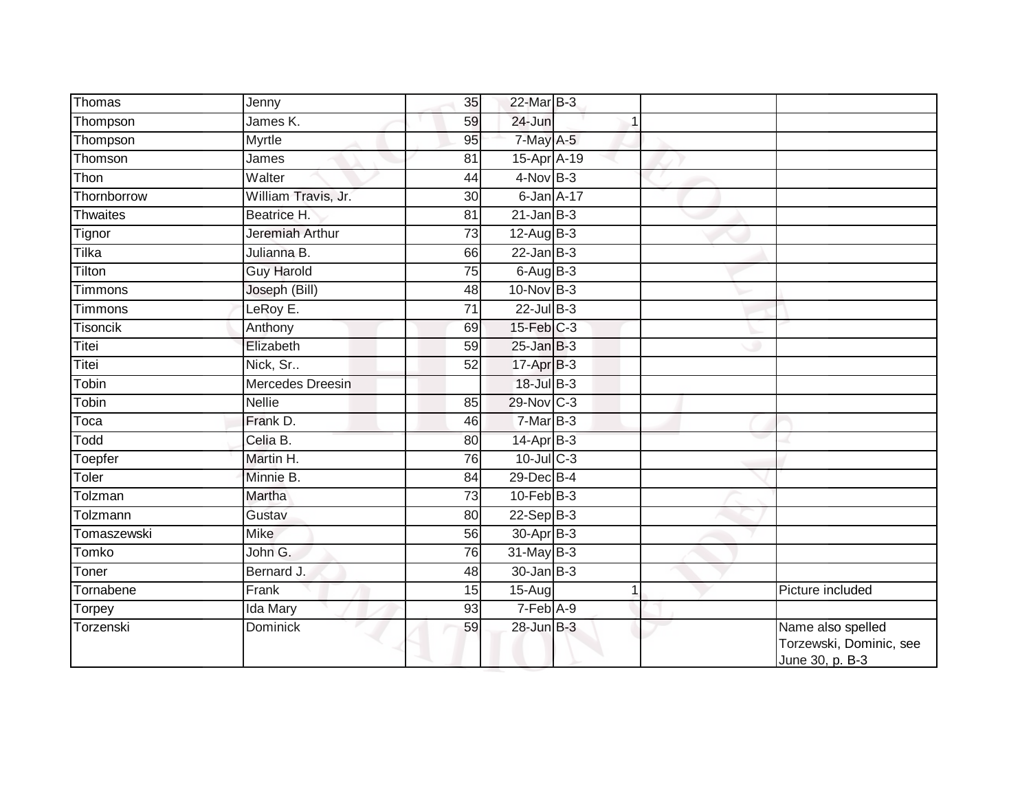| | | | | | | | |
|---|---|---|---|---|---|---|---|
| Thomas | Jenny | 35 | 22-Mar | B-3 | | | |
| Thompson | James K. | 59 | 24-Jun | | 1 | | |
| Thompson | Myrtle | 95 | 7-May | A-5 | | | |
| Thomson | James | 81 | 15-Apr | A-19 | | | |
| Thon | Walter | 44 | 4-Nov | B-3 | | | |
| Thornborrow | William Travis, Jr. | 30 | 6-Jan | A-17 | | | |
| Thwaites | Beatrice H. | 81 | 21-Jan | B-3 | | | |
| Tignor | Jeremiah Arthur | 73 | 12-Aug | B-3 | | | |
| Tilka | Julianna B. | 66 | 22-Jan | B-3 | | | |
| Tilton | Guy Harold | 75 | 6-Aug | B-3 | | | |
| Timmons | Joseph (Bill) | 48 | 10-Nov | B-3 | | | |
| Timmons | LeRoy E. | 71 | 22-Jul | B-3 | | | |
| Tisoncik | Anthony | 69 | 15-Feb | C-3 | | | |
| Titei | Elizabeth | 59 | 25-Jan | B-3 | | | |
| Titei | Nick, Sr.. | 52 | 17-Apr | B-3 | | | |
| Tobin | Mercedes Dreesin | | 18-Jul | B-3 | | | |
| Tobin | Nellie | 85 | 29-Nov | C-3 | | | |
| Toca | Frank D. | 46 | 7-Mar | B-3 | | | |
| Todd | Celia B. | 80 | 14-Apr | B-3 | | | |
| Toepfer | Martin H. | 76 | 10-Jul | C-3 | | | |
| Toler | Minnie B. | 84 | 29-Dec | B-4 | | | |
| Tolzman | Martha | 73 | 10-Feb | B-3 | | | |
| Tolzmann | Gustav | 80 | 22-Sep | B-3 | | | |
| Tomaszewski | Mike | 56 | 30-Apr | B-3 | | | |
| Tomko | John G. | 76 | 31-May | B-3 | | | |
| Toner | Bernard J. | 48 | 30-Jan | B-3 | | | |
| Tornabene | Frank | 15 | 15-Aug | | 1 | | Picture included |
| Torpey | Ida Mary | 93 | 7-Feb | A-9 | | | |
| Torzenski | Dominick | 59 | 28-Jun | B-3 | | | Name also spelled Torzewski, Dominic, see June 30, p. B-3 |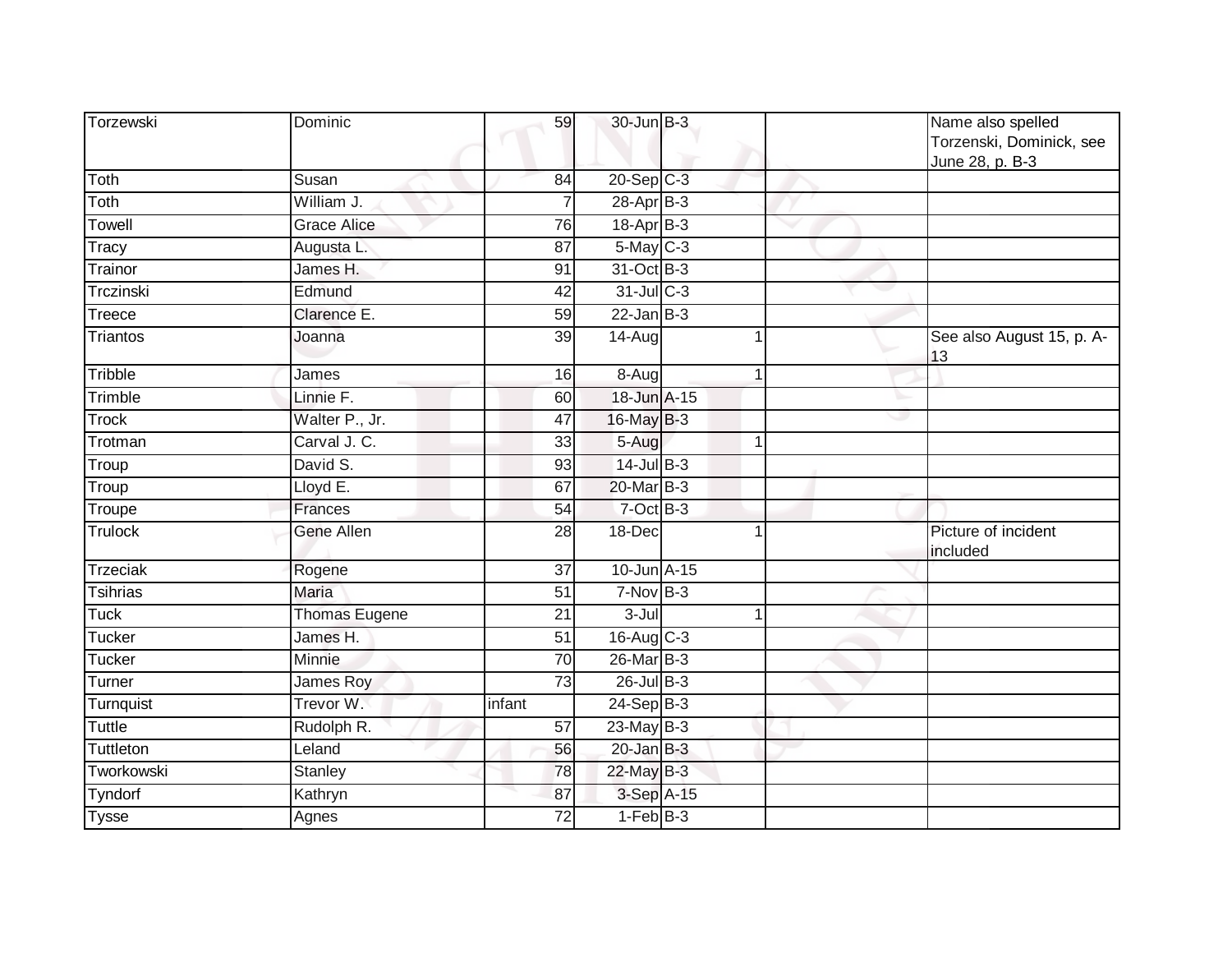| | | | | | | |
|---|---|---|---|---|---|---|
| Torzewski | Dominic | 59 | 30-Jun | B-3 | | Name also spelled Torzenski, Dominick, see June 28, p. B-3 |
| Toth | Susan | 84 | 20-Sep | C-3 | | |
| Toth | William J. | 7 | 28-Apr | B-3 | | |
| Towell | Grace Alice | 76 | 18-Apr | B-3 | | |
| Tracy | Augusta L. | 87 | 5-May | C-3 | | |
| Trainor | James H. | 91 | 31-Oct | B-3 | | |
| Trczinski | Edmund | 42 | 31-Jul | C-3 | | |
| Treece | Clarence E. | 59 | 22-Jan | B-3 | | |
| Triantos | Joanna | 39 | 14-Aug | 1 | | See also August 15, p. A-13 |
| Tribble | James | 16 | 8-Aug | 1 | | |
| Trimble | Linnie F. | 60 | 18-Jun | A-15 | | |
| Trock | Walter P., Jr. | 47 | 16-May | B-3 | | |
| Trotman | Carval J. C. | 33 | 5-Aug | 1 | | |
| Troup | David S. | 93 | 14-Jul | B-3 | | |
| Troup | Lloyd E. | 67 | 20-Mar | B-3 | | |
| Troupe | Frances | 54 | 7-Oct | B-3 | | |
| Trulock | Gene Allen | 28 | 18-Dec | 1 | | Picture of incident included |
| Trzeciak | Rogene | 37 | 10-Jun | A-15 | | |
| Tsihrias | Maria | 51 | 7-Nov | B-3 | | |
| Tuck | Thomas Eugene | 21 | 3-Jul | 1 | | |
| Tucker | James H. | 51 | 16-Aug | C-3 | | |
| Tucker | Minnie | 70 | 26-Mar | B-3 | | |
| Turner | James Roy | 73 | 26-Jul | B-3 | | |
| Turnquist | Trevor W. | infant | 24-Sep | B-3 | | |
| Tuttle | Rudolph R. | 57 | 23-May | B-3 | | |
| Tuttleton | Leland | 56 | 20-Jan | B-3 | | |
| Tworkowski | Stanley | 78 | 22-May | B-3 | | |
| Tyndorf | Kathryn | 87 | 3-Sep | A-15 | | |
| Tysse | Agnes | 72 | 1-Feb | B-3 | | |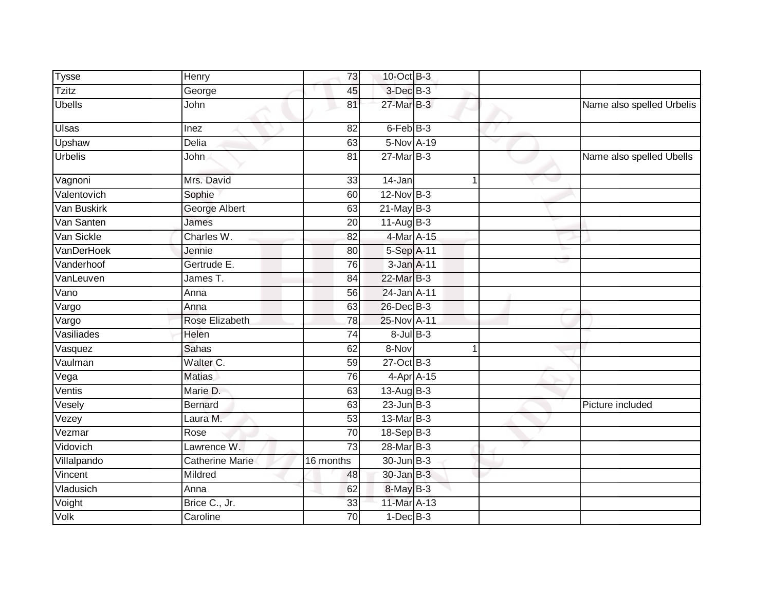| | | | | | | |
|---|---|---|---|---|---|---|
| Tysse | Henry | 73 | 10-Oct | B-3 | | |
| Tzitz | George | 45 | 3-Dec | B-3 | | |
| Ubells | John | 81 | 27-Mar | B-3 | | Name also spelled Urbelis |
| Ulsas | Inez | 82 | 6-Feb | B-3 | | |
| Upshaw | Delia | 63 | 5-Nov | A-19 | | |
| Urbelis | John | 81 | 27-Mar | B-3 | | Name also spelled Ubells |
| Vagnoni | Mrs. David | 33 | 14-Jan | 1 | | |
| Valentovich | Sophie | 60 | 12-Nov | B-3 | | |
| Van Buskirk | George Albert | 63 | 21-May | B-3 | | |
| Van Santen | James | 20 | 11-Aug | B-3 | | |
| Van Sickle | Charles W. | 82 | 4-Mar | A-15 | | |
| VanDerHoek | Jennie | 80 | 5-Sep | A-11 | | |
| Vanderhoof | Gertrude E. | 76 | 3-Jan | A-11 | | |
| VanLeuven | James T. | 84 | 22-Mar | B-3 | | |
| Vano | Anna | 56 | 24-Jan | A-11 | | |
| Vargo | Anna | 63 | 26-Dec | B-3 | | |
| Vargo | Rose Elizabeth | 78 | 25-Nov | A-11 | | |
| Vasiliades | Helen | 74 | 8-Jul | B-3 | | |
| Vasquez | Sahas | 62 | 8-Nov | 1 | | |
| Vaulman | Walter C. | 59 | 27-Oct | B-3 | | |
| Vega | Matias | 76 | 4-Apr | A-15 | | |
| Ventis | Marie D. | 63 | 13-Aug | B-3 | | |
| Vesely | Bernard | 63 | 23-Jun | B-3 | | Picture included |
| Vezey | Laura M. | 53 | 13-Mar | B-3 | | |
| Vezmar | Rose | 70 | 18-Sep | B-3 | | |
| Vidovich | Lawrence W. | 73 | 28-Mar | B-3 | | |
| Villalpando | Catherine Marie | 16 months | 30-Jun | B-3 | | |
| Vincent | Mildred | 48 | 30-Jan | B-3 | | |
| Vladusich | Anna | 62 | 8-May | B-3 | | |
| Voight | Brice C., Jr. | 33 | 11-Mar | A-13 | | |
| Volk | Caroline | 70 | 1-Dec | B-3 | | |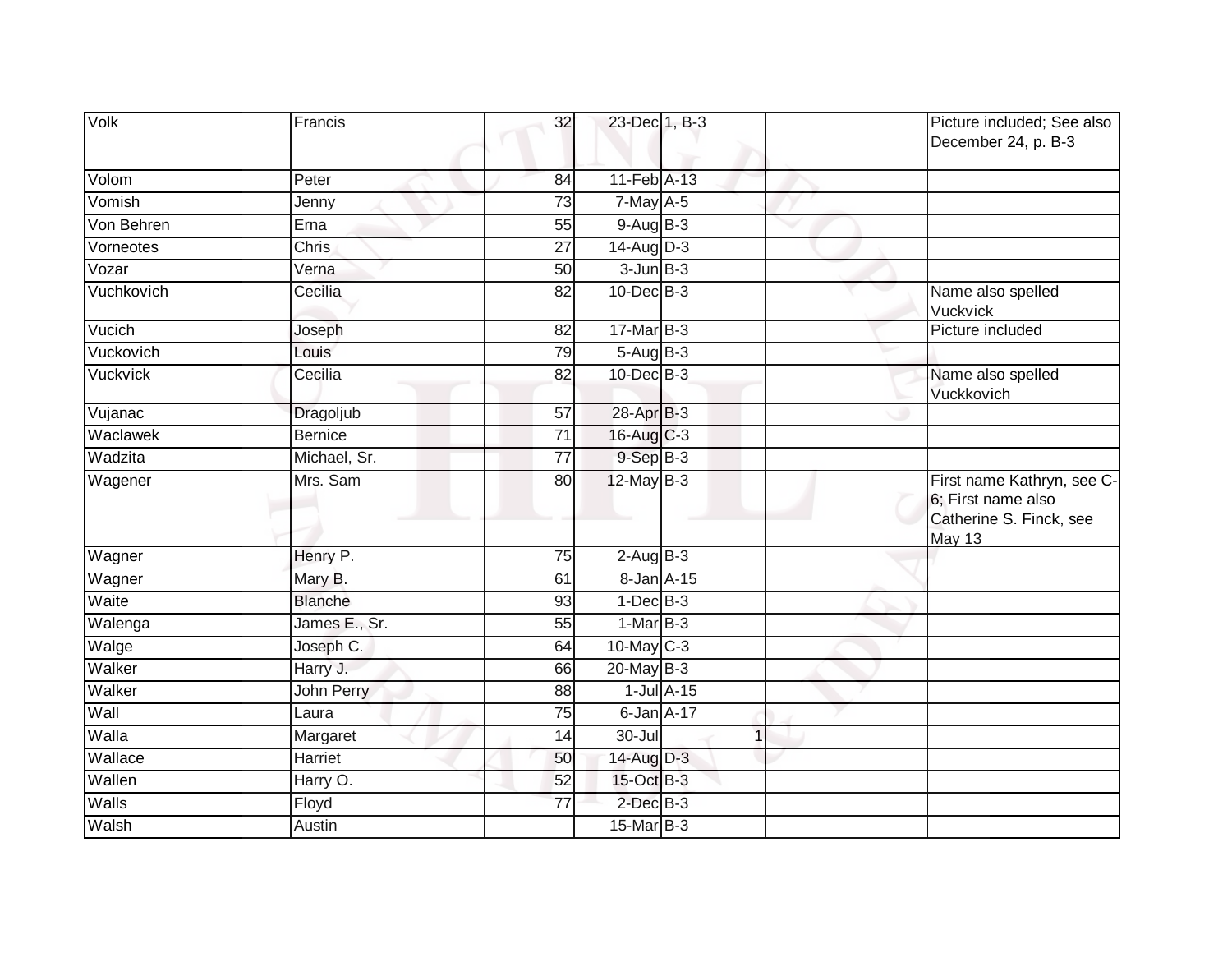| Volk | Francis | 32 | 23-Dec | 1, B-3 | | | Picture included; See also December 24, p. B-3 |
|---|---|---|---|---|---|---|---|
| Volom | Peter | 84 | 11-Feb | A-13 | | | |
| Vomish | Jenny | 73 | 7-May | A-5 | | | |
| Von Behren | Erna | 55 | 9-Aug | B-3 | | | |
| Vorneotes | Chris | 27 | 14-Aug | D-3 | | | |
| Vozar | Verna | 50 | 3-Jun | B-3 | | | |
| Vuchkovich | Cecilia | 82 | 10-Dec | B-3 | | | Name also spelled Vuckvick |
| Vucich | Joseph | 82 | 17-Mar | B-3 | | | Picture included |
| Vuckovich | Louis | 79 | 5-Aug | B-3 | | | |
| Vuckvick | Cecilia | 82 | 10-Dec | B-3 | | | Name also spelled Vuckkovich |
| Vujanac | Dragoljub | 57 | 28-Apr | B-3 | | | |
| Waclawek | Bernice | 71 | 16-Aug | C-3 | | | |
| Wadzita | Michael, Sr. | 77 | 9-Sep | B-3 | | | |
| Wagener | Mrs. Sam | 80 | 12-May | B-3 | | | First name Kathryn, see C-6; First name also Catherine S. Finck, see May 13 |
| Wagner | Henry P. | 75 | 2-Aug | B-3 | | | |
| Wagner | Mary B. | 61 | 8-Jan | A-15 | | | |
| Waite | Blanche | 93 | 1-Dec | B-3 | | | |
| Walenga | James E., Sr. | 55 | 1-Mar | B-3 | | | |
| Walge | Joseph C. | 64 | 10-May | C-3 | | | |
| Walker | Harry J. | 66 | 20-May | B-3 | | | |
| Walker | John Perry | 88 | 1-Jul | A-15 | | | |
| Wall | Laura | 75 | 6-Jan | A-17 | | | |
| Walla | Margaret | 14 | 30-Jul | | 1 | | |
| Wallace | Harriet | 50 | 14-Aug | D-3 | | | |
| Wallen | Harry O. | 52 | 15-Oct | B-3 | | | |
| Walls | Floyd | 77 | 2-Dec | B-3 | | | |
| Walsh | Austin | | 15-Mar | B-3 | | | |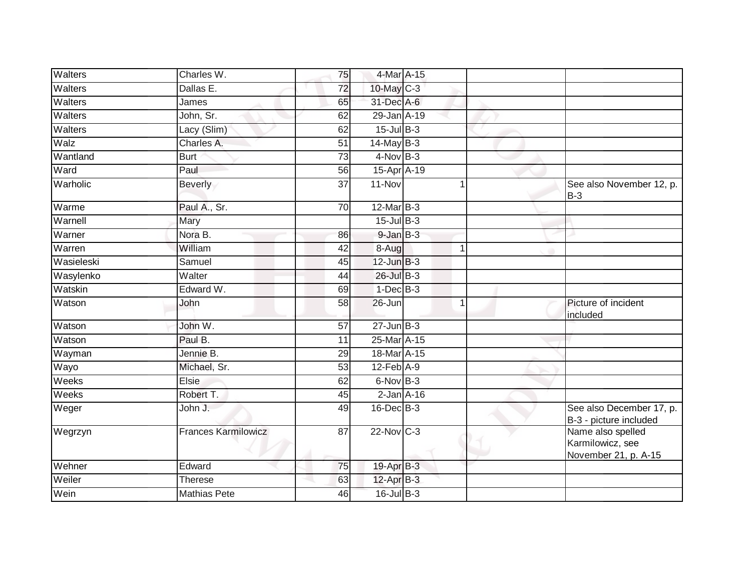| | | | | | | | |
|---|---|---|---|---|---|---|---|
| Walters | Charles W. | 75 | 4-Mar | A-15 | | | |
| Walters | Dallas E. | 72 | 10-May | C-3 | | | |
| Walters | James | 65 | 31-Dec | A-6 | | | |
| Walters | John, Sr. | 62 | 29-Jan | A-19 | | | |
| Walters | Lacy (Slim) | 62 | 15-Jul | B-3 | | | |
| Walz | Charles A. | 51 | 14-May | B-3 | | | |
| Wantland | Burt | 73 | 4-Nov | B-3 | | | |
| Ward | Paul | 56 | 15-Apr | A-19 | | | |
| Warholic | Beverly | 37 | 11-Nov | | 1 | | See also November 12, p. B-3 |
| Warme | Paul A., Sr. | 70 | 12-Mar | B-3 | | | |
| Warnell | Mary | | 15-Jul | B-3 | | | |
| Warner | Nora B. | 86 | 9-Jan | B-3 | | | |
| Warren | William | 42 | 8-Aug | | 1 | | |
| Wasieleski | Samuel | 45 | 12-Jun | B-3 | | | |
| Wasylenko | Walter | 44 | 26-Jul | B-3 | | | |
| Watskin | Edward W. | 69 | 1-Dec | B-3 | | | |
| Watson | John | 58 | 26-Jun | | 1 | | Picture of incident included |
| Watson | John W. | 57 | 27-Jun | B-3 | | | |
| Watson | Paul B. | 11 | 25-Mar | A-15 | | | |
| Wayman | Jennie B. | 29 | 18-Mar | A-15 | | | |
| Wayo | Michael, Sr. | 53 | 12-Feb | A-9 | | | |
| Weeks | Elsie | 62 | 6-Nov | B-3 | | | |
| Weeks | Robert T. | 45 | 2-Jan | A-16 | | | |
| Weger | John J. | 49 | 16-Dec | B-3 | | | See also December 17, p. B-3 - picture included |
| Wegrzyn | Frances Karmilowicz | 87 | 22-Nov | C-3 | | | Name also spelled Karmilowicz, see November 21, p. A-15 |
| Wehner | Edward | 75 | 19-Apr | B-3 | | | |
| Weiler | Therese | 63 | 12-Apr | B-3 | | | |
| Wein | Mathias Pete | 46 | 16-Jul | B-3 | | | |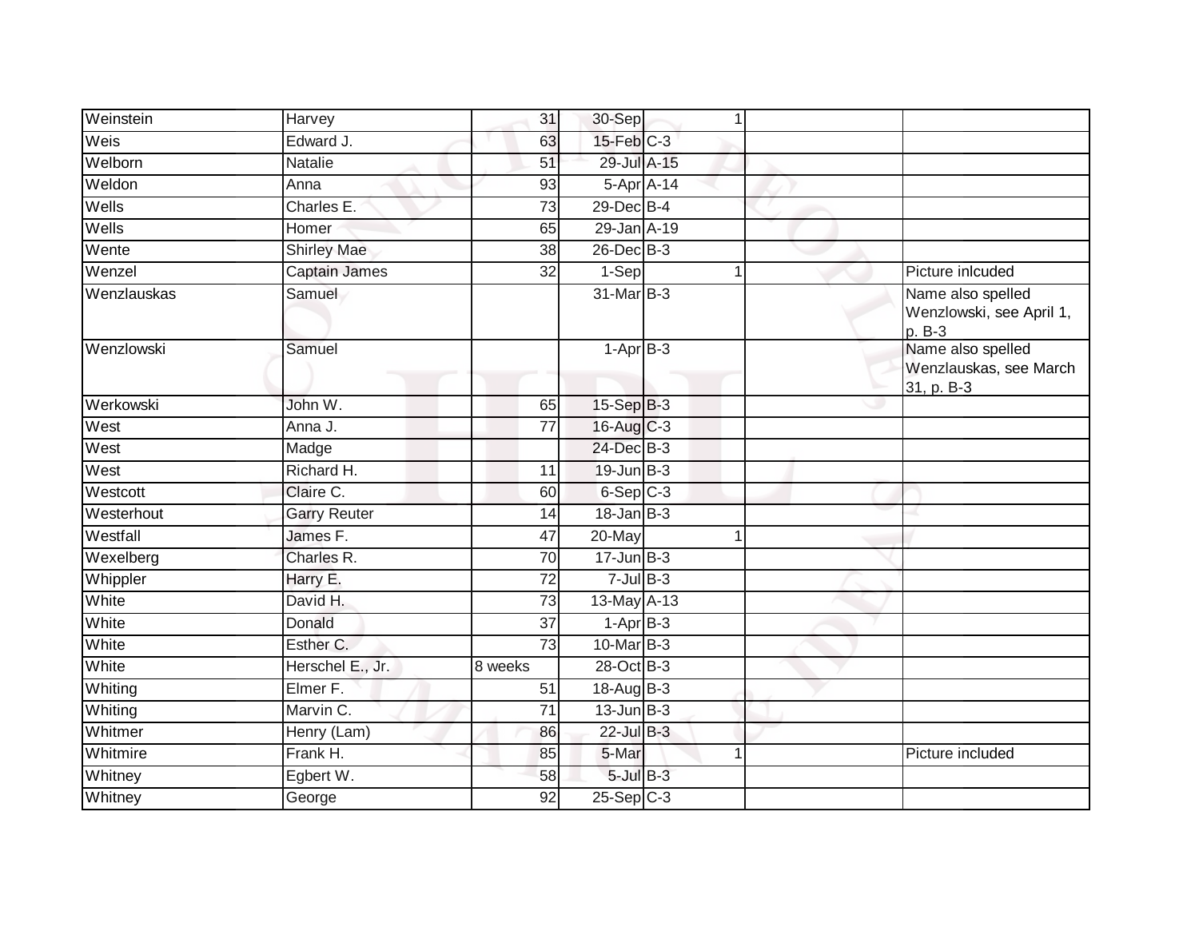| Weinstein | Harvey | 31 | 30-Sep | 1 | | |
|---|---|---|---|---|---|---|
| Weis | Edward J. | 63 | 15-Feb | C-3 | | |
| Welborn | Natalie | 51 | 29-Jul | A-15 | | |
| Weldon | Anna | 93 | 5-Apr | A-14 | | |
| Wells | Charles E. | 73 | 29-Dec | B-4 | | |
| Wells | Homer | 65 | 29-Jan | A-19 | | |
| Wente | Shirley Mae | 38 | 26-Dec | B-3 | | |
| Wenzel | Captain James | 32 | 1-Sep | 1 | | Picture inlcuded |
| Wenzlauskas | Samuel | | 31-Mar | B-3 | | Name also spelled Wenzlowski, see April 1, p. B-3 |
| Wenzlowski | Samuel | | 1-Apr | B-3 | | Name also spelled Wenzlauskas, see March 31, p. B-3 |
| Werkowski | John W. | 65 | 15-Sep | B-3 | | |
| West | Anna J. | 77 | 16-Aug | C-3 | | |
| West | Madge | | 24-Dec | B-3 | | |
| West | Richard H. | 11 | 19-Jun | B-3 | | |
| Westcott | Claire C. | 60 | 6-Sep | C-3 | | |
| Westerhout | Garry Reuter | 14 | 18-Jan | B-3 | | |
| Westfall | James F. | 47 | 20-May | 1 | | |
| Wexelberg | Charles R. | 70 | 17-Jun | B-3 | | |
| Whippler | Harry E. | 72 | 7-Jul | B-3 | | |
| White | David H. | 73 | 13-May | A-13 | | |
| White | Donald | 37 | 1-Apr | B-3 | | |
| White | Esther C. | 73 | 10-Mar | B-3 | | |
| White | Herschel E., Jr. | 8 weeks | 28-Oct | B-3 | | |
| Whiting | Elmer F. | 51 | 18-Aug | B-3 | | |
| Whiting | Marvin C. | 71 | 13-Jun | B-3 | | |
| Whitmer | Henry (Lam) | 86 | 22-Jul | B-3 | | |
| Whitmire | Frank H. | 85 | 5-Mar | 1 | | Picture included |
| Whitney | Egbert W. | 58 | 5-Jul | B-3 | | |
| Whitney | George | 92 | 25-Sep | C-3 | | |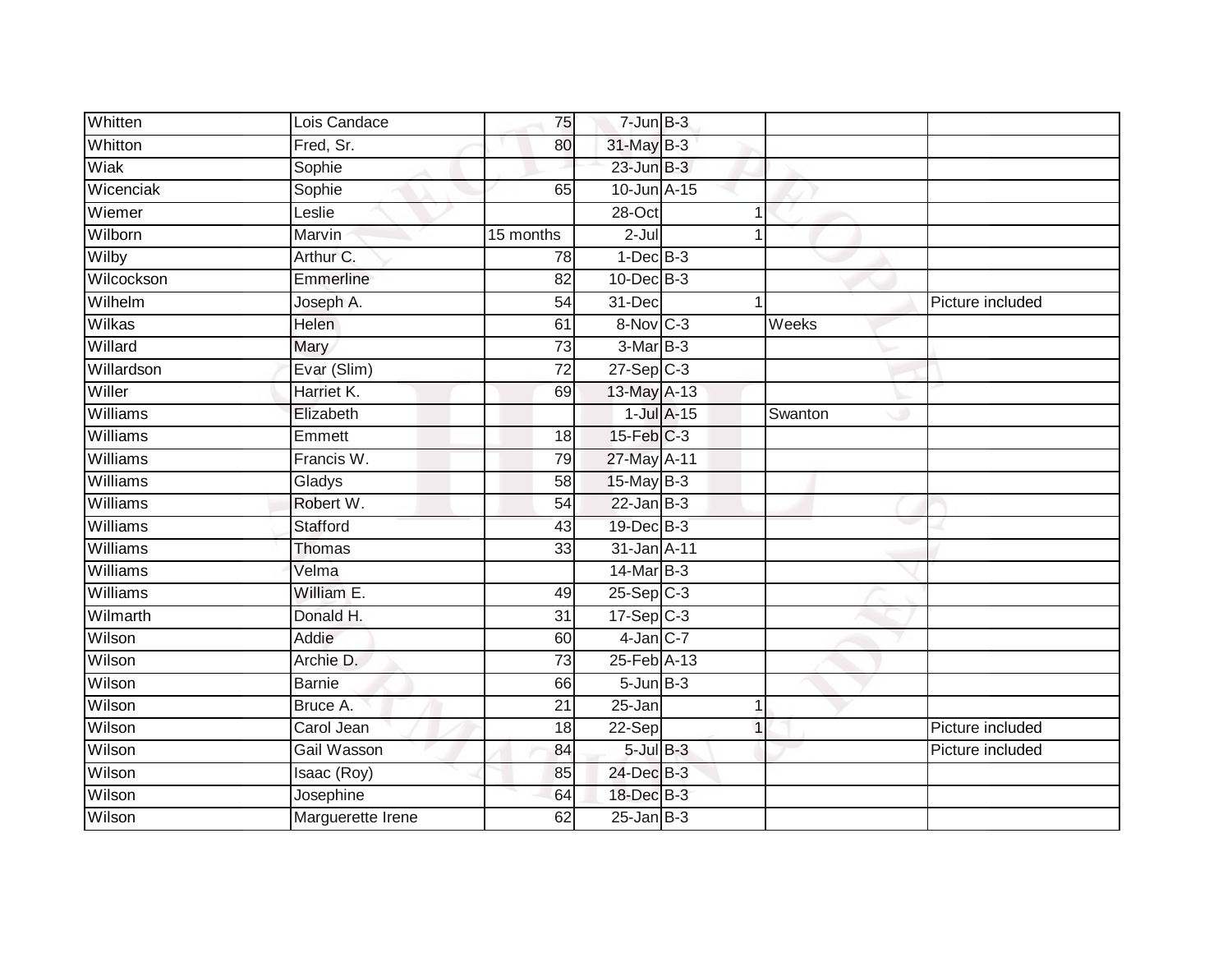| | | | | | | | |
|---|---|---|---|---|---|---|---|
| Whitten | Lois Candace | 75 | 7-Jun | B-3 | | | |
| Whitton | Fred, Sr. | 80 | 31-May | B-3 | | | |
| Wiak | Sophie | | 23-Jun | B-3 | | | |
| Wicenciak | Sophie | 65 | 10-Jun | A-15 | | | |
| Wiemer | Leslie | | 28-Oct | | 1 | | |
| Wilborn | Marvin | 15 months | 2-Jul | | 1 | | |
| Wilby | Arthur C. | 78 | 1-Dec | B-3 | | | |
| Wilcockson | Emmerline | 82 | 10-Dec | B-3 | | | |
| Wilhelm | Joseph A. | 54 | 31-Dec | | 1 | | Picture included |
| Wilkas | Helen | 61 | 8-Nov | C-3 | | Weeks | |
| Willard | Mary | 73 | 3-Mar | B-3 | | | |
| Willardson | Evar (Slim) | 72 | 27-Sep | C-3 | | | |
| Willer | Harriet K. | 69 | 13-May | A-13 | | | |
| Williams | Elizabeth | | 1-Jul | A-15 | | Swanton | |
| Williams | Emmett | 18 | 15-Feb | C-3 | | | |
| Williams | Francis W. | 79 | 27-May | A-11 | | | |
| Williams | Gladys | 58 | 15-May | B-3 | | | |
| Williams | Robert W. | 54 | 22-Jan | B-3 | | | |
| Williams | Stafford | 43 | 19-Dec | B-3 | | | |
| Williams | Thomas | 33 | 31-Jan | A-11 | | | |
| Williams | Velma | | 14-Mar | B-3 | | | |
| Williams | William E. | 49 | 25-Sep | C-3 | | | |
| Wilmarth | Donald H. | 31 | 17-Sep | C-3 | | | |
| Wilson | Addie | 60 | 4-Jan | C-7 | | | |
| Wilson | Archie D. | 73 | 25-Feb | A-13 | | | |
| Wilson | Barnie | 66 | 5-Jun | B-3 | | | |
| Wilson | Bruce A. | 21 | 25-Jan | | 1 | | |
| Wilson | Carol Jean | 18 | 22-Sep | | 1 | | Picture included |
| Wilson | Gail Wasson | 84 | 5-Jul | B-3 | | | Picture included |
| Wilson | Isaac (Roy) | 85 | 24-Dec | B-3 | | | |
| Wilson | Josephine | 64 | 18-Dec | B-3 | | | |
| Wilson | Marguerette Irene | 62 | 25-Jan | B-3 | | | |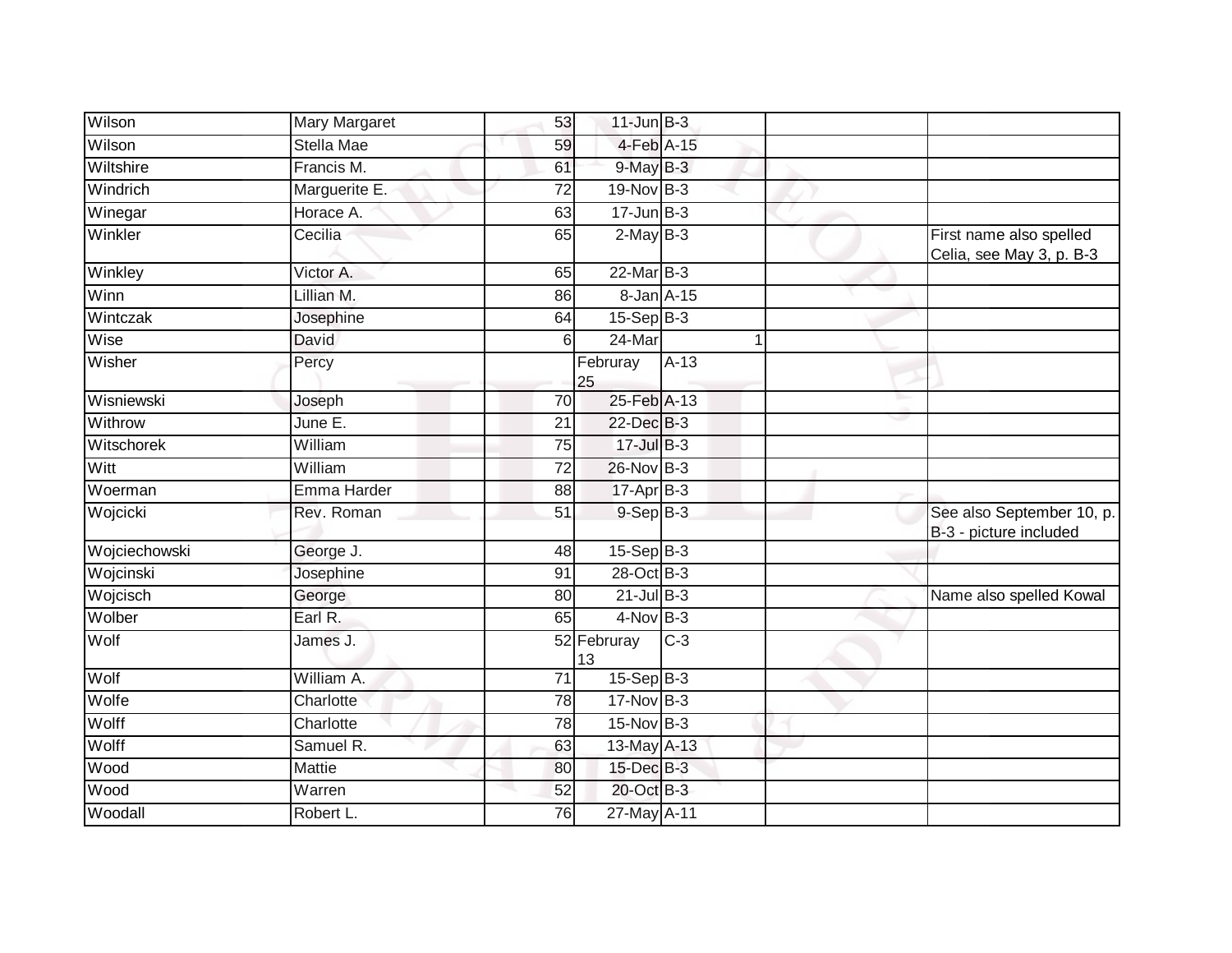| Wilson | Mary Margaret | 53 | 11-Jun | B-3 | | | |
|---|---|---|---|---|---|---|---|
| Wilson | Stella Mae | 59 | 4-Feb | A-15 | | | |
| Wiltshire | Francis M. | 61 | 9-May | B-3 | | | |
| Windrich | Marguerite E. | 72 | 19-Nov | B-3 | | | |
| Winegar | Horace A. | 63 | 17-Jun | B-3 | | | |
| Winkler | Cecilia | 65 | 2-May | B-3 | | | First name also spelled Celia, see May 3, p. B-3 |
| Winkley | Victor A. | 65 | 22-Mar | B-3 | | | |
| Winn | Lillian M. | 86 | 8-Jan | A-15 | | | |
| Wintczak | Josephine | 64 | 15-Sep | B-3 | | | |
| Wise | David | 6 | 24-Mar | | 1 | | |
| Wisher | Percy | | Februray 25 | A-13 | | | |
| Wisniewski | Joseph | 70 | 25-Feb | A-13 | | | |
| Withrow | June E. | 21 | 22-Dec | B-3 | | | |
| Witschorek | William | 75 | 17-Jul | B-3 | | | |
| Witt | William | 72 | 26-Nov | B-3 | | | |
| Woerman | Emma Harder | 88 | 17-Apr | B-3 | | | |
| Wojcicki | Rev. Roman | 51 | 9-Sep | B-3 | | | See also September 10, p. B-3 - picture included |
| Wojciechowski | George J. | 48 | 15-Sep | B-3 | | | |
| Wojcinski | Josephine | 91 | 28-Oct | B-3 | | | |
| Wojcisch | George | 80 | 21-Jul | B-3 | | | Name also spelled Kowal |
| Wolber | Earl R. | 65 | 4-Nov | B-3 | | | |
| Wolf | James J. | 52 | Februray 13 | C-3 | | | |
| Wolf | William A. | 71 | 15-Sep | B-3 | | | |
| Wolfe | Charlotte | 78 | 17-Nov | B-3 | | | |
| Wolff | Charlotte | 78 | 15-Nov | B-3 | | | |
| Wolff | Samuel R. | 63 | 13-May | A-13 | | | |
| Wood | Mattie | 80 | 15-Dec | B-3 | | | |
| Wood | Warren | 52 | 20-Oct | B-3 | | | |
| Woodall | Robert L. | 76 | 27-May | A-11 | | | |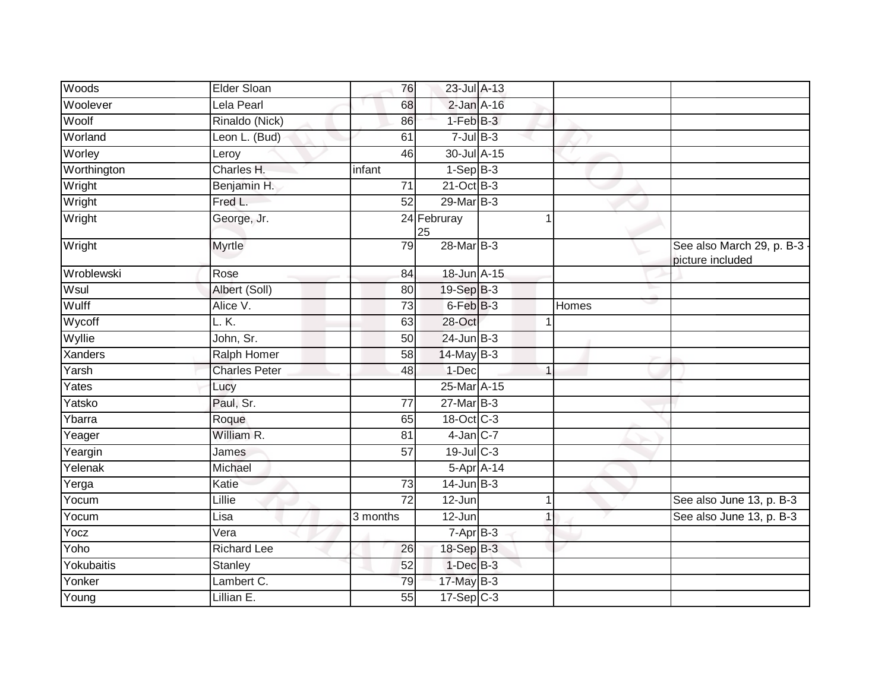| Woods | Elder Sloan | 76 | 23-Jul | A-13 | | | |
|---|---|---|---|---|---|---|---|
| Woolever | Lela Pearl | 68 | 2-Jan | A-16 | | | |
| Woolf | Rinaldo (Nick) | 86 | 1-Feb | B-3 | | | |
| Worland | Leon L. (Bud) | 61 | 7-Jul | B-3 | | | |
| Worley | Leroy | 46 | 30-Jul | A-15 | | | |
| Worthington | Charles H. | infant | 1-Sep | B-3 | | | |
| Wright | Benjamin H. | 71 | 21-Oct | B-3 | | | |
| Wright | Fred L. | 52 | 29-Mar | B-3 | | | |
| Wright | George, Jr. | 24 | Februray 25 | | 1 | | |
| Wright | Myrtle | 79 | 28-Mar | B-3 | | | See also March 29, p. B-3 - picture included |
| Wroblewski | Rose | 84 | 18-Jun | A-15 | | | |
| Wsul | Albert (Soll) | 80 | 19-Sep | B-3 | | | |
| Wulff | Alice V. | 73 | 6-Feb | B-3 | | Homes | |
| Wycoff | L. K. | 63 | 28-Oct | | 1 | | |
| Wyllie | John, Sr. | 50 | 24-Jun | B-3 | | | |
| Xanders | Ralph Homer | 58 | 14-May | B-3 | | | |
| Yarsh | Charles Peter | 48 | 1-Dec | | 1 | | |
| Yates | Lucy | | 25-Mar | A-15 | | | |
| Yatsko | Paul, Sr. | 77 | 27-Mar | B-3 | | | |
| Ybarra | Roque | 65 | 18-Oct | C-3 | | | |
| Yeager | William R. | 81 | 4-Jan | C-7 | | | |
| Yeargin | James | 57 | 19-Jul | C-3 | | | |
| Yelenak | Michael | | 5-Apr | A-14 | | | |
| Yerga | Katie | 73 | 14-Jun | B-3 | | | |
| Yocum | Lillie | 72 | 12-Jun | | 1 | | See also June 13, p. B-3 |
| Yocum | Lisa | 3 months | 12-Jun | | 1 | | See also June 13, p. B-3 |
| Yocz | Vera | | 7-Apr | B-3 | | | |
| Yoho | Richard Lee | 26 | 18-Sep | B-3 | | | |
| Yokubaitis | Stanley | 52 | 1-Dec | B-3 | | | |
| Yonker | Lambert C. | 79 | 17-May | B-3 | | | |
| Young | Lillian E. | 55 | 17-Sep | C-3 | | | |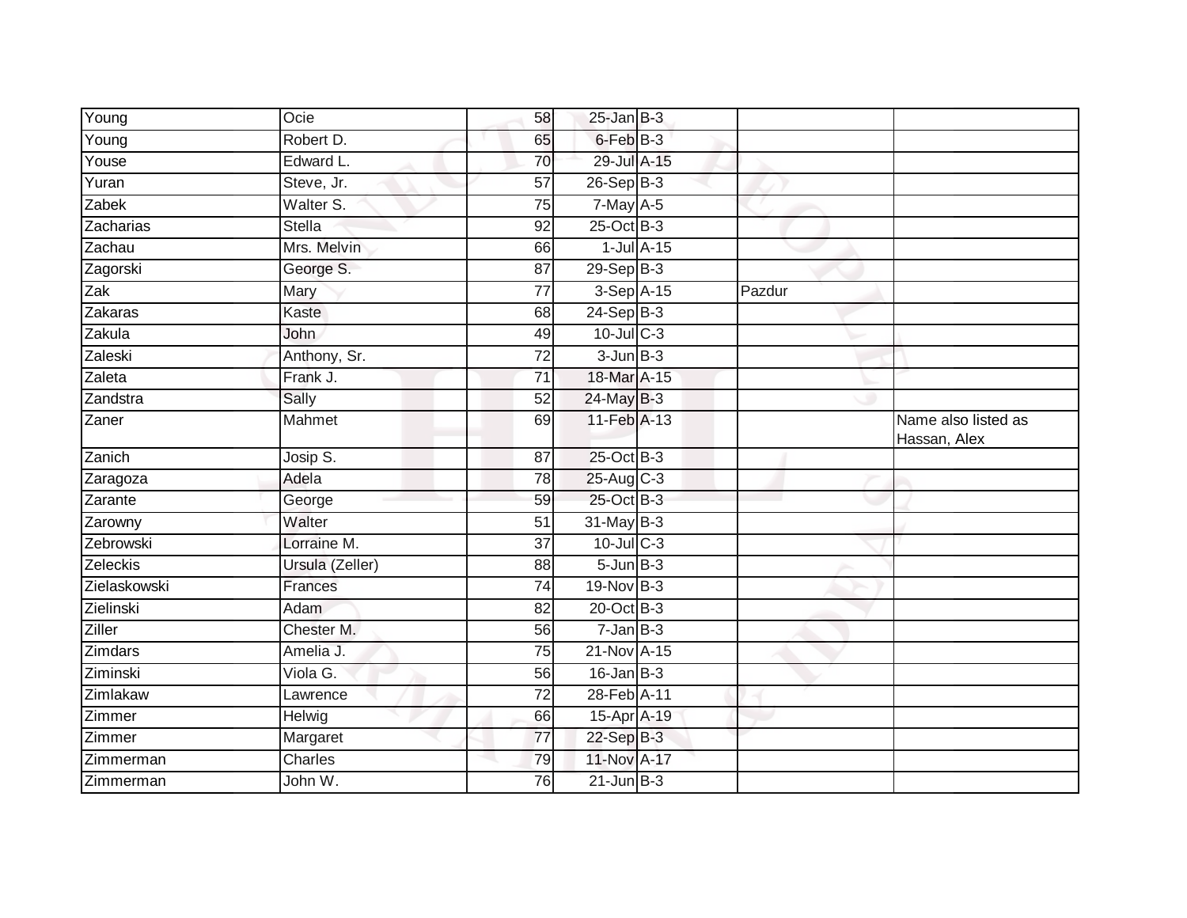| | | | | | | |
|---|---|---|---|---|---|---|
| Young | Ocie | 58 | 25-Jan | B-3 | | |
| Young | Robert D. | 65 | 6-Feb | B-3 | | |
| Youse | Edward L. | 70 | 29-Jul | A-15 | | |
| Yuran | Steve, Jr. | 57 | 26-Sep | B-3 | | |
| Zabek | Walter S. | 75 | 7-May | A-5 | | |
| Zacharias | Stella | 92 | 25-Oct | B-3 | | |
| Zachau | Mrs. Melvin | 66 | 1-Jul | A-15 | | |
| Zagorski | George S. | 87 | 29-Sep | B-3 | | |
| Zak | Mary | 77 | 3-Sep | A-15 | Pazdur | |
| Zakaras | Kaste | 68 | 24-Sep | B-3 | | |
| Zakula | John | 49 | 10-Jul | C-3 | | |
| Zaleski | Anthony, Sr. | 72 | 3-Jun | B-3 | | |
| Zaleta | Frank J. | 71 | 18-Mar | A-15 | | |
| Zandstra | Sally | 52 | 24-May | B-3 | | |
| Zaner | Mahmet | 69 | 11-Feb | A-13 | | Name also listed as Hassan, Alex |
| Zanich | Josip S. | 87 | 25-Oct | B-3 | | |
| Zaragoza | Adela | 78 | 25-Aug | C-3 | | |
| Zarante | George | 59 | 25-Oct | B-3 | | |
| Zarowny | Walter | 51 | 31-May | B-3 | | |
| Zebrowski | Lorraine M. | 37 | 10-Jul | C-3 | | |
| Zeleckis | Ursula (Zeller) | 88 | 5-Jun | B-3 | | |
| Zielaskowski | Frances | 74 | 19-Nov | B-3 | | |
| Zielinski | Adam | 82 | 20-Oct | B-3 | | |
| Ziller | Chester M. | 56 | 7-Jan | B-3 | | |
| Zimdars | Amelia J. | 75 | 21-Nov | A-15 | | |
| Ziminski | Viola G. | 56 | 16-Jan | B-3 | | |
| Zimlakaw | Lawrence | 72 | 28-Feb | A-11 | | |
| Zimmer | Helwig | 66 | 15-Apr | A-19 | | |
| Zimmer | Margaret | 77 | 22-Sep | B-3 | | |
| Zimmerman | Charles | 79 | 11-Nov | A-17 | | |
| Zimmerman | John W. | 76 | 21-Jun | B-3 | | |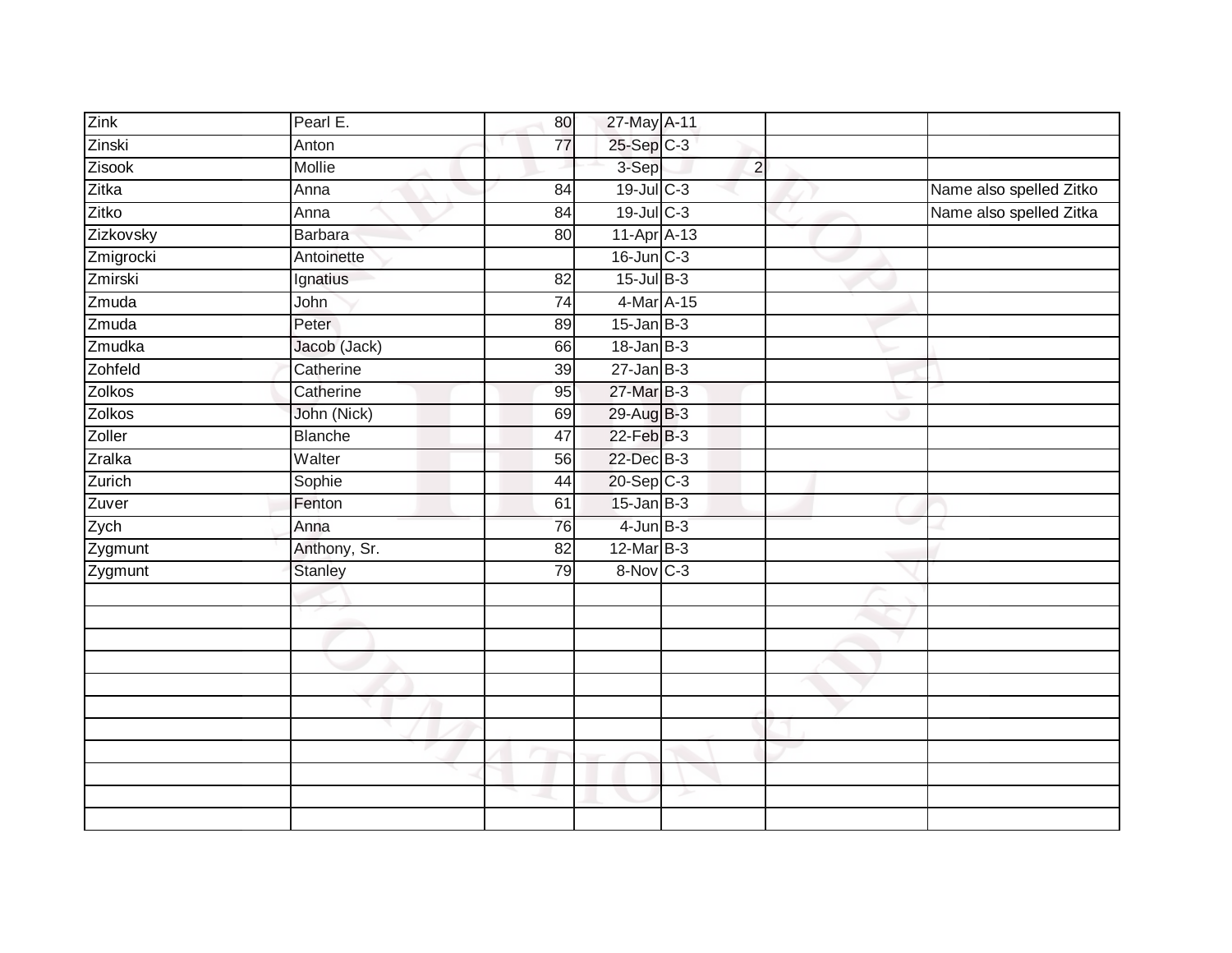| | | | | | | |
|---|---|---|---|---|---|---|
| Zink | Pearl E. | 80 | 27-May | A-11 | | |
| Zinski | Anton | 77 | 25-Sep | C-3 | | |
| Zisook | Mollie | | 3-Sep | 2 | | |
| Zitka | Anna | 84 | 19-Jul | C-3 | | Name also spelled Zitko |
| Zitko | Anna | 84 | 19-Jul | C-3 | | Name also spelled Zitka |
| Zizkovsky | Barbara | 80 | 11-Apr | A-13 | | |
| Zmigrocki | Antoinette | | 16-Jun | C-3 | | |
| Zmirski | Ignatius | 82 | 15-Jul | B-3 | | |
| Zmuda | John | 74 | 4-Mar | A-15 | | |
| Zmuda | Peter | 89 | 15-Jan | B-3 | | |
| Zmudka | Jacob (Jack) | 66 | 18-Jan | B-3 | | |
| Zohfeld | Catherine | 39 | 27-Jan | B-3 | | |
| Zolkos | Catherine | 95 | 27-Mar | B-3 | | |
| Zolkos | John (Nick) | 69 | 29-Aug | B-3 | | |
| Zoller | Blanche | 47 | 22-Feb | B-3 | | |
| Zralka | Walter | 56 | 22-Dec | B-3 | | |
| Zurich | Sophie | 44 | 20-Sep | C-3 | | |
| Zuver | Fenton | 61 | 15-Jan | B-3 | | |
| Zych | Anna | 76 | 4-Jun | B-3 | | |
| Zygmunt | Anthony, Sr. | 82 | 12-Mar | B-3 | | |
| Zygmunt | Stanley | 79 | 8-Nov | C-3 | | |